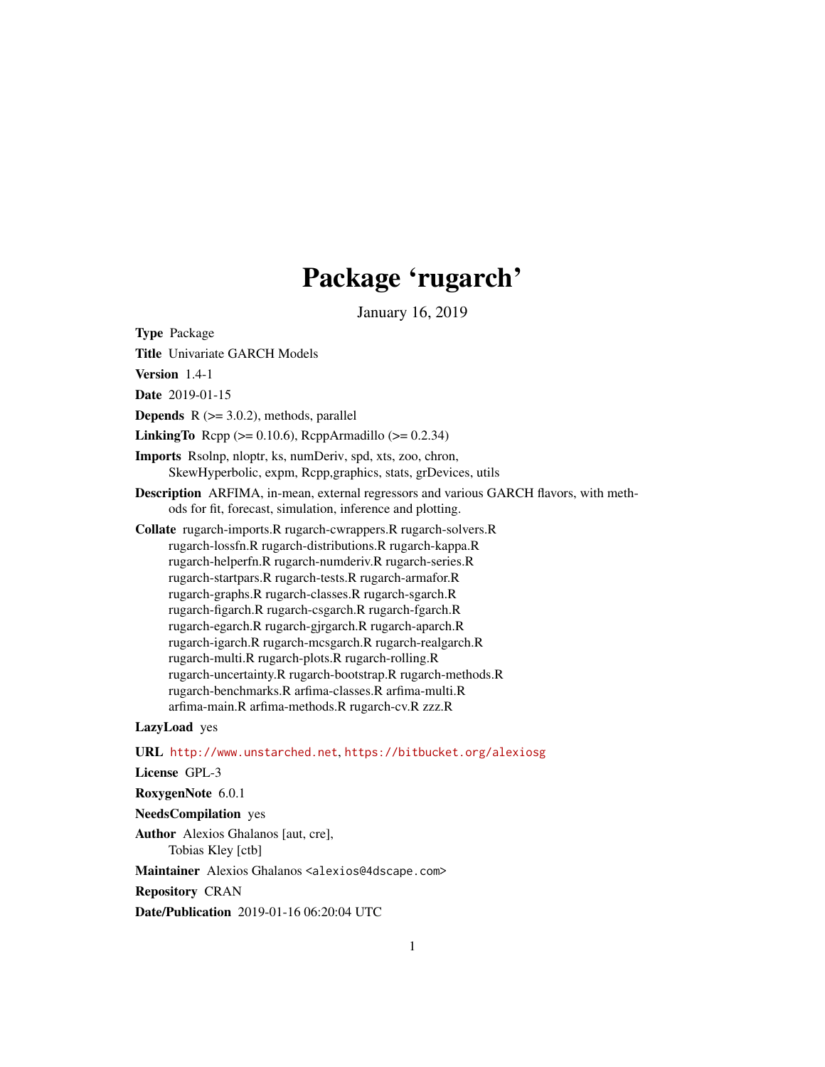# Package 'rugarch'

January 16, 2019

**Type** Package

**Title** Univariate GARCH Models

**Version** 1.4-1

**Date** 2019-01-15

**Depends** R (>= 3.0.2), methods, parallel

**LinkingTo** Rcpp (>= 0.10.6), RcppArmadillo (>= 0.2.34)

**Imports** Rsolnp, nloptr, ks, numDeriv, spd, xts, zoo, chron, SkewHyperbolic, expm, Rcpp,graphics, stats, grDevices, utils

**Description** ARFIMA, in-mean, external regressors and various GARCH flavors, with methods for fit, forecast, simulation, inference and plotting.

**Collate** rugarch-imports.R rugarch-cwrappers.R rugarch-solvers.R rugarch-lossfn.R rugarch-distributions.R rugarch-kappa.R rugarch-helperfn.R rugarch-numderiv.R rugarch-series.R rugarch-startpars.R rugarch-tests.R rugarch-armafor.R rugarch-graphs.R rugarch-classes.R rugarch-sgarch.R rugarch-figarch.R rugarch-csgarch.R rugarch-fgarch.R rugarch-egarch.R rugarch-gjrgarch.R rugarch-aparch.R rugarch-igarch.R rugarch-mcsgarch.R rugarch-realgarch.R rugarch-multi.R rugarch-plots.R rugarch-rolling.R rugarch-uncertainty.R rugarch-bootstrap.R rugarch-methods.R rugarch-benchmarks.R arfima-classes.R arfima-multi.R arfima-main.R arfima-methods.R rugarch-cv.R zzz.R

**LazyLoad** yes

**URL** http://www.unstarched.net, https://bitbucket.org/alexiosg

**License** GPL-3

**RoxygenNote** 6.0.1

**NeedsCompilation** yes

**Author** Alexios Ghalanos [aut, cre], Tobias Kley [ctb]

**Maintainer** Alexios Ghalanos <alexios@4dscape.com>

**Repository** CRAN

**Date/Publication** 2019-01-16 06:20:04 UTC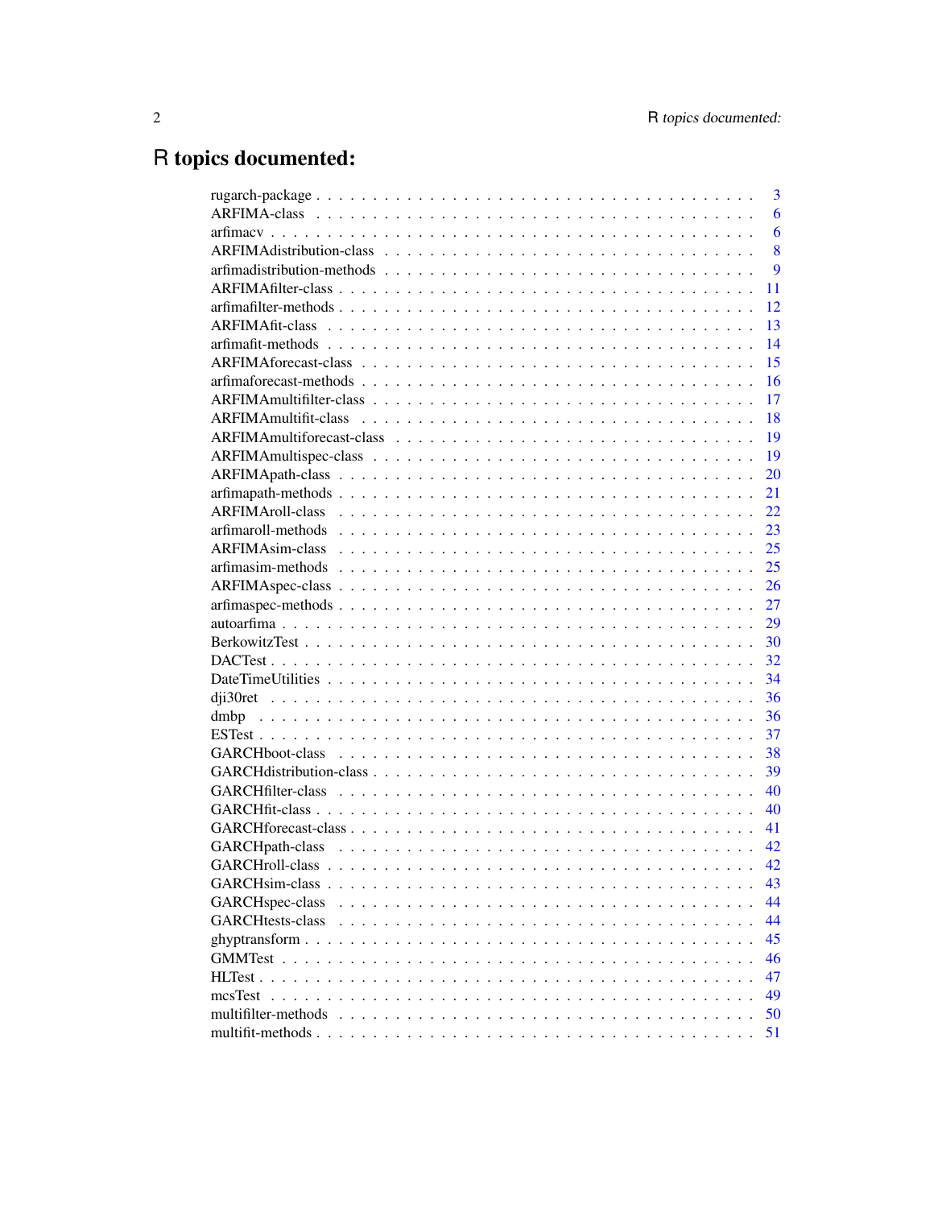# R topics documented:

| | |
|---|---|
| rugarch-package | 3 |
| ARFIMA-class | 6 |
| arfimacv | 6 |
| ARFIMAdistribution-class | 8 |
| arfimadistribution-methods | 9 |
| ARFIMAfilter-class | 11 |
| arfimafilter-methods | 12 |
| ARFIMAfit-class | 13 |
| arfimafit-methods | 14 |
| ARFIMAforecast-class | 15 |
| arfimaforecast-methods | 16 |
| ARFIMAmultifilter-class | 17 |
| ARFIMAmultifit-class | 18 |
| ARFIMAmultiforecast-class | 19 |
| ARFIMAmultispec-class | 19 |
| ARFIMApath-class | 20 |
| arfimapath-methods | 21 |
| ARFIMAroll-class | 22 |
| arfimaroll-methods | 23 |
| ARFIMAsim-class | 25 |
| arfimasim-methods | 25 |
| ARFIMAspec-class | 26 |
| arfimaspec-methods | 27 |
| autoarfima | 29 |
| BerkowitzTest | 30 |
| DACTest | 32 |
| DateTimeUtilities | 34 |
| dji30ret | 36 |
| dmbp | 36 |
| ESTest | 37 |
| GARCHboot-class | 38 |
| GARCHdistribution-class | 39 |
| GARCHfilter-class | 40 |
| GARCHfit-class | 40 |
| GARCHforecast-class | 41 |
| GARCHpath-class | 42 |
| GARCHroll-class | 42 |
| GARCHsim-class | 43 |
| GARCHspec-class | 44 |
| GARCHtests-class | 44 |
| ghyptransform | 45 |
| GMMTest | 46 |
| HLTest | 47 |
| mcsTest | 49 |
| multifilter-methods | 50 |
| multifit-methods | 51 |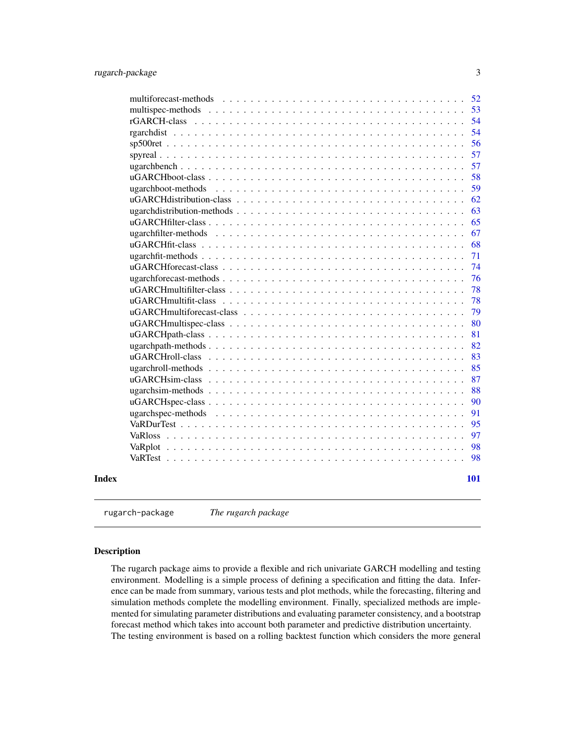| | |
|---|---|
| multiforecast-methods | 52 |
| multispec-methods | 53 |
| rGARCH-class | 54 |
| rgarchdist | 54 |
| sp500ret | 56 |
| spyreal | 57 |
| ugarchbench | 57 |
| uGARCHboot-class | 58 |
| ugarchboot-methods | 59 |
| uGARCHdistribution-class | 62 |
| ugarchdistribution-methods | 63 |
| uGARCHfilter-class | 65 |
| ugarchfilter-methods | 67 |
| uGARCHfit-class | 68 |
| ugarchfit-methods | 71 |
| uGARCHforecast-class | 74 |
| ugarchforecast-methods | 76 |
| uGARCHmultifilter-class | 78 |
| uGARCHmultifit-class | 78 |
| uGARCHmultiforecast-class | 79 |
| uGARCHmultispec-class | 80 |
| uGARCHpath-class | 81 |
| ugarchpath-methods | 82 |
| uGARCHroll-class | 83 |
| ugarchroll-methods | 85 |
| uGARCHsim-class | 87 |
| ugarchsim-methods | 88 |
| uGARCHspec-class | 90 |
| ugarchspec-methods | 91 |
| VaRDurTest | 95 |
| VaRloss | 97 |
| VaRplot | 98 |
| VaRTest | 98 |

**Index** **101**

---

`rugarch-package` *The rugarch package*

---

### Description

The rugarch package aims to provide a flexible and rich univariate GARCH modelling and testing environment. Modelling is a simple process of defining a specification and fitting the data. Inference can be made from summary, various tests and plot methods, while the forecasting, filtering and simulation methods complete the modelling environment. Finally, specialized methods are implemented for simulating parameter distributions and evaluating parameter consistency, and a bootstrap forecast method which takes into account both parameter and predictive distribution uncertainty.
The testing environment is based on a rolling backtest function which considers the more general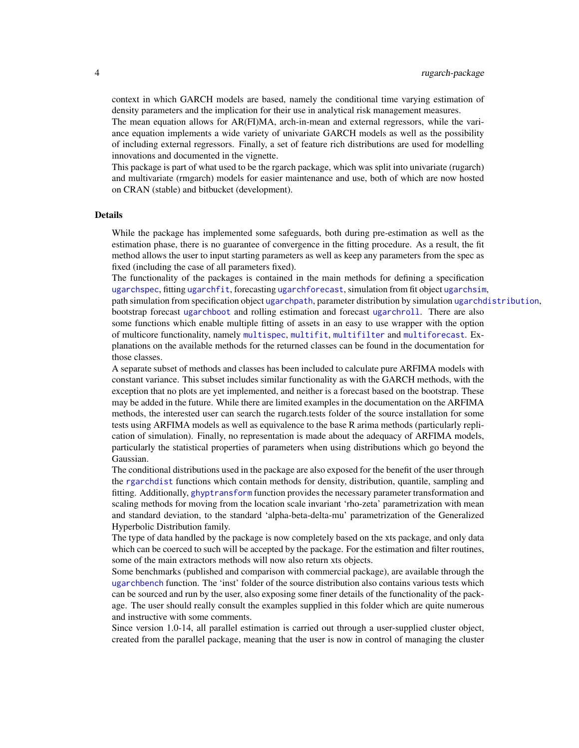context in which GARCH models are based, namely the conditional time varying estimation of density parameters and the implication for their use in analytical risk management measures.
The mean equation allows for AR(FI)MA, arch-in-mean and external regressors, while the variance equation implements a wide variety of univariate GARCH models as well as the possibility of including external regressors. Finally, a set of feature rich distributions are used for modelling innovations and documented in the vignette.
This package is part of what used to be the rgarch package, which was split into univariate (rugarch) and multivariate (rmgarch) models for easier maintenance and use, both of which are now hosted on CRAN (stable) and bitbucket (development).

## Details

While the package has implemented some safeguards, both during pre-estimation as well as the estimation phase, there is no guarantee of convergence in the fitting procedure. As a result, the fit method allows the user to input starting parameters as well as keep any parameters from the spec as fixed (including the case of all parameters fixed).
The functionality of the packages is contained in the main methods for defining a specification `ugarchspec`, fitting `ugarchfit`, forecasting `ugarchforecast`, simulation from fit object `ugarchsim`, path simulation from specification object `ugarchpath`, parameter distribution by simulation `ugarchdistribution`, bootstrap forecast `ugarchboot` and rolling estimation and forecast `ugarchroll`. There are also some functions which enable multiple fitting of assets in an easy to use wrapper with the option of multicore functionality, namely `multispec`, `multifit`, `multifilter` and `multiforecast`. Explanations on the available methods for the returned classes can be found in the documentation for those classes.
A separate subset of methods and classes has been included to calculate pure ARFIMA models with constant variance. This subset includes similar functionality as with the GARCH methods, with the exception that no plots are yet implemented, and neither is a forecast based on the bootstrap. These may be added in the future. While there are limited examples in the documentation on the ARFIMA methods, the interested user can search the rugarch.tests folder of the source installation for some tests using ARFIMA models as well as equivalence to the base R arima methods (particularly replication of simulation). Finally, no representation is made about the adequacy of ARFIMA models, particularly the statistical properties of parameters when using distributions which go beyond the Gaussian.
The conditional distributions used in the package are also exposed for the benefit of the user through the `rgarchdist` functions which contain methods for density, distribution, quantile, sampling and fitting. Additionally, `ghyptransform` function provides the necessary parameter transformation and scaling methods for moving from the location scale invariant 'rho-zeta' parametrization with mean and standard deviation, to the standard 'alpha-beta-delta-mu' parametrization of the Generalized Hyperbolic Distribution family.
The type of data handled by the package is now completely based on the xts package, and only data which can be coerced to such will be accepted by the package. For the estimation and filter routines, some of the main extractors methods will now also return xts objects.
Some benchmarks (published and comparison with commercial package), are available through the `ugarchbench` function. The 'inst' folder of the source distribution also contains various tests which can be sourced and run by the user, also exposing some finer details of the functionality of the package. The user should really consult the examples supplied in this folder which are quite numerous and instructive with some comments.
Since version 1.0-14, all parallel estimation is carried out through a user-supplied cluster object, created from the parallel package, meaning that the user is now in control of managing the cluster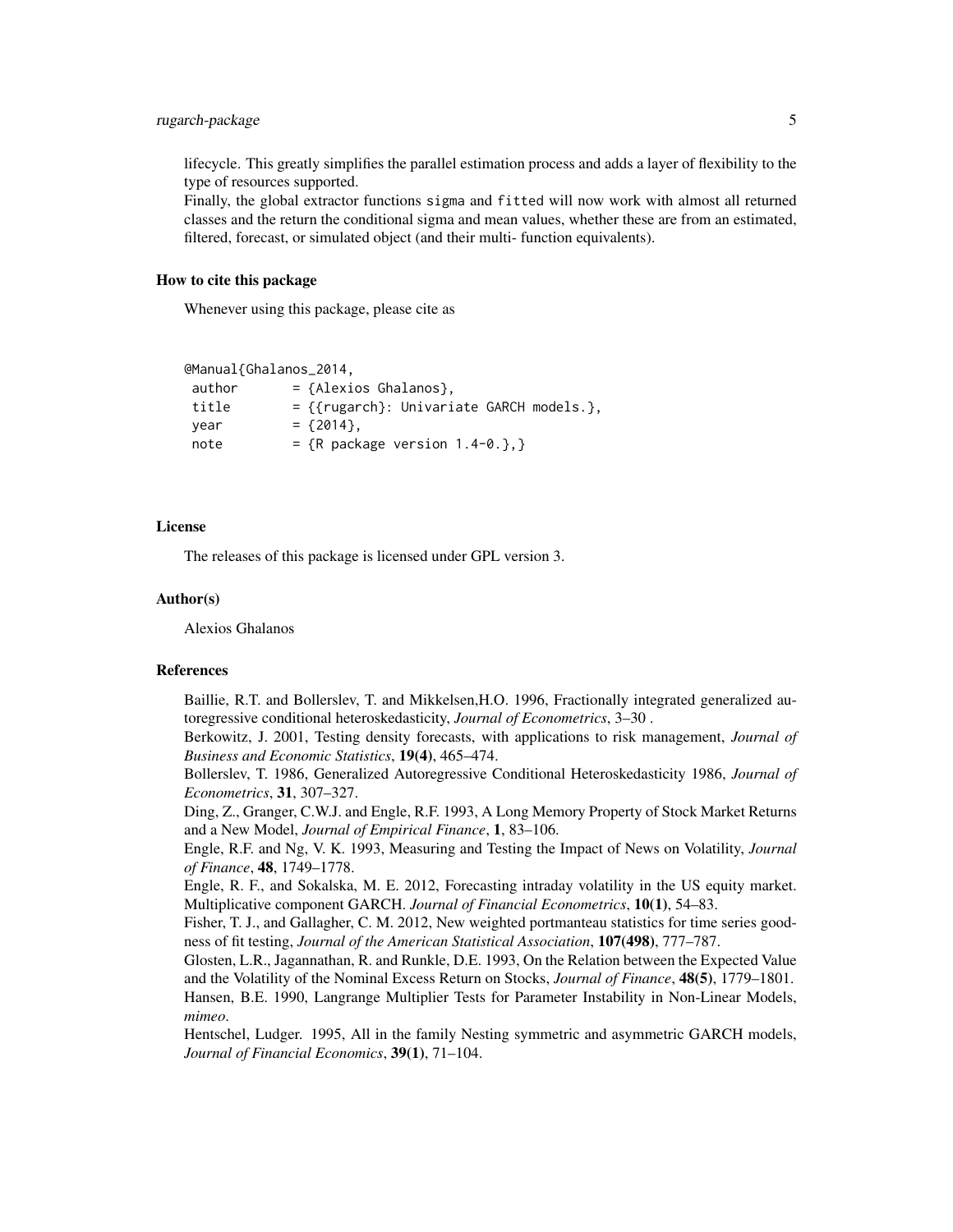lifecycle. This greatly simplifies the parallel estimation process and adds a layer of flexibility to the type of resources supported.
Finally, the global extractor functions `sigma` and `fitted` will now work with almost all returned classes and the return the conditional sigma and mean values, whether these are from an estimated, filtered, forecast, or simulated object (and their multi- function equivalents).

### How to cite this package

Whenever using this package, please cite as

```
@Manual{Ghalanos_2014,
 author      = {Alexios Ghalanos},
 title       = {{rugarch}: Univariate GARCH models.},
 year        = {2014},
 note        = {R package version 1.4-0.},}
```

### License

The releases of this package is licensed under GPL version 3.

### Author(s)

Alexios Ghalanos

### References

Baillie, R.T. and Bollerslev, T. and Mikkelsen,H.O. 1996, Fractionally integrated generalized autoregressive conditional heteroskedasticity, *Journal of Econometrics*, 3–30 .
Berkowitz, J. 2001, Testing density forecasts, with applications to risk management, *Journal of Business and Economic Statistics*, **19(4)**, 465–474.
Bollerslev, T. 1986, Generalized Autoregressive Conditional Heteroskedasticity 1986, *Journal of Econometrics*, **31**, 307–327.
Ding, Z., Granger, C.W.J. and Engle, R.F. 1993, A Long Memory Property of Stock Market Returns and a New Model, *Journal of Empirical Finance*, **1**, 83–106.
Engle, R.F. and Ng, V. K. 1993, Measuring and Testing the Impact of News on Volatility, *Journal of Finance*, **48**, 1749–1778.
Engle, R. F., and Sokalska, M. E. 2012, Forecasting intraday volatility in the US equity market. Multiplicative component GARCH. *Journal of Financial Econometrics*, **10(1)**, 54–83.
Fisher, T. J., and Gallagher, C. M. 2012, New weighted portmanteau statistics for time series goodness of fit testing, *Journal of the American Statistical Association*, **107(498)**, 777–787.
Glosten, L.R., Jagannathan, R. and Runkle, D.E. 1993, On the Relation between the Expected Value and the Volatility of the Nominal Excess Return on Stocks, *Journal of Finance*, **48(5)**, 1779–1801.
Hansen, B.E. 1990, Langrange Multiplier Tests for Parameter Instability in Non-Linear Models, *mimeo*.
Hentschel, Ludger. 1995, All in the family Nesting symmetric and asymmetric GARCH models, *Journal of Financial Economics*, **39(1)**, 71–104.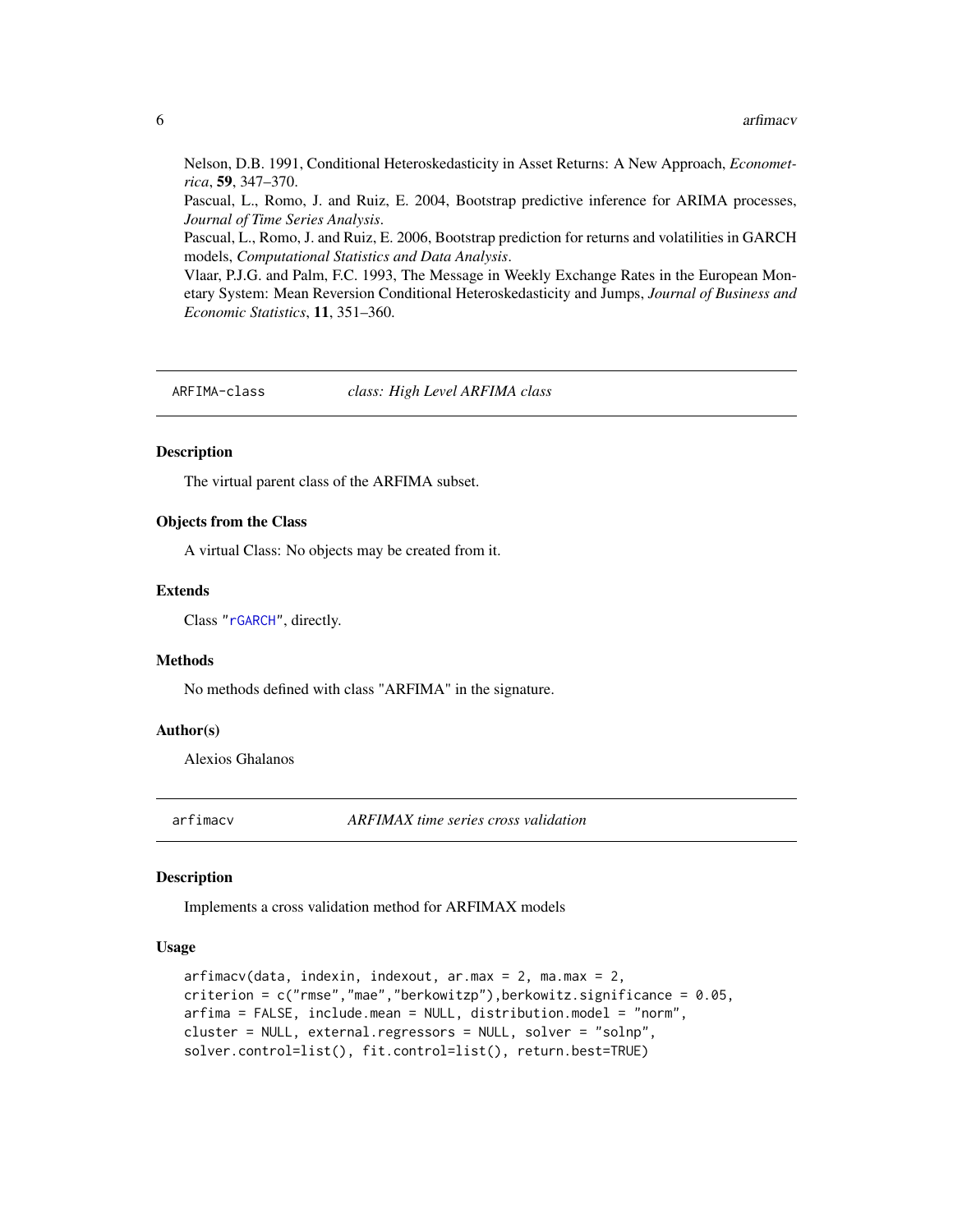Nelson, D.B. 1991, Conditional Heteroskedasticity in Asset Returns: A New Approach, *Econometrica*, **59**, 347–370.

Pascual, L., Romo, J. and Ruiz, E. 2004, Bootstrap predictive inference for ARIMA processes, *Journal of Time Series Analysis*.

Pascual, L., Romo, J. and Ruiz, E. 2006, Bootstrap prediction for returns and volatilities in GARCH models, *Computational Statistics and Data Analysis*.

Vlaar, P.J.G. and Palm, F.C. 1993, The Message in Weekly Exchange Rates in the European Monetary System: Mean Reversion Conditional Heteroskedasticity and Jumps, *Journal of Business and Economic Statistics*, **11**, 351–360.

---

## ARFIMA-class — *class: High Level ARFIMA class*

### Description

The virtual parent class of the ARFIMA subset.

### Objects from the Class

A virtual Class: No objects may be created from it.

### Extends

Class "rGARCH", directly.

### Methods

No methods defined with class "ARFIMA" in the signature.

### Author(s)

Alexios Ghalanos

---

## arfimacv — *ARFIMAX time series cross validation*

### Description

Implements a cross validation method for ARFIMAX models

### Usage

```
arfimacv(data, indexin, indexout, ar.max = 2, ma.max = 2,
criterion = c("rmse","mae","berkowitzp"),berkowitz.significance = 0.05,
arfima = FALSE, include.mean = NULL, distribution.model = "norm",
cluster = NULL, external.regressors = NULL, solver = "solnp",
solver.control=list(), fit.control=list(), return.best=TRUE)
```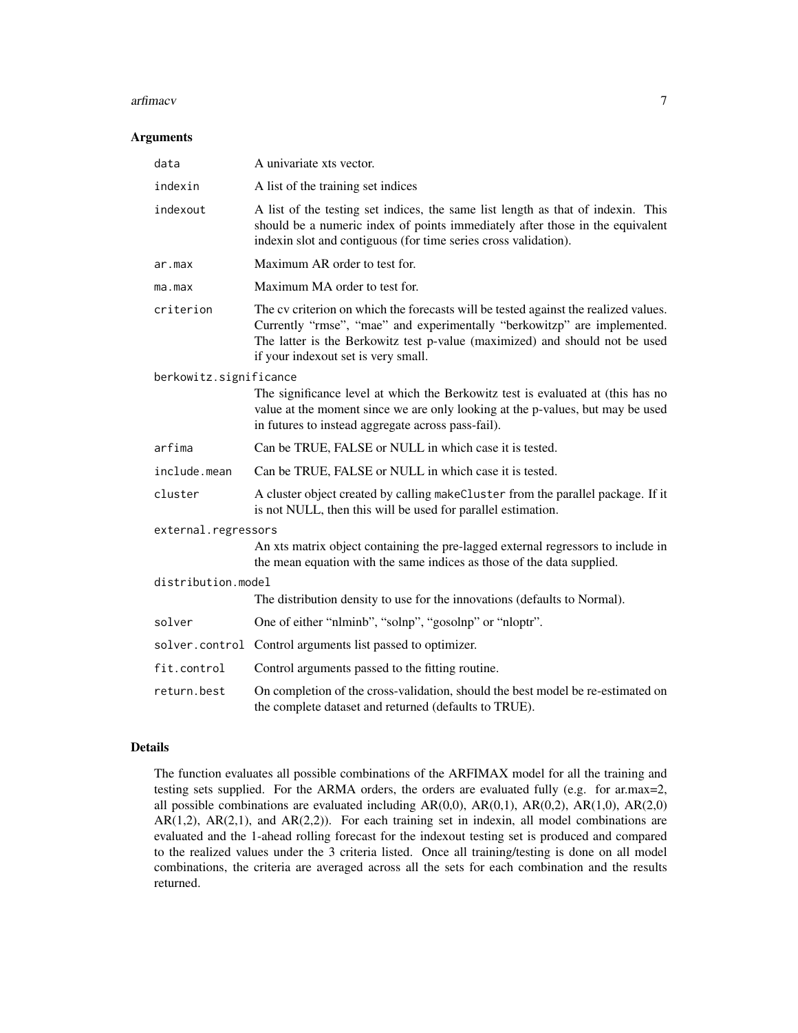## Arguments

| | |
|---|---|
| `data` | A univariate xts vector. |
| `indexin` | A list of the training set indices |
| `indexout` | A list of the testing set indices, the same list length as that of indexin. This should be a numeric index of points immediately after those in the equivalent indexin slot and contiguous (for time series cross validation). |
| `ar.max` | Maximum AR order to test for. |
| `ma.max` | Maximum MA order to test for. |
| `criterion` | The cv criterion on which the forecasts will be tested against the realized values. Currently "rmse", "mae" and experimentally "berkowitzp" are implemented. The latter is the Berkowitz test p-value (maximized) and should not be used if your indexout set is very small. |
| `berkowitz.significance` | The significance level at which the Berkowitz test is evaluated at (this has no value at the moment since we are only looking at the p-values, but may be used in futures to instead aggregate across pass-fail). |
| `arfima` | Can be TRUE, FALSE or NULL in which case it is tested. |
| `include.mean` | Can be TRUE, FALSE or NULL in which case it is tested. |
| `cluster` | A cluster object created by calling `makeCluster` from the parallel package. If it is not NULL, then this will be used for parallel estimation. |
| `external.regressors` | An xts matrix object containing the pre-lagged external regressors to include in the mean equation with the same indices as those of the data supplied. |
| `distribution.model` | The distribution density to use for the innovations (defaults to Normal). |
| `solver` | One of either "nlminb", "solnp", "gosolnp" or "nloptr". |
| `solver.control` | Control arguments list passed to optimizer. |
| `fit.control` | Control arguments passed to the fitting routine. |
| `return.best` | On completion of the cross-validation, should the best model be re-estimated on the complete dataset and returned (defaults to TRUE). |

## Details

The function evaluates all possible combinations of the ARFIMAX model for all the training and testing sets supplied. For the ARMA orders, the orders are evaluated fully (e.g. for ar.max=2, all possible combinations are evaluated including AR(0,0), AR(0,1), AR(0,2), AR(1,0), AR(2,0) AR(1,2), AR(2,1), and AR(2,2)). For each training set in indexin, all model combinations are evaluated and the 1-ahead rolling forecast for the indexout testing set is produced and compared to the realized values under the 3 criteria listed. Once all training/testing is done on all model combinations, the criteria are averaged across all the sets for each combination and the results returned.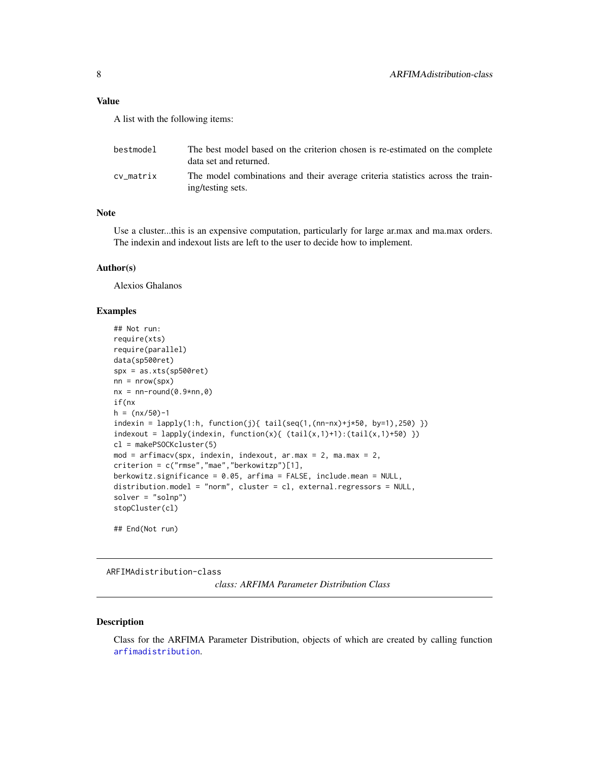## Value

A list with the following items:

| | |
|---|---|
| bestmodel | The best model based on the criterion chosen is re-estimated on the complete data set and returned. |
| cv_matrix | The model combinations and their average criteria statistics across the training/testing sets. |

## Note

Use a cluster...this is an expensive computation, particularly for large ar.max and ma.max orders. The indexin and indexout lists are left to the user to decide how to implement.

## Author(s)

Alexios Ghalanos

## Examples

```
## Not run:
require(xts)
require(parallel)
data(sp500ret)
spx = as.xts(sp500ret)
nn = nrow(spx)
nx = nn-round(0.9*nn,0)
if(nx
h = (nx/50)-1
indexin = lapply(1:h, function(j){ tail(seq(1,(nn-nx)+j*50, by=1),250) })
indexout = lapply(indexin, function(x){ (tail(x,1)+1):(tail(x,1)+50) })
cl = makePSOCKcluster(5)
mod = arfimacv(spx, indexin, indexout, ar.max = 2, ma.max = 2,
criterion = c("rmse","mae","berkowitzp")[1],
berkowitz.significance = 0.05, arfima = FALSE, include.mean = NULL,
distribution.model = "norm", cluster = cl, external.regressors = NULL,
solver = "solnp")
stopCluster(cl)

## End(Not run)
```

---

# ARFIMAdistribution-class

*class: ARFIMA Parameter Distribution Class*

## Description

Class for the ARFIMA Parameter Distribution, objects of which are created by calling function `arfimadistribution`.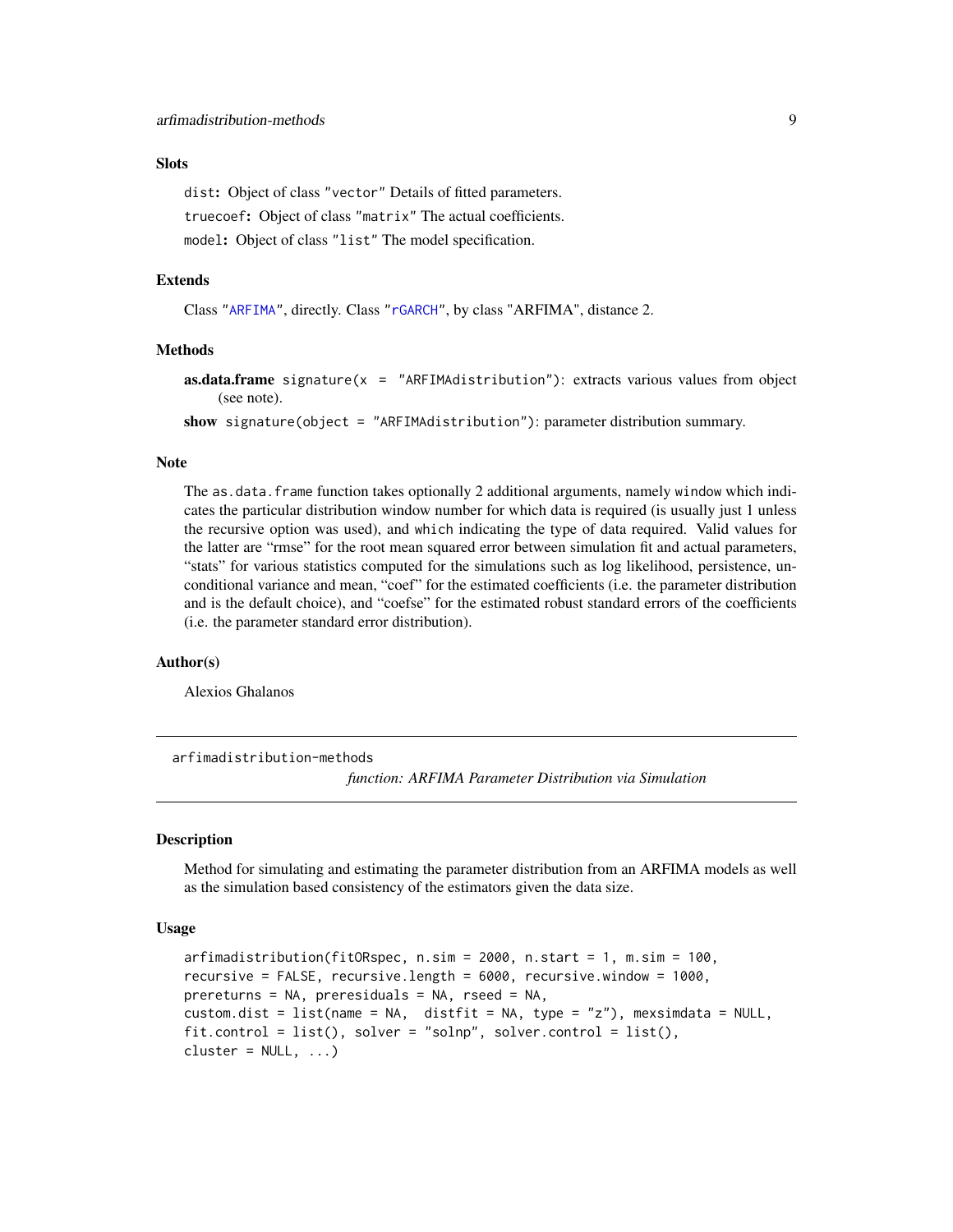### Slots

`dist`: Object of class "vector" Details of fitted parameters.

`truecoef`: Object of class "matrix" The actual coefficients.

`model`: Object of class "list" The model specification.

### Extends

Class "ARFIMA", directly. Class "rGARCH", by class "ARFIMA", distance 2.

### Methods

**as.data.frame** `signature(x = "ARFIMAdistribution")`: extracts various values from object (see note).

**show** `signature(object = "ARFIMAdistribution")`: parameter distribution summary.

### Note

The `as.data.frame` function takes optionally 2 additional arguments, namely `window` which indicates the particular distribution window number for which data is required (is usually just 1 unless the recursive option was used), and `which` indicating the type of data required. Valid values for the latter are "rmse" for the root mean squared error between simulation fit and actual parameters, "stats" for various statistics computed for the simulations such as log likelihood, persistence, unconditional variance and mean, "coef" for the estimated coefficients (i.e. the parameter distribution and is the default choice), and "coefse" for the estimated robust standard errors of the coefficients (i.e. the parameter standard error distribution).

### Author(s)

Alexios Ghalanos

---

## arfimadistribution-methods

*function: ARFIMA Parameter Distribution via Simulation*

### Description

Method for simulating and estimating the parameter distribution from an ARFIMA models as well as the simulation based consistency of the estimators given the data size.

### Usage

```
arfimadistribution(fitORspec, n.sim = 2000, n.start = 1, m.sim = 100,
recursive = FALSE, recursive.length = 6000, recursive.window = 1000,
prereturns = NA, preresiduals = NA, rseed = NA,
custom.dist = list(name = NA,  distfit = NA, type = "z"), mexsimdata = NULL,
fit.control = list(), solver = "solnp", solver.control = list(),
cluster = NULL, ...)
```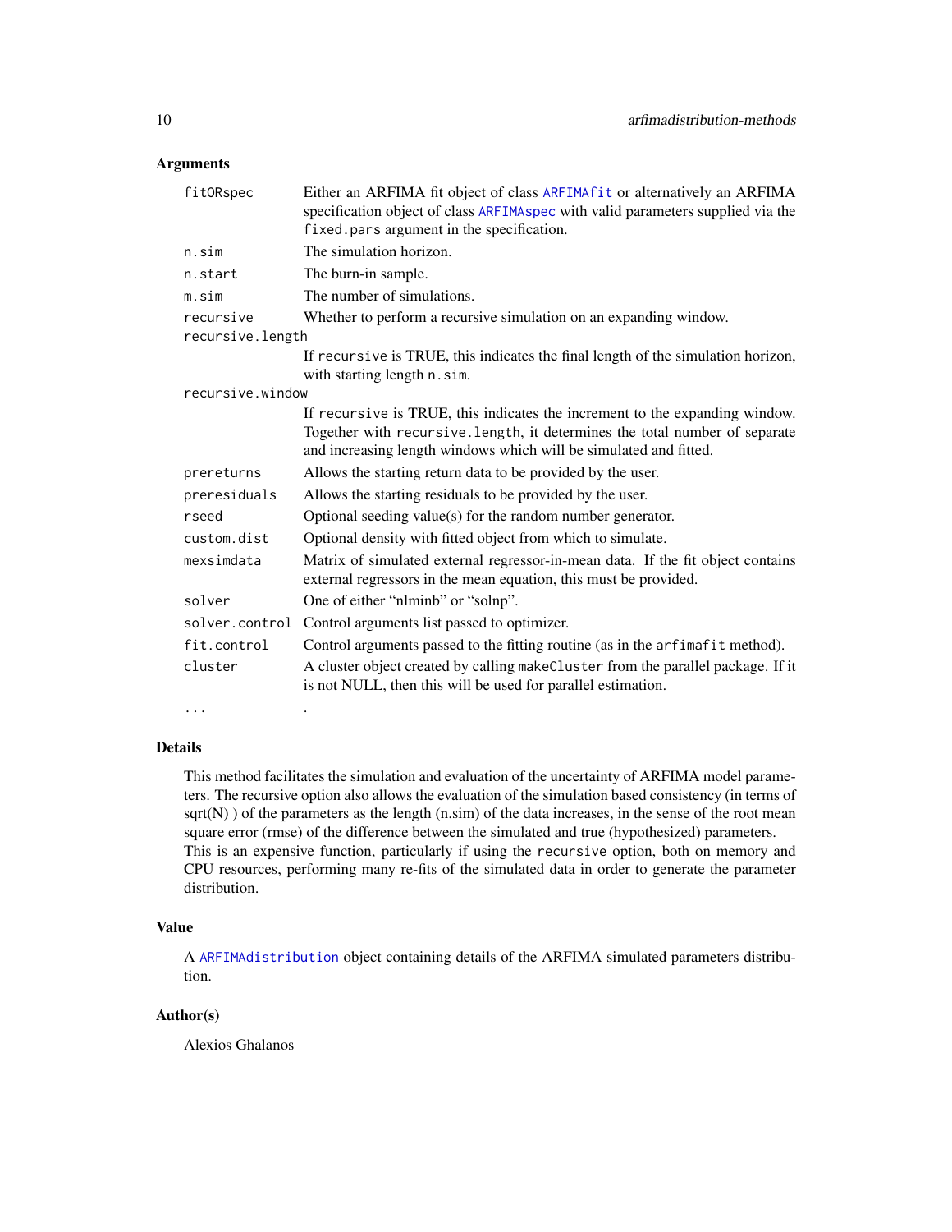## Arguments

| | |
|---|---|
| fitORspec | Either an ARFIMA fit object of class `ARFIMAfit` or alternatively an ARFIMA specification object of class `ARFIMAspec` with valid parameters supplied via the `fixed.pars` argument in the specification. |
| n.sim | The simulation horizon. |
| n.start | The burn-in sample. |
| m.sim | The number of simulations. |
| recursive | Whether to perform a recursive simulation on an expanding window. |
| recursive.length | If `recursive` is TRUE, this indicates the final length of the simulation horizon, with starting length `n.sim`. |
| recursive.window | If `recursive` is TRUE, this indicates the increment to the expanding window. Together with `recursive.length`, it determines the total number of separate and increasing length windows which will be simulated and fitted. |
| prereturns | Allows the starting return data to be provided by the user. |
| preresiduals | Allows the starting residuals to be provided by the user. |
| rseed | Optional seeding value(s) for the random number generator. |
| custom.dist | Optional density with fitted object from which to simulate. |
| mexsimdata | Matrix of simulated external regressor-in-mean data. If the fit object contains external regressors in the mean equation, this must be provided. |
| solver | One of either "nlminb" or "solnp". |
| solver.control | Control arguments list passed to optimizer. |
| fit.control | Control arguments passed to the fitting routine (as in the `arfimafit` method). |
| cluster | A cluster object created by calling `makeCluster` from the parallel package. If it is not NULL, then this will be used for parallel estimation. |
| ... | . |

## Details

This method facilitates the simulation and evaluation of the uncertainty of ARFIMA model parameters. The recursive option also allows the evaluation of the simulation based consistency (in terms of sqrt(N) ) of the parameters as the length (n.sim) of the data increases, in the sense of the root mean square error (rmse) of the difference between the simulated and true (hypothesized) parameters. This is an expensive function, particularly if using the `recursive` option, both on memory and CPU resources, performing many re-fits of the simulated data in order to generate the parameter distribution.

## Value

A `ARFIMAdistribution` object containing details of the ARFIMA simulated parameters distribution.

## Author(s)

Alexios Ghalanos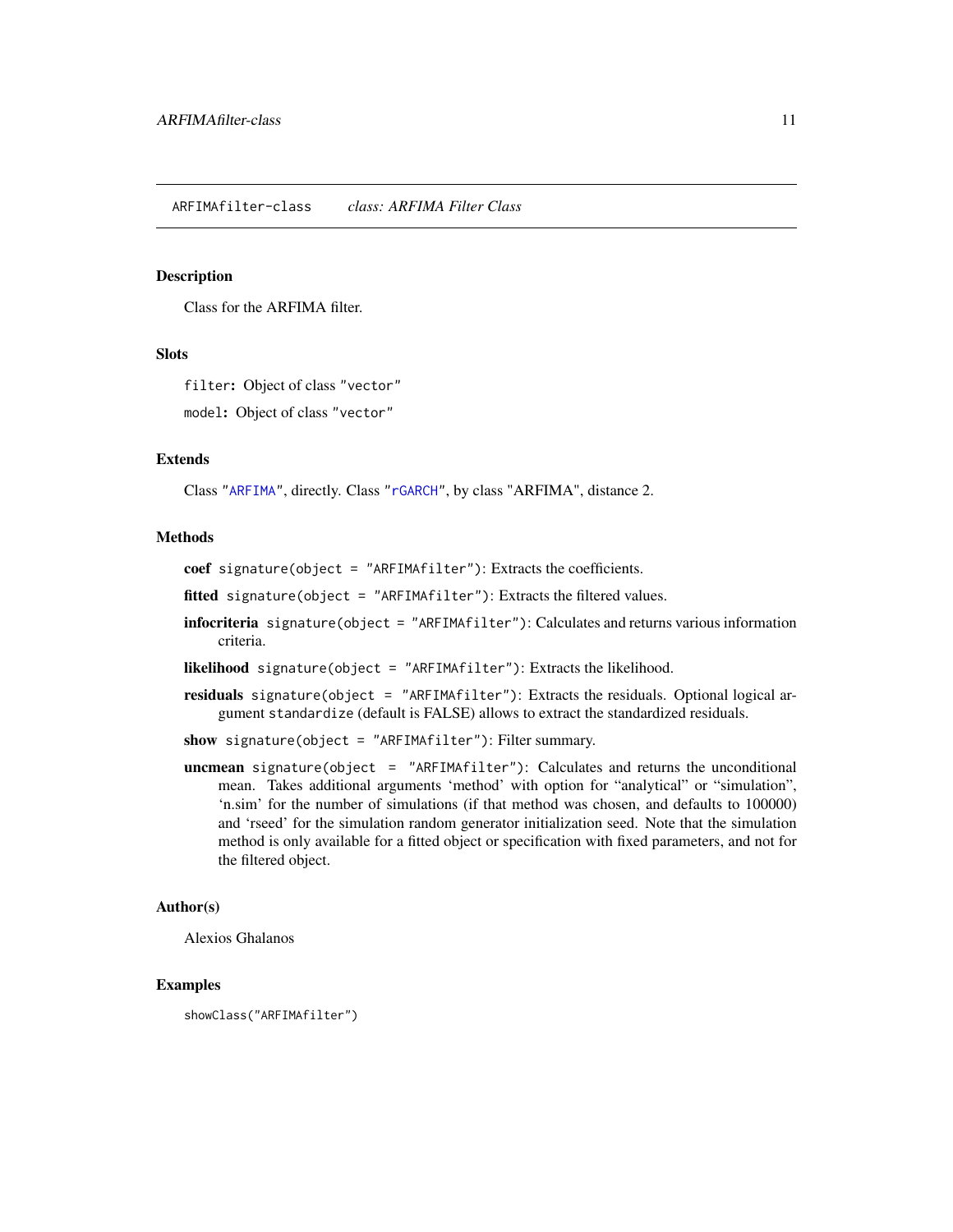## ARFIMAfilter-class *class: ARFIMA Filter Class*

### Description

Class for the ARFIMA filter.

### Slots

`filter`**:** Object of class `"vector"`

`model`**:** Object of class `"vector"`

### Extends

Class `"ARFIMA"`, directly. Class `"rGARCH"`, by class "ARFIMA", distance 2.

### Methods

**coef** `signature(object = "ARFIMAfilter")`: Extracts the coefficients.

**fitted** `signature(object = "ARFIMAfilter")`: Extracts the filtered values.

**infocriteria** `signature(object = "ARFIMAfilter")`: Calculates and returns various information criteria.

**likelihood** `signature(object = "ARFIMAfilter")`: Extracts the likelihood.

**residuals** `signature(object = "ARFIMAfilter")`: Extracts the residuals. Optional logical argument `standardize` (default is FALSE) allows to extract the standardized residuals.

**show** `signature(object = "ARFIMAfilter")`: Filter summary.

**uncmean** `signature(object = "ARFIMAfilter")`: Calculates and returns the unconditional mean. Takes additional arguments 'method' with option for "analytical" or "simulation", 'n.sim' for the number of simulations (if that method was chosen, and defaults to 100000) and 'rseed' for the simulation random generator initialization seed. Note that the simulation method is only available for a fitted object or specification with fixed parameters, and not for the filtered object.

### Author(s)

Alexios Ghalanos

### Examples

```
showClass("ARFIMAfilter")
```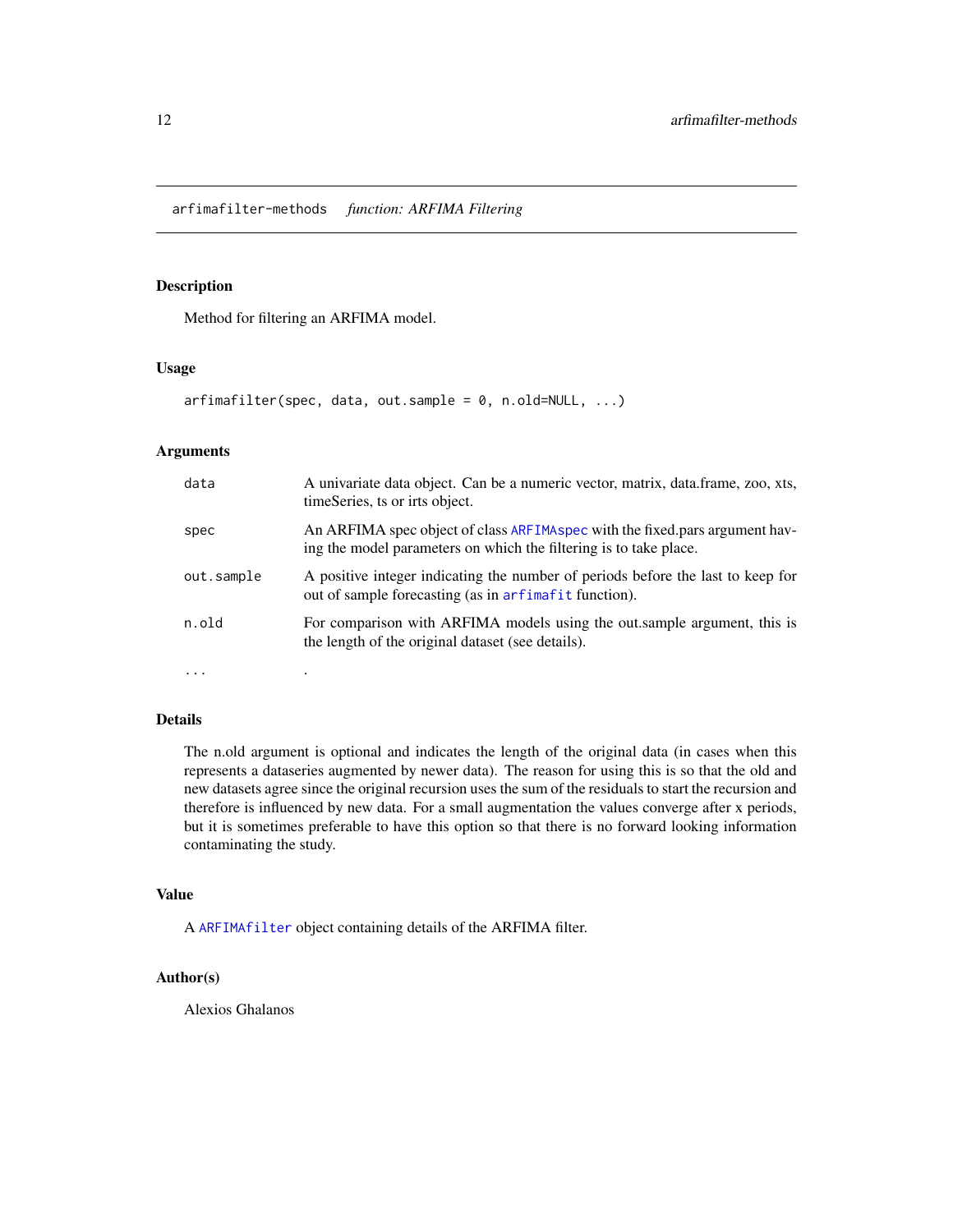# arfimafilter-methods *function: ARFIMA Filtering*

## Description

Method for filtering an ARFIMA model.

## Usage

```
arfimafilter(spec, data, out.sample = 0, n.old=NULL, ...)
```

## Arguments

| | |
|---|---|
| `data` | A univariate data object. Can be a numeric vector, matrix, data.frame, zoo, xts, timeSeries, ts or irts object. |
| `spec` | An ARFIMA spec object of class `ARFIMAspec` with the fixed.pars argument having the model parameters on which the filtering is to take place. |
| `out.sample` | A positive integer indicating the number of periods before the last to keep for out of sample forecasting (as in `arfimafit` function). |
| `n.old` | For comparison with ARFIMA models using the out.sample argument, this is the length of the original dataset (see details). |
| `...` | . |

## Details

The n.old argument is optional and indicates the length of the original data (in cases when this represents a dataseries augmented by newer data). The reason for using this is so that the old and new datasets agree since the original recursion uses the sum of the residuals to start the recursion and therefore is influenced by new data. For a small augmentation the values converge after x periods, but it is sometimes preferable to have this option so that there is no forward looking information contaminating the study.

## Value

A `ARFIMAfilter` object containing details of the ARFIMA filter.

## Author(s)

Alexios Ghalanos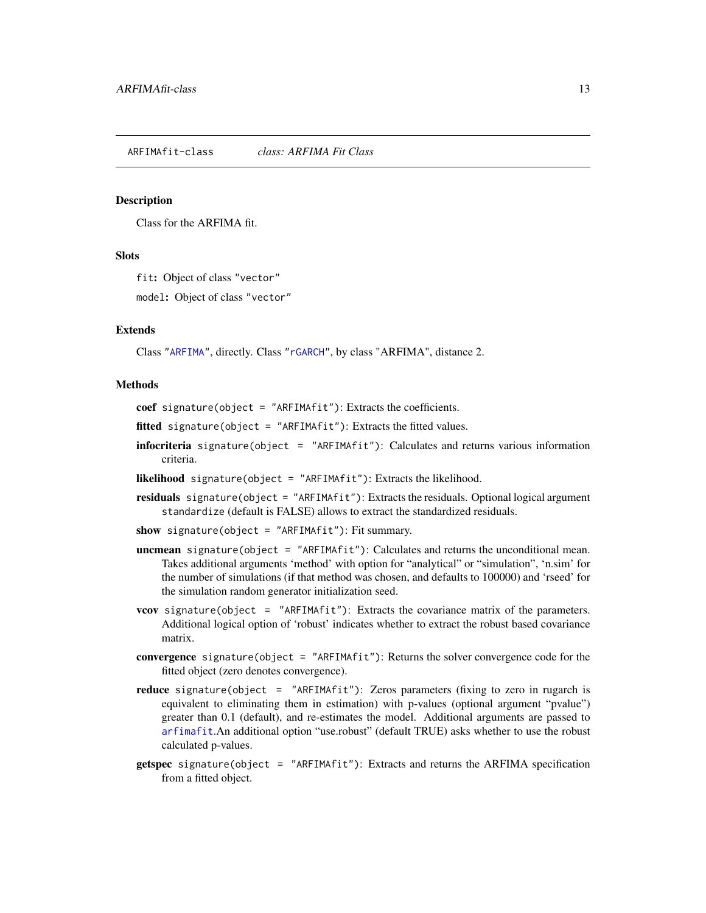`ARFIMAfit-class` *class: ARFIMA Fit Class*

### Description

Class for the ARFIMA fit.

### Slots

`fit`: Object of class `"vector"`

`model`: Object of class `"vector"`

### Extends

Class `"ARFIMA"`, directly. Class `"rGARCH"`, by class "ARFIMA", distance 2.

### Methods

**coef** `signature(object = "ARFIMAfit")`: Extracts the coefficients.

**fitted** `signature(object = "ARFIMAfit")`: Extracts the fitted values.

**infocriteria** `signature(object = "ARFIMAfit")`: Calculates and returns various information criteria.

**likelihood** `signature(object = "ARFIMAfit")`: Extracts the likelihood.

**residuals** `signature(object = "ARFIMAfit")`: Extracts the residuals. Optional logical argument `standardize` (default is FALSE) allows to extract the standardized residuals.

**show** `signature(object = "ARFIMAfit")`: Fit summary.

**uncmean** `signature(object = "ARFIMAfit")`: Calculates and returns the unconditional mean. Takes additional arguments 'method' with option for "analytical" or "simulation", 'n.sim' for the number of simulations (if that method was chosen, and defaults to 100000) and 'rseed' for the simulation random generator initialization seed.

**vcov** `signature(object = "ARFIMAfit")`: Extracts the covariance matrix of the parameters. Additional logical option of 'robust' indicates whether to extract the robust based covariance matrix.

**convergence** `signature(object = "ARFIMAfit")`: Returns the solver convergence code for the fitted object (zero denotes convergence).

**reduce** `signature(object = "ARFIMAfit")`: Zeros parameters (fixing to zero in rugarch is equivalent to eliminating them in estimation) with p-values (optional argument "pvalue") greater than 0.1 (default), and re-estimates the model. Additional arguments are passed to `arfimafit`.An additional option "use.robust" (default TRUE) asks whether to use the robust calculated p-values.

**getspec** `signature(object = "ARFIMAfit")`: Extracts and returns the ARFIMA specification from a fitted object.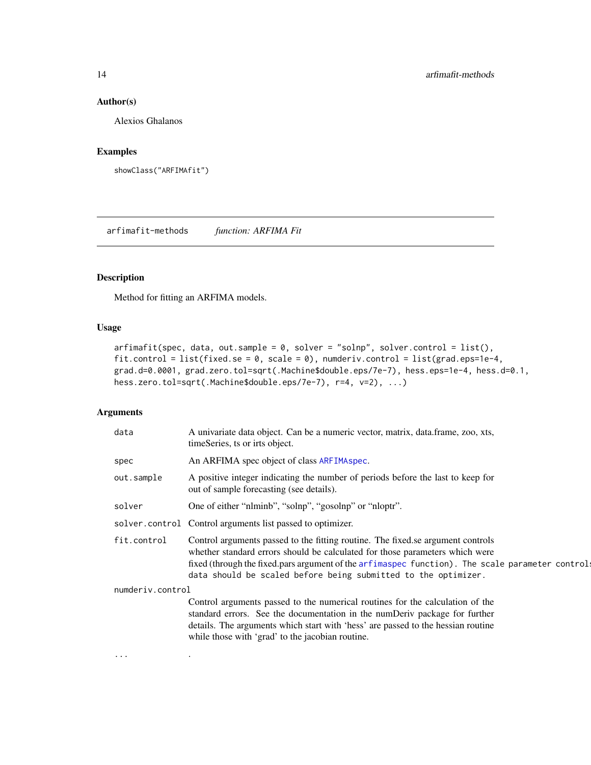## Author(s)

Alexios Ghalanos

## Examples

```
showClass("ARFIMAfit")
```

---

arfimafit-methods *function: ARFIMA Fit*

---

## Description

Method for fitting an ARFIMA models.

## Usage

```
arfimafit(spec, data, out.sample = 0, solver = "solnp", solver.control = list(),
fit.control = list(fixed.se = 0, scale = 0), numderiv.control = list(grad.eps=1e-4,
grad.d=0.0001, grad.zero.tol=sqrt(.Machine$double.eps/7e-7), hess.eps=1e-4, hess.d=0.1,
hess.zero.tol=sqrt(.Machine$double.eps/7e-7), r=4, v=2), ...)
```

## Arguments

| | |
|---|---|
| `data` | A univariate data object. Can be a numeric vector, matrix, data.frame, zoo, xts, timeSeries, ts or irts object. |
| `spec` | An ARFIMA spec object of class `ARFIMAspec`. |
| `out.sample` | A positive integer indicating the number of periods before the last to keep for out of sample forecasting (see details). |
| `solver` | One of either "nlminb", "solnp", "gosolnp" or "nloptr". |
| `solver.control` | Control arguments list passed to optimizer. |
| `fit.control` | Control arguments passed to the fitting routine. The fixed.se argument controls whether standard errors should be calculated for those parameters which were fixed (through the fixed.pars argument of the `arfimaspec` function). The scale parameter controls data should be scaled before being submitted to the optimizer. |
| `numderiv.control` | Control arguments passed to the numerical routines for the calculation of the standard errors. See the documentation in the numDeriv package for further details. The arguments which start with 'hess' are passed to the hessian routine while those with 'grad' to the jacobian routine. |
| `...` | . |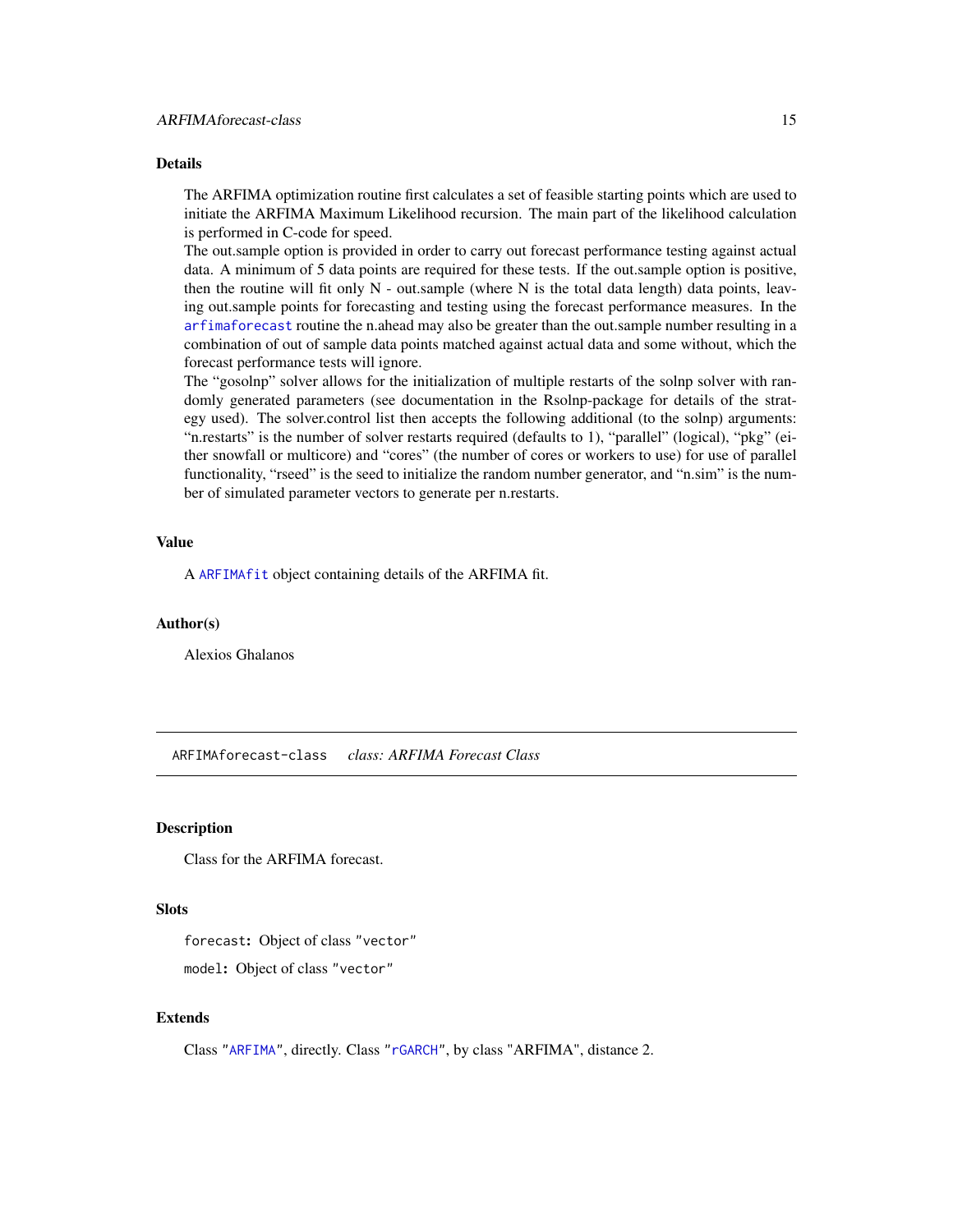### Details

The ARFIMA optimization routine first calculates a set of feasible starting points which are used to initiate the ARFIMA Maximum Likelihood recursion. The main part of the likelihood calculation is performed in C-code for speed.

The out.sample option is provided in order to carry out forecast performance testing against actual data. A minimum of 5 data points are required for these tests. If the out.sample option is positive, then the routine will fit only N - out.sample (where N is the total data length) data points, leaving out.sample points for forecasting and testing using the forecast performance measures. In the `arfimaforecast` routine the n.ahead may also be greater than the out.sample number resulting in a combination of out of sample data points matched against actual data and some without, which the forecast performance tests will ignore.

The "gosolnp" solver allows for the initialization of multiple restarts of the solnp solver with randomly generated parameters (see documentation in the Rsolnp-package for details of the strategy used). The solver.control list then accepts the following additional (to the solnp) arguments: "n.restarts" is the number of solver restarts required (defaults to 1), "parallel" (logical), "pkg" (either snowfall or multicore) and "cores" (the number of cores or workers to use) for use of parallel functionality, "rseed" is the seed to initialize the random number generator, and "n.sim" is the number of simulated parameter vectors to generate per n.restarts.

### Value

A `ARFIMAfit` object containing details of the ARFIMA fit.

### Author(s)

Alexios Ghalanos

---

## ARFIMAforecast-class    *class: ARFIMA Forecast Class*

### Description

Class for the ARFIMA forecast.

### Slots

`forecast`: Object of class `"vector"`

`model`: Object of class `"vector"`

### Extends

Class `"ARFIMA"`, directly. Class `"rGARCH"`, by class "ARFIMA", distance 2.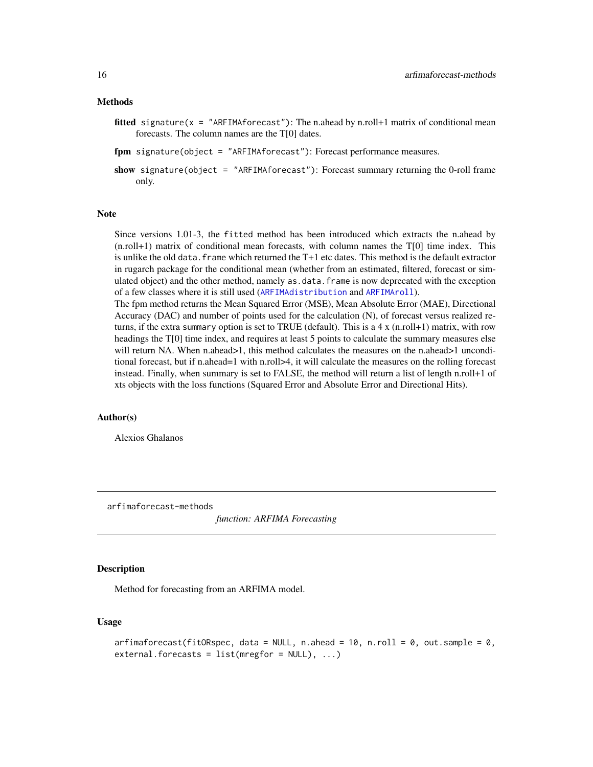### Methods

**fitted** `signature(x = "ARFIMAforecast")`: The n.ahead by n.roll+1 matrix of conditional mean forecasts. The column names are the T[0] dates.

**fpm** `signature(object = "ARFIMAforecast")`: Forecast performance measures.

**show** `signature(object = "ARFIMAforecast")`: Forecast summary returning the 0-roll frame only.

### Note

Since versions 1.01-3, the `fitted` method has been introduced which extracts the n.ahead by (n.roll+1) matrix of conditional mean forecasts, with column names the T[0] time index. This is unlike the old `data.frame` which returned the T+1 etc dates. This method is the default extractor in rugarch package for the conditional mean (whether from an estimated, filtered, forecast or simulated object) and the other method, namely `as.data.frame` is now deprecated with the exception of a few classes where it is still used (`ARFIMAdistribution` and `ARFIMAroll`).
The fpm method returns the Mean Squared Error (MSE), Mean Absolute Error (MAE), Directional Accuracy (DAC) and number of points used for the calculation (N), of forecast versus realized returns, if the extra `summary` option is set to TRUE (default). This is a 4 x (n.roll+1) matrix, with row headings the T[0] time index, and requires at least 5 points to calculate the summary measures else will return NA. When n.ahead>1, this method calculates the measures on the n.ahead>1 unconditional forecast, but if n.ahead=1 with n.roll>4, it will calculate the measures on the rolling forecast instead. Finally, when summary is set to FALSE, the method will return a list of length n.roll+1 of xts objects with the loss functions (Squared Error and Absolute Error and Directional Hits).

### Author(s)

Alexios Ghalanos

---

## arfimaforecast-methods

*function: ARFIMA Forecasting*

### Description

Method for forecasting from an ARFIMA model.

### Usage

```
arfimaforecast(fitORspec, data = NULL, n.ahead = 10, n.roll = 0, out.sample = 0,
external.forecasts = list(mregfor = NULL), ...)
```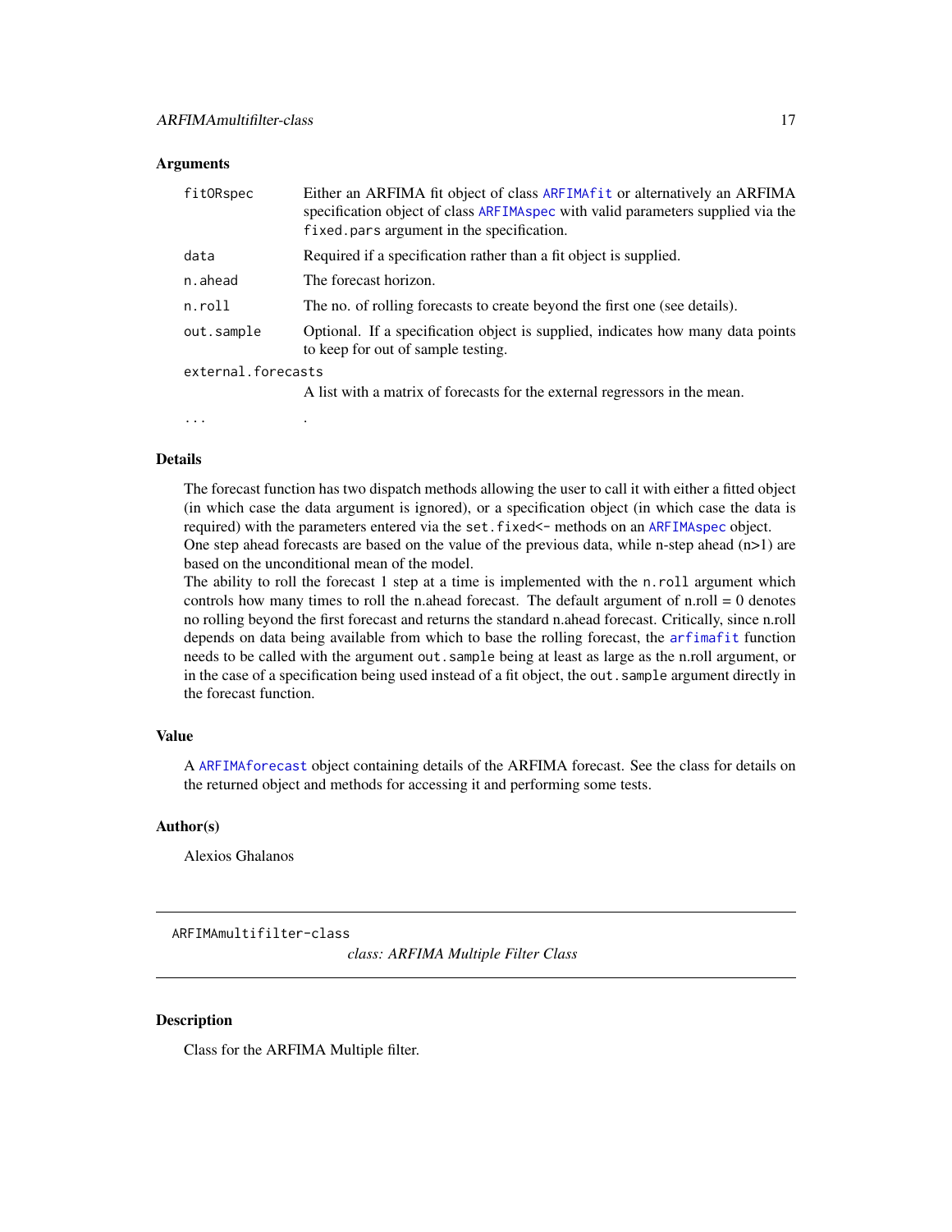### Arguments

| | |
|---|---|
| `fitORspec` | Either an ARFIMA fit object of class `ARFIMAfit` or alternatively an ARFIMA specification object of class `ARFIMAspec` with valid parameters supplied via the `fixed.pars` argument in the specification. |
| `data` | Required if a specification rather than a fit object is supplied. |
| `n.ahead` | The forecast horizon. |
| `n.roll` | The no. of rolling forecasts to create beyond the first one (see details). |
| `out.sample` | Optional. If a specification object is supplied, indicates how many data points to keep for out of sample testing. |
| `external.forecasts` | A list with a matrix of forecasts for the external regressors in the mean. |
| `...` | . |

### Details

The forecast function has two dispatch methods allowing the user to call it with either a fitted object (in which case the data argument is ignored), or a specification object (in which case the data is required) with the parameters entered via the `set.fixed<-` methods on an `ARFIMAspec` object.
One step ahead forecasts are based on the value of the previous data, while n-step ahead (n>1) are based on the unconditional mean of the model.
The ability to roll the forecast 1 step at a time is implemented with the `n.roll` argument which controls how many times to roll the n.ahead forecast. The default argument of n.roll = 0 denotes no rolling beyond the first forecast and returns the standard n.ahead forecast. Critically, since n.roll depends on data being available from which to base the rolling forecast, the `arfimafit` function needs to be called with the argument `out.sample` being at least as large as the n.roll argument, or in the case of a specification being used instead of a fit object, the `out.sample` argument directly in the forecast function.

### Value

A `ARFIMAforecast` object containing details of the ARFIMA forecast. See the class for details on the returned object and methods for accessing it and performing some tests.

### Author(s)

Alexios Ghalanos

---

## ARFIMAmultifilter-class

*class: ARFIMA Multiple Filter Class*

---

### Description

Class for the ARFIMA Multiple filter.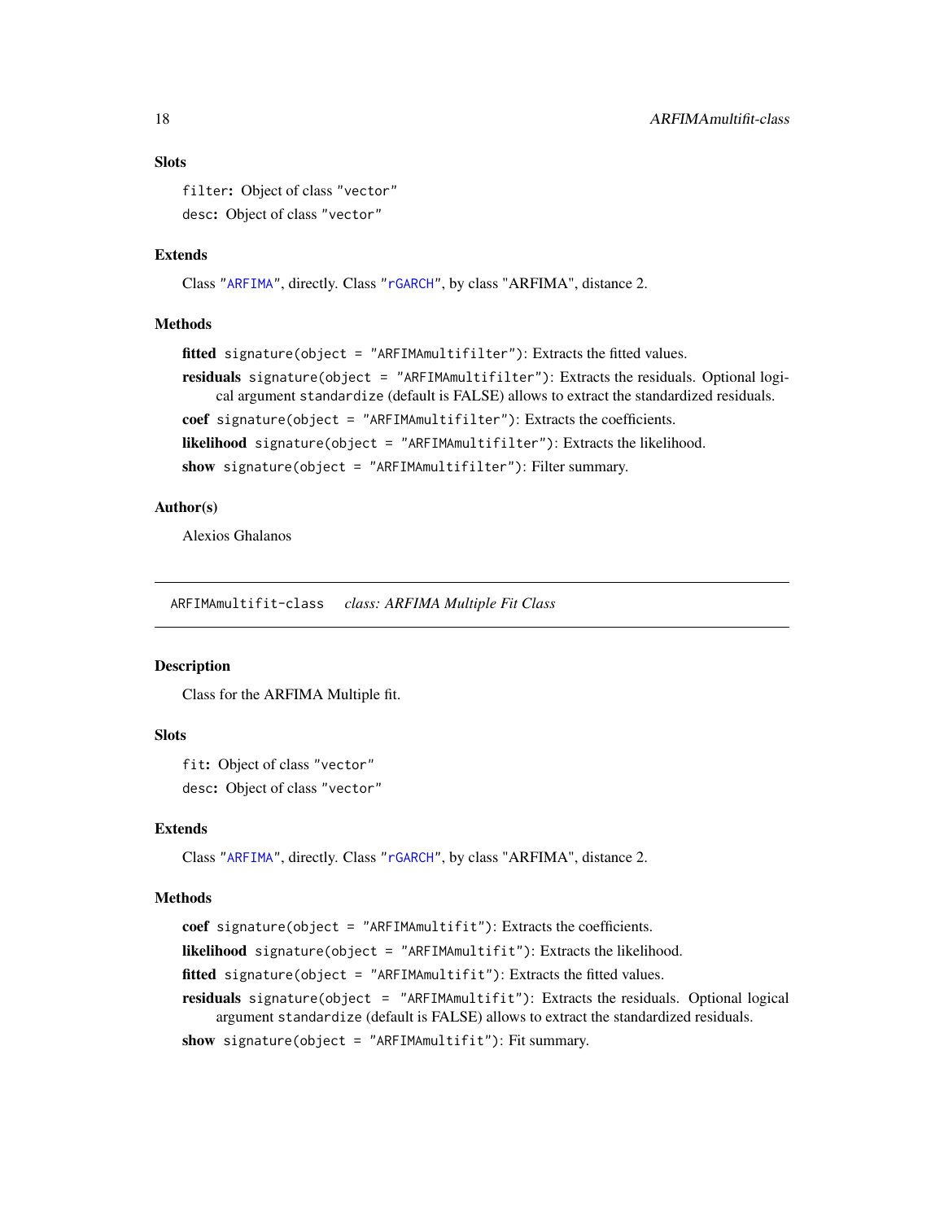### Slots

`filter`: Object of class "vector"

`desc`: Object of class "vector"

### Extends

Class "ARFIMA", directly. Class "rGARCH", by class "ARFIMA", distance 2.

### Methods

**fitted** `signature(object = "ARFIMAmultifilter")`: Extracts the fitted values.

**residuals** `signature(object = "ARFIMAmultifilter")`: Extracts the residuals. Optional logical argument `standardize` (default is FALSE) allows to extract the standardized residuals.

**coef** `signature(object = "ARFIMAmultifilter")`: Extracts the coefficients.

**likelihood** `signature(object = "ARFIMAmultifilter")`: Extracts the likelihood.

**show** `signature(object = "ARFIMAmultifilter")`: Filter summary.

### Author(s)

Alexios Ghalanos

---

## ARFIMAmultifit-class    *class: ARFIMA Multiple Fit Class*

---

### Description

Class for the ARFIMA Multiple fit.

### Slots

`fit`: Object of class "vector"

`desc`: Object of class "vector"

### Extends

Class "ARFIMA", directly. Class "rGARCH", by class "ARFIMA", distance 2.

### Methods

**coef** `signature(object = "ARFIMAmultifit")`: Extracts the coefficients.

**likelihood** `signature(object = "ARFIMAmultifit")`: Extracts the likelihood.

**fitted** `signature(object = "ARFIMAmultifit")`: Extracts the fitted values.

**residuals** `signature(object = "ARFIMAmultifit")`: Extracts the residuals. Optional logical argument `standardize` (default is FALSE) allows to extract the standardized residuals.

**show** `signature(object = "ARFIMAmultifit")`: Fit summary.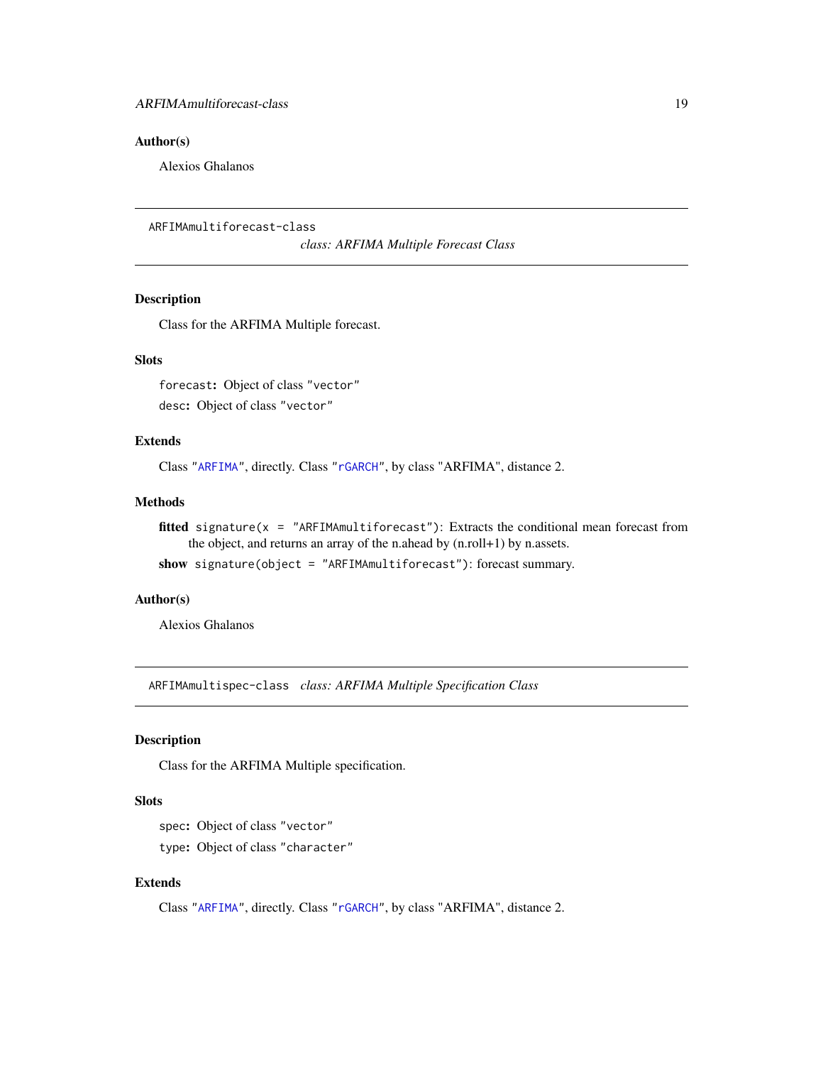### Author(s)

Alexios Ghalanos

---

## ARFIMAmultiforecast-class

*class: ARFIMA Multiple Forecast Class*

### Description

Class for the ARFIMA Multiple forecast.

### Slots

`forecast`: Object of class `"vector"`

`desc`: Object of class `"vector"`

### Extends

Class "`ARFIMA`", directly. Class "`rGARCH`", by class "ARFIMA", distance 2.

### Methods

**fitted** `signature(x = "ARFIMAmultiforecast")`: Extracts the conditional mean forecast from the object, and returns an array of the n.ahead by (n.roll+1) by n.assets.

**show** `signature(object = "ARFIMAmultiforecast")`: forecast summary.

### Author(s)

Alexios Ghalanos

---

## ARFIMAmultispec-class

*class: ARFIMA Multiple Specification Class*

### Description

Class for the ARFIMA Multiple specification.

### Slots

`spec`: Object of class `"vector"`

`type`: Object of class `"character"`

### Extends

Class "`ARFIMA`", directly. Class "`rGARCH`", by class "ARFIMA", distance 2.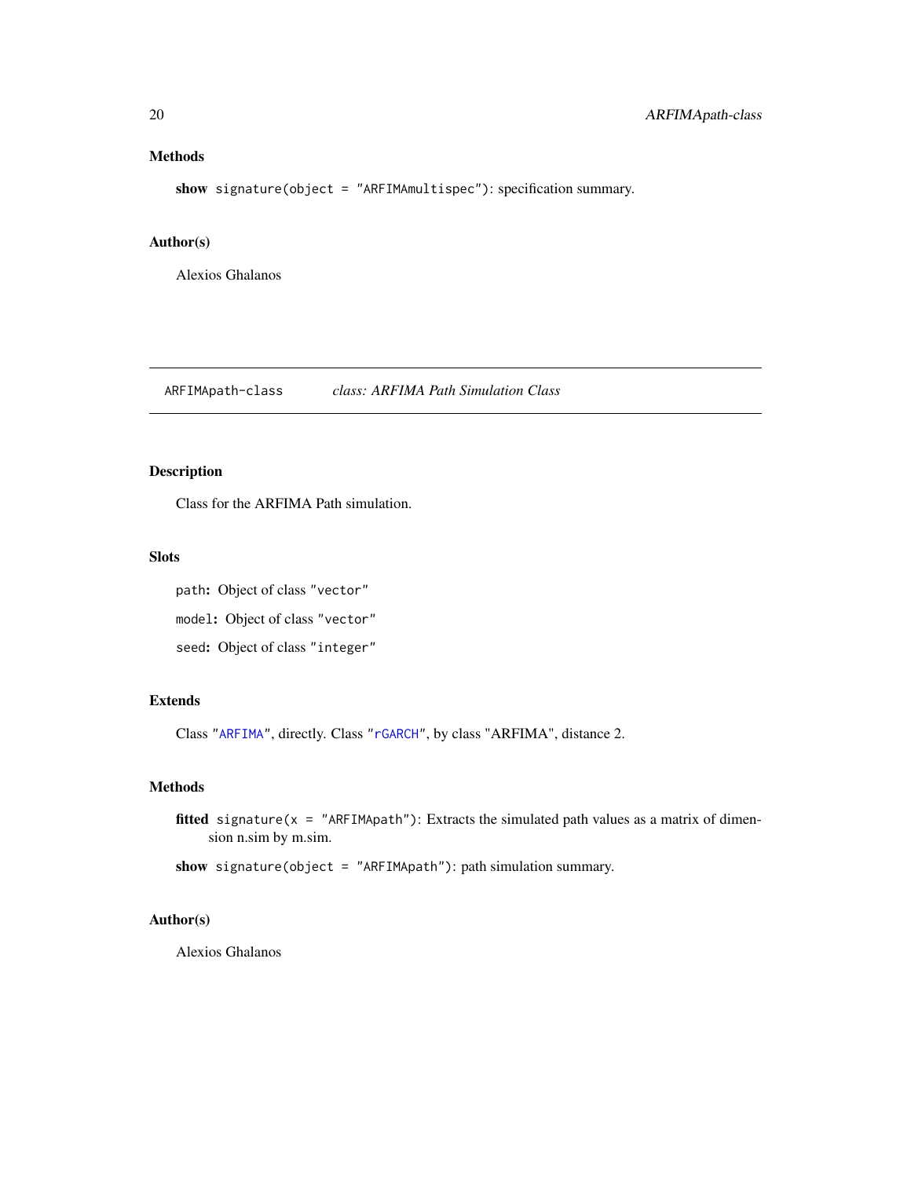### Methods

**show** `signature(object = "ARFIMAmultispec")`: specification summary.

### Author(s)

Alexios Ghalanos

---

## ARFIMApath-class    *class: ARFIMA Path Simulation Class*

---

### Description

Class for the ARFIMA Path simulation.

### Slots

`path`: Object of class `"vector"`

`model`: Object of class `"vector"`

`seed`: Object of class `"integer"`

### Extends

Class `"ARFIMA"`, directly. Class `"rGARCH"`, by class "ARFIMA", distance 2.

### Methods

**fitted** `signature(x = "ARFIMApath")`: Extracts the simulated path values as a matrix of dimension n.sim by m.sim.

**show** `signature(object = "ARFIMApath")`: path simulation summary.

### Author(s)

Alexios Ghalanos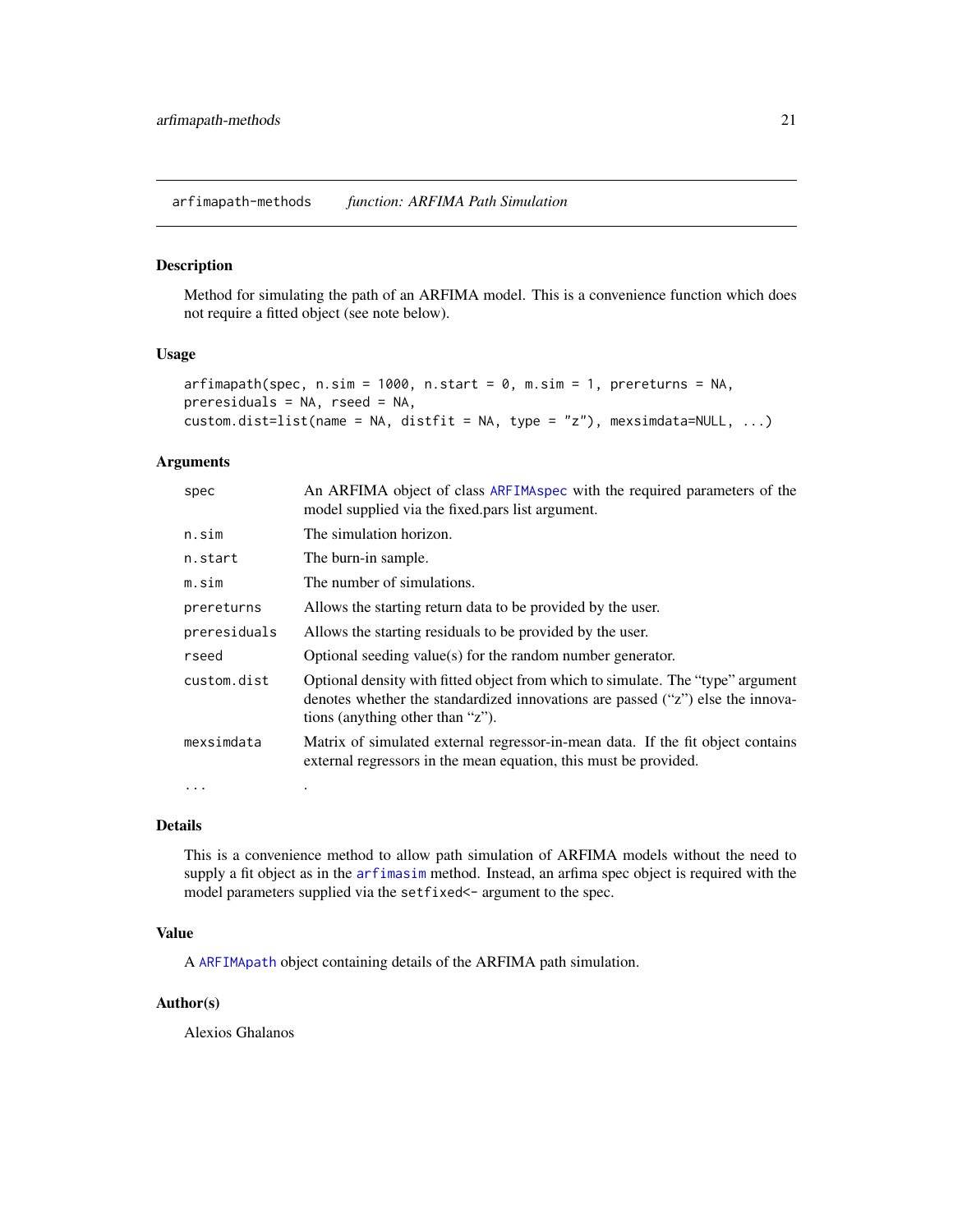arfimapath-methods *function: ARFIMA Path Simulation*

## Description

Method for simulating the path of an ARFIMA model. This is a convenience function which does not require a fitted object (see note below).

## Usage

```
arfimapath(spec, n.sim = 1000, n.start = 0, m.sim = 1, prereturns = NA,
preresiduals = NA, rseed = NA,
custom.dist=list(name = NA, distfit = NA, type = "z"), mexsimdata=NULL, ...)
```

## Arguments

| | |
|---|---|
| spec | An ARFIMA object of class ARFIMAspec with the required parameters of the model supplied via the fixed.pars list argument. |
| n.sim | The simulation horizon. |
| n.start | The burn-in sample. |
| m.sim | The number of simulations. |
| prereturns | Allows the starting return data to be provided by the user. |
| preresiduals | Allows the starting residuals to be provided by the user. |
| rseed | Optional seeding value(s) for the random number generator. |
| custom.dist | Optional density with fitted object from which to simulate. The "type" argument denotes whether the standardized innovations are passed ("z") else the innovations (anything other than "z"). |
| mexsimdata | Matrix of simulated external regressor-in-mean data. If the fit object contains external regressors in the mean equation, this must be provided. |
| ... | . |

## Details

This is a convenience method to allow path simulation of ARFIMA models without the need to supply a fit object as in the arfimasim method. Instead, an arfima spec object is required with the model parameters supplied via the setfixed<- argument to the spec.

## Value

A ARFIMApath object containing details of the ARFIMA path simulation.

## Author(s)

Alexios Ghalanos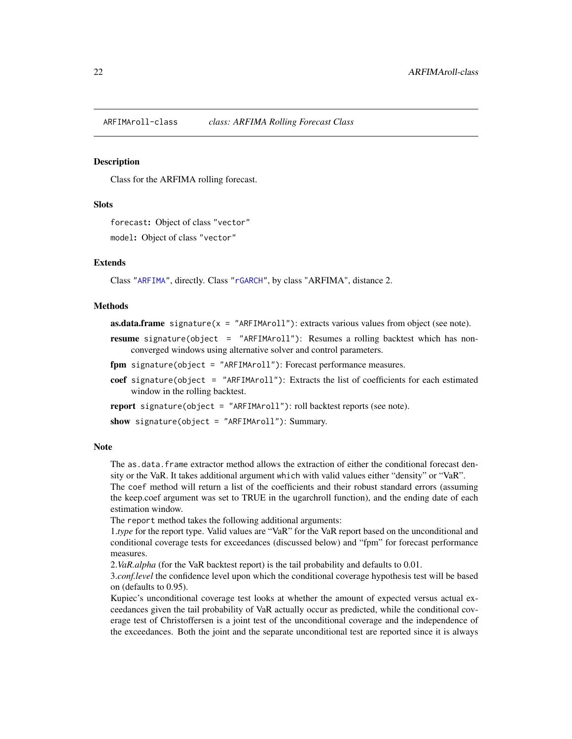ARFIMAroll-class *class: ARFIMA Rolling Forecast Class*

## Description

Class for the ARFIMA rolling forecast.

## Slots

`forecast`: Object of class "vector"

`model`: Object of class "vector"

## Extends

Class "ARFIMA", directly. Class "rGARCH", by class "ARFIMA", distance 2.

## Methods

**as.data.frame** `signature(x = "ARFIMAroll")`: extracts various values from object (see note).

**resume** `signature(object = "ARFIMAroll")`: Resumes a rolling backtest which has non-converged windows using alternative solver and control parameters.

**fpm** `signature(object = "ARFIMAroll")`: Forecast performance measures.

**coef** `signature(object = "ARFIMAroll")`: Extracts the list of coefficients for each estimated window in the rolling backtest.

**report** `signature(object = "ARFIMAroll")`: roll backtest reports (see note).

**show** `signature(object = "ARFIMAroll")`: Summary.

## Note

The `as.data.frame` extractor method allows the extraction of either the conditional forecast density or the VaR. It takes additional argument `which` with valid values either "density" or "VaR".
The `coef` method will return a list of the coefficients and their robust standard errors (assuming the keep.coef argument was set to TRUE in the ugarchroll function), and the ending date of each estimation window.
The `report` method takes the following additional arguments:
1.*type* for the report type. Valid values are "VaR" for the VaR report based on the unconditional and conditional coverage tests for exceedances (discussed below) and "fpm" for forecast performance measures.
2.*VaR.alpha* (for the VaR backtest report) is the tail probability and defaults to 0.01.
3.*conf.level* the confidence level upon which the conditional coverage hypothesis test will be based on (defaults to 0.95).
Kupiec's unconditional coverage test looks at whether the amount of expected versus actual exceedances given the tail probability of VaR actually occur as predicted, while the conditional coverage test of Christoffersen is a joint test of the unconditional coverage and the independence of the exceedances. Both the joint and the separate unconditional test are reported since it is always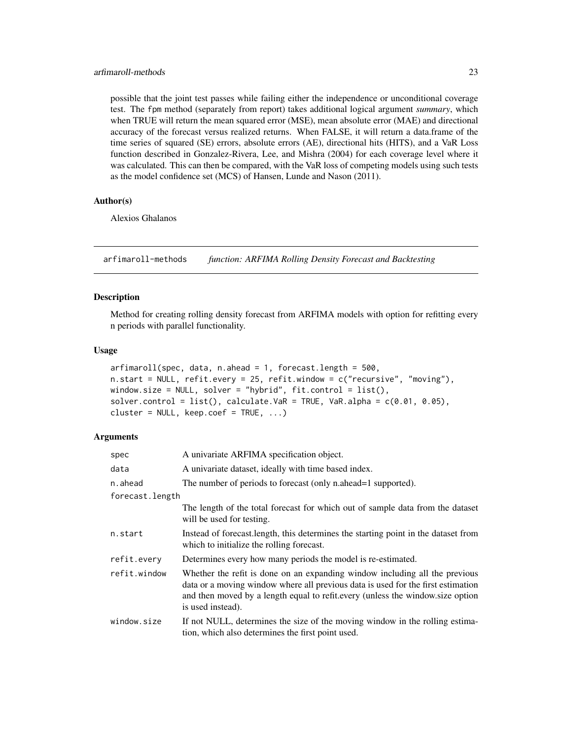possible that the joint test passes while failing either the independence or unconditional coverage test. The fpm method (separately from report) takes additional logical argument *summary*, which when TRUE will return the mean squared error (MSE), mean absolute error (MAE) and directional accuracy of the forecast versus realized returns. When FALSE, it will return a data.frame of the time series of squared (SE) errors, absolute errors (AE), directional hits (HITS), and a VaR Loss function described in Gonzalez-Rivera, Lee, and Mishra (2004) for each coverage level where it was calculated. This can then be compared, with the VaR loss of competing models using such tests as the model confidence set (MCS) of Hansen, Lunde and Nason (2011).

### Author(s)

Alexios Ghalanos

## arfimaroll-methods    *function: ARFIMA Rolling Density Forecast and Backtesting*

### Description

Method for creating rolling density forecast from ARFIMA models with option for refitting every n periods with parallel functionality.

### Usage

```
arfimaroll(spec, data, n.ahead = 1, forecast.length = 500,
n.start = NULL, refit.every = 25, refit.window = c("recursive", "moving"),
window.size = NULL, solver = "hybrid", fit.control = list(),
solver.control = list(), calculate.VaR = TRUE, VaR.alpha = c(0.01, 0.05),
cluster = NULL, keep.coef = TRUE, ...)
```

### Arguments

| Argument | Description |
|---|---|
| spec | A univariate ARFIMA specification object. |
| data | A univariate dataset, ideally with time based index. |
| n.ahead | The number of periods to forecast (only n.ahead=1 supported). |
| forecast.length | The length of the total forecast for which out of sample data from the dataset will be used for testing. |
| n.start | Instead of forecast.length, this determines the starting point in the dataset from which to initialize the rolling forecast. |
| refit.every | Determines every how many periods the model is re-estimated. |
| refit.window | Whether the refit is done on an expanding window including all the previous data or a moving window where all previous data is used for the first estimation and then moved by a length equal to refit.every (unless the window.size option is used instead). |
| window.size | If not NULL, determines the size of the moving window in the rolling estimation, which also determines the first point used. |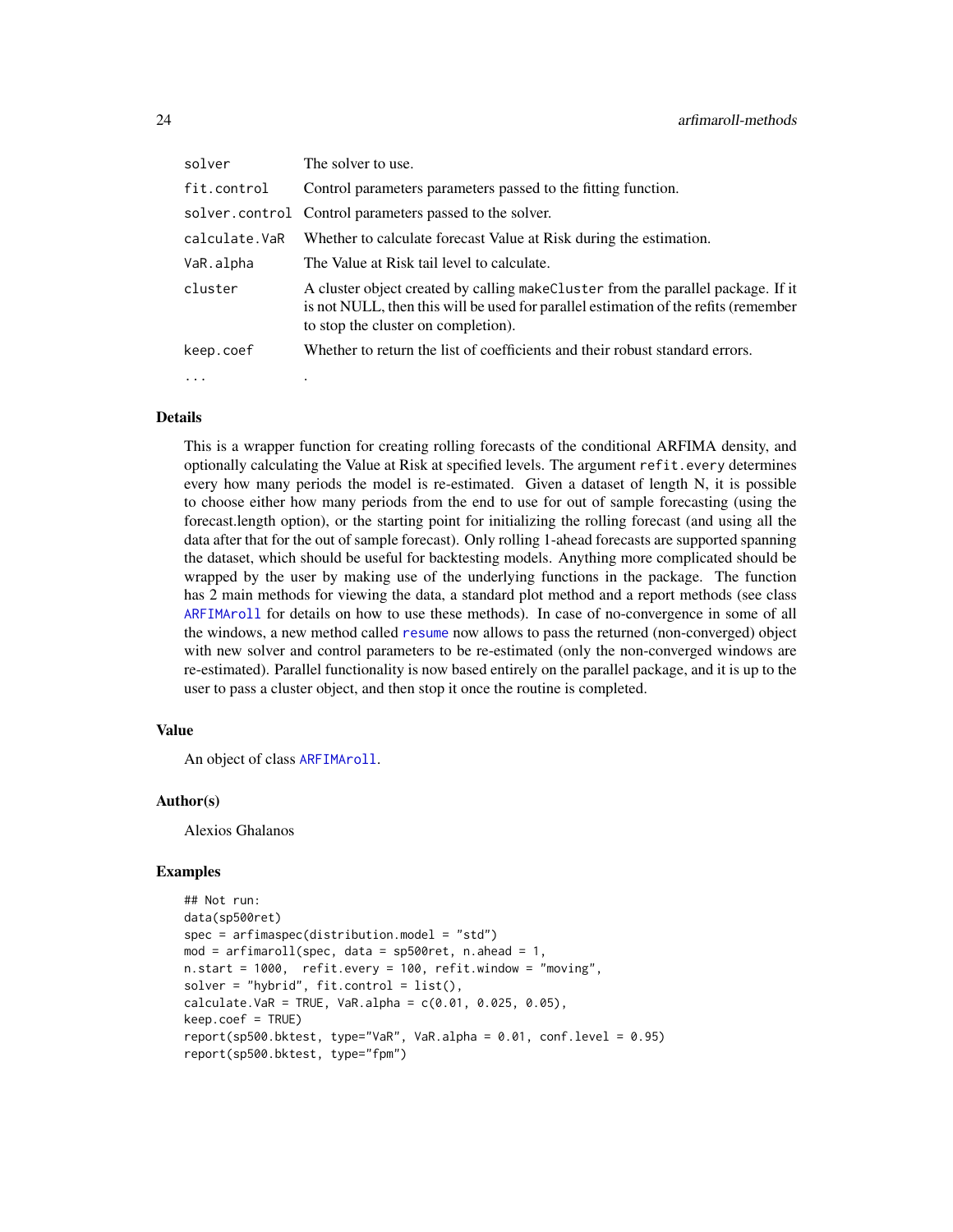| | |
|---|---|
| solver | The solver to use. |
| fit.control | Control parameters parameters passed to the fitting function. |
| solver.control | Control parameters passed to the solver. |
| calculate.VaR | Whether to calculate forecast Value at Risk during the estimation. |
| VaR.alpha | The Value at Risk tail level to calculate. |
| cluster | A cluster object created by calling makeCluster from the parallel package. If it is not NULL, then this will be used for parallel estimation of the refits (remember to stop the cluster on completion). |
| keep.coef | Whether to return the list of coefficients and their robust standard errors. |
| ... | . |

### Details

This is a wrapper function for creating rolling forecasts of the conditional ARFIMA density, and optionally calculating the Value at Risk at specified levels. The argument refit.every determines every how many periods the model is re-estimated. Given a dataset of length N, it is possible to choose either how many periods from the end to use for out of sample forecasting (using the forecast.length option), or the starting point for initializing the rolling forecast (and using all the data after that for the out of sample forecast). Only rolling 1-ahead forecasts are supported spanning the dataset, which should be useful for backtesting models. Anything more complicated should be wrapped by the user by making use of the underlying functions in the package. The function has 2 main methods for viewing the data, a standard plot method and a report methods (see class ARFIMAroll for details on how to use these methods). In case of no-convergence in some of all the windows, a new method called resume now allows to pass the returned (non-converged) object with new solver and control parameters to be re-estimated (only the non-converged windows are re-estimated). Parallel functionality is now based entirely on the parallel package, and it is up to the user to pass a cluster object, and then stop it once the routine is completed.

### Value

An object of class ARFIMAroll.

### Author(s)

Alexios Ghalanos

### Examples

```
## Not run:
data(sp500ret)
spec = arfimaspec(distribution.model = "std")
mod = arfimaroll(spec, data = sp500ret, n.ahead = 1,
n.start = 1000,  refit.every = 100, refit.window = "moving",
solver = "hybrid", fit.control = list(),
calculate.VaR = TRUE, VaR.alpha = c(0.01, 0.025, 0.05),
keep.coef = TRUE)
report(sp500.bktest, type="VaR", VaR.alpha = 0.01, conf.level = 0.95)
report(sp500.bktest, type="fpm")
```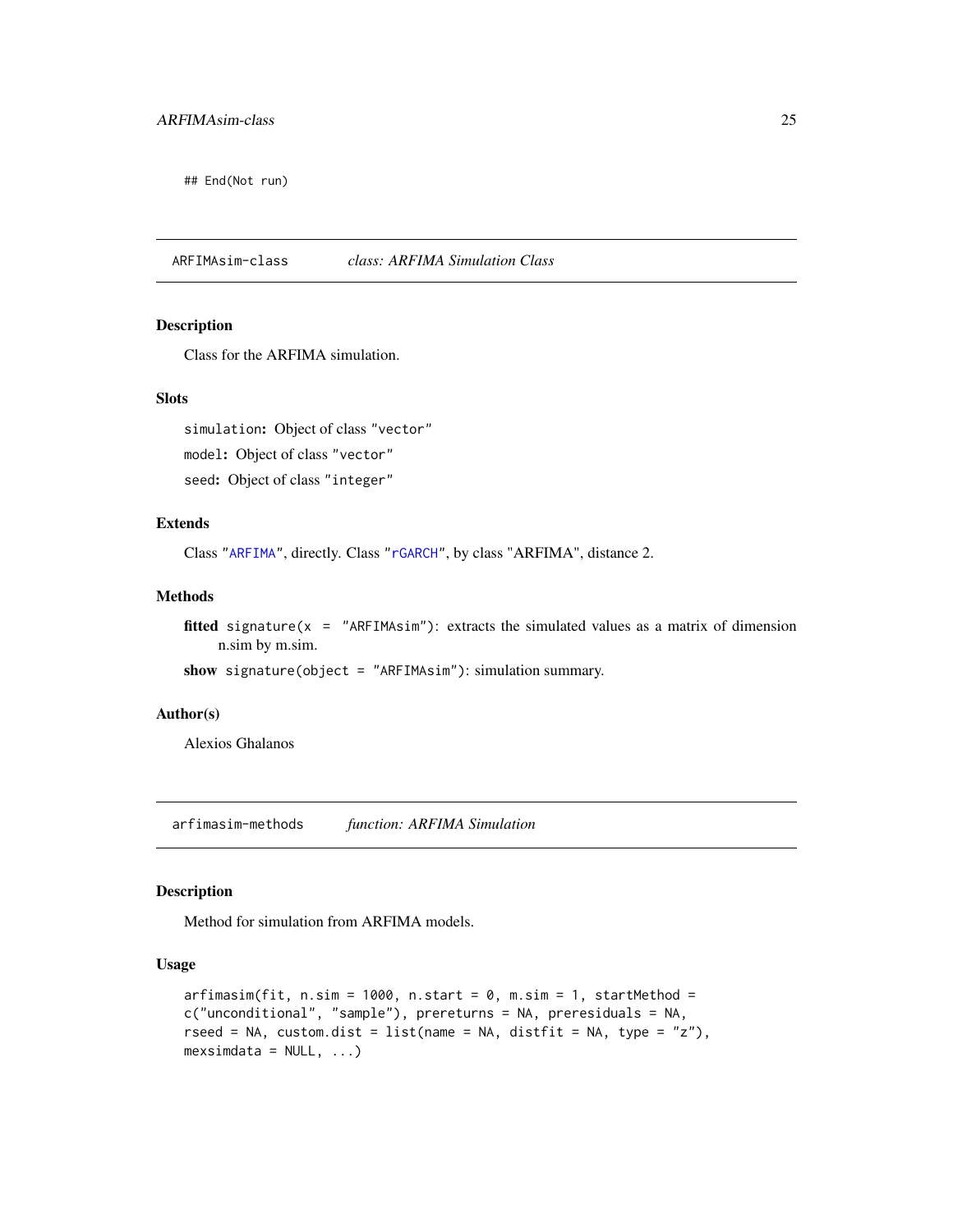```
## End(Not run)
```

## ARFIMAsim-class *class: ARFIMA Simulation Class*

### Description

Class for the ARFIMA simulation.

### Slots

`simulation`: Object of class `"vector"`

`model`: Object of class `"vector"`

`seed`: Object of class `"integer"`

### Extends

Class "ARFIMA", directly. Class "rGARCH", by class "ARFIMA", distance 2.

### Methods

**fitted** `signature(x = "ARFIMAsim")`: extracts the simulated values as a matrix of dimension n.sim by m.sim.

**show** `signature(object = "ARFIMAsim")`: simulation summary.

### Author(s)

Alexios Ghalanos

## arfimasim-methods *function: ARFIMA Simulation*

### Description

Method for simulation from ARFIMA models.

### Usage

```
arfimasim(fit, n.sim = 1000, n.start = 0, m.sim = 1, startMethod =
c("unconditional", "sample"), prereturns = NA, preresiduals = NA,
rseed = NA, custom.dist = list(name = NA, distfit = NA, type = "z"),
mexsimdata = NULL, ...)
```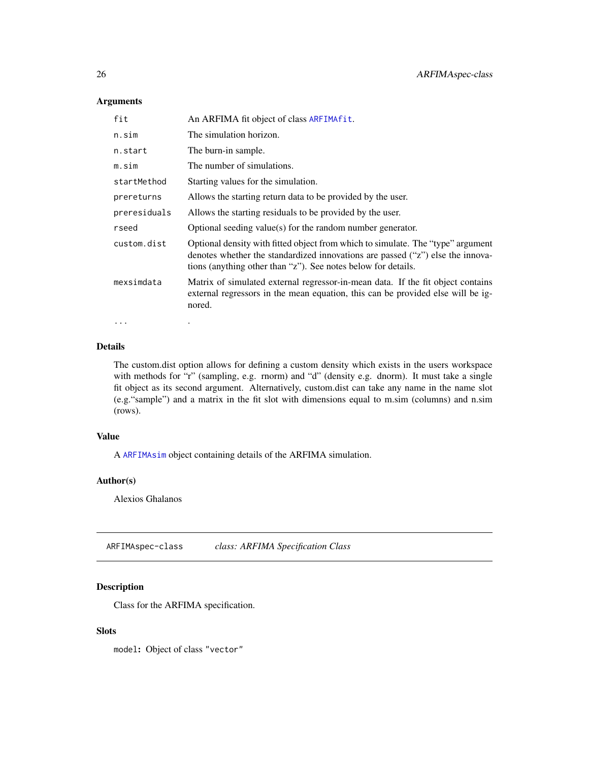### Arguments

| | |
|---|---|
| `fit` | An ARFIMA fit object of class `ARFIMAfit`. |
| `n.sim` | The simulation horizon. |
| `n.start` | The burn-in sample. |
| `m.sim` | The number of simulations. |
| `startMethod` | Starting values for the simulation. |
| `prereturns` | Allows the starting return data to be provided by the user. |
| `preresiduals` | Allows the starting residuals to be provided by the user. |
| `rseed` | Optional seeding value(s) for the random number generator. |
| `custom.dist` | Optional density with fitted object from which to simulate. The "type" argument denotes whether the standardized innovations are passed ("z") else the innovations (anything other than "z"). See notes below for details. |
| `mexsimdata` | Matrix of simulated external regressor-in-mean data. If the fit object contains external regressors in the mean equation, this can be provided else will be ignored. |
| `...` | . |

### Details

The custom.dist option allows for defining a custom density which exists in the users workspace with methods for "r" (sampling, e.g. rnorm) and "d" (density e.g. dnorm). It must take a single fit object as its second argument. Alternatively, custom.dist can take any name in the name slot (e.g."sample") and a matrix in the fit slot with dimensions equal to m.sim (columns) and n.sim (rows).

### Value

A `ARFIMAsim` object containing details of the ARFIMA simulation.

### Author(s)

Alexios Ghalanos

---

## `ARFIMAspec-class` *class: ARFIMA Specification Class*

---

### Description

Class for the ARFIMA specification.

### Slots

`model`: Object of class `"vector"`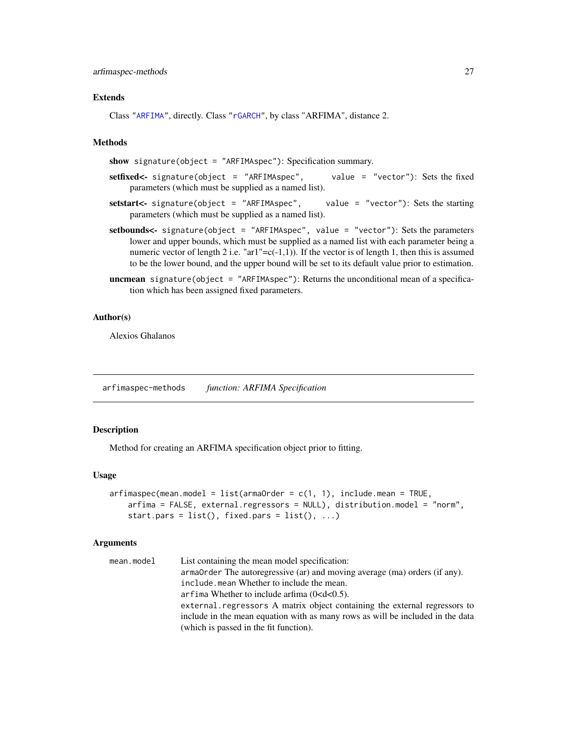### Extends

Class "ARFIMA", directly. Class "rGARCH", by class "ARFIMA", distance 2.

### Methods

**show** `signature(object = "ARFIMAspec")`: Specification summary.

**setfixed<-** `signature(object = "ARFIMAspec", value = "vector")`: Sets the fixed parameters (which must be supplied as a named list).

**setstart<-** `signature(object = "ARFIMAspec", value = "vector")`: Sets the starting parameters (which must be supplied as a named list).

**setbounds<-** `signature(object = "ARFIMAspec", value = "vector")`: Sets the parameters lower and upper bounds, which must be supplied as a named list with each parameter being a numeric vector of length 2 i.e. "ar1"=c(-1,1)). If the vector is of length 1, then this is assumed to be the lower bound, and the upper bound will be set to its default value prior to estimation.

**uncmean** `signature(object = "ARFIMAspec")`: Returns the unconditional mean of a specification which has been assigned fixed parameters.

### Author(s)

Alexios Ghalanos

---

## arfimaspec-methods    *function: ARFIMA Specification*

---

### Description

Method for creating an ARFIMA specification object prior to fitting.

### Usage

```
arfimaspec(mean.model = list(armaOrder = c(1, 1), include.mean = TRUE,
    arfima = FALSE, external.regressors = NULL), distribution.model = "norm",
    start.pars = list(), fixed.pars = list(), ...)
```

### Arguments

| | |
|---|---|
| `mean.model` | List containing the mean model specification:<br>`armaOrder` The autoregressive (ar) and moving average (ma) orders (if any).<br>`include.mean` Whether to include the mean.<br>`arfima` Whether to include arfima (0<d<0.5).<br>`external.regressors` A matrix object containing the external regressors to include in the mean equation with as many rows as will be included in the data (which is passed in the fit function). |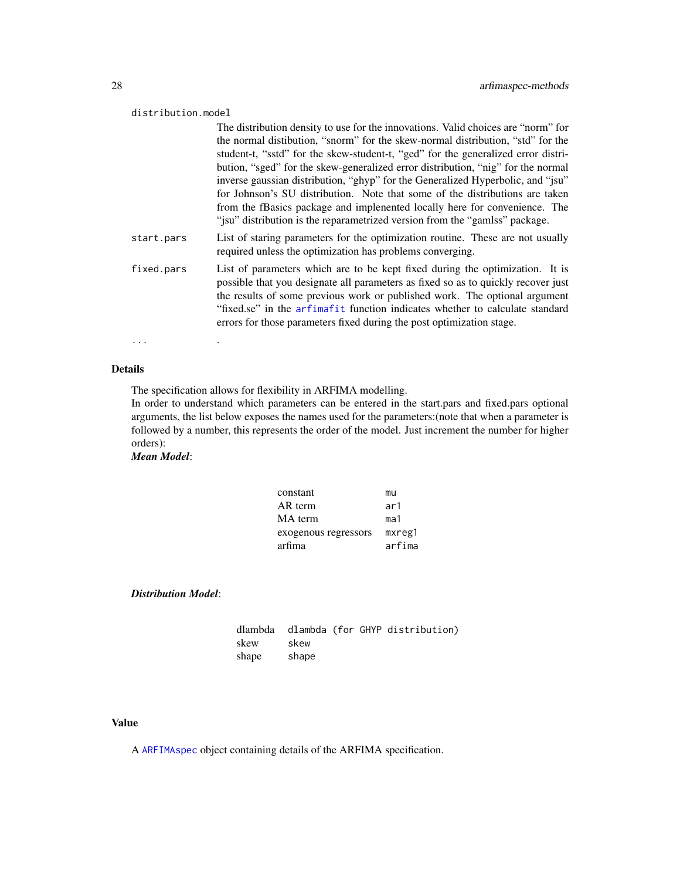`distribution.model`
: The distribution density to use for the innovations. Valid choices are “norm” for the normal distibution, “snorm” for the skew-normal distribution, “std” for the student-t, “sstd” for the skew-student-t, “ged” for the generalized error distribution, “sged” for the skew-generalized error distribution, “nig” for the normal inverse gaussian distribution, “ghyp” for the Generalized Hyperbolic, and “jsu” for Johnson’s SU distribution. Note that some of the distributions are taken from the fBasics package and implenented locally here for convenience. The “jsu” distribution is the reparametrized version from the “gamlss” package.

`start.pars`
: List of staring parameters for the optimization routine. These are not usually required unless the optimization has problems converging.

`fixed.pars`
: List of parameters which are to be kept fixed during the optimization. It is possible that you designate all parameters as fixed so as to quickly recover just the results of some previous work or published work. The optional argument “fixed.se” in the `arfimafit` function indicates whether to calculate standard errors for those parameters fixed during the post optimization stage.

`...`
: .

## Details

The specification allows for flexibility in ARFIMA modelling.
In order to understand which parameters can be entered in the start.pars and fixed.pars optional arguments, the list below exposes the names used for the parameters:(note that when a parameter is followed by a number, this represents the order of the model. Just increment the number for higher orders):
***Mean Model***:

| | |
|---|---|
| constant | `mu` |
| AR term | `ar1` |
| MA term | `ma1` |
| exogenous regressors | `mxreg1` |
| arfima | `arfima` |

***Distribution Model***:

| | |
|---|---|
| dlambda | `dlambda (for GHYP distribution)` |
| skew | `skew` |
| shape | `shape` |

## Value

A `ARFIMAspec` object containing details of the ARFIMA specification.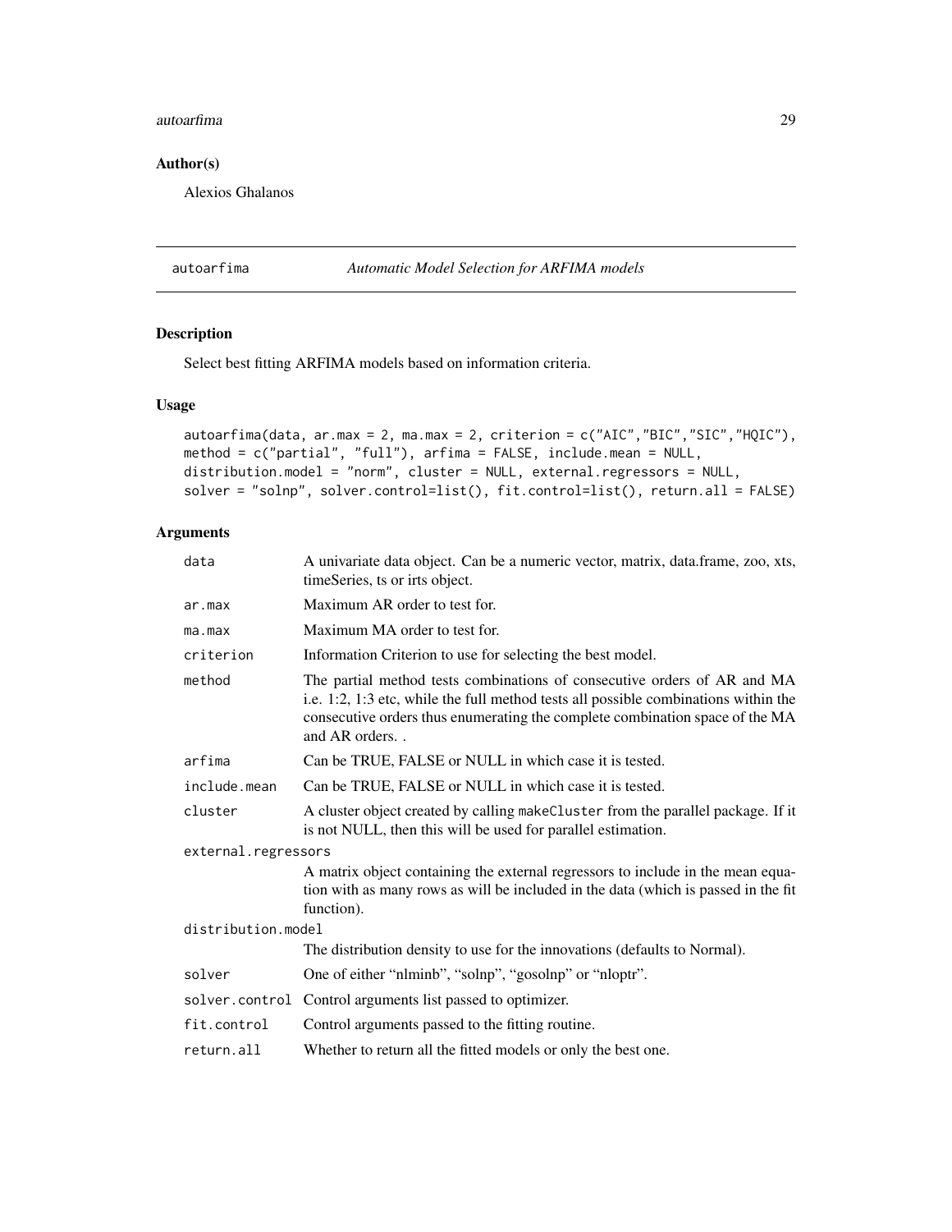### Author(s)

Alexios Ghalanos

---

## autoarfima *Automatic Model Selection for ARFIMA models*

---

### Description

Select best fitting ARFIMA models based on information criteria.

### Usage

```
autoarfima(data, ar.max = 2, ma.max = 2, criterion = c("AIC","BIC","SIC","HQIC"),
method = c("partial", "full"), arfima = FALSE, include.mean = NULL,
distribution.model = "norm", cluster = NULL, external.regressors = NULL,
solver = "solnp", solver.control=list(), fit.control=list(), return.all = FALSE)
```

### Arguments

| | |
|---|---|
| data | A univariate data object. Can be a numeric vector, matrix, data.frame, zoo, xts, timeSeries, ts or irts object. |
| ar.max | Maximum AR order to test for. |
| ma.max | Maximum MA order to test for. |
| criterion | Information Criterion to use for selecting the best model. |
| method | The partial method tests combinations of consecutive orders of AR and MA i.e. 1:2, 1:3 etc, while the full method tests all possible combinations within the consecutive orders thus enumerating the complete combination space of the MA and AR orders. . |
| arfima | Can be TRUE, FALSE or NULL in which case it is tested. |
| include.mean | Can be TRUE, FALSE or NULL in which case it is tested. |
| cluster | A cluster object created by calling makeCluster from the parallel package. If it is not NULL, then this will be used for parallel estimation. |
| external.regressors | A matrix object containing the external regressors to include in the mean equation with as many rows as will be included in the data (which is passed in the fit function). |
| distribution.model | The distribution density to use for the innovations (defaults to Normal). |
| solver | One of either "nlminb", "solnp", "gosolnp" or "nloptr". |
| solver.control | Control arguments list passed to optimizer. |
| fit.control | Control arguments passed to the fitting routine. |
| return.all | Whether to return all the fitted models or only the best one. |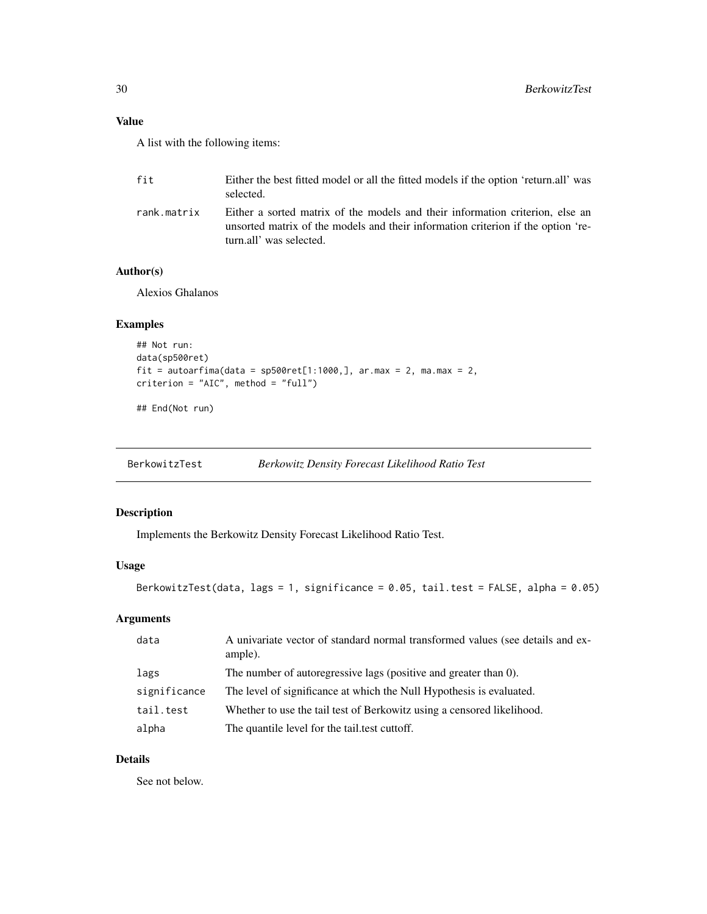### Value

A list with the following items:

| | |
|---|---|
| fit | Either the best fitted model or all the fitted models if the option 'return.all' was selected. |
| rank.matrix | Either a sorted matrix of the models and their information criterion, else an unsorted matrix of the models and their information criterion if the option 'return.all' was selected. |

### Author(s)

Alexios Ghalanos

### Examples

```
## Not run:
data(sp500ret)
fit = autoarfima(data = sp500ret[1:1000,], ar.max = 2, ma.max = 2,
criterion = "AIC", method = "full")

## End(Not run)
```

---

## BerkowitzTest *Berkowitz Density Forecast Likelihood Ratio Test*

---

### Description

Implements the Berkowitz Density Forecast Likelihood Ratio Test.

### Usage

```
BerkowitzTest(data, lags = 1, significance = 0.05, tail.test = FALSE, alpha = 0.05)
```

### Arguments

| | |
|---|---|
| data | A univariate vector of standard normal transformed values (see details and example). |
| lags | The number of autoregressive lags (positive and greater than 0). |
| significance | The level of significance at which the Null Hypothesis is evaluated. |
| tail.test | Whether to use the tail test of Berkowitz using a censored likelihood. |
| alpha | The quantile level for the tail.test cuttoff. |

### Details

See not below.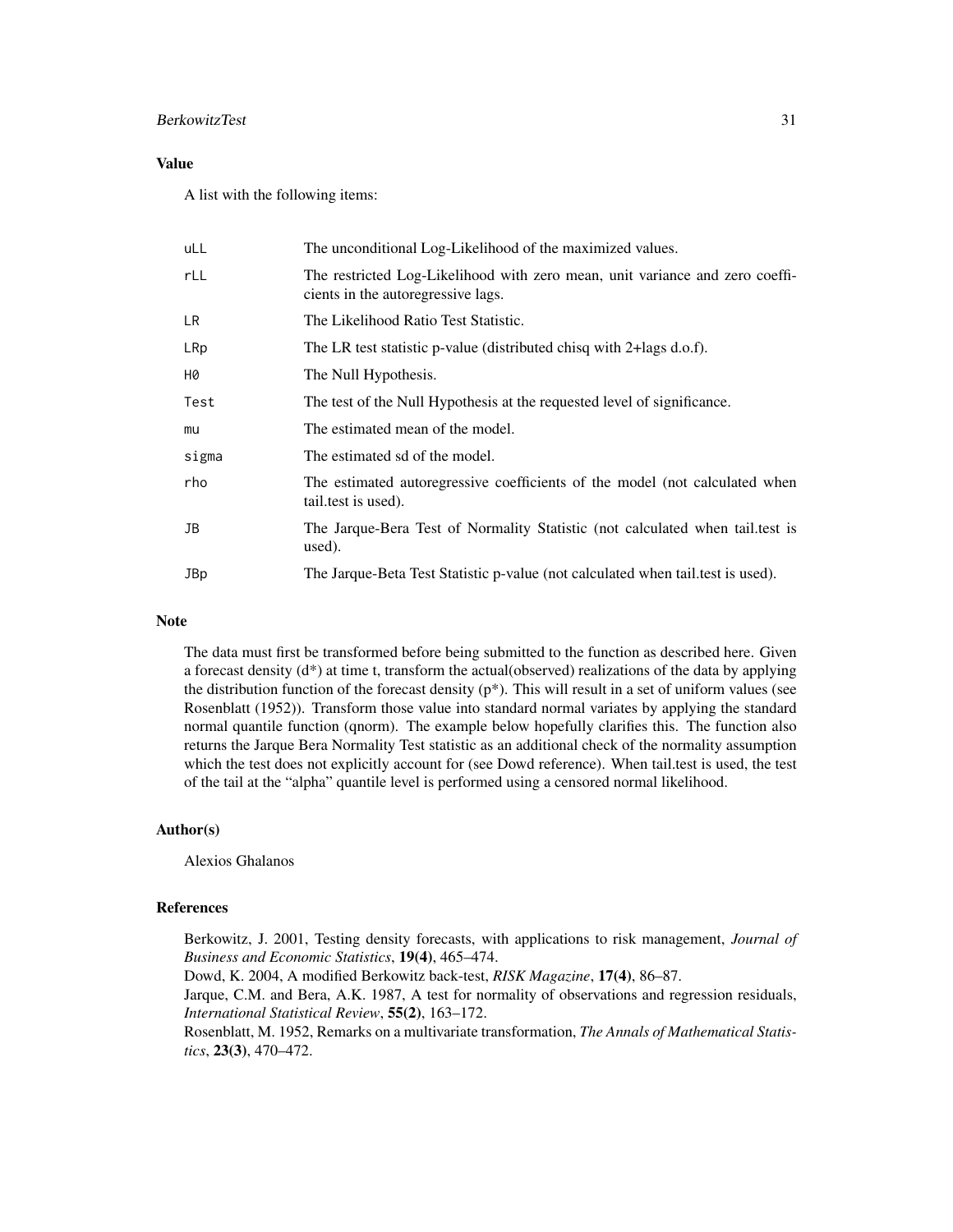## Value

A list with the following items:

| | |
|---|---|
| uLL | The unconditional Log-Likelihood of the maximized values. |
| rLL | The restricted Log-Likelihood with zero mean, unit variance and zero coefficients in the autoregressive lags. |
| LR | The Likelihood Ratio Test Statistic. |
| LRp | The LR test statistic p-value (distributed chisq with 2+lags d.o.f). |
| H0 | The Null Hypothesis. |
| Test | The test of the Null Hypothesis at the requested level of significance. |
| mu | The estimated mean of the model. |
| sigma | The estimated sd of the model. |
| rho | The estimated autoregressive coefficients of the model (not calculated when tail.test is used). |
| JB | The Jarque-Bera Test of Normality Statistic (not calculated when tail.test is used). |
| JBp | The Jarque-Beta Test Statistic p-value (not calculated when tail.test is used). |

## Note

The data must first be transformed before being submitted to the function as described here. Given a forecast density (d*) at time t, transform the actual(observed) realizations of the data by applying the distribution function of the forecast density (p*). This will result in a set of uniform values (see Rosenblatt (1952)). Transform those value into standard normal variates by applying the standard normal quantile function (qnorm). The example below hopefully clarifies this. The function also returns the Jarque Bera Normality Test statistic as an additional check of the normality assumption which the test does not explicitly account for (see Dowd reference). When tail.test is used, the test of the tail at the "alpha" quantile level is performed using a censored normal likelihood.

## Author(s)

Alexios Ghalanos

## References

Berkowitz, J. 2001, Testing density forecasts, with applications to risk management, *Journal of Business and Economic Statistics*, **19(4)**, 465–474.  
Dowd, K. 2004, A modified Berkowitz back-test, *RISK Magazine*, **17(4)**, 86–87.  
Jarque, C.M. and Bera, A.K. 1987, A test for normality of observations and regression residuals, *International Statistical Review*, **55(2)**, 163–172.  
Rosenblatt, M. 1952, Remarks on a multivariate transformation, *The Annals of Mathematical Statistics*, **23(3)**, 470–472.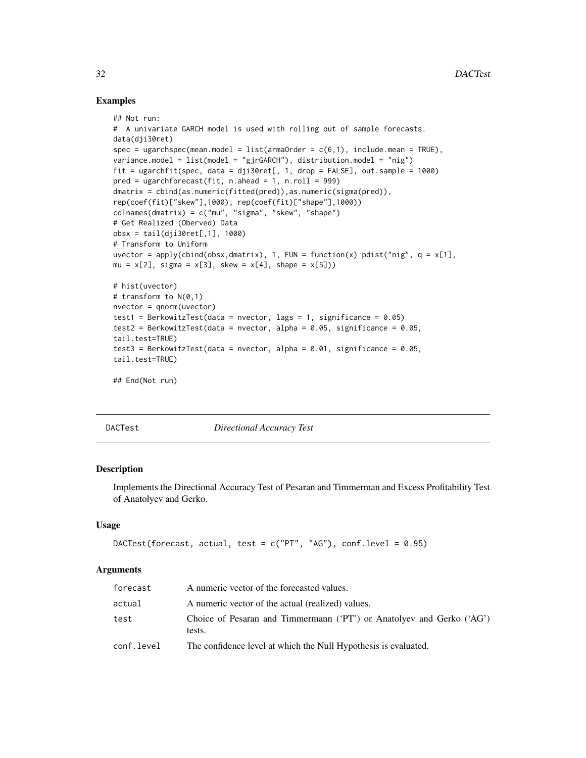## Examples

```
## Not run:
#  A univariate GARCH model is used with rolling out of sample forecasts.
data(dji30ret)
spec = ugarchspec(mean.model = list(armaOrder = c(6,1), include.mean = TRUE),
variance.model = list(model = "gjrGARCH"), distribution.model = "nig")
fit = ugarchfit(spec, data = dji30ret[, 1, drop = FALSE], out.sample = 1000)
pred = ugarchforecast(fit, n.ahead = 1, n.roll = 999)
dmatrix = cbind(as.numeric(fitted(pred)),as.numeric(sigma(pred)),
rep(coef(fit)["skew"],1000), rep(coef(fit)["shape"],1000))
colnames(dmatrix) = c("mu", "sigma", "skew", "shape")
# Get Realized (Oberved) Data
obsx = tail(dji30ret[,1], 1000)
# Transform to Uniform
uvector = apply(cbind(obsx,dmatrix), 1, FUN = function(x) pdist("nig", q = x[1],
mu = x[2], sigma = x[3], skew = x[4], shape = x[5]))

# hist(uvector)
# transform to N(0,1)
nvector = qnorm(uvector)
test1 = BerkowitzTest(data = nvector, lags = 1, significance = 0.05)
test2 = BerkowitzTest(data = nvector, alpha = 0.05, significance = 0.05,
tail.test=TRUE)
test3 = BerkowitzTest(data = nvector, alpha = 0.01, significance = 0.05,
tail.test=TRUE)

## End(Not run)
```

# DACTest — *Directional Accuracy Test*

## Description

Implements the Directional Accuracy Test of Pesaran and Timmerman and Excess Profitability Test of Anatolyev and Gerko.

## Usage

```
DACTest(forecast, actual, test = c("PT", "AG"), conf.level = 0.95)
```

## Arguments

| | |
|---|---|
| forecast | A numeric vector of the forecasted values. |
| actual | A numeric vector of the actual (realized) values. |
| test | Choice of Pesaran and Timmermann ('PT') or Anatolyev and Gerko ('AG') tests. |
| conf.level | The confidence level at which the Null Hypothesis is evaluated. |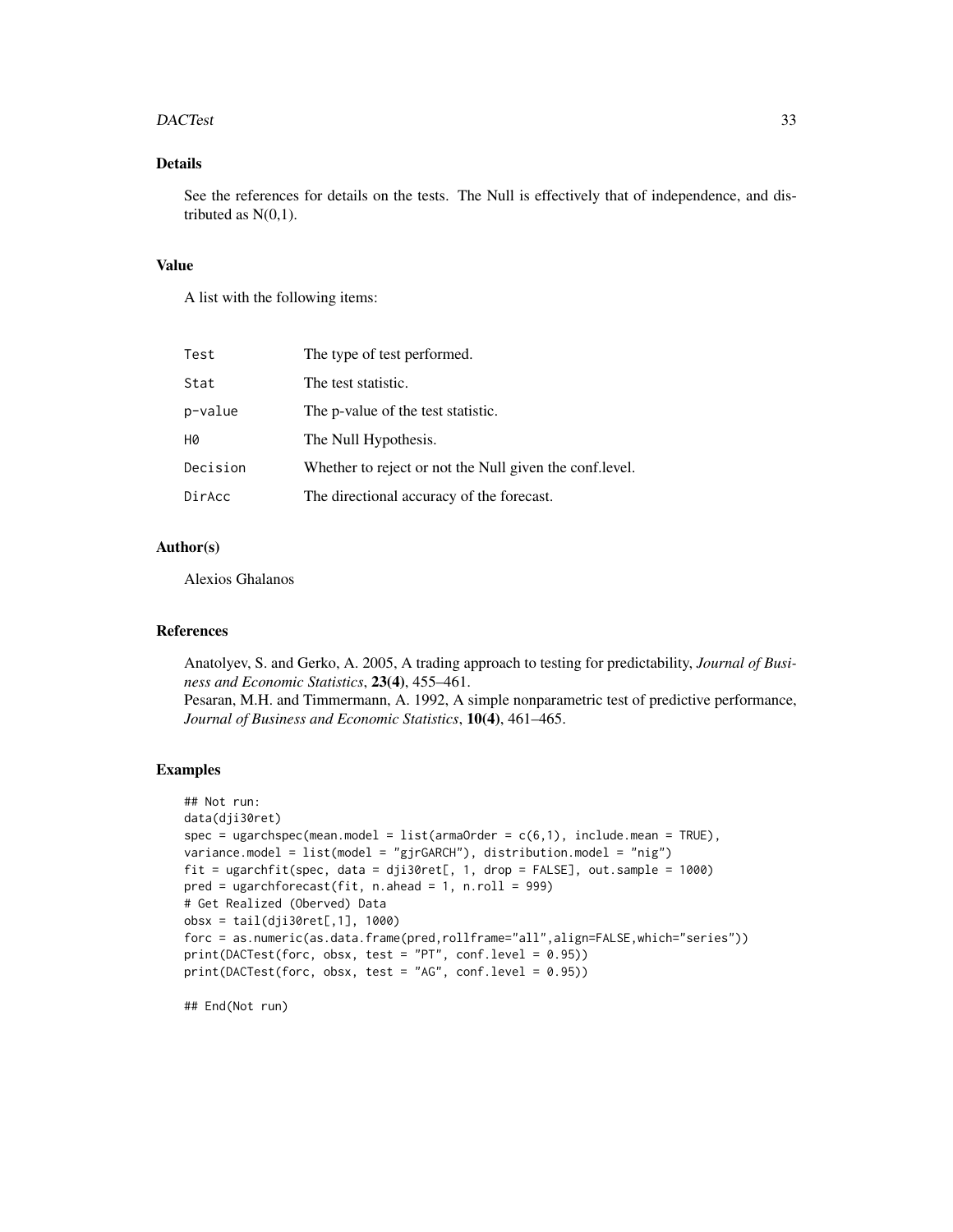## Details

See the references for details on the tests. The Null is effectively that of independence, and distributed as N(0,1).

## Value

A list with the following items:

| | |
|---|---|
| `Test` | The type of test performed. |
| `Stat` | The test statistic. |
| `p-value` | The p-value of the test statistic. |
| `H0` | The Null Hypothesis. |
| `Decision` | Whether to reject or not the Null given the conf.level. |
| `DirAcc` | The directional accuracy of the forecast. |

## Author(s)

Alexios Ghalanos

## References

Anatolyev, S. and Gerko, A. 2005, A trading approach to testing for predictability, *Journal of Business and Economic Statistics*, **23(4)**, 455–461.
Pesaran, M.H. and Timmermann, A. 1992, A simple nonparametric test of predictive performance, *Journal of Business and Economic Statistics*, **10(4)**, 461–465.

## Examples

```
## Not run:
data(dji30ret)
spec = ugarchspec(mean.model = list(armaOrder = c(6,1), include.mean = TRUE),
variance.model = list(model = "gjrGARCH"), distribution.model = "nig")
fit = ugarchfit(spec, data = dji30ret[, 1, drop = FALSE], out.sample = 1000)
pred = ugarchforecast(fit, n.ahead = 1, n.roll = 999)
# Get Realized (Oberved) Data
obsx = tail(dji30ret[,1], 1000)
forc = as.numeric(as.data.frame(pred,rollframe="all",align=FALSE,which="series"))
print(DACTest(forc, obsx, test = "PT", conf.level = 0.95))
print(DACTest(forc, obsx, test = "AG", conf.level = 0.95))

## End(Not run)
```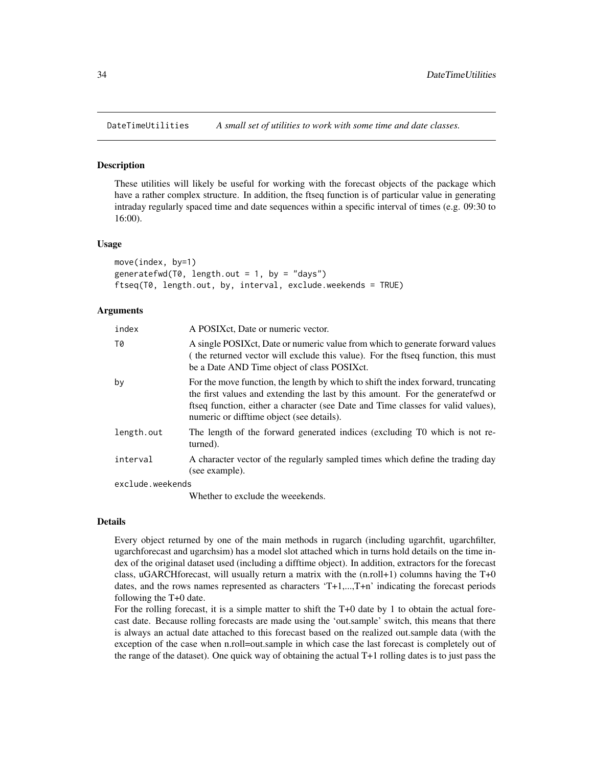DateTimeUtilities    *A small set of utilities to work with some time and date classes.*

### Description

These utilities will likely be useful for working with the forecast objects of the package which have a rather complex structure. In addition, the ftseq function is of particular value in generating intraday regularly spaced time and date sequences within a specific interval of times (e.g. 09:30 to 16:00).

### Usage

```
move(index, by=1)
generatefwd(T0, length.out = 1, by = "days")
ftseq(T0, length.out, by, interval, exclude.weekends = TRUE)
```

### Arguments

| | |
|---|---|
| index | A POSIXct, Date or numeric vector. |
| T0 | A single POSIXct, Date or numeric value from which to generate forward values ( the returned vector will exclude this value). For the ftseq function, this must be a Date AND Time object of class POSIXct. |
| by | For the move function, the length by which to shift the index forward, truncating the first values and extending the last by this amount. For the generatefwd or ftseq function, either a character (see Date and Time classes for valid values), numeric or difftime object (see details). |
| length.out | The length of the forward generated indices (excluding T0 which is not returned). |
| interval | A character vector of the regularly sampled times which define the trading day (see example). |
| exclude.weekends | Whether to exclude the weeekends. |

### Details

Every object returned by one of the main methods in rugarch (including ugarchfit, ugarchfilter, ugarchforecast and ugarchsim) has a model slot attached which in turns hold details on the time index of the original dataset used (including a difftime object). In addition, extractors for the forecast class, uGARCHforecast, will usually return a matrix with the (n.roll+1) columns having the T+0 dates, and the rows names represented as characters 'T+1,...,T+n' indicating the forecast periods following the T+0 date.

For the rolling forecast, it is a simple matter to shift the T+0 date by 1 to obtain the actual forecast date. Because rolling forecasts are made using the 'out.sample' switch, this means that there is always an actual date attached to this forecast based on the realized out.sample data (with the exception of the case when n.roll=out.sample in which case the last forecast is completely out of the range of the dataset). One quick way of obtaining the actual T+1 rolling dates is to just pass the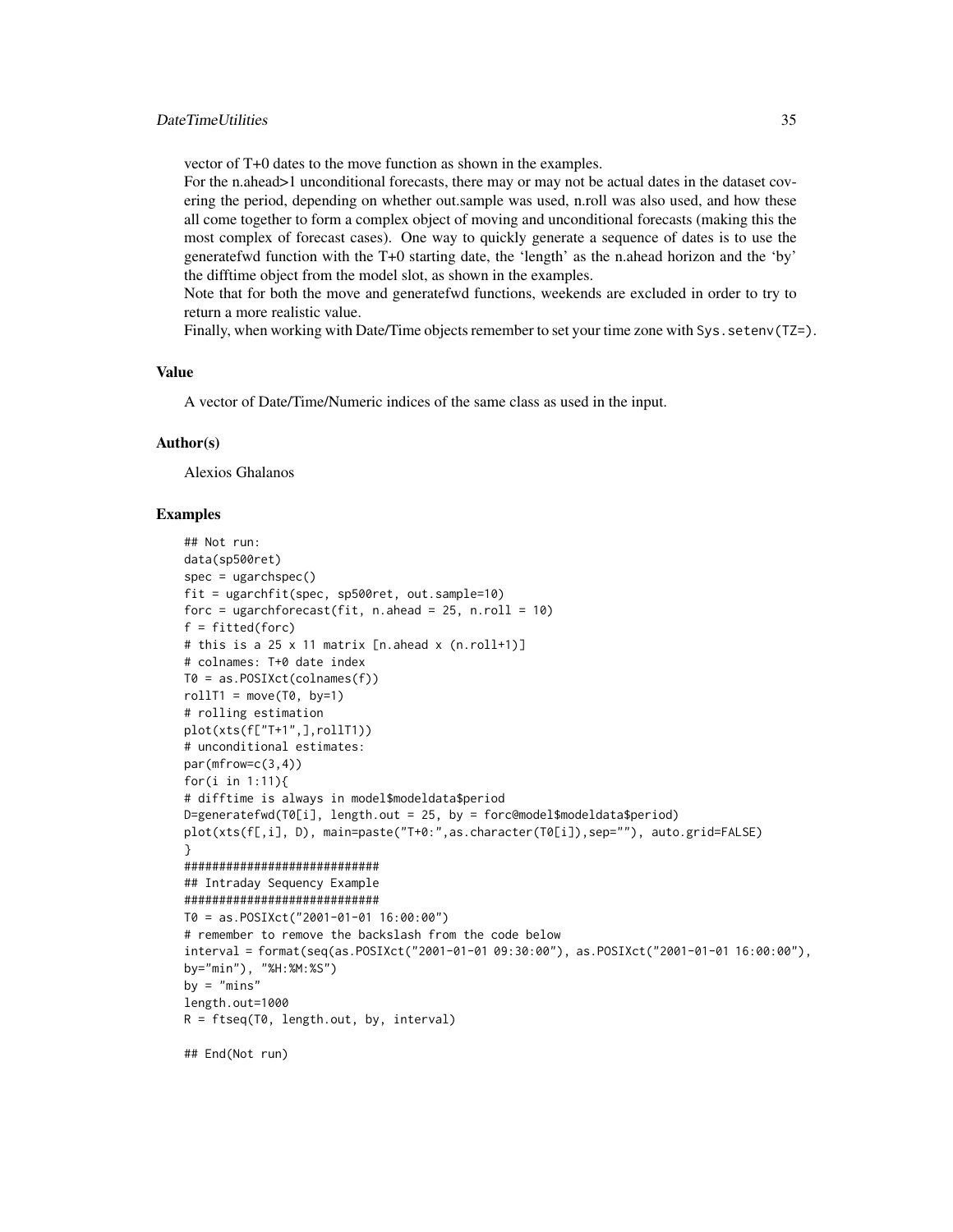vector of T+0 dates to the move function as shown in the examples.

For the n.ahead>1 unconditional forecasts, there may or may not be actual dates in the dataset covering the period, depending on whether out.sample was used, n.roll was also used, and how these all come together to form a complex object of moving and unconditional forecasts (making this the most complex of forecast cases). One way to quickly generate a sequence of dates is to use the generatefwd function with the T+0 starting date, the 'length' as the n.ahead horizon and the 'by' the difftime object from the model slot, as shown in the examples.

Note that for both the move and generatefwd functions, weekends are excluded in order to try to return a more realistic value.

Finally, when working with Date/Time objects remember to set your time zone with `Sys.setenv(TZ=)`.

### Value

A vector of Date/Time/Numeric indices of the same class as used in the input.

### Author(s)

Alexios Ghalanos

### Examples

```
## Not run:
data(sp500ret)
spec = ugarchspec()
fit = ugarchfit(spec, sp500ret, out.sample=10)
forc = ugarchforecast(fit, n.ahead = 25, n.roll = 10)
f = fitted(forc)
# this is a 25 x 11 matrix [n.ahead x (n.roll+1)]
# colnames: T+0 date index
T0 = as.POSIXct(colnames(f))
rollT1 = move(T0, by=1)
# rolling estimation
plot(xts(f["T+1",],rollT1))
# unconditional estimates:
par(mfrow=c(3,4))
for(i in 1:11){
# difftime is always in model$modeldata$period
D=generatefwd(T0[i], length.out = 25, by = forc@model$modeldata$period)
plot(xts(f[,i], D), main=paste("T+0:",as.character(T0[i]),sep=""), auto.grid=FALSE)
}
############################
## Intraday Sequency Example
############################
T0 = as.POSIXct("2001-01-01 16:00:00")
# remember to remove the backslash from the code below
interval = format(seq(as.POSIXct("2001-01-01 09:30:00"), as.POSIXct("2001-01-01 16:00:00"),
by="min"), "%H:%M:%S")
by = "mins"
length.out=1000
R = ftseq(T0, length.out, by, interval)

## End(Not run)
```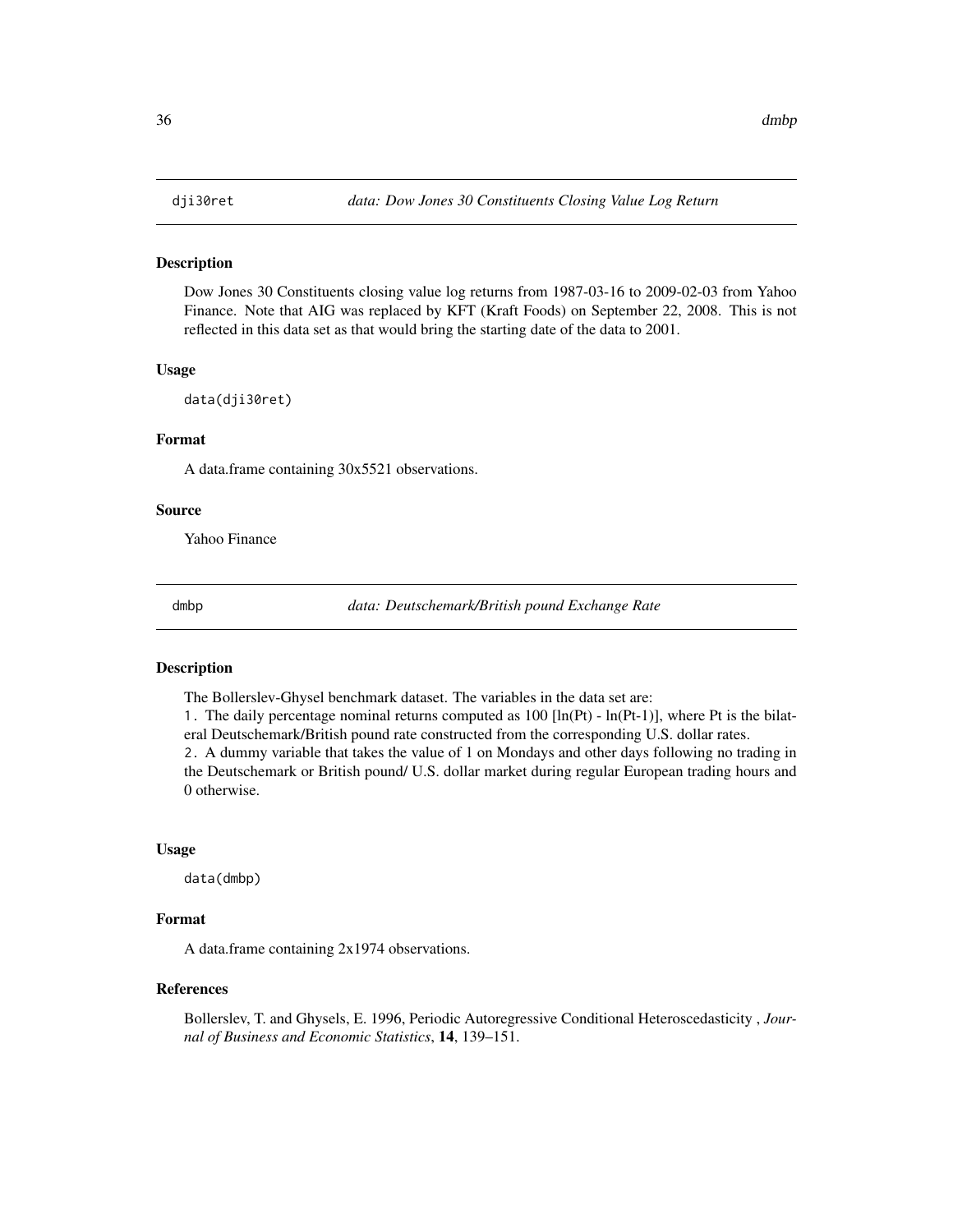## dji30ret — *data: Dow Jones 30 Constituents Closing Value Log Return*

### Description

Dow Jones 30 Constituents closing value log returns from 1987-03-16 to 2009-02-03 from Yahoo Finance. Note that AIG was replaced by KFT (Kraft Foods) on September 22, 2008. This is not reflected in this data set as that would bring the starting date of the data to 2001.

### Usage

```
data(dji30ret)
```

### Format

A data.frame containing 30x5521 observations.

### Source

Yahoo Finance

## dmbp — *data: Deutschemark/British pound Exchange Rate*

### Description

The Bollerslev-Ghysel benchmark dataset. The variables in the data set are:
1. The daily percentage nominal returns computed as 100 [ln(Pt) - ln(Pt-1)], where Pt is the bilateral Deutschemark/British pound rate constructed from the corresponding U.S. dollar rates.
2. A dummy variable that takes the value of 1 on Mondays and other days following no trading in the Deutschemark or British pound/ U.S. dollar market during regular European trading hours and 0 otherwise.

### Usage

```
data(dmbp)
```

### Format

A data.frame containing 2x1974 observations.

### References

Bollerslev, T. and Ghysels, E. 1996, Periodic Autoregressive Conditional Heteroscedasticity , *Journal of Business and Economic Statistics*, **14**, 139–151.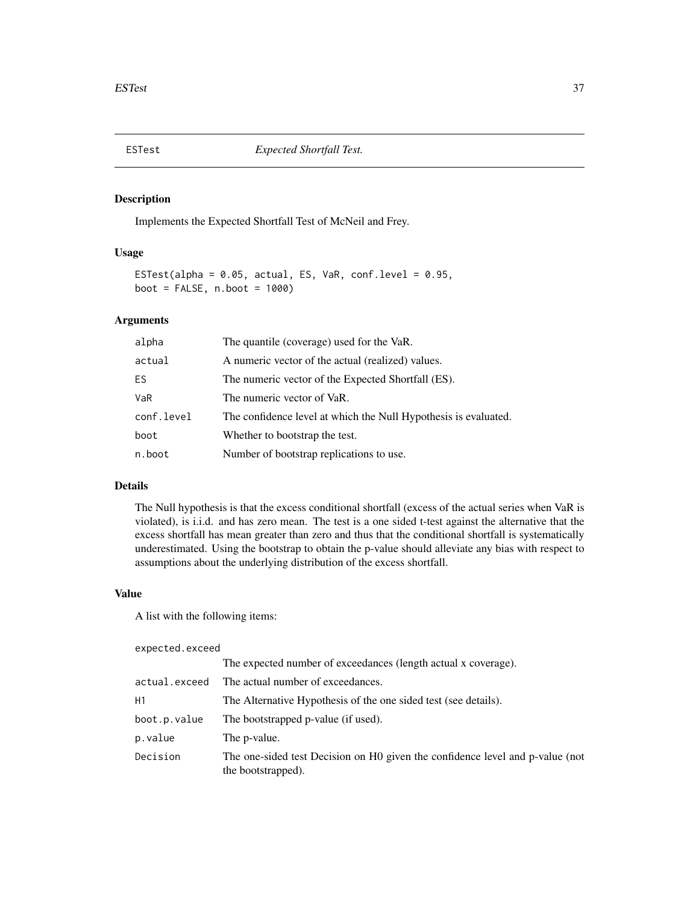ESTest *Expected Shortfall Test.*

## Description

Implements the Expected Shortfall Test of McNeil and Frey.

## Usage

```
ESTest(alpha = 0.05, actual, ES, VaR, conf.level = 0.95,
boot = FALSE, n.boot = 1000)
```

## Arguments

| | |
|---|---|
| alpha | The quantile (coverage) used for the VaR. |
| actual | A numeric vector of the actual (realized) values. |
| ES | The numeric vector of the Expected Shortfall (ES). |
| VaR | The numeric vector of VaR. |
| conf.level | The confidence level at which the Null Hypothesis is evaluated. |
| boot | Whether to bootstrap the test. |
| n.boot | Number of bootstrap replications to use. |

## Details

The Null hypothesis is that the excess conditional shortfall (excess of the actual series when VaR is violated), is i.i.d. and has zero mean. The test is a one sided t-test against the alternative that the excess shortfall has mean greater than zero and thus that the conditional shortfall is systematically underestimated. Using the bootstrap to obtain the p-value should alleviate any bias with respect to assumptions about the underlying distribution of the excess shortfall.

## Value

A list with the following items:

| | |
|---|---|
| expected.exceed | The expected number of exceedances (length actual x coverage). |
| actual.exceed | The actual number of exceedances. |
| H1 | The Alternative Hypothesis of the one sided test (see details). |
| boot.p.value | The bootstrapped p-value (if used). |
| p.value | The p-value. |
| Decision | The one-sided test Decision on H0 given the confidence level and p-value (not the bootstrapped). |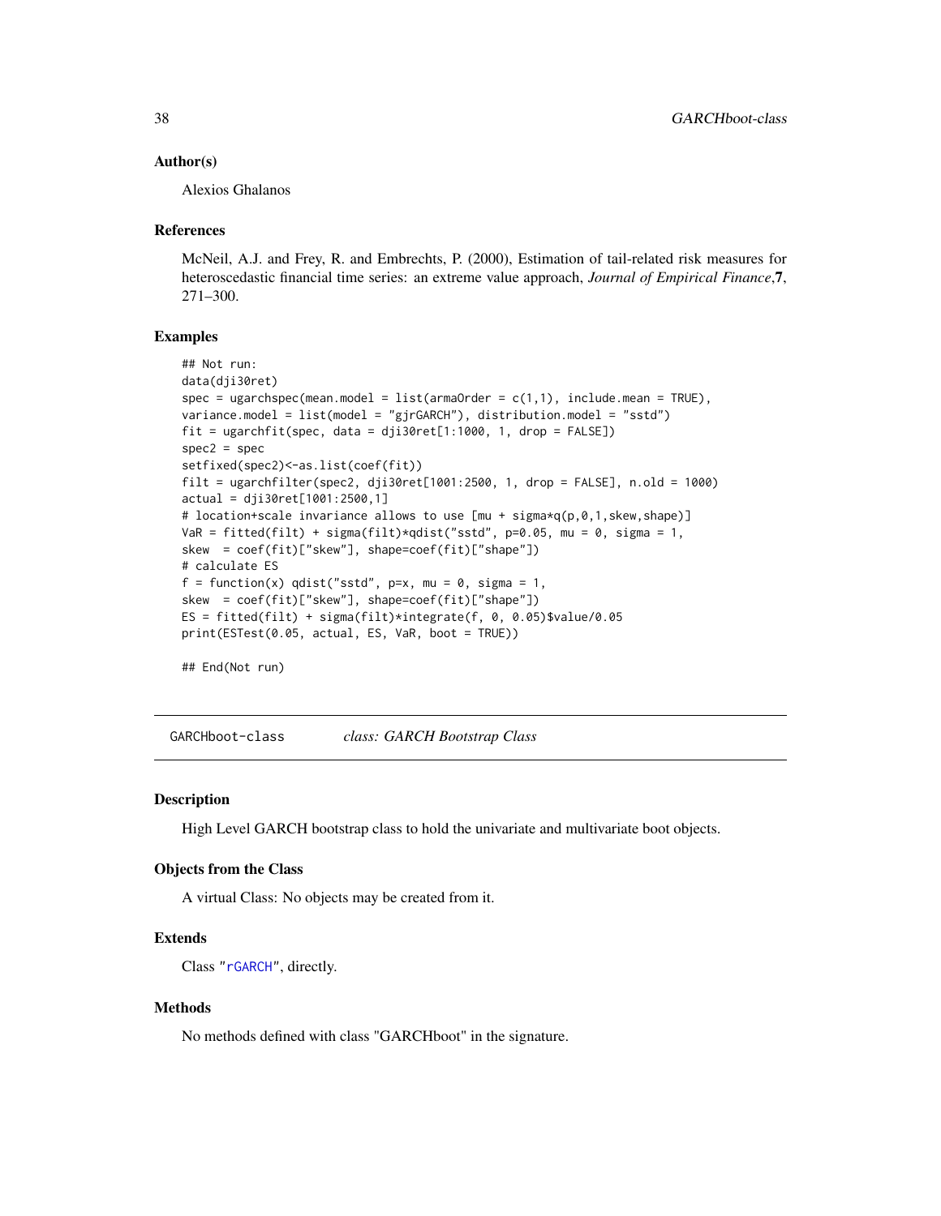### Author(s)

Alexios Ghalanos

### References

McNeil, A.J. and Frey, R. and Embrechts, P. (2000), Estimation of tail-related risk measures for heteroscedastic financial time series: an extreme value approach, *Journal of Empirical Finance*,**7**, 271–300.

### Examples

```
## Not run:
data(dji30ret)
spec = ugarchspec(mean.model = list(armaOrder = c(1,1), include.mean = TRUE),
variance.model = list(model = "gjrGARCH"), distribution.model = "sstd")
fit = ugarchfit(spec, data = dji30ret[1:1000, 1, drop = FALSE])
spec2 = spec
setfixed(spec2)<-as.list(coef(fit))
filt = ugarchfilter(spec2, dji30ret[1001:2500, 1, drop = FALSE], n.old = 1000)
actual = dji30ret[1001:2500,1]
# location+scale invariance allows to use [mu + sigma*q(p,0,1,skew,shape)]
VaR = fitted(filt) + sigma(filt)*qdist("sstd", p=0.05, mu = 0, sigma = 1,
skew  = coef(fit)["skew"], shape=coef(fit)["shape"])
# calculate ES
f = function(x) qdist("sstd", p=x, mu = 0, sigma = 1,
skew  = coef(fit)["skew"], shape=coef(fit)["shape"])
ES = fitted(filt) + sigma(filt)*integrate(f, 0, 0.05)$value/0.05
print(ESTest(0.05, actual, ES, VaR, boot = TRUE))

## End(Not run)
```

---

## GARCHboot-class    *class: GARCH Bootstrap Class*

### Description

High Level GARCH bootstrap class to hold the univariate and multivariate boot objects.

### Objects from the Class

A virtual Class: No objects may be created from it.

### Extends

Class "rGARCH", directly.

### Methods

No methods defined with class "GARCHboot" in the signature.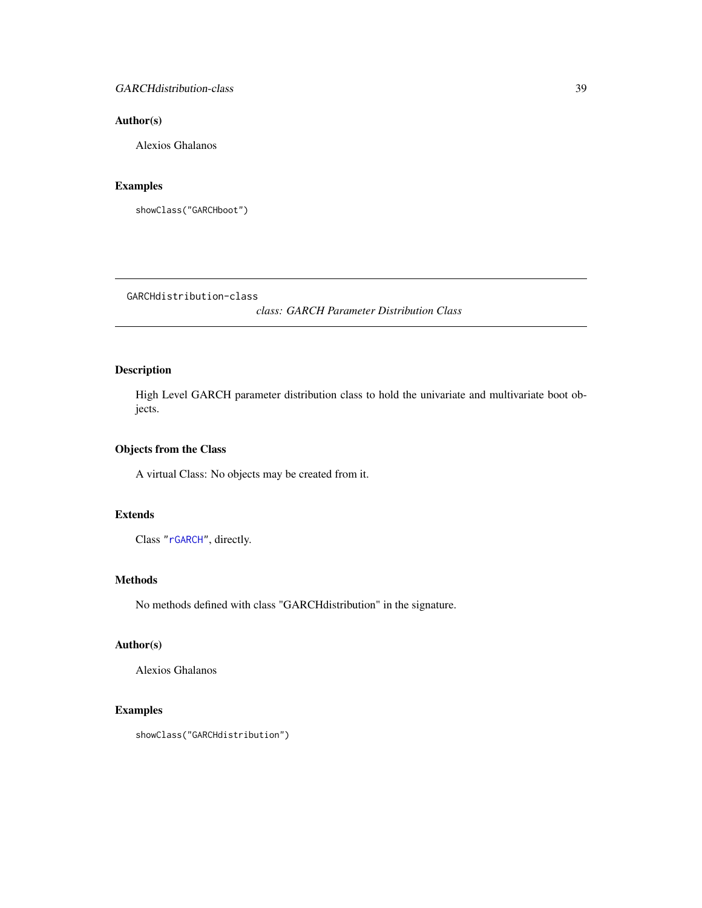## Author(s)

Alexios Ghalanos

## Examples

```
showClass("GARCHboot")
```

---

GARCHdistribution-class

*class: GARCH Parameter Distribution Class*

---

## Description

High Level GARCH parameter distribution class to hold the univariate and multivariate boot objects.

## Objects from the Class

A virtual Class: No objects may be created from it.

## Extends

Class "rGARCH", directly.

## Methods

No methods defined with class "GARCHdistribution" in the signature.

## Author(s)

Alexios Ghalanos

## Examples

```
showClass("GARCHdistribution")
```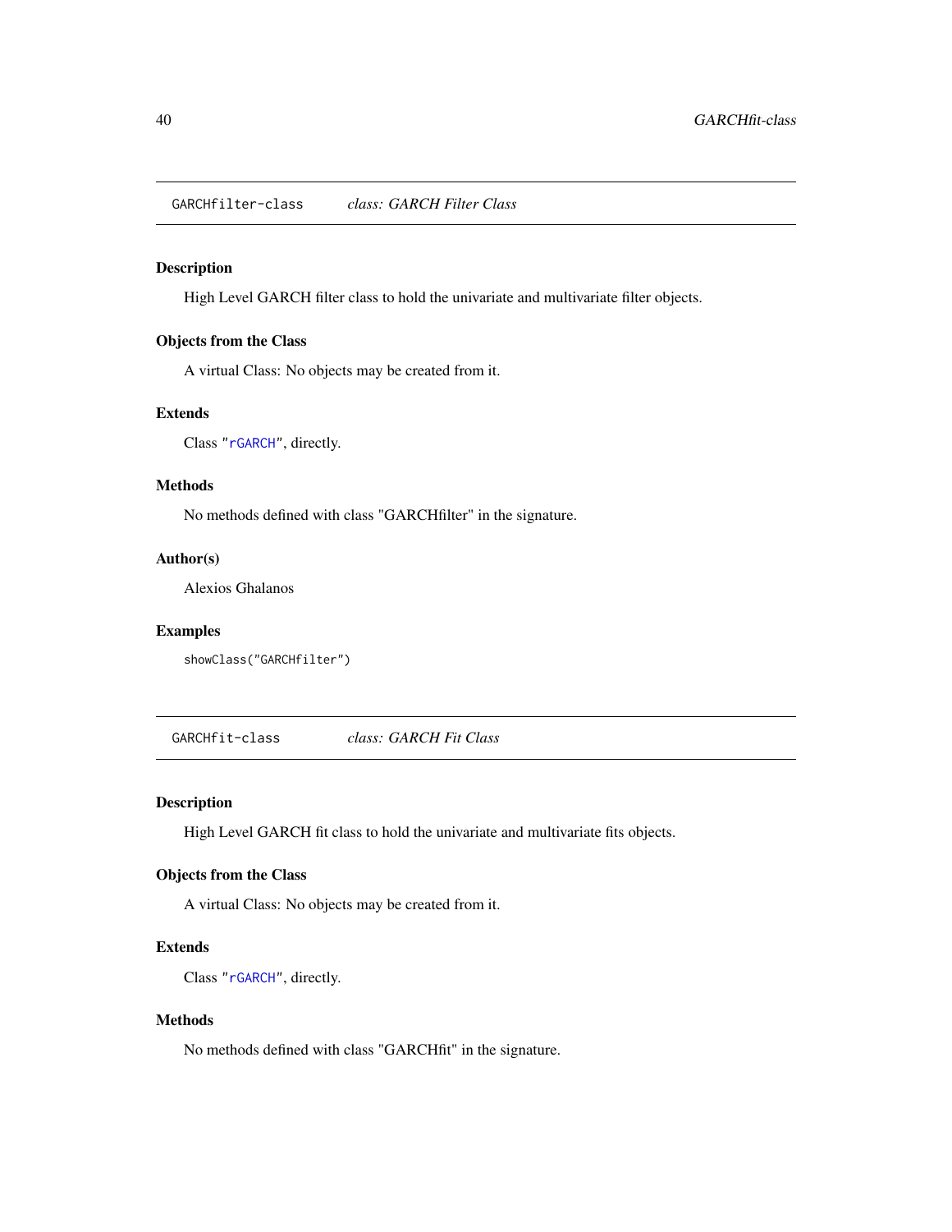## GARCHfilter-class &nbsp;&nbsp;&nbsp; *class: GARCH Filter Class*

### Description

High Level GARCH filter class to hold the univariate and multivariate filter objects.

### Objects from the Class

A virtual Class: No objects may be created from it.

### Extends

Class "`rGARCH`", directly.

### Methods

No methods defined with class "GARCHfilter" in the signature.

### Author(s)

Alexios Ghalanos

### Examples

```
showClass("GARCHfilter")
```

## GARCHfit-class &nbsp;&nbsp;&nbsp; *class: GARCH Fit Class*

### Description

High Level GARCH fit class to hold the univariate and multivariate fits objects.

### Objects from the Class

A virtual Class: No objects may be created from it.

### Extends

Class "`rGARCH`", directly.

### Methods

No methods defined with class "GARCHfit" in the signature.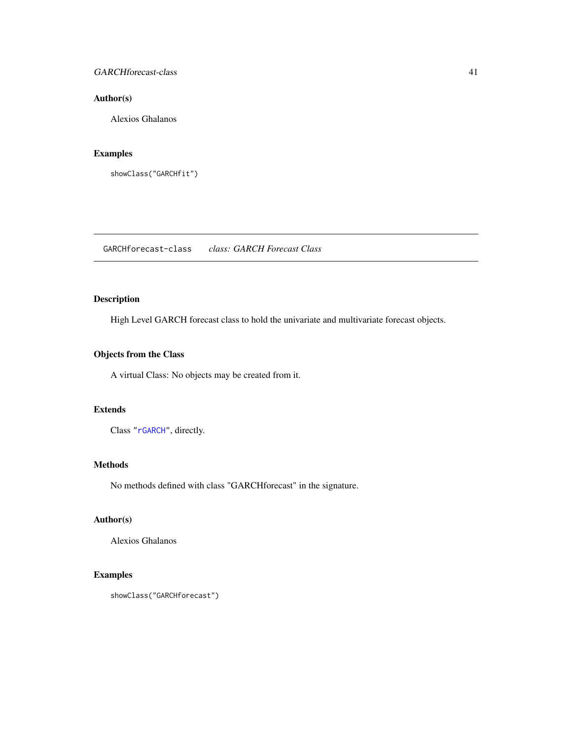## Author(s)

Alexios Ghalanos

## Examples

```
showClass("GARCHfit")
```

---

# GARCHforecast-class *class: GARCH Forecast Class*

---

## Description

High Level GARCH forecast class to hold the univariate and multivariate forecast objects.

## Objects from the Class

A virtual Class: No objects may be created from it.

## Extends

Class "rGARCH", directly.

## Methods

No methods defined with class "GARCHforecast" in the signature.

## Author(s)

Alexios Ghalanos

## Examples

```
showClass("GARCHforecast")
```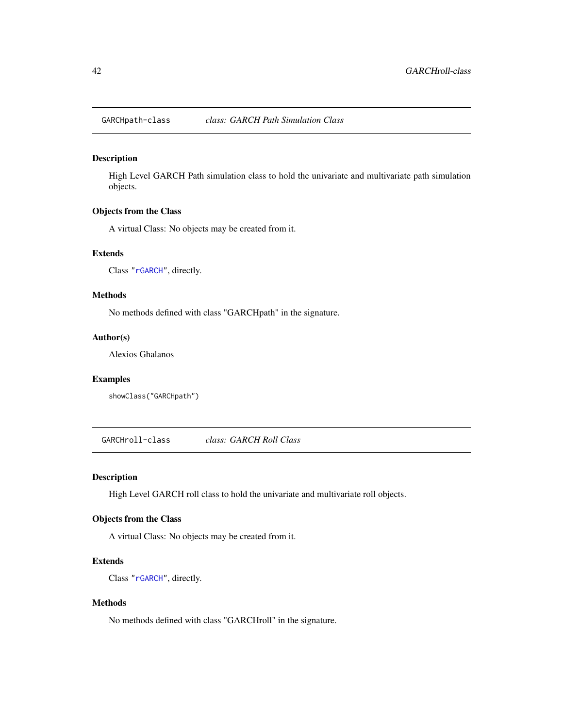## GARCHpath-class *class: GARCH Path Simulation Class*

### Description

High Level GARCH Path simulation class to hold the univariate and multivariate path simulation objects.

### Objects from the Class

A virtual Class: No objects may be created from it.

### Extends

Class "`rGARCH`", directly.

### Methods

No methods defined with class "GARCHpath" in the signature.

### Author(s)

Alexios Ghalanos

### Examples

```
showClass("GARCHpath")
```

## GARCHroll-class *class: GARCH Roll Class*

### Description

High Level GARCH roll class to hold the univariate and multivariate roll objects.

### Objects from the Class

A virtual Class: No objects may be created from it.

### Extends

Class "`rGARCH`", directly.

### Methods

No methods defined with class "GARCHroll" in the signature.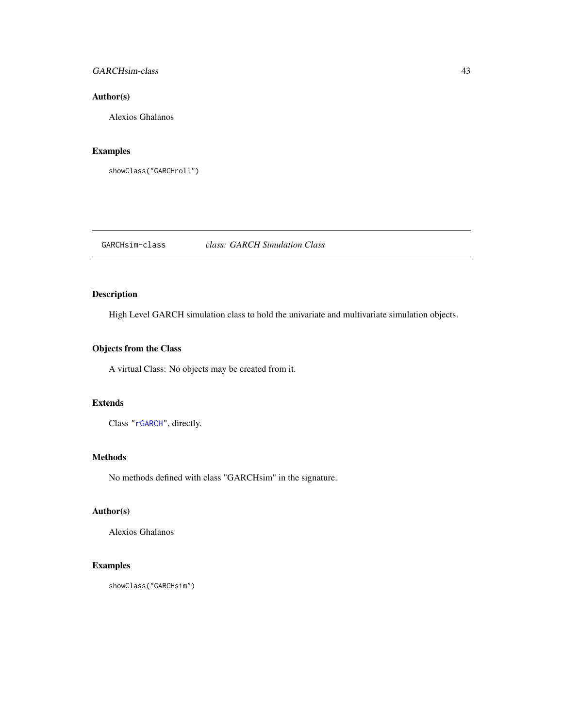### Author(s)

Alexios Ghalanos

### Examples

```
showClass("GARCHroll")
```

---

## GARCHsim-class    *class: GARCH Simulation Class*

---

### Description

High Level GARCH simulation class to hold the univariate and multivariate simulation objects.

### Objects from the Class

A virtual Class: No objects may be created from it.

### Extends

Class "`rGARCH`", directly.

### Methods

No methods defined with class "GARCHsim" in the signature.

### Author(s)

Alexios Ghalanos

### Examples

```
showClass("GARCHsim")
```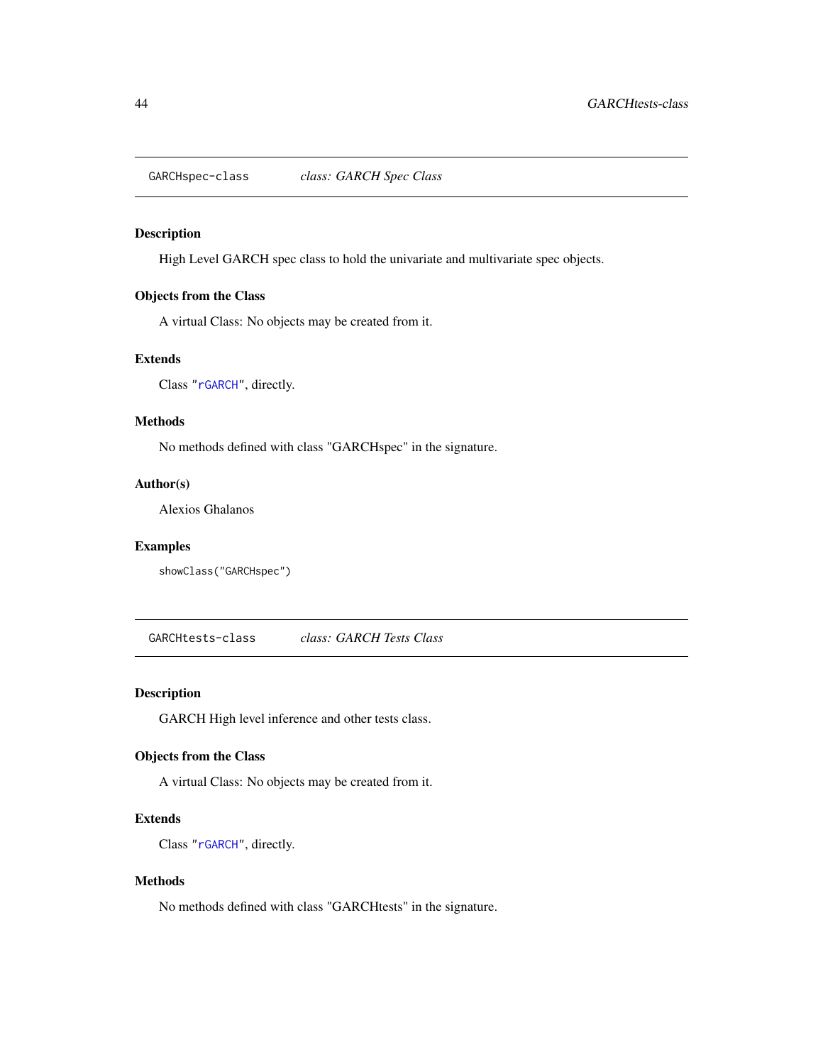## GARCHspec-class *class: GARCH Spec Class*

### Description

High Level GARCH spec class to hold the univariate and multivariate spec objects.

### Objects from the Class

A virtual Class: No objects may be created from it.

### Extends

Class "`rGARCH`", directly.

### Methods

No methods defined with class "GARCHspec" in the signature.

### Author(s)

Alexios Ghalanos

### Examples

```
showClass("GARCHspec")
```

## GARCHtests-class *class: GARCH Tests Class*

### Description

GARCH High level inference and other tests class.

### Objects from the Class

A virtual Class: No objects may be created from it.

### Extends

Class "`rGARCH`", directly.

### Methods

No methods defined with class "GARCHtests" in the signature.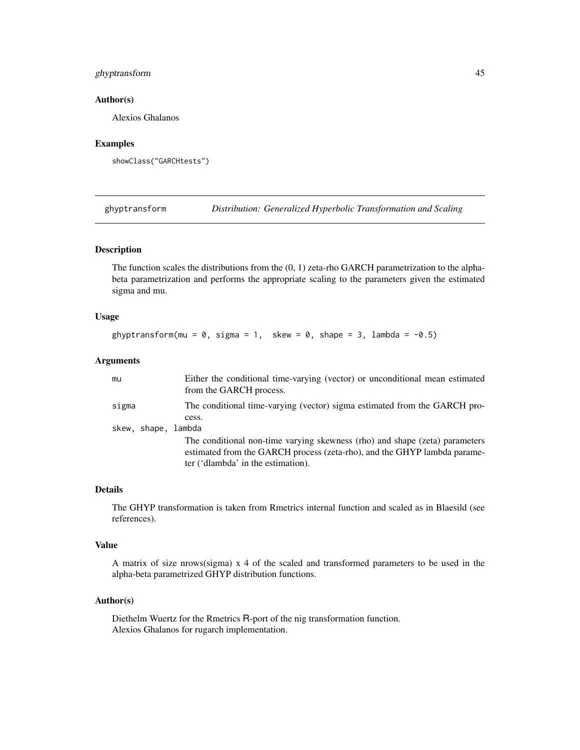## Author(s)

Alexios Ghalanos

## Examples

```
showClass("GARCHtests")
```

---

# ghyptransform — *Distribution: Generalized Hyperbolic Transformation and Scaling*

## Description

The function scales the distributions from the (0, 1) zeta-rho GARCH parametrization to the alpha-beta parametrization and performs the appropriate scaling to the parameters given the estimated sigma and mu.

## Usage

```
ghyptransform(mu = 0, sigma = 1,  skew = 0, shape = 3, lambda = -0.5)
```

## Arguments

`mu` Either the conditional time-varying (vector) or unconditional mean estimated from the GARCH process.

`sigma` The conditional time-varying (vector) sigma estimated from the GARCH process.

`skew, shape, lambda`
The conditional non-time varying skewness (rho) and shape (zeta) parameters estimated from the GARCH process (zeta-rho), and the GHYP lambda parameter ('dlambda' in the estimation).

## Details

The GHYP transformation is taken from Rmetrics internal function and scaled as in Blaesild (see references).

## Value

A matrix of size nrows(sigma) x 4 of the scaled and transformed parameters to be used in the alpha-beta parametrized GHYP distribution functions.

## Author(s)

Diethelm Wuertz for the Rmetrics R-port of the nig transformation function.
Alexios Ghalanos for rugarch implementation.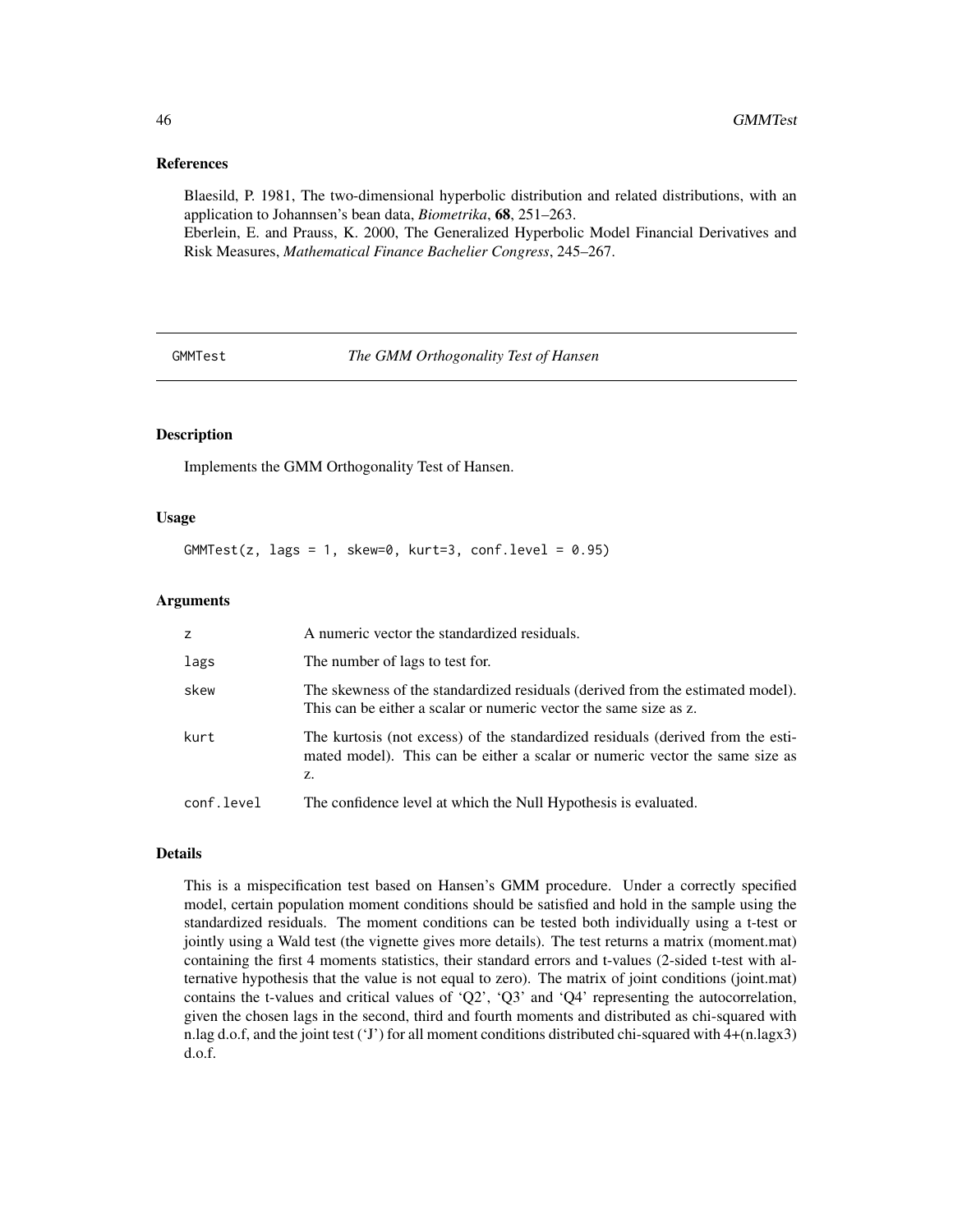### References

Blaesild, P. 1981, The two-dimensional hyperbolic distribution and related distributions, with an application to Johannsen's bean data, *Biometrika*, **68**, 251–263.
Eberlein, E. and Prauss, K. 2000, The Generalized Hyperbolic Model Financial Derivatives and Risk Measures, *Mathematical Finance Bachelier Congress*, 245–267.

---

## GMMTest — *The GMM Orthogonality Test of Hansen*

### Description

Implements the GMM Orthogonality Test of Hansen.

### Usage

```
GMMTest(z, lags = 1, skew=0, kurt=3, conf.level = 0.95)
```

### Arguments

| | |
|---|---|
| z | A numeric vector the standardized residuals. |
| lags | The number of lags to test for. |
| skew | The skewness of the standardized residuals (derived from the estimated model). This can be either a scalar or numeric vector the same size as z. |
| kurt | The kurtosis (not excess) of the standardized residuals (derived from the estimated model). This can be either a scalar or numeric vector the same size as z. |
| conf.level | The confidence level at which the Null Hypothesis is evaluated. |

### Details

This is a mispecification test based on Hansen's GMM procedure. Under a correctly specified model, certain population moment conditions should be satisfied and hold in the sample using the standardized residuals. The moment conditions can be tested both individually using a t-test or jointly using a Wald test (the vignette gives more details). The test returns a matrix (moment.mat) containing the first 4 moments statistics, their standard errors and t-values (2-sided t-test with alternative hypothesis that the value is not equal to zero). The matrix of joint conditions (joint.mat) contains the t-values and critical values of 'Q2', 'Q3' and 'Q4' representing the autocorrelation, given the chosen lags in the second, third and fourth moments and distributed as chi-squared with n.lag d.o.f, and the joint test ('J') for all moment conditions distributed chi-squared with 4+(n.lagx3) d.o.f.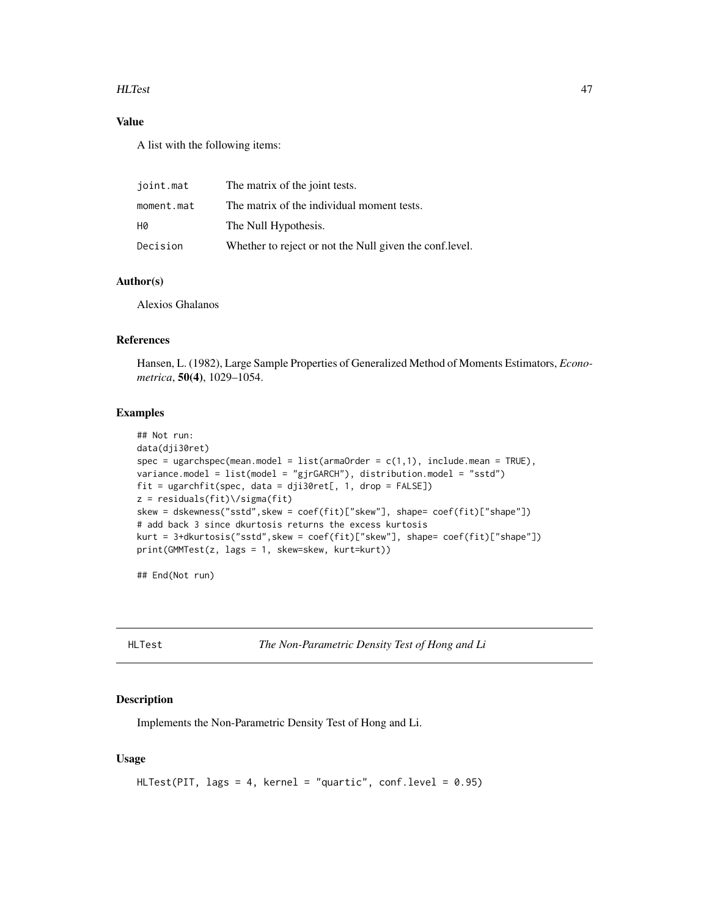### Value

A list with the following items:

| | |
|---|---|
| joint.mat | The matrix of the joint tests. |
| moment.mat | The matrix of the individual moment tests. |
| H0 | The Null Hypothesis. |
| Decision | Whether to reject or not the Null given the conf.level. |

### Author(s)

Alexios Ghalanos

### References

Hansen, L. (1982), Large Sample Properties of Generalized Method of Moments Estimators, *Econometrica*, **50(4)**, 1029–1054.

### Examples

```
## Not run:
data(dji30ret)
spec = ugarchspec(mean.model = list(armaOrder = c(1,1), include.mean = TRUE),
variance.model = list(model = "gjrGARCH"), distribution.model = "sstd")
fit = ugarchfit(spec, data = dji30ret[, 1, drop = FALSE])
z = residuals(fit)\/sigma(fit)
skew = dskewness("sstd",skew = coef(fit)["skew"], shape= coef(fit)["shape"])
# add back 3 since dkurtosis returns the excess kurtosis
kurt = 3+dkurtosis("sstd",skew = coef(fit)["skew"], shape= coef(fit)["shape"])
print(GMMTest(z, lags = 1, skew=skew, kurt=kurt))

## End(Not run)
```

---

## HLTest — *The Non-Parametric Density Test of Hong and Li*

### Description

Implements the Non-Parametric Density Test of Hong and Li.

### Usage

```
HLTest(PIT, lags = 4, kernel = "quartic", conf.level = 0.95)
```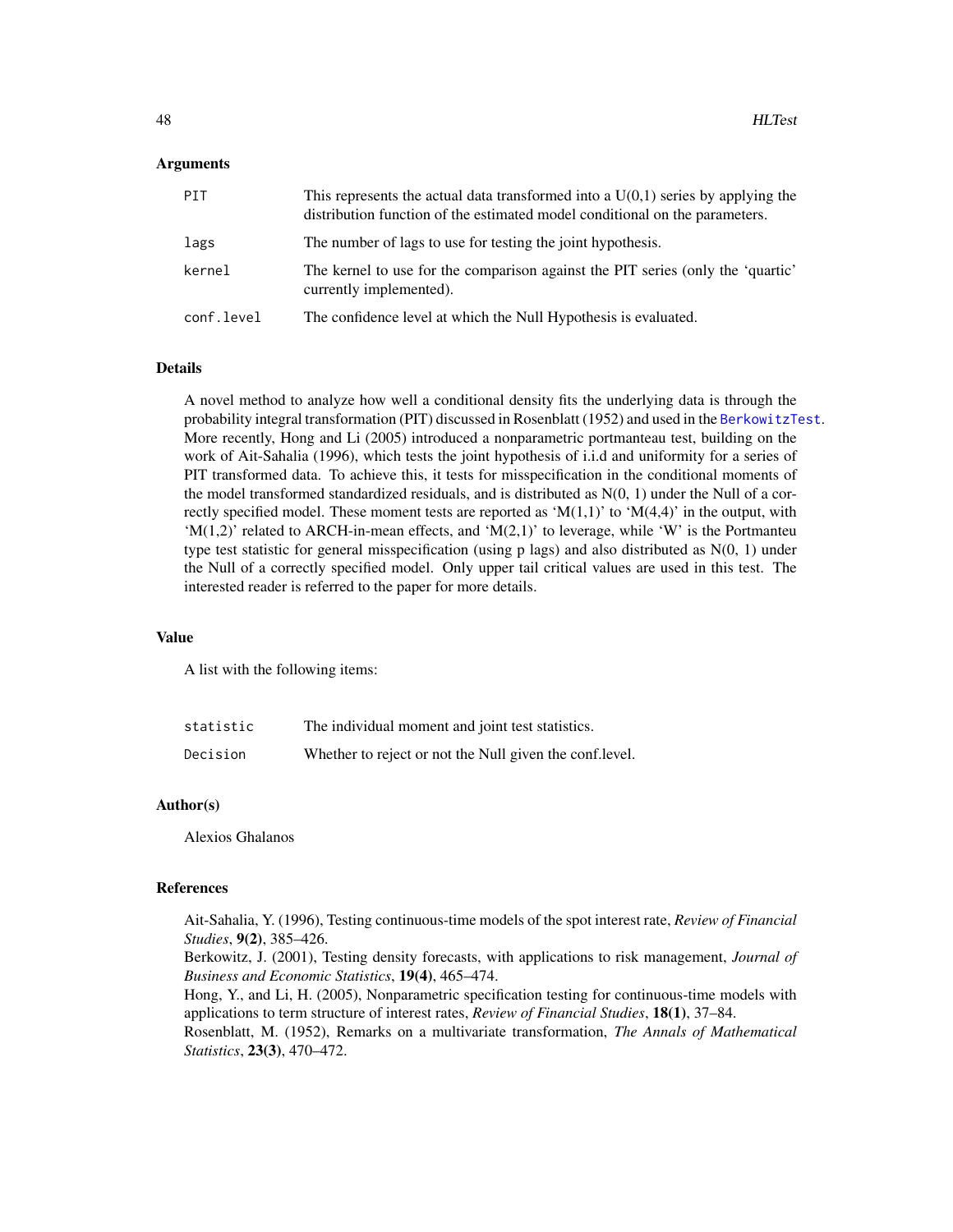### Arguments

| | |
|---|---|
| PIT | This represents the actual data transformed into a U(0,1) series by applying the distribution function of the estimated model conditional on the parameters. |
| lags | The number of lags to use for testing the joint hypothesis. |
| kernel | The kernel to use for the comparison against the PIT series (only the 'quartic' currently implemented). |
| conf.level | The confidence level at which the Null Hypothesis is evaluated. |

### Details

A novel method to analyze how well a conditional density fits the underlying data is through the probability integral transformation (PIT) discussed in Rosenblatt (1952) and used in the BerkowitzTest. More recently, Hong and Li (2005) introduced a nonparametric portmanteau test, building on the work of Ait-Sahalia (1996), which tests the joint hypothesis of i.i.d and uniformity for a series of PIT transformed data. To achieve this, it tests for misspecification in the conditional moments of the model transformed standardized residuals, and is distributed as N(0, 1) under the Null of a correctly specified model. These moment tests are reported as 'M(1,1)' to 'M(4,4)' in the output, with 'M(1,2)' related to ARCH-in-mean effects, and 'M(2,1)' to leverage, while 'W' is the Portmanteu type test statistic for general misspecification (using p lags) and also distributed as N(0, 1) under the Null of a correctly specified model. Only upper tail critical values are used in this test. The interested reader is referred to the paper for more details.

### Value

A list with the following items:

| | |
|---|---|
| statistic | The individual moment and joint test statistics. |
| Decision | Whether to reject or not the Null given the conf.level. |

### Author(s)

Alexios Ghalanos

### References

Ait-Sahalia, Y. (1996), Testing continuous-time models of the spot interest rate, *Review of Financial Studies*, **9(2)**, 385–426.

Berkowitz, J. (2001), Testing density forecasts, with applications to risk management, *Journal of Business and Economic Statistics*, **19(4)**, 465–474.

Hong, Y., and Li, H. (2005), Nonparametric specification testing for continuous-time models with applications to term structure of interest rates, *Review of Financial Studies*, **18(1)**, 37–84.

Rosenblatt, M. (1952), Remarks on a multivariate transformation, *The Annals of Mathematical Statistics*, **23(3)**, 470–472.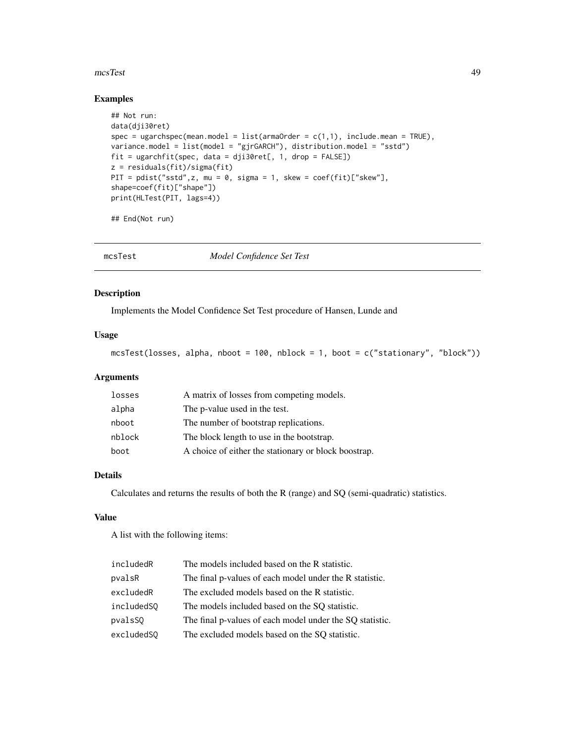## Examples

```
## Not run:
data(dji30ret)
spec = ugarchspec(mean.model = list(armaOrder = c(1,1), include.mean = TRUE),
variance.model = list(model = "gjrGARCH"), distribution.model = "sstd")
fit = ugarchfit(spec, data = dji30ret[, 1, drop = FALSE])
z = residuals(fit)/sigma(fit)
PIT = pdist("sstd",z, mu = 0, sigma = 1, skew = coef(fit)["skew"],
shape=coef(fit)["shape"])
print(HLTest(PIT, lags=4))

## End(Not run)
```

---

# mcsTest *Model Confidence Set Test*

---

## Description

Implements the Model Confidence Set Test procedure of Hansen, Lunde and

## Usage

```
mcsTest(losses, alpha, nboot = 100, nblock = 1, boot = c("stationary", "block"))
```

## Arguments

| | |
|---|---|
| losses | A matrix of losses from competing models. |
| alpha | The p-value used in the test. |
| nboot | The number of bootstrap replications. |
| nblock | The block length to use in the bootstrap. |
| boot | A choice of either the stationary or block boostrap. |

## Details

Calculates and returns the results of both the R (range) and SQ (semi-quadratic) statistics.

## Value

A list with the following items:

| | |
|---|---|
| includedR | The models included based on the R statistic. |
| pvalsR | The final p-values of each model under the R statistic. |
| excludedR | The excluded models based on the R statistic. |
| includedSQ | The models included based on the SQ statistic. |
| pvalsSQ | The final p-values of each model under the SQ statistic. |
| excludedSQ | The excluded models based on the SQ statistic. |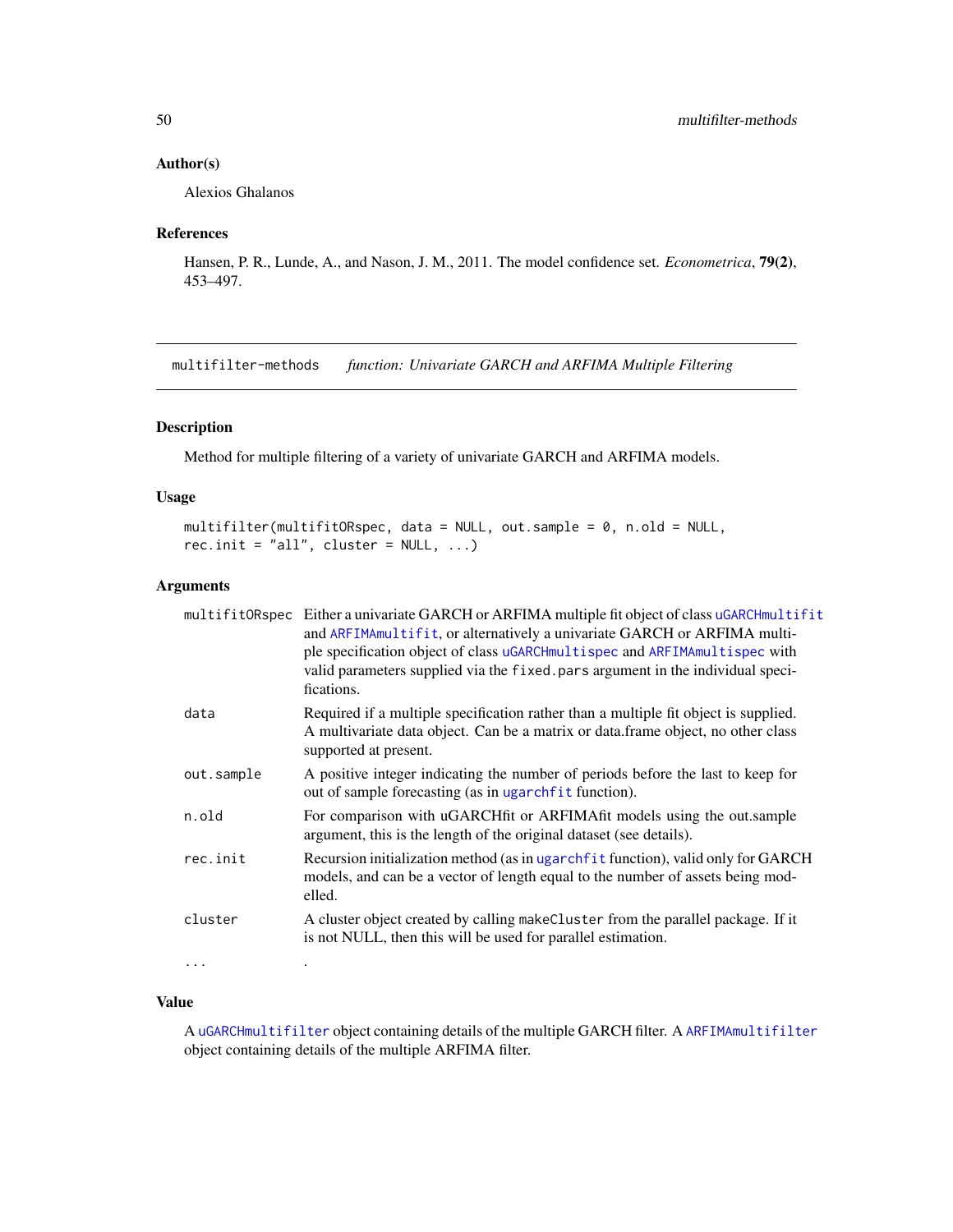### Author(s)

Alexios Ghalanos

### References

Hansen, P. R., Lunde, A., and Nason, J. M., 2011. The model confidence set. *Econometrica*, **79(2)**, 453–497.

---

## multifilter-methods — *function: Univariate GARCH and ARFIMA Multiple Filtering*

### Description

Method for multiple filtering of a variety of univariate GARCH and ARFIMA models.

### Usage

```
multifilter(multifitORspec, data = NULL, out.sample = 0, n.old = NULL,
rec.init = "all", cluster = NULL, ...)
```

### Arguments

| | |
|---|---|
| `multifitORspec` | Either a univariate GARCH or ARFIMA multiple fit object of class `uGARCHmultifit` and `ARFIMAmultifit`, or alternatively a univariate GARCH or ARFIMA multiple specification object of class `uGARCHmultispec` and `ARFIMAmultispec` with valid parameters supplied via the `fixed.pars` argument in the individual specifications. |
| `data` | Required if a multiple specification rather than a multiple fit object is supplied. A multivariate data object. Can be a matrix or data.frame object, no other class supported at present. |
| `out.sample` | A positive integer indicating the number of periods before the last to keep for out of sample forecasting (as in `ugarchfit` function). |
| `n.old` | For comparison with uGARCHfit or ARFIMAfit models using the out.sample argument, this is the length of the original dataset (see details). |
| `rec.init` | Recursion initialization method (as in `ugarchfit` function), valid only for GARCH models, and can be a vector of length equal to the number of assets being modelled. |
| `cluster` | A cluster object created by calling `makeCluster` from the parallel package. If it is not NULL, then this will be used for parallel estimation. |
| `...` | . |

### Value

A `uGARCHmultifilter` object containing details of the multiple GARCH filter. A `ARFIMAmultifilter` object containing details of the multiple ARFIMA filter.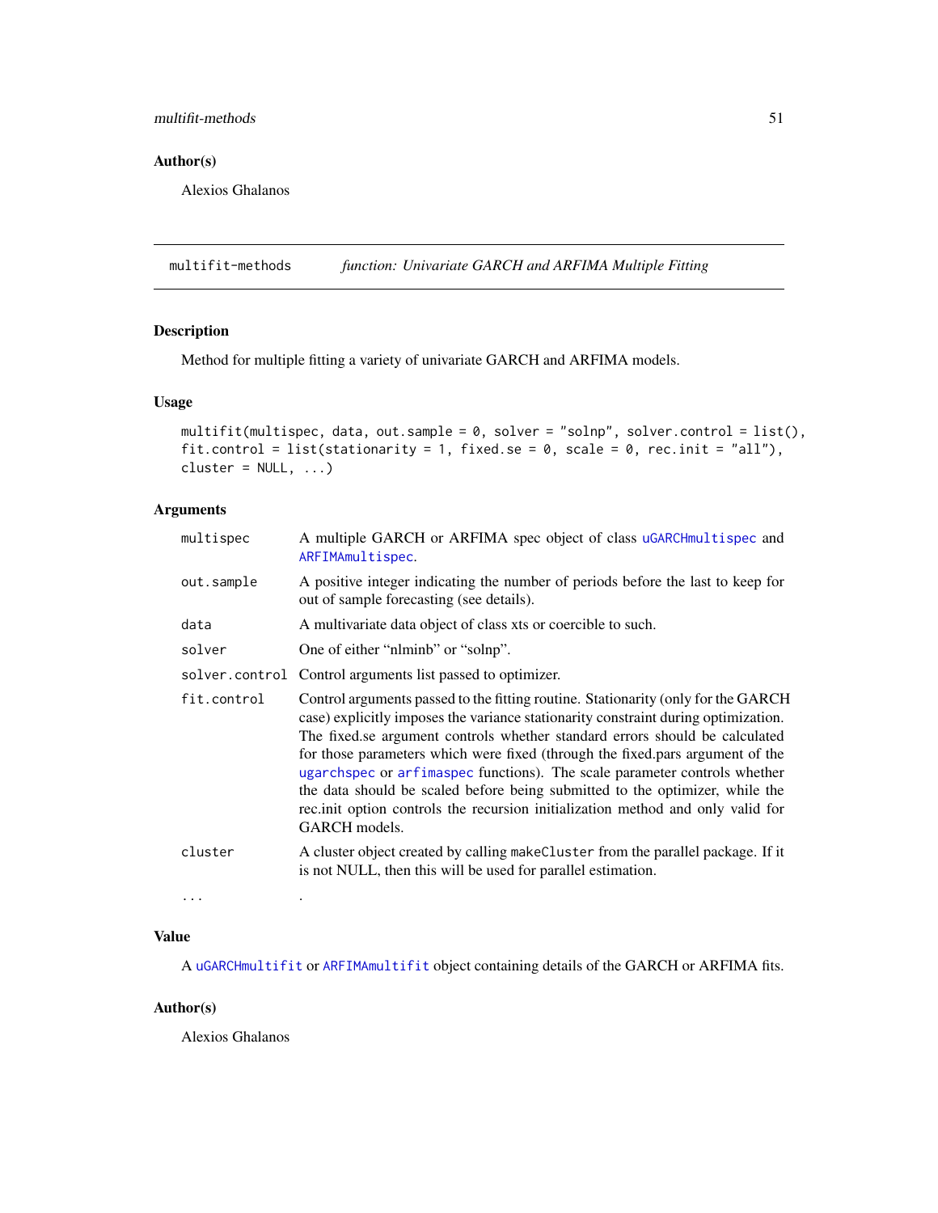### Author(s)

Alexios Ghalanos

---

## multifit-methods — *function: Univariate GARCH and ARFIMA Multiple Fitting*

### Description

Method for multiple fitting a variety of univariate GARCH and ARFIMA models.

### Usage

```
multifit(multispec, data, out.sample = 0, solver = "solnp", solver.control = list(),
fit.control = list(stationarity = 1, fixed.se = 0, scale = 0, rec.init = "all"),
cluster = NULL, ...)
```

### Arguments

| | |
|---|---|
| `multispec` | A multiple GARCH or ARFIMA spec object of class `uGARCHmultispec` and `ARFIMAmultispec`. |
| `out.sample` | A positive integer indicating the number of periods before the last to keep for out of sample forecasting (see details). |
| `data` | A multivariate data object of class xts or coercible to such. |
| `solver` | One of either "nlminb" or "solnp". |
| `solver.control` | Control arguments list passed to optimizer. |
| `fit.control` | Control arguments passed to the fitting routine. Stationarity (only for the GARCH case) explicitly imposes the variance stationarity constraint during optimization. The fixed.se argument controls whether standard errors should be calculated for those parameters which were fixed (through the fixed.pars argument of the `ugarchspec` or `arfimaspec` functions). The scale parameter controls whether the data should be scaled before being submitted to the optimizer, while the rec.init option controls the recursion initialization method and only valid for GARCH models. |
| `cluster` | A cluster object created by calling `makeCluster` from the parallel package. If it is not NULL, then this will be used for parallel estimation. |
| `...` | . |

### Value

A `uGARCHmultifit` or `ARFIMAmultifit` object containing details of the GARCH or ARFIMA fits.

### Author(s)

Alexios Ghalanos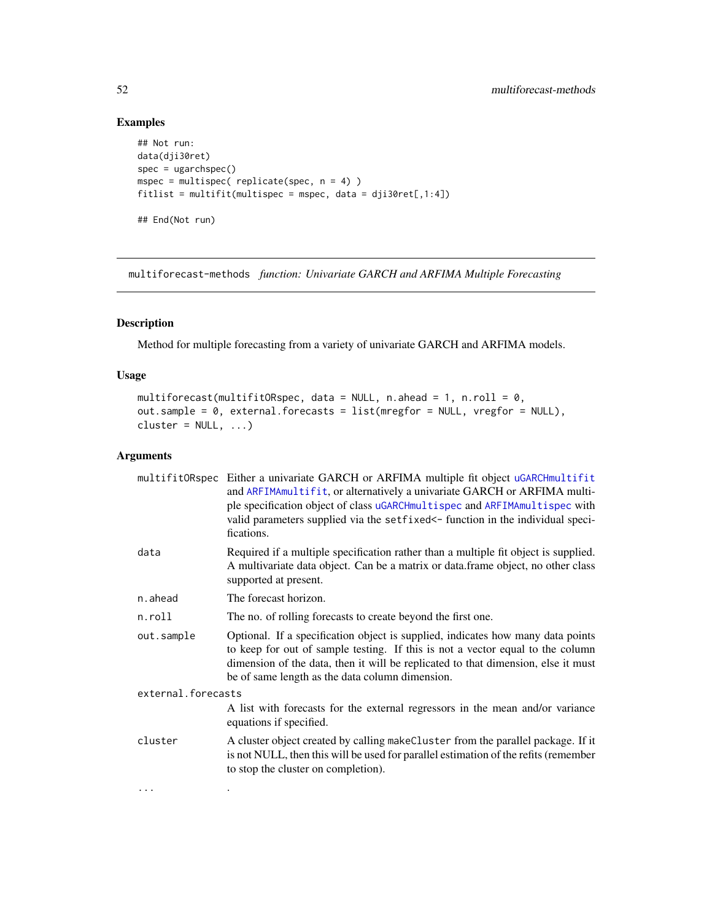## Examples

```
## Not run:
data(dji30ret)
spec = ugarchspec()
mspec = multispec( replicate(spec, n = 4) )
fitlist = multifit(multispec = mspec, data = dji30ret[,1:4])

## End(Not run)
```

---

# multiforecast-methods *function: Univariate GARCH and ARFIMA Multiple Forecasting*

---

## Description

Method for multiple forecasting from a variety of univariate GARCH and ARFIMA models.

## Usage

```
multiforecast(multifitORspec, data = NULL, n.ahead = 1, n.roll = 0,
out.sample = 0, external.forecasts = list(mregfor = NULL, vregfor = NULL),
cluster = NULL, ...)
```

## Arguments

| Argument | Description |
|---|---|
| multifitORspec | Either a univariate GARCH or ARFIMA multiple fit object uGARCHmultifit and ARFIMAmultifit, or alternatively a univariate GARCH or ARFIMA multiple specification object of class uGARCHmultispec and ARFIMAmultispec with valid parameters supplied via the setfixed<- function in the individual specifications. |
| data | Required if a multiple specification rather than a multiple fit object is supplied. A multivariate data object. Can be a matrix or data.frame object, no other class supported at present. |
| n.ahead | The forecast horizon. |
| n.roll | The no. of rolling forecasts to create beyond the first one. |
| out.sample | Optional. If a specification object is supplied, indicates how many data points to keep for out of sample testing. If this is not a vector equal to the column dimension of the data, then it will be replicated to that dimension, else it must be of same length as the data column dimension. |
| external.forecasts | A list with forecasts for the external regressors in the mean and/or variance equations if specified. |
| cluster | A cluster object created by calling makeCluster from the parallel package. If it is not NULL, then this will be used for parallel estimation of the refits (remember to stop the cluster on completion). |
| ... | . |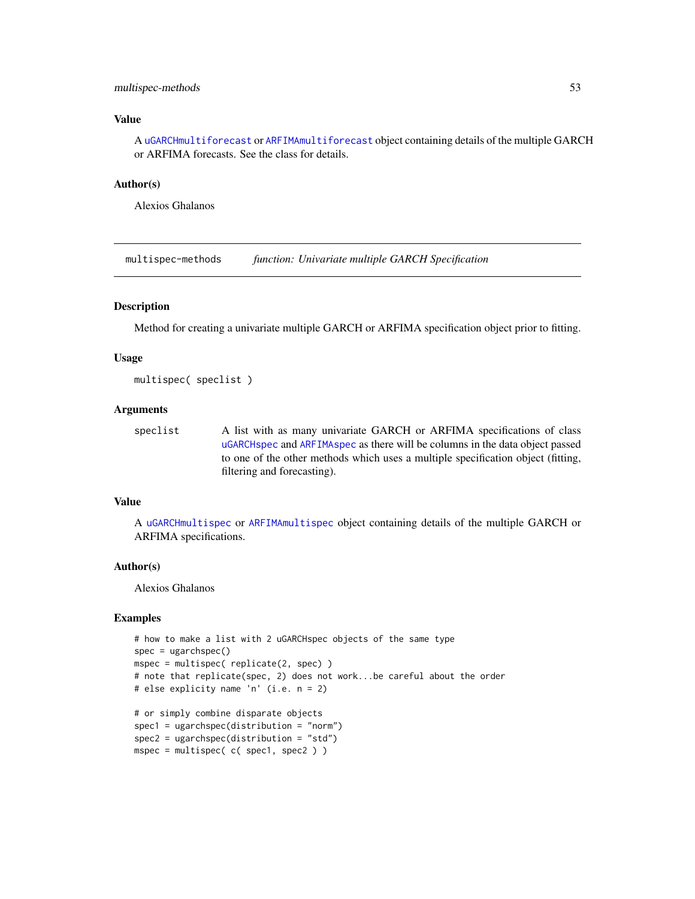### Value

A uGARCHmultiforecast or ARFIMAmultiforecast object containing details of the multiple GARCH or ARFIMA forecasts. See the class for details.

### Author(s)

Alexios Ghalanos

---

## multispec-methods — *function: Univariate multiple GARCH Specification*

---

### Description

Method for creating a univariate multiple GARCH or ARFIMA specification object prior to fitting.

### Usage

```
multispec( speclist )
```

### Arguments

| | |
|---|---|
| speclist | A list with as many univariate GARCH or ARFIMA specifications of class uGARCHspec and ARFIMAspec as there will be columns in the data object passed to one of the other methods which uses a multiple specification object (fitting, filtering and forecasting). |

### Value

A uGARCHmultispec or ARFIMAmultispec object containing details of the multiple GARCH or ARFIMA specifications.

### Author(s)

Alexios Ghalanos

### Examples

```
# how to make a list with 2 uGARCHspec objects of the same type
spec = ugarchspec()
mspec = multispec( replicate(2, spec) )
# note that replicate(spec, 2) does not work...be careful about the order
# else explicity name 'n' (i.e. n = 2)

# or simply combine disparate objects
spec1 = ugarchspec(distribution = "norm")
spec2 = ugarchspec(distribution = "std")
mspec = multispec( c( spec1, spec2 ) )
```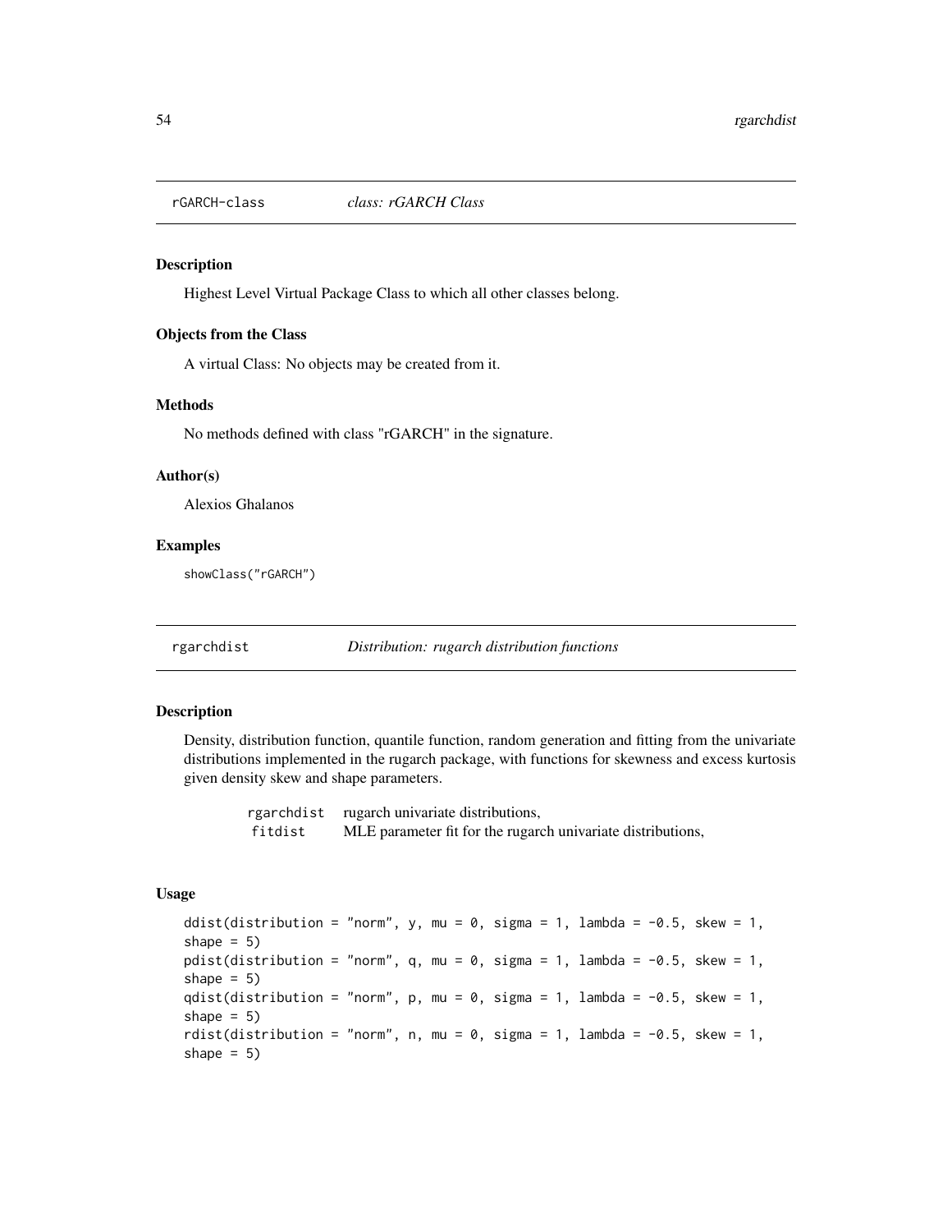## rGARCH-class *class: rGARCH Class*

### Description

Highest Level Virtual Package Class to which all other classes belong.

### Objects from the Class

A virtual Class: No objects may be created from it.

### Methods

No methods defined with class "rGARCH" in the signature.

### Author(s)

Alexios Ghalanos

### Examples

```
showClass("rGARCH")
```

## rgarchdist *Distribution: rugarch distribution functions*

### Description

Density, distribution function, quantile function, random generation and fitting from the univariate distributions implemented in the rugarch package, with functions for skewness and excess kurtosis given density skew and shape parameters.

| | |
|---|---|
| rgarchdist | rugarch univariate distributions, |
| fitdist | MLE parameter fit for the rugarch univariate distributions, |

### Usage

```
ddist(distribution = "norm", y, mu = 0, sigma = 1, lambda = -0.5, skew = 1,
shape = 5)
pdist(distribution = "norm", q, mu = 0, sigma = 1, lambda = -0.5, skew = 1,
shape = 5)
qdist(distribution = "norm", p, mu = 0, sigma = 1, lambda = -0.5, skew = 1,
shape = 5)
rdist(distribution = "norm", n, mu = 0, sigma = 1, lambda = -0.5, skew = 1,
shape = 5)
```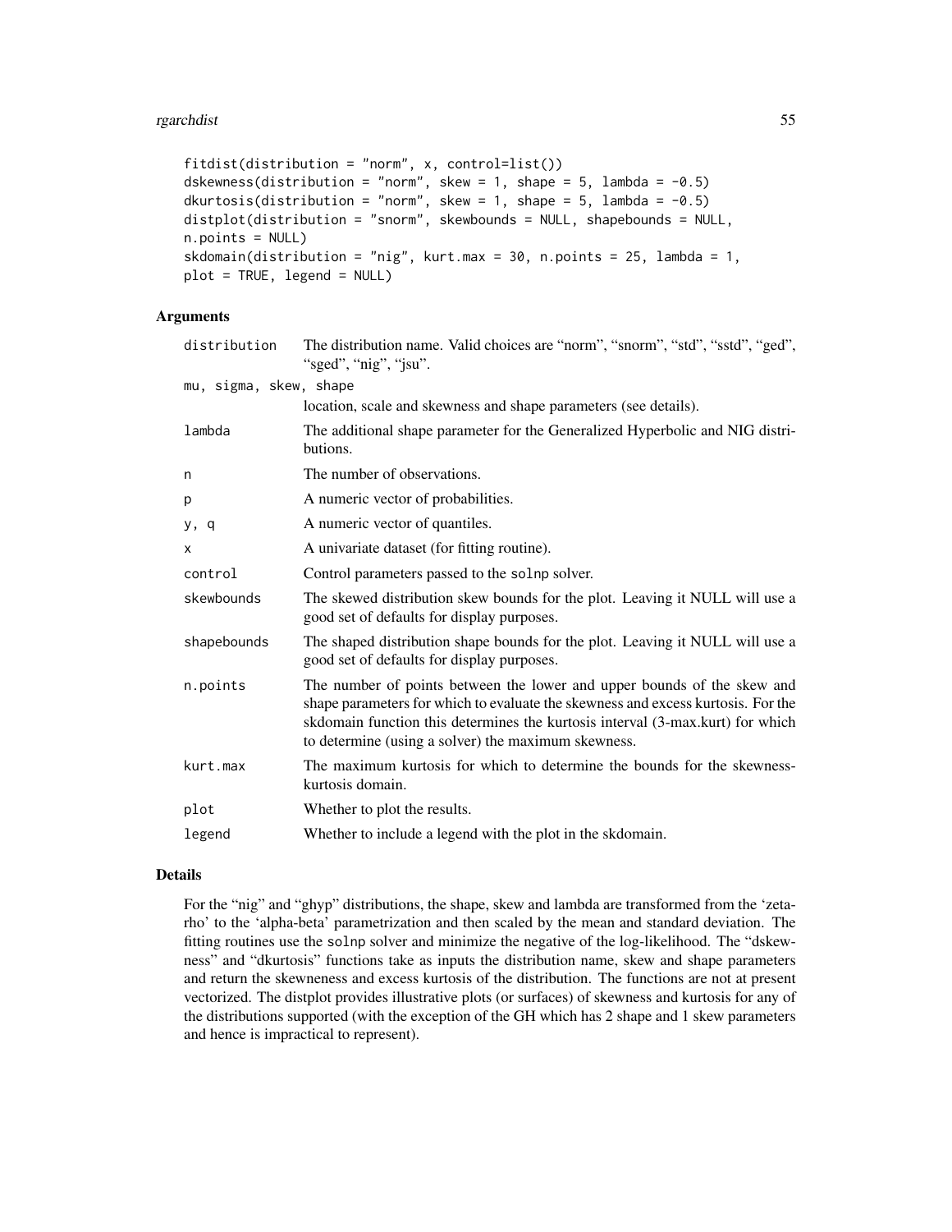```
fitdist(distribution = "norm", x, control=list())
dskewness(distribution = "norm", skew = 1, shape = 5, lambda = -0.5)
dkurtosis(distribution = "norm", skew = 1, shape = 5, lambda = -0.5)
distplot(distribution = "snorm", skewbounds = NULL, shapebounds = NULL,
n.points = NULL)
skdomain(distribution = "nig", kurt.max = 30, n.points = 25, lambda = 1,
plot = TRUE, legend = NULL)
```

## Arguments

| | |
|---|---|
| distribution | The distribution name. Valid choices are "norm", "snorm", "std", "sstd", "ged", "sged", "nig", "jsu". |
| mu, sigma, skew, shape | location, scale and skewness and shape parameters (see details). |
| lambda | The additional shape parameter for the Generalized Hyperbolic and NIG distributions. |
| n | The number of observations. |
| p | A numeric vector of probabilities. |
| y, q | A numeric vector of quantiles. |
| x | A univariate dataset (for fitting routine). |
| control | Control parameters passed to the solnp solver. |
| skewbounds | The skewed distribution skew bounds for the plot. Leaving it NULL will use a good set of defaults for display purposes. |
| shapebounds | The shaped distribution shape bounds for the plot. Leaving it NULL will use a good set of defaults for display purposes. |
| n.points | The number of points between the lower and upper bounds of the skew and shape parameters for which to evaluate the skewness and excess kurtosis. For the skdomain function this determines the kurtosis interval (3-max.kurt) for which to determine (using a solver) the maximum skewness. |
| kurt.max | The maximum kurtosis for which to determine the bounds for the skewness-kurtosis domain. |
| plot | Whether to plot the results. |
| legend | Whether to include a legend with the plot in the skdomain. |

## Details

For the "nig" and "ghyp" distributions, the shape, skew and lambda are transformed from the 'zeta-rho' to the 'alpha-beta' parametrization and then scaled by the mean and standard deviation. The fitting routines use the solnp solver and minimize the negative of the log-likelihood. The "dskewness" and "dkurtosis" functions take as inputs the distribution name, skew and shape parameters and return the skeweness and excess kurtosis of the distribution. The functions are not at present vectorized. The distplot provides illustrative plots (or surfaces) of skewness and kurtosis for any of the distributions supported (with the exception of the GH which has 2 shape and 1 skew parameters and hence is impractical to represent).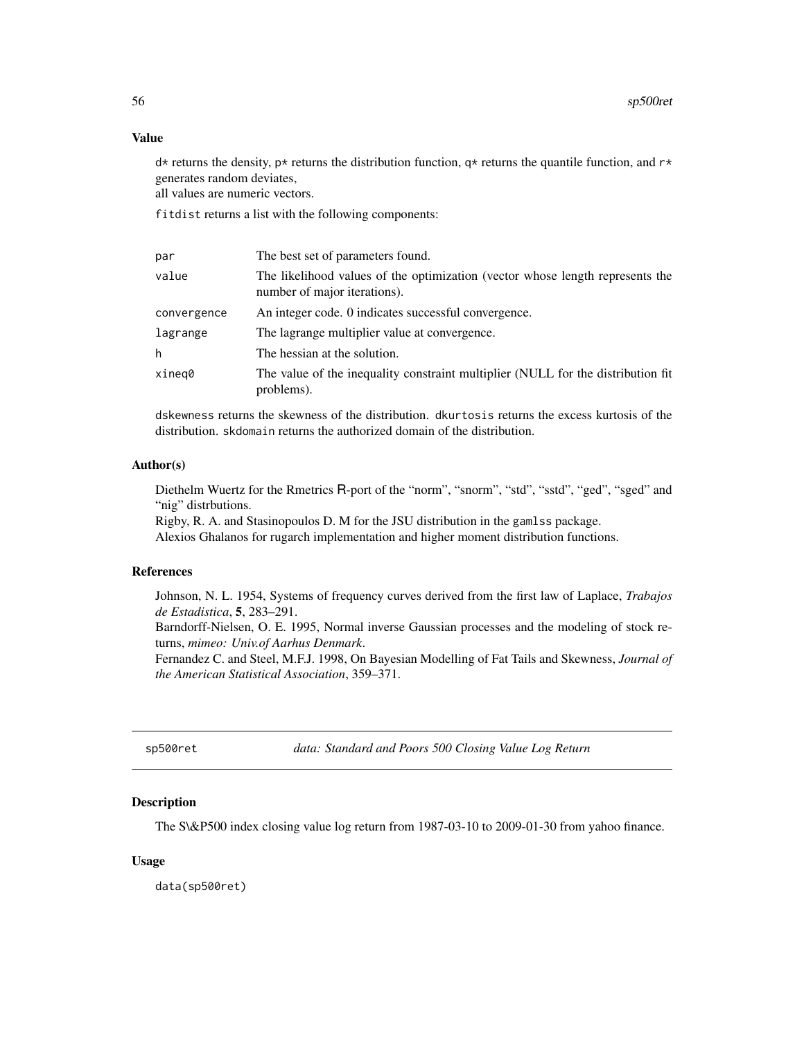### Value

d* returns the density, p* returns the distribution function, q* returns the quantile function, and r* generates random deviates,
all values are numeric vectors.

fitdist returns a list with the following components:

| | |
|---|---|
| par | The best set of parameters found. |
| value | The likelihood values of the optimization (vector whose length represents the number of major iterations). |
| convergence | An integer code. 0 indicates successful convergence. |
| lagrange | The lagrange multiplier value at convergence. |
| h | The hessian at the solution. |
| xineq0 | The value of the inequality constraint multiplier (NULL for the distribution fit problems). |

dskewness returns the skewness of the distribution. dkurtosis returns the excess kurtosis of the distribution. skdomain returns the authorized domain of the distribution.

### Author(s)

Diethelm Wuertz for the Rmetrics R-port of the "norm", "snorm", "std", "sstd", "ged", "sged" and "nig" distrbutions.
Rigby, R. A. and Stasinopoulos D. M for the JSU distribution in the gamlss package.
Alexios Ghalanos for rugarch implementation and higher moment distribution functions.

### References

Johnson, N. L. 1954, Systems of frequency curves derived from the first law of Laplace, *Trabajos de Estadistica*, **5**, 283–291.
Barndorff-Nielsen, O. E. 1995, Normal inverse Gaussian processes and the modeling of stock returns, *mimeo: Univ.of Aarhus Denmark*.
Fernandez C. and Steel, M.F.J. 1998, On Bayesian Modelling of Fat Tails and Skewness, *Journal of the American Statistical Association*, 359–371.

---

## sp500ret — *data: Standard and Poors 500 Closing Value Log Return*

---

### Description

The S\&P500 index closing value log return from 1987-03-10 to 2009-01-30 from yahoo finance.

### Usage

```
data(sp500ret)
```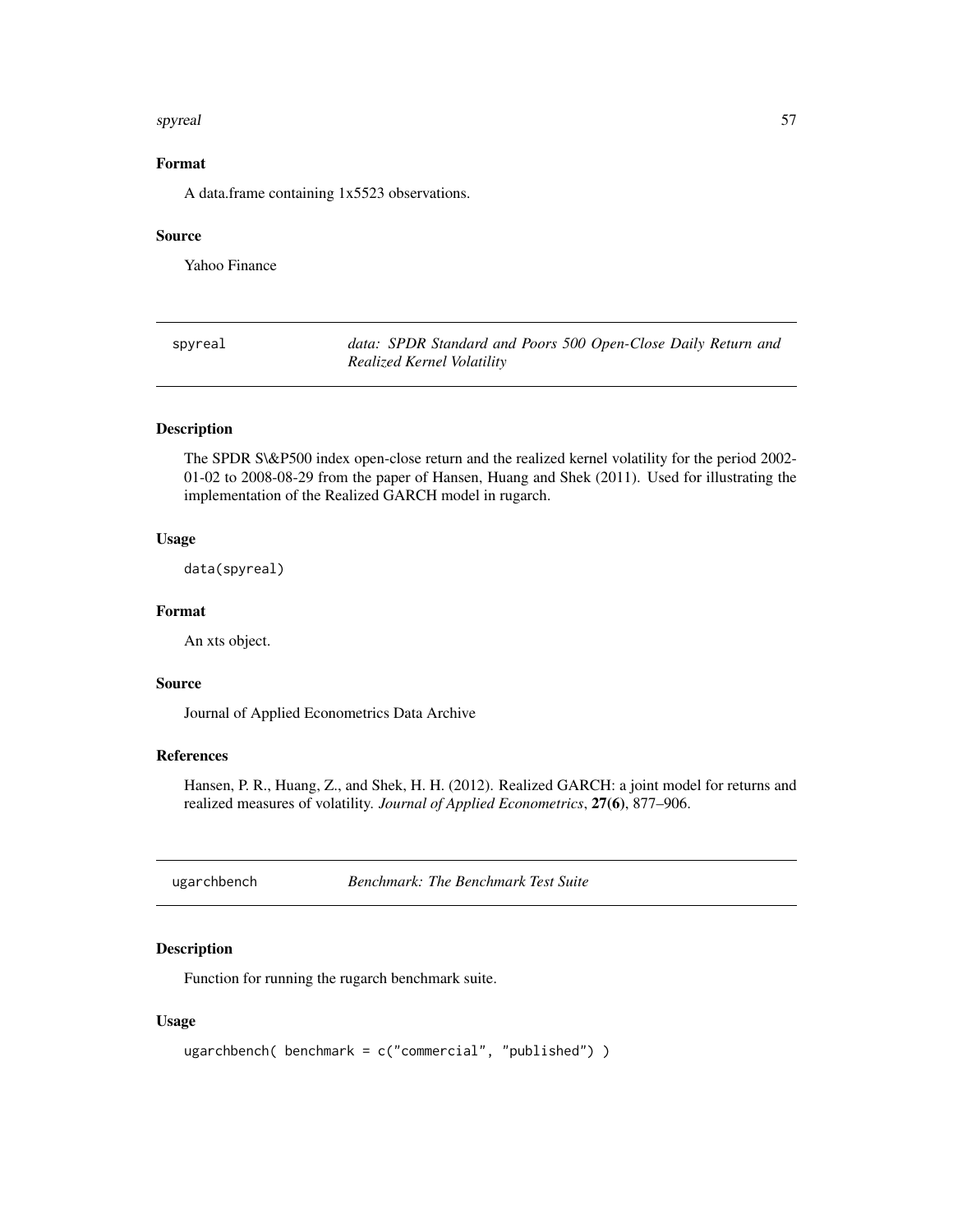### Format

A data.frame containing 1x5523 observations.

### Source

Yahoo Finance

---

## spyreal — *data: SPDR Standard and Poors 500 Open-Close Daily Return and Realized Kernel Volatility*

### Description

The SPDR S\&P500 index open-close return and the realized kernel volatility for the period 2002-01-02 to 2008-08-29 from the paper of Hansen, Huang and Shek (2011). Used for illustrating the implementation of the Realized GARCH model in rugarch.

### Usage

```
data(spyreal)
```

### Format

An xts object.

### Source

Journal of Applied Econometrics Data Archive

### References

Hansen, P. R., Huang, Z., and Shek, H. H. (2012). Realized GARCH: a joint model for returns and realized measures of volatility. *Journal of Applied Econometrics*, **27(6)**, 877–906.

---

## ugarchbench — *Benchmark: The Benchmark Test Suite*

### Description

Function for running the rugarch benchmark suite.

### Usage

```
ugarchbench( benchmark = c("commercial", "published") )
```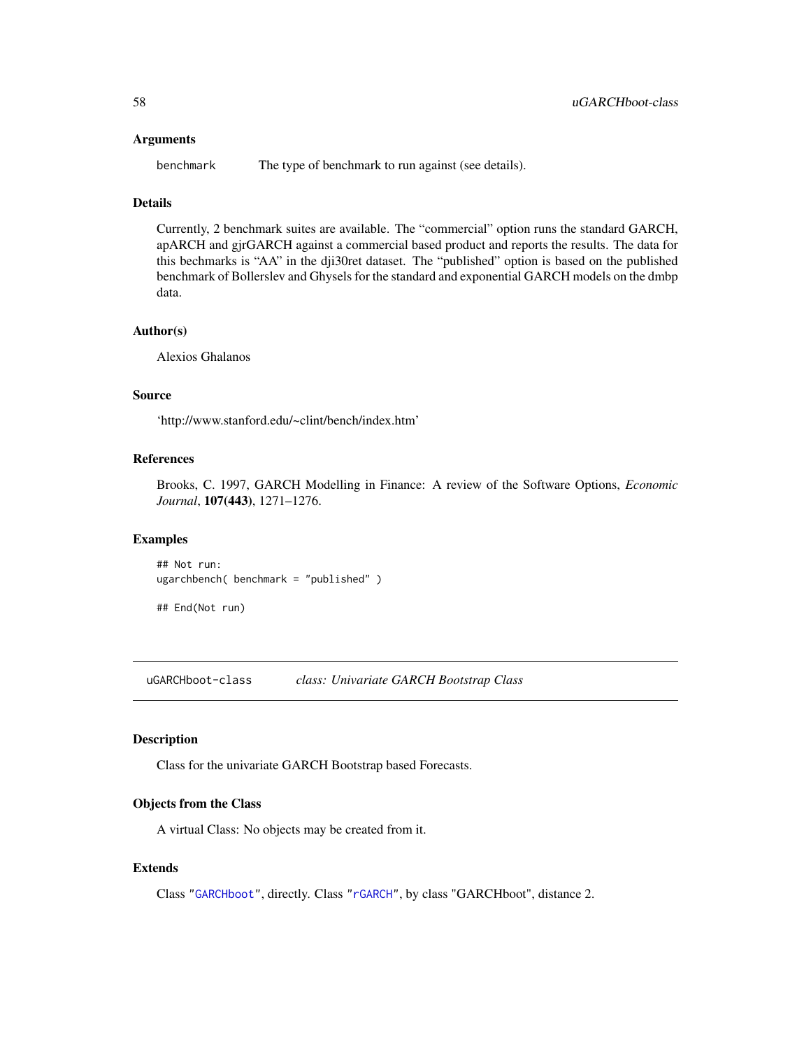### Arguments

benchmark     The type of benchmark to run against (see details).

### Details

Currently, 2 benchmark suites are available. The "commercial" option runs the standard GARCH, apARCH and gjrGARCH against a commercial based product and reports the results. The data for this bechmarks is "AA" in the dji30ret dataset. The "published" option is based on the published benchmark of Bollerslev and Ghysels for the standard and exponential GARCH models on the dmbp data.

### Author(s)

Alexios Ghalanos

### Source

'http://www.stanford.edu/~clint/bench/index.htm'

### References

Brooks, C. 1997, GARCH Modelling in Finance: A review of the Software Options, *Economic Journal*, **107(443)**, 1271–1276.

### Examples

```
## Not run:
ugarchbench( benchmark = "published" )

## End(Not run)
```

---

## uGARCHboot-class    *class: Univariate GARCH Bootstrap Class*

### Description

Class for the univariate GARCH Bootstrap based Forecasts.

### Objects from the Class

A virtual Class: No objects may be created from it.

### Extends

Class "GARCHboot", directly. Class "rGARCH", by class "GARCHboot", distance 2.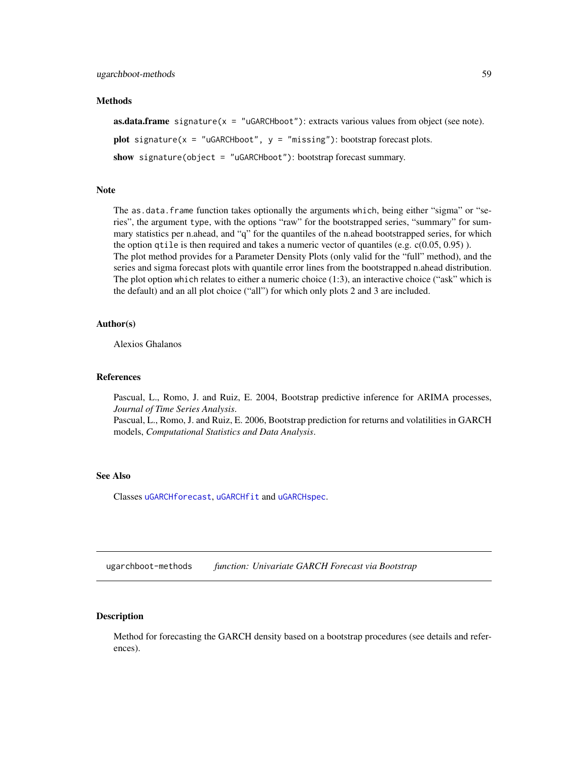### Methods

**as.data.frame** `signature(x = "uGARCHboot")`: extracts various values from object (see note).

**plot** `signature(x = "uGARCHboot", y = "missing")`: bootstrap forecast plots.

**show** `signature(object = "uGARCHboot")`: bootstrap forecast summary.

### Note

The `as.data.frame` function takes optionally the arguments `which`, being either "sigma" or "series", the argument `type`, with the options "raw" for the bootstrapped series, "summary" for summary statistics per n.ahead, and "q" for the quantiles of the n.ahead bootstrapped series, for which the option `qtile` is then required and takes a numeric vector of quantiles (e.g. c(0.05, 0.95) ).
The plot method provides for a Parameter Density Plots (only valid for the "full" method), and the series and sigma forecast plots with quantile error lines from the bootstrapped n.ahead distribution. The plot option `which` relates to either a numeric choice (1:3), an interactive choice ("ask" which is the default) and an all plot choice ("all") for which only plots 2 and 3 are included.

### Author(s)

Alexios Ghalanos

### References

Pascual, L., Romo, J. and Ruiz, E. 2004, Bootstrap predictive inference for ARIMA processes, *Journal of Time Series Analysis*.
Pascual, L., Romo, J. and Ruiz, E. 2006, Bootstrap prediction for returns and volatilities in GARCH models, *Computational Statistics and Data Analysis*.

### See Also

Classes `uGARCHforecast`, `uGARCHfit` and `uGARCHspec`.

---

## ugarchboot-methods *function: Univariate GARCH Forecast via Bootstrap*

### Description

Method for forecasting the GARCH density based on a bootstrap procedures (see details and references).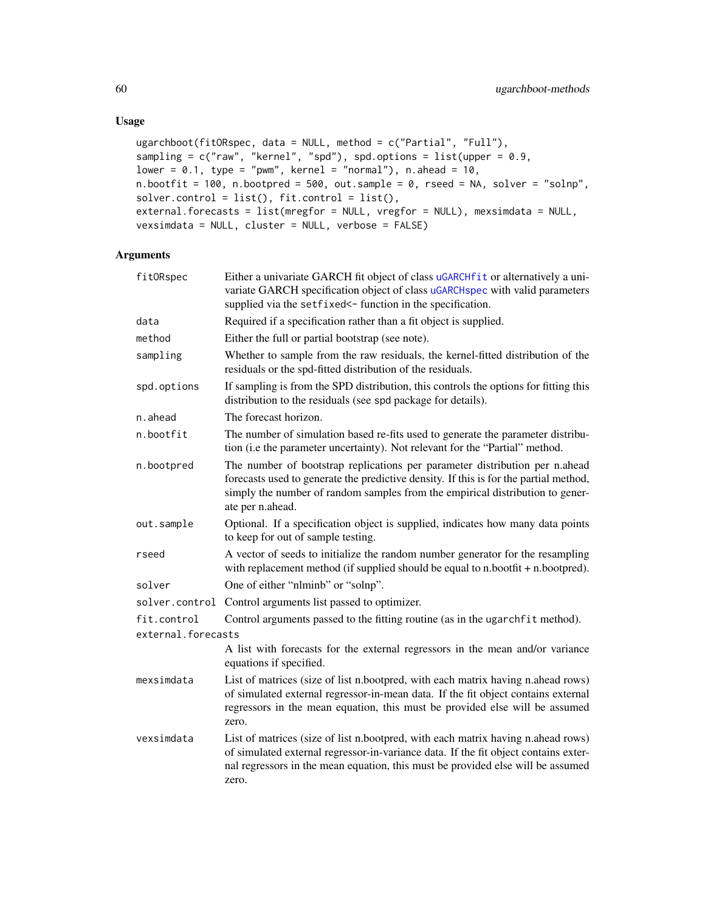## Usage

```
ugarchboot(fitORspec, data = NULL, method = c("Partial", "Full"),
sampling = c("raw", "kernel", "spd"), spd.options = list(upper = 0.9,
lower = 0.1, type = "pwm", kernel = "normal"), n.ahead = 10,
n.bootfit = 100, n.bootpred = 500, out.sample = 0, rseed = NA, solver = "solnp",
solver.control = list(), fit.control = list(),
external.forecasts = list(mregfor = NULL, vregfor = NULL), mexsimdata = NULL,
vexsimdata = NULL, cluster = NULL, verbose = FALSE)
```

## Arguments

| Argument | Description |
|---|---|
| `fitORspec` | Either a univariate GARCH fit object of class `uGARCHfit` or alternatively a univariate GARCH specification object of class `uGARCHspec` with valid parameters supplied via the `setfixed<-` function in the specification. |
| `data` | Required if a specification rather than a fit object is supplied. |
| `method` | Either the full or partial bootstrap (see note). |
| `sampling` | Whether to sample from the raw residuals, the kernel-fitted distribution of the residuals or the spd-fitted distribution of the residuals. |
| `spd.options` | If sampling is from the SPD distribution, this controls the options for fitting this distribution to the residuals (see spd package for details). |
| `n.ahead` | The forecast horizon. |
| `n.bootfit` | The number of simulation based re-fits used to generate the parameter distribution (i.e the parameter uncertainty). Not relevant for the "Partial" method. |
| `n.bootpred` | The number of bootstrap replications per parameter distribution per n.ahead forecasts used to generate the predictive density. If this is for the partial method, simply the number of random samples from the empirical distribution to generate per n.ahead. |
| `out.sample` | Optional. If a specification object is supplied, indicates how many data points to keep for out of sample testing. |
| `rseed` | A vector of seeds to initialize the random number generator for the resampling with replacement method (if supplied should be equal to n.bootfit + n.bootpred). |
| `solver` | One of either "nlminb" or "solnp". |
| `solver.control` | Control arguments list passed to optimizer. |
| `fit.control` | Control arguments passed to the fitting routine (as in the `ugarchfit` method). |
| `external.forecasts` | A list with forecasts for the external regressors in the mean and/or variance equations if specified. |
| `mexsimdata` | List of matrices (size of list n.bootpred, with each matrix having n.ahead rows) of simulated external regressor-in-mean data. If the fit object contains external regressors in the mean equation, this must be provided else will be assumed zero. |
| `vexsimdata` | List of matrices (size of list n.bootpred, with each matrix having n.ahead rows) of simulated external regressor-in-variance data. If the fit object contains external regressors in the mean equation, this must be provided else will be assumed zero. |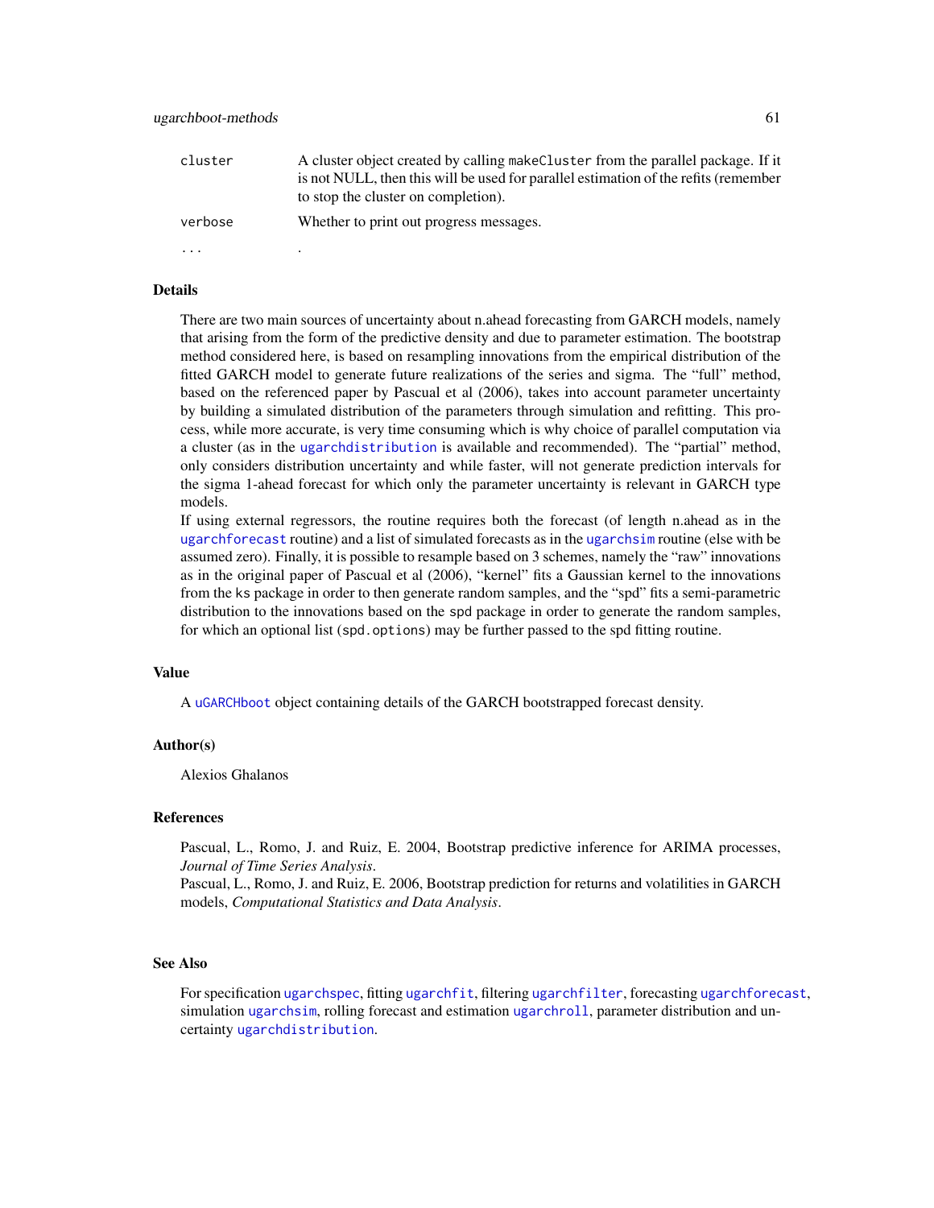| | |
|---|---|
| `cluster` | A cluster object created by calling `makeCluster` from the parallel package. If it is not NULL, then this will be used for parallel estimation of the refits (remember to stop the cluster on completion). |
| `verbose` | Whether to print out progress messages. |
| `...` | . |

## Details

There are two main sources of uncertainty about n.ahead forecasting from GARCH models, namely that arising from the form of the predictive density and due to parameter estimation. The bootstrap method considered here, is based on resampling innovations from the empirical distribution of the fitted GARCH model to generate future realizations of the series and sigma. The "full" method, based on the referenced paper by Pascual et al (2006), takes into account parameter uncertainty by building a simulated distribution of the parameters through simulation and refitting. This process, while more accurate, is very time consuming which is why choice of parallel computation via a cluster (as in the `ugarchdistribution` is available and recommended). The "partial" method, only considers distribution uncertainty and while faster, will not generate prediction intervals for the sigma 1-ahead forecast for which only the parameter uncertainty is relevant in GARCH type models.

If using external regressors, the routine requires both the forecast (of length n.ahead as in the `ugarchforecast` routine) and a list of simulated forecasts as in the `ugarchsim` routine (else with be assumed zero). Finally, it is possible to resample based on 3 schemes, namely the "raw" innovations as in the original paper of Pascual et al (2006), "kernel" fits a Gaussian kernel to the innovations from the `ks` package in order to then generate random samples, and the "spd" fits a semi-parametric distribution to the innovations based on the `spd` package in order to generate the random samples, for which an optional list (`spd.options`) may be further passed to the spd fitting routine.

## Value

A `uGARCHboot` object containing details of the GARCH bootstrapped forecast density.

## Author(s)

Alexios Ghalanos

## References

Pascual, L., Romo, J. and Ruiz, E. 2004, Bootstrap predictive inference for ARIMA processes, *Journal of Time Series Analysis*.

Pascual, L., Romo, J. and Ruiz, E. 2006, Bootstrap prediction for returns and volatilities in GARCH models, *Computational Statistics and Data Analysis*.

## See Also

For specification `ugarchspec`, fitting `ugarchfit`, filtering `ugarchfilter`, forecasting `ugarchforecast`, simulation `ugarchsim`, rolling forecast and estimation `ugarchroll`, parameter distribution and uncertainty `ugarchdistribution`.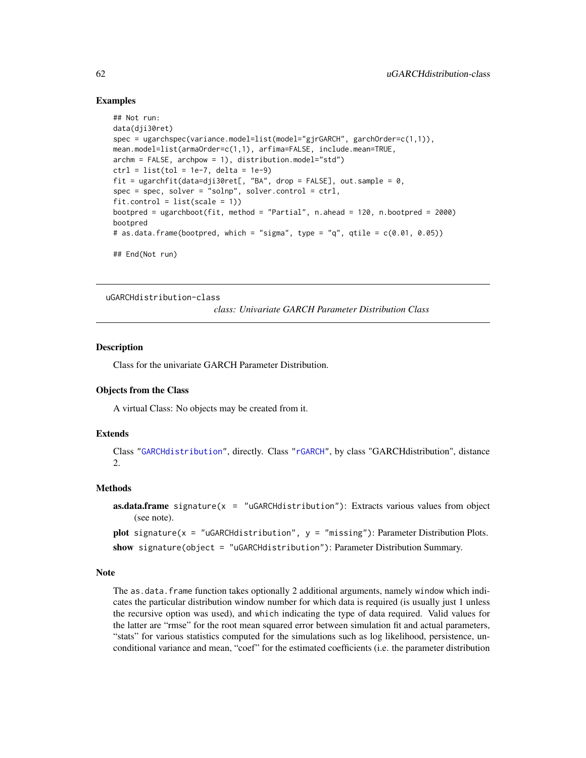### Examples

```
## Not run:
data(dji30ret)
spec = ugarchspec(variance.model=list(model="gjrGARCH", garchOrder=c(1,1)),
mean.model=list(armaOrder=c(1,1), arfima=FALSE, include.mean=TRUE,
archm = FALSE, archpow = 1), distribution.model="std")
ctrl = list(tol = 1e-7, delta = 1e-9)
fit = ugarchfit(data=dji30ret[, "BA", drop = FALSE], out.sample = 0,
spec = spec, solver = "solnp", solver.control = ctrl,
fit.control = list(scale = 1))
bootpred = ugarchboot(fit, method = "Partial", n.ahead = 120, n.bootpred = 2000)
bootpred
# as.data.frame(bootpred, which = "sigma", type = "q", qtile = c(0.01, 0.05))

## End(Not run)
```

---

## uGARCHdistribution-class

*class: Univariate GARCH Parameter Distribution Class*

---

### Description

Class for the univariate GARCH Parameter Distribution.

### Objects from the Class

A virtual Class: No objects may be created from it.

### Extends

Class "GARCHdistribution", directly. Class "rGARCH", by class "GARCHdistribution", distance 2.

### Methods

**as.data.frame** `signature(x = "uGARCHdistribution")`: Extracts various values from object (see note).

**plot** `signature(x = "uGARCHdistribution", y = "missing")`: Parameter Distribution Plots.

**show** `signature(object = "uGARCHdistribution")`: Parameter Distribution Summary.

### Note

The `as.data.frame` function takes optionally 2 additional arguments, namely `window` which indicates the particular distribution window number for which data is required (is usually just 1 unless the recursive option was used), and `which` indicating the type of data required. Valid values for the latter are "rmse" for the root mean squared error between simulation fit and actual parameters, "stats" for various statistics computed for the simulations such as log likelihood, persistence, unconditional variance and mean, "coef" for the estimated coefficients (i.e. the parameter distribution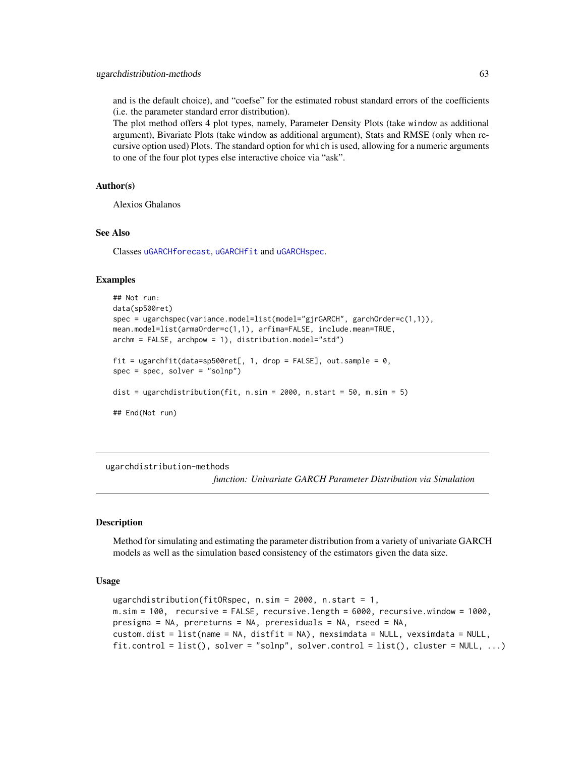and is the default choice), and "coefse" for the estimated robust standard errors of the coefficients (i.e. the parameter standard error distribution).
The plot method offers 4 plot types, namely, Parameter Density Plots (take window as additional argument), Bivariate Plots (take window as additional argument), Stats and RMSE (only when recursive option used) Plots. The standard option for which is used, allowing for a numeric arguments to one of the four plot types else interactive choice via "ask".

### Author(s)

Alexios Ghalanos

### See Also

Classes uGARCHforecast, uGARCHfit and uGARCHspec.

### Examples

```
## Not run:
data(sp500ret)
spec = ugarchspec(variance.model=list(model="gjrGARCH", garchOrder=c(1,1)),
mean.model=list(armaOrder=c(1,1), arfima=FALSE, include.mean=TRUE,
archm = FALSE, archpow = 1), distribution.model="std")

fit = ugarchfit(data=sp500ret[, 1, drop = FALSE], out.sample = 0,
spec = spec, solver = "solnp")

dist = ugarchdistribution(fit, n.sim = 2000, n.start = 50, m.sim = 5)

## End(Not run)
```

---

## ugarchdistribution-methods

*function: Univariate GARCH Parameter Distribution via Simulation*

### Description

Method for simulating and estimating the parameter distribution from a variety of univariate GARCH models as well as the simulation based consistency of the estimators given the data size.

### Usage

```
ugarchdistribution(fitORspec, n.sim = 2000, n.start = 1,
m.sim = 100,  recursive = FALSE, recursive.length = 6000, recursive.window = 1000,
presigma = NA, prereturns = NA, preresiduals = NA, rseed = NA,
custom.dist = list(name = NA, distfit = NA), mexsimdata = NULL, vexsimdata = NULL,
fit.control = list(), solver = "solnp", solver.control = list(), cluster = NULL, ...)
```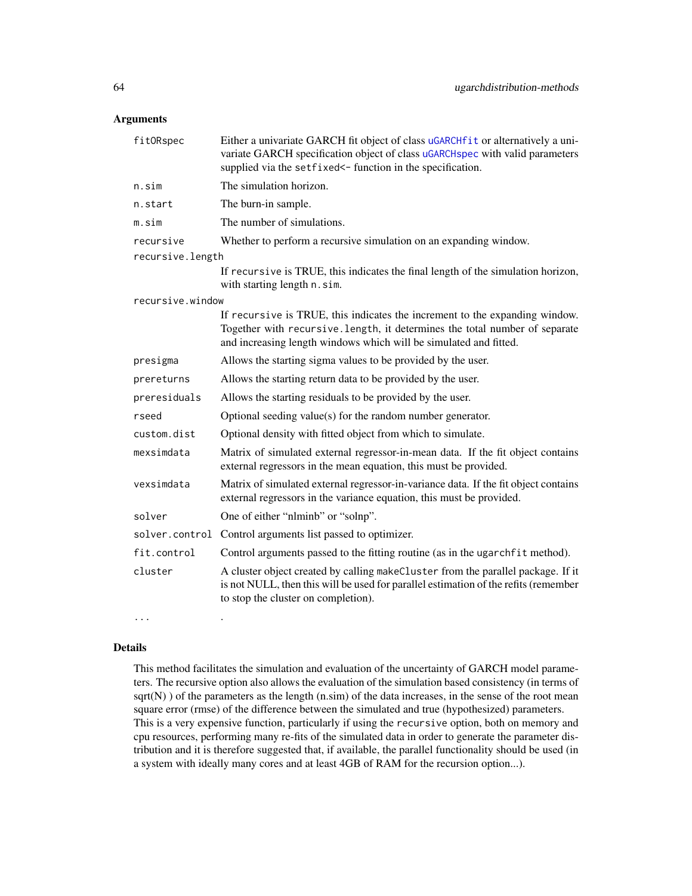## Arguments

| | |
|---|---|
| `fitORspec` | Either a univariate GARCH fit object of class `uGARCHfit` or alternatively a univariate GARCH specification object of class `uGARCHspec` with valid parameters supplied via the `setfixed<-` function in the specification. |
| `n.sim` | The simulation horizon. |
| `n.start` | The burn-in sample. |
| `m.sim` | The number of simulations. |
| `recursive` | Whether to perform a recursive simulation on an expanding window. |
| `recursive.length` | If `recursive` is TRUE, this indicates the final length of the simulation horizon, with starting length `n.sim`. |
| `recursive.window` | If `recursive` is TRUE, this indicates the increment to the expanding window. Together with `recursive.length`, it determines the total number of separate and increasing length windows which will be simulated and fitted. |
| `presigma` | Allows the starting sigma values to be provided by the user. |
| `prereturns` | Allows the starting return data to be provided by the user. |
| `preresiduals` | Allows the starting residuals to be provided by the user. |
| `rseed` | Optional seeding value(s) for the random number generator. |
| `custom.dist` | Optional density with fitted object from which to simulate. |
| `mexsimdata` | Matrix of simulated external regressor-in-mean data. If the fit object contains external regressors in the mean equation, this must be provided. |
| `vexsimdata` | Matrix of simulated external regressor-in-variance data. If the fit object contains external regressors in the variance equation, this must be provided. |
| `solver` | One of either "nlminb" or "solnp". |
| `solver.control` | Control arguments list passed to optimizer. |
| `fit.control` | Control arguments passed to the fitting routine (as in the `ugarchfit` method). |
| `cluster` | A cluster object created by calling `makeCluster` from the parallel package. If it is not NULL, then this will be used for parallel estimation of the refits (remember to stop the cluster on completion). |
| `...` | . |

## Details

This method facilitates the simulation and evaluation of the uncertainty of GARCH model parameters. The recursive option also allows the evaluation of the simulation based consistency (in terms of sqrt(N) ) of the parameters as the length (n.sim) of the data increases, in the sense of the root mean square error (rmse) of the difference between the simulated and true (hypothesized) parameters. This is a very expensive function, particularly if using the `recursive` option, both on memory and cpu resources, performing many re-fits of the simulated data in order to generate the parameter distribution and it is therefore suggested that, if available, the parallel functionality should be used (in a system with ideally many cores and at least 4GB of RAM for the recursion option...).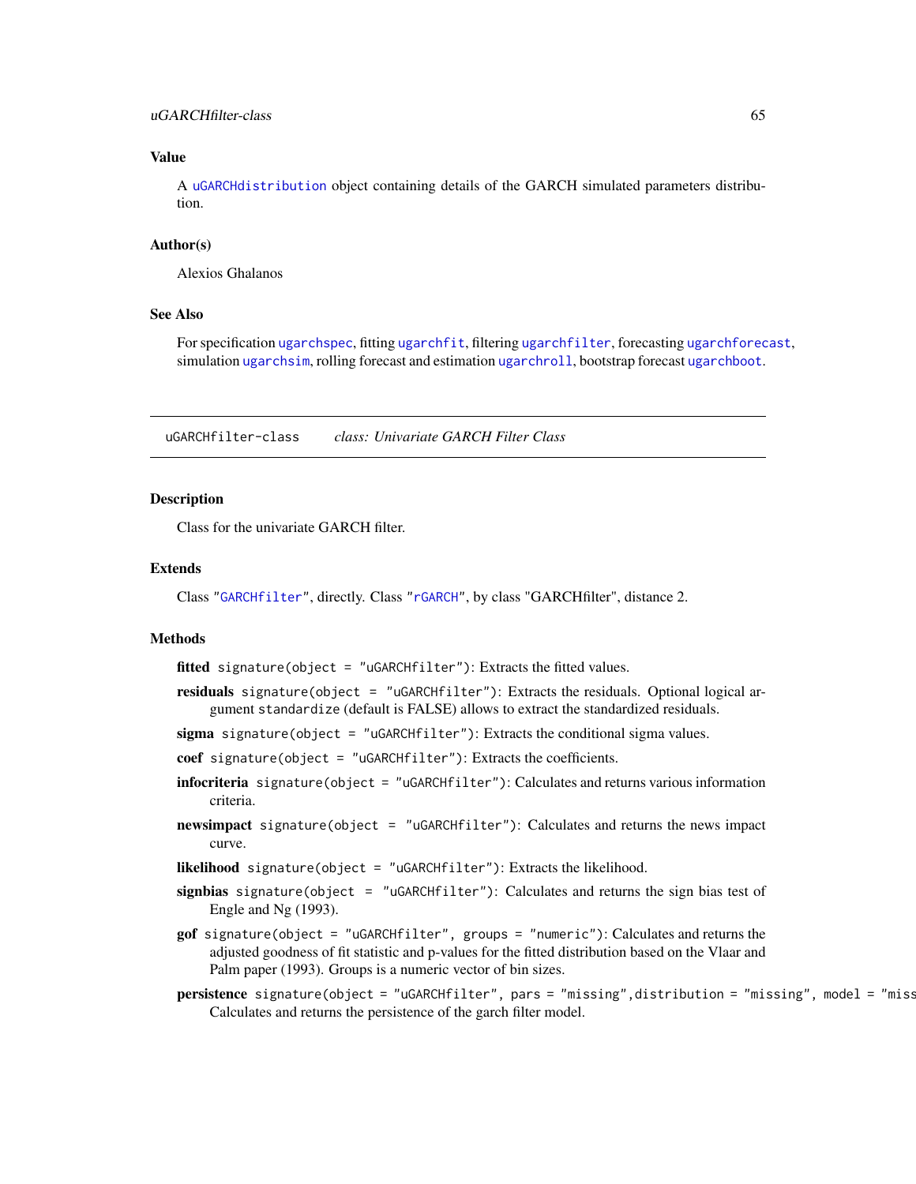## Value

A `uGARCHdistribution` object containing details of the GARCH simulated parameters distribution.

## Author(s)

Alexios Ghalanos

## See Also

For specification `ugarchspec`, fitting `ugarchfit`, filtering `ugarchfilter`, forecasting `ugarchforecast`, simulation `ugarchsim`, rolling forecast and estimation `ugarchroll`, bootstrap forecast `ugarchboot`.

---

# uGARCHfilter-class *class: Univariate GARCH Filter Class*

---

## Description

Class for the univariate GARCH filter.

## Extends

Class "`GARCHfilter`", directly. Class "`rGARCH`", by class "GARCHfilter", distance 2.

## Methods

- **fitted** `signature(object = "uGARCHfilter")`: Extracts the fitted values.
- **residuals** `signature(object = "uGARCHfilter")`: Extracts the residuals. Optional logical argument `standardize` (default is FALSE) allows to extract the standardized residuals.
- **sigma** `signature(object = "uGARCHfilter")`: Extracts the conditional sigma values.
- **coef** `signature(object = "uGARCHfilter")`: Extracts the coefficients.
- **infocriteria** `signature(object = "uGARCHfilter")`: Calculates and returns various information criteria.
- **newsimpact** `signature(object = "uGARCHfilter")`: Calculates and returns the news impact curve.
- **likelihood** `signature(object = "uGARCHfilter")`: Extracts the likelihood.
- **signbias** `signature(object = "uGARCHfilter")`: Calculates and returns the sign bias test of Engle and Ng (1993).
- **gof** `signature(object = "uGARCHfilter", groups = "numeric")`: Calculates and returns the adjusted goodness of fit statistic and p-values for the fitted distribution based on the Vlaar and Palm paper (1993). Groups is a numeric vector of bin sizes.
- **persistence** `signature(object = "uGARCHfilter", pars = "missing",distribution = "missing", model = "miss` Calculates and returns the persistence of the garch filter model.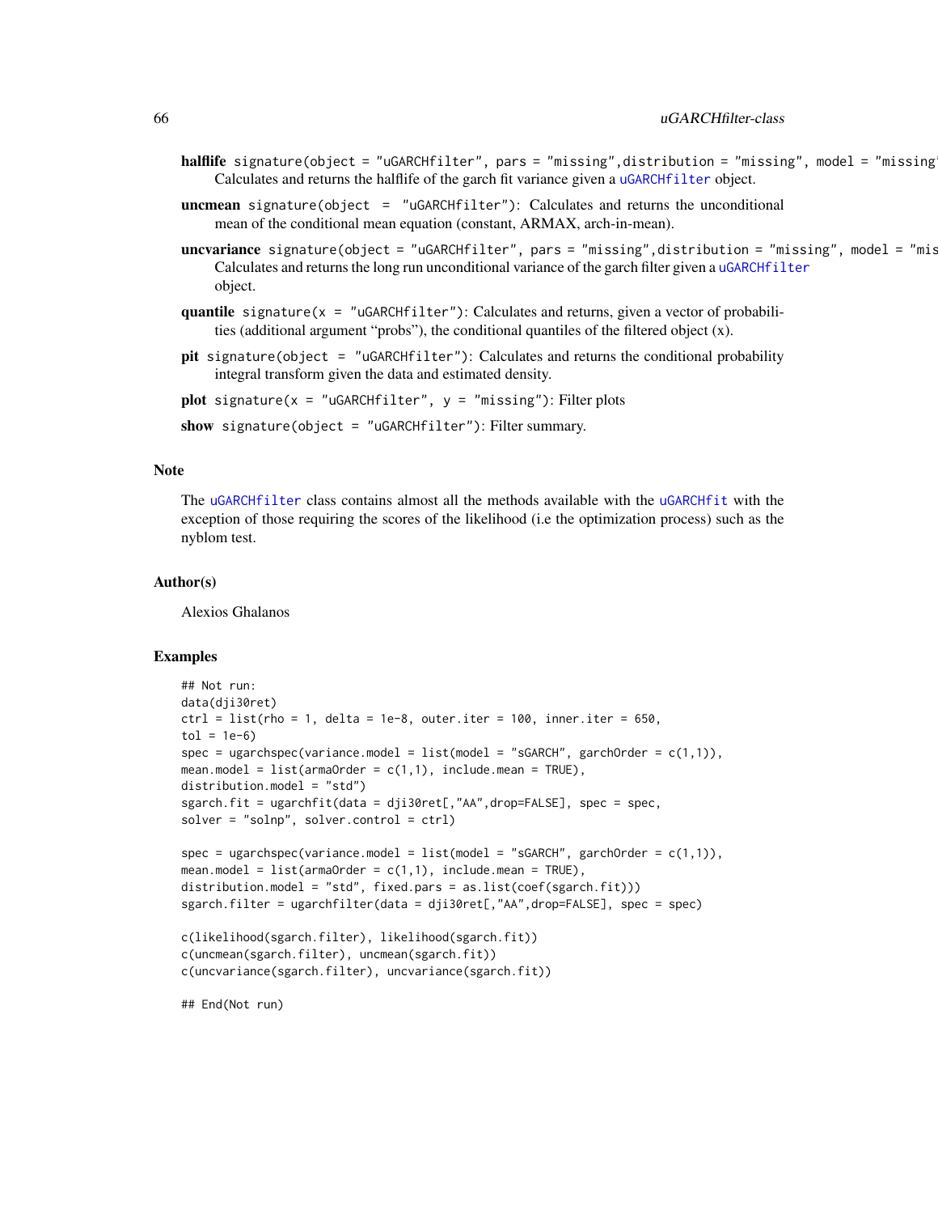**halflife** `signature(object = "uGARCHfilter", pars = "missing",distribution = "missing", model = "missing"`
: Calculates and returns the halflife of the garch fit variance given a `uGARCHfilter` object.

**uncmean** `signature(object = "uGARCHfilter")`: Calculates and returns the unconditional mean of the conditional mean equation (constant, ARMAX, arch-in-mean).

**uncvariance** `signature(object = "uGARCHfilter", pars = "missing",distribution = "missing", model = "mis`
: Calculates and returns the long run unconditional variance of the garch filter given a `uGARCHfilter` object.

**quantile** `signature(x = "uGARCHfilter")`: Calculates and returns, given a vector of probabilities (additional argument "probs"), the conditional quantiles of the filtered object (x).

**pit** `signature(object = "uGARCHfilter")`: Calculates and returns the conditional probability integral transform given the data and estimated density.

**plot** `signature(x = "uGARCHfilter", y = "missing")`: Filter plots

**show** `signature(object = "uGARCHfilter")`: Filter summary.

## Note

The `uGARCHfilter` class contains almost all the methods available with the `uGARCHfit` with the exception of those requiring the scores of the likelihood (i.e the optimization process) such as the nyblom test.

## Author(s)

Alexios Ghalanos

## Examples

```
## Not run:
data(dji30ret)
ctrl = list(rho = 1, delta = 1e-8, outer.iter = 100, inner.iter = 650,
tol = 1e-6)
spec = ugarchspec(variance.model = list(model = "sGARCH", garchOrder = c(1,1)),
mean.model = list(armaOrder = c(1,1), include.mean = TRUE),
distribution.model = "std")
sgarch.fit = ugarchfit(data = dji30ret[,"AA",drop=FALSE], spec = spec,
solver = "solnp", solver.control = ctrl)

spec = ugarchspec(variance.model = list(model = "sGARCH", garchOrder = c(1,1)),
mean.model = list(armaOrder = c(1,1), include.mean = TRUE),
distribution.model = "std", fixed.pars = as.list(coef(sgarch.fit)))
sgarch.filter = ugarchfilter(data = dji30ret[,"AA",drop=FALSE], spec = spec)

c(likelihood(sgarch.filter), likelihood(sgarch.fit))
c(uncmean(sgarch.filter), uncmean(sgarch.fit))
c(uncvariance(sgarch.filter), uncvariance(sgarch.fit))

## End(Not run)
```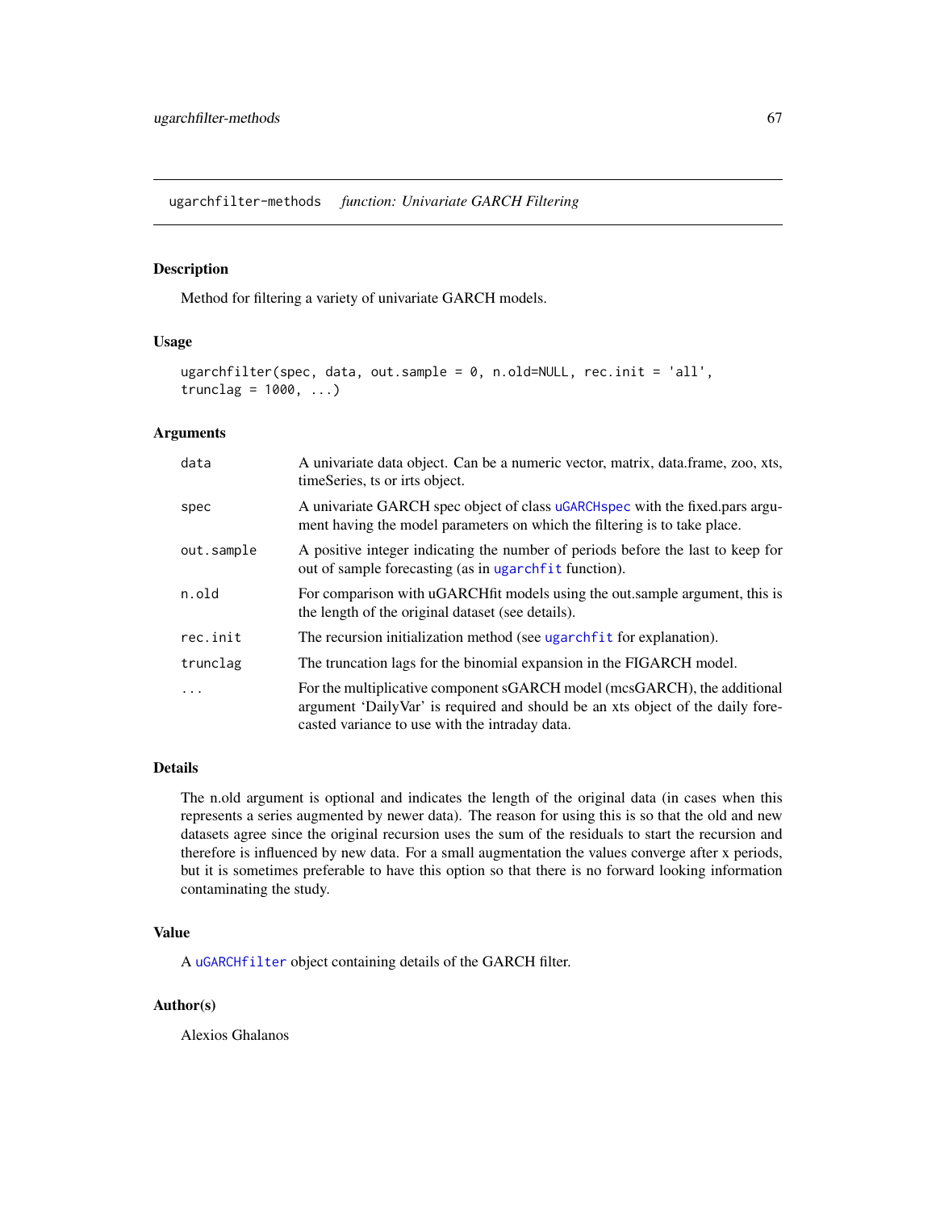ugarchfilter-methods    *function: Univariate GARCH Filtering*

## Description

Method for filtering a variety of univariate GARCH models.

## Usage

```
ugarchfilter(spec, data, out.sample = 0, n.old=NULL, rec.init = 'all',
trunclag = 1000, ...)
```

## Arguments

| | |
|---|---|
| data | A univariate data object. Can be a numeric vector, matrix, data.frame, zoo, xts, timeSeries, ts or irts object. |
| spec | A univariate GARCH spec object of class uGARCHspec with the fixed.pars argument having the model parameters on which the filtering is to take place. |
| out.sample | A positive integer indicating the number of periods before the last to keep for out of sample forecasting (as in ugarchfit function). |
| n.old | For comparison with uGARCHfit models using the out.sample argument, this is the length of the original dataset (see details). |
| rec.init | The recursion initialization method (see ugarchfit for explanation). |
| trunclag | The truncation lags for the binomial expansion in the FIGARCH model. |
| ... | For the multiplicative component sGARCH model (mcsGARCH), the additional argument 'DailyVar' is required and should be an xts object of the daily forecasted variance to use with the intraday data. |

## Details

The n.old argument is optional and indicates the length of the original data (in cases when this represents a series augmented by newer data). The reason for using this is so that the old and new datasets agree since the original recursion uses the sum of the residuals to start the recursion and therefore is influenced by new data. For a small augmentation the values converge after x periods, but it is sometimes preferable to have this option so that there is no forward looking information contaminating the study.

## Value

A uGARCHfilter object containing details of the GARCH filter.

## Author(s)

Alexios Ghalanos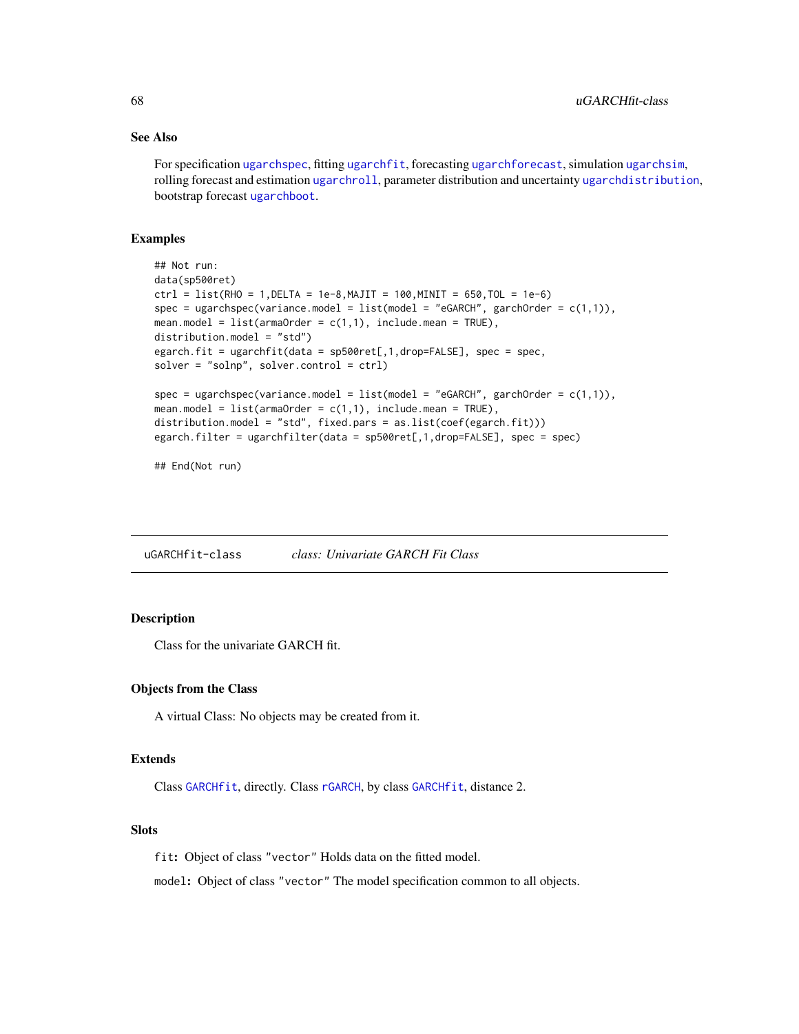### See Also

For specification `ugarchspec`, fitting `ugarchfit`, forecasting `ugarchforecast`, simulation `ugarchsim`, rolling forecast and estimation `ugarchroll`, parameter distribution and uncertainty `ugarchdistribution`, bootstrap forecast `ugarchboot`.

### Examples

```
## Not run:
data(sp500ret)
ctrl = list(RHO = 1,DELTA = 1e-8,MAJIT = 100,MINIT = 650,TOL = 1e-6)
spec = ugarchspec(variance.model = list(model = "eGARCH", garchOrder = c(1,1)),
mean.model = list(armaOrder = c(1,1), include.mean = TRUE),
distribution.model = "std")
egarch.fit = ugarchfit(data = sp500ret[,1,drop=FALSE], spec = spec,
solver = "solnp", solver.control = ctrl)

spec = ugarchspec(variance.model = list(model = "eGARCH", garchOrder = c(1,1)),
mean.model = list(armaOrder = c(1,1), include.mean = TRUE),
distribution.model = "std", fixed.pars = as.list(coef(egarch.fit)))
egarch.filter = ugarchfilter(data = sp500ret[,1,drop=FALSE], spec = spec)

## End(Not run)
```

---

## uGARCHfit-class — *class: Univariate GARCH Fit Class*

---

### Description

Class for the univariate GARCH fit.

### Objects from the Class

A virtual Class: No objects may be created from it.

### Extends

Class `GARCHfit`, directly. Class `rGARCH`, by class `GARCHfit`, distance 2.

### Slots

**`fit`:** Object of class `"vector"` Holds data on the fitted model.

**`model`:** Object of class `"vector"` The model specification common to all objects.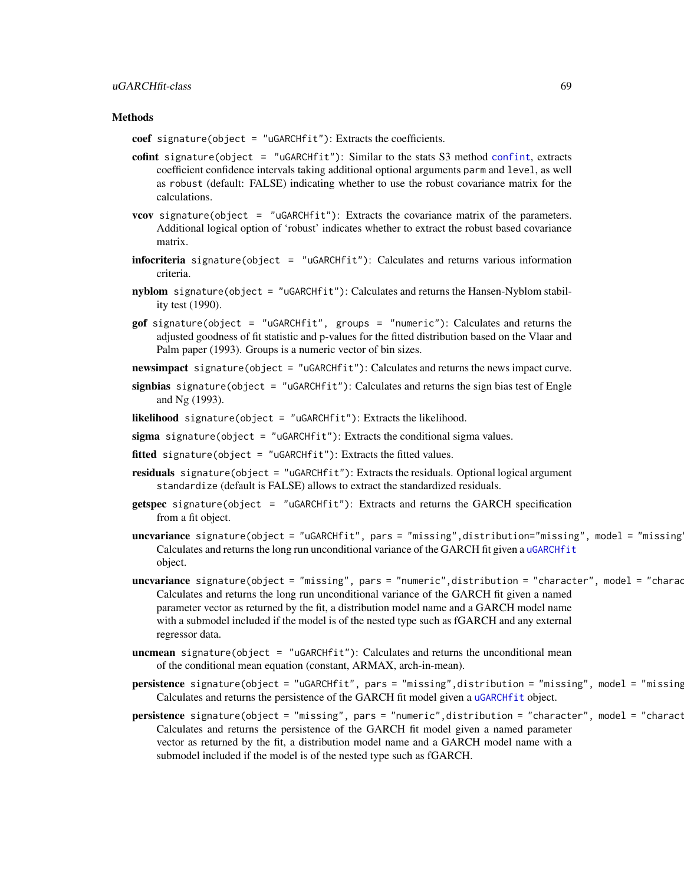### Methods

**coef** `signature(object = "uGARCHfit")`: Extracts the coefficients.

**cofint** `signature(object = "uGARCHfit")`: Similar to the stats S3 method `confint`, extracts coefficient confidence intervals taking additional optional arguments `parm` and `level`, as well as `robust` (default: FALSE) indicating whether to use the robust covariance matrix for the calculations.

**vcov** `signature(object = "uGARCHfit")`: Extracts the covariance matrix of the parameters. Additional logical option of 'robust' indicates whether to extract the robust based covariance matrix.

**infocriteria** `signature(object = "uGARCHfit")`: Calculates and returns various information criteria.

**nyblom** `signature(object = "uGARCHfit")`: Calculates and returns the Hansen-Nyblom stability test (1990).

**gof** `signature(object = "uGARCHfit", groups = "numeric")`: Calculates and returns the adjusted goodness of fit statistic and p-values for the fitted distribution based on the Vlaar and Palm paper (1993). Groups is a numeric vector of bin sizes.

**newsimpact** `signature(object = "uGARCHfit")`: Calculates and returns the news impact curve.

**signbias** `signature(object = "uGARCHfit")`: Calculates and returns the sign bias test of Engle and Ng (1993).

**likelihood** `signature(object = "uGARCHfit")`: Extracts the likelihood.

**sigma** `signature(object = "uGARCHfit")`: Extracts the conditional sigma values.

**fitted** `signature(object = "uGARCHfit")`: Extracts the fitted values.

**residuals** `signature(object = "uGARCHfit")`: Extracts the residuals. Optional logical argument `standardize` (default is FALSE) allows to extract the standardized residuals.

**getspec** `signature(object = "uGARCHfit")`: Extracts and returns the GARCH specification from a fit object.

**uncvariance** `signature(object = "uGARCHfit", pars = "missing",distribution="missing", model = "missing"`
Calculates and returns the long run unconditional variance of the GARCH fit given a `uGARCHfit` object.

**uncvariance** `signature(object = "missing", pars = "numeric",distribution = "character", model = "charac`
Calculates and returns the long run unconditional variance of the GARCH fit given a named parameter vector as returned by the fit, a distribution model name and a GARCH model name with a submodel included if the model is of the nested type such as fGARCH and any external regressor data.

**uncmean** `signature(object = "uGARCHfit")`: Calculates and returns the unconditional mean of the conditional mean equation (constant, ARMAX, arch-in-mean).

**persistence** `signature(object = "uGARCHfit", pars = "missing",distribution = "missing", model = "missing`
Calculates and returns the persistence of the GARCH fit model given a `uGARCHfit` object.

**persistence** `signature(object = "missing", pars = "numeric",distribution = "character", model = "charact`
Calculates and returns the persistence of the GARCH fit model given a named parameter vector as returned by the fit, a distribution model name and a GARCH model name with a submodel included if the model is of the nested type such as fGARCH.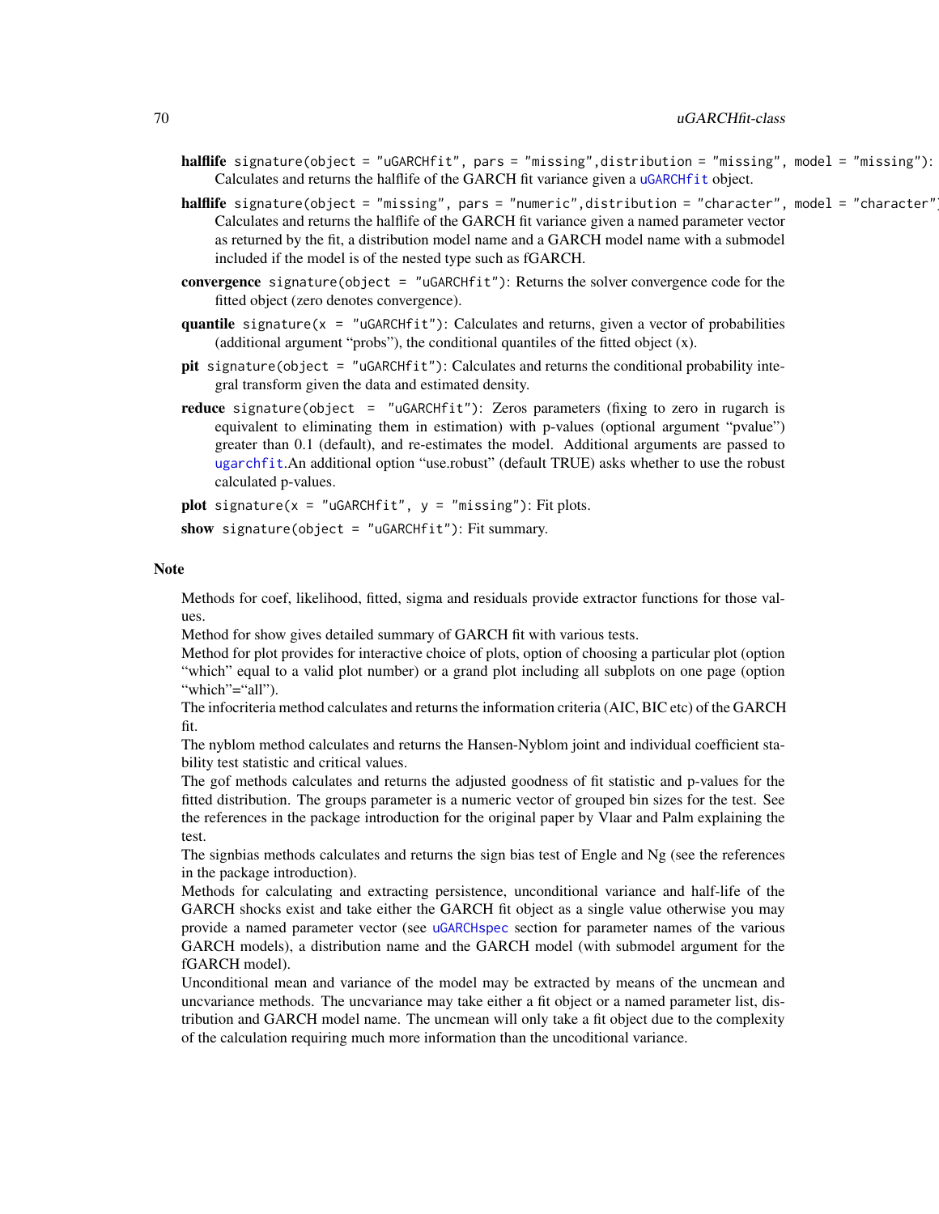**halflife** `signature(object = "uGARCHfit", pars = "missing",distribution = "missing", model = "missing")`: Calculates and returns the halflife of the GARCH fit variance given a uGARCHfit object.

**halflife** `signature(object = "missing", pars = "numeric",distribution = "character", model = "character")`: Calculates and returns the halflife of the GARCH fit variance given a named parameter vector as returned by the fit, a distribution model name and a GARCH model name with a submodel included if the model is of the nested type such as fGARCH.

**convergence** `signature(object = "uGARCHfit")`: Returns the solver convergence code for the fitted object (zero denotes convergence).

**quantile** `signature(x = "uGARCHfit")`: Calculates and returns, given a vector of probabilities (additional argument "probs"), the conditional quantiles of the fitted object (x).

**pit** `signature(object = "uGARCHfit")`: Calculates and returns the conditional probability integral transform given the data and estimated density.

**reduce** `signature(object = "uGARCHfit")`: Zeros parameters (fixing to zero in rugarch is equivalent to eliminating them in estimation) with p-values (optional argument "pvalue") greater than 0.1 (default), and re-estimates the model. Additional arguments are passed to ugarchfit.An additional option "use.robust" (default TRUE) asks whether to use the robust calculated p-values.

**plot** `signature(x = "uGARCHfit", y = "missing")`: Fit plots.

**show** `signature(object = "uGARCHfit")`: Fit summary.

## Note

Methods for coef, likelihood, fitted, sigma and residuals provide extractor functions for those values.
Method for show gives detailed summary of GARCH fit with various tests.
Method for plot provides for interactive choice of plots, option of choosing a particular plot (option "which" equal to a valid plot number) or a grand plot including all subplots on one page (option "which"="all").
The infocriteria method calculates and returns the information criteria (AIC, BIC etc) of the GARCH fit.
The nyblom method calculates and returns the Hansen-Nyblom joint and individual coefficient stability test statistic and critical values.
The gof methods calculates and returns the adjusted goodness of fit statistic and p-values for the fitted distribution. The groups parameter is a numeric vector of grouped bin sizes for the test. See the references in the package introduction for the original paper by Vlaar and Palm explaining the test.
The signbias methods calculates and returns the sign bias test of Engle and Ng (see the references in the package introduction).
Methods for calculating and extracting persistence, unconditional variance and half-life of the GARCH shocks exist and take either the GARCH fit object as a single value otherwise you may provide a named parameter vector (see uGARCHspec section for parameter names of the various GARCH models), a distribution name and the GARCH model (with submodel argument for the fGARCH model).
Unconditional mean and variance of the model may be extracted by means of the uncmean and uncvariance methods. The uncvariance may take either a fit object or a named parameter list, distribution and GARCH model name. The uncmean will only take a fit object due to the complexity of the calculation requiring much more information than the uncoditional variance.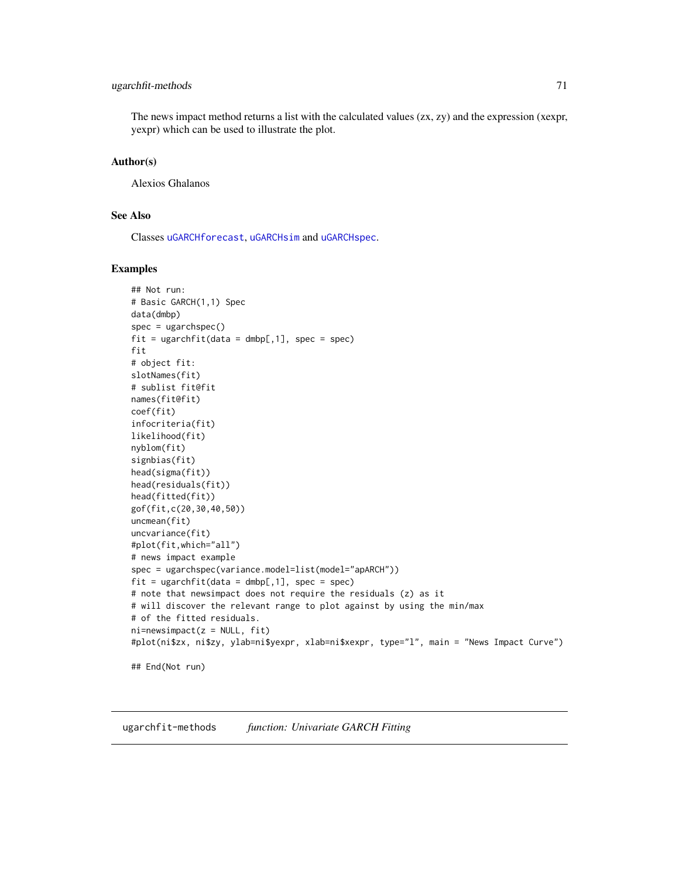The news impact method returns a list with the calculated values (zx, zy) and the expression (xexpr, yexpr) which can be used to illustrate the plot.

### Author(s)

Alexios Ghalanos

### See Also

Classes uGARCHforecast, uGARCHsim and uGARCHspec.

### Examples

```
## Not run:
# Basic GARCH(1,1) Spec
data(dmbp)
spec = ugarchspec()
fit = ugarchfit(data = dmbp[,1], spec = spec)
fit
# object fit:
slotNames(fit)
# sublist fit@fit
names(fit@fit)
coef(fit)
infocriteria(fit)
likelihood(fit)
nyblom(fit)
signbias(fit)
head(sigma(fit))
head(residuals(fit))
head(fitted(fit))
gof(fit,c(20,30,40,50))
uncmean(fit)
uncvariance(fit)
#plot(fit,which="all")
# news impact example
spec = ugarchspec(variance.model=list(model="apARCH"))
fit = ugarchfit(data = dmbp[,1], spec = spec)
# note that newsimpact does not require the residuals (z) as it
# will discover the relevant range to plot against by using the min/max
# of the fitted residuals.
ni=newsimpact(z = NULL, fit)
#plot(ni$zx, ni$zy, ylab=ni$yexpr, xlab=ni$xexpr, type="l", main = "News Impact Curve")

## End(Not run)
```

---

## ugarchfit-methods *function: Univariate GARCH Fitting*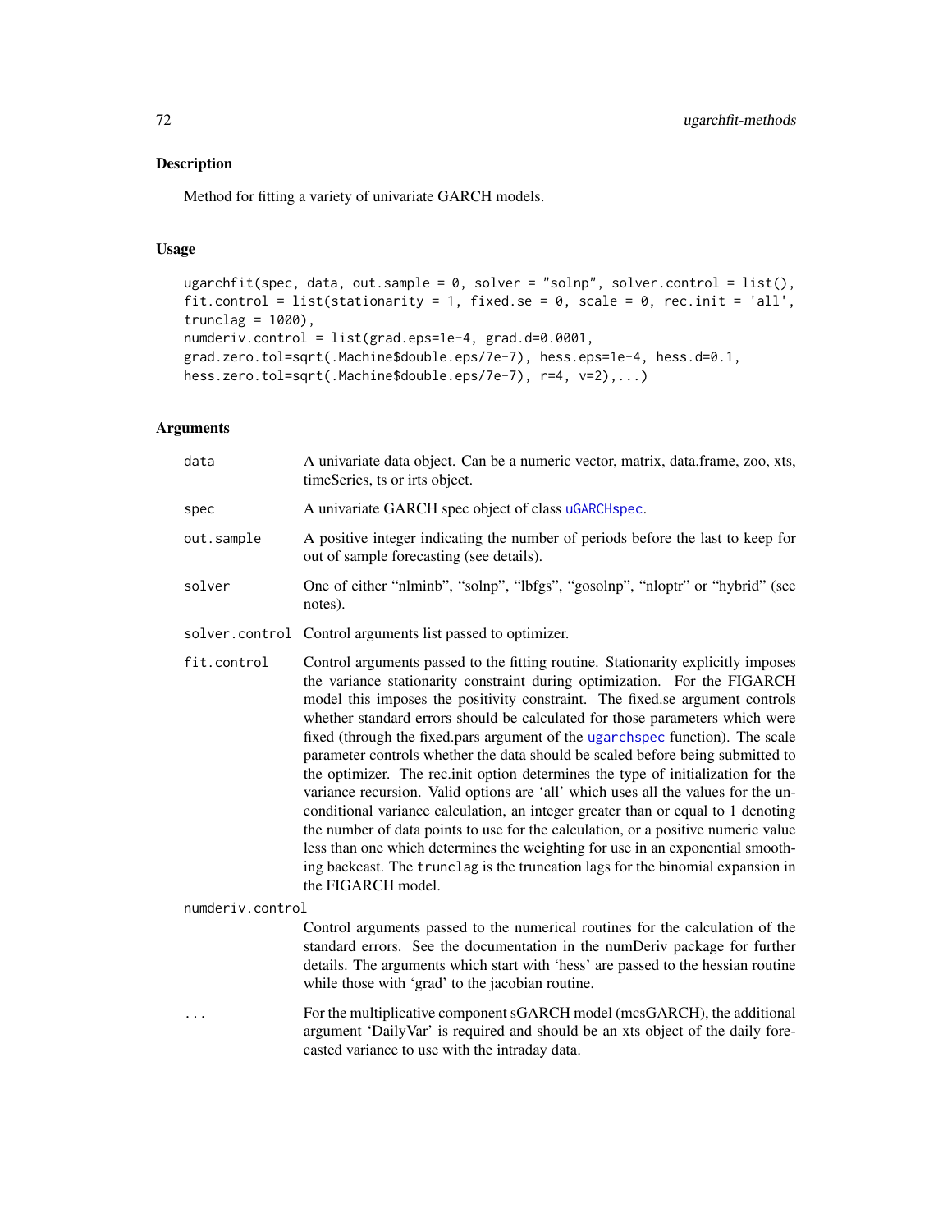## Description

Method for fitting a variety of univariate GARCH models.

## Usage

```
ugarchfit(spec, data, out.sample = 0, solver = "solnp", solver.control = list(),
fit.control = list(stationarity = 1, fixed.se = 0, scale = 0, rec.init = 'all',
trunclag = 1000),
numderiv.control = list(grad.eps=1e-4, grad.d=0.0001,
grad.zero.tol=sqrt(.Machine$double.eps/7e-7), hess.eps=1e-4, hess.d=0.1,
hess.zero.tol=sqrt(.Machine$double.eps/7e-7), r=4, v=2),...)
```

## Arguments

`data` A univariate data object. Can be a numeric vector, matrix, data.frame, zoo, xts, timeSeries, ts or irts object.

`spec` A univariate GARCH spec object of class `uGARCHspec`.

`out.sample` A positive integer indicating the number of periods before the last to keep for out of sample forecasting (see details).

`solver` One of either "nlminb", "solnp", "lbfgs", "gosolnp", "nloptr" or "hybrid" (see notes).

`solver.control` Control arguments list passed to optimizer.

`fit.control` Control arguments passed to the fitting routine. Stationarity explicitly imposes the variance stationarity constraint during optimization. For the FIGARCH model this imposes the positivity constraint. The fixed.se argument controls whether standard errors should be calculated for those parameters which were fixed (through the fixed.pars argument of the `ugarchspec` function). The scale parameter controls whether the data should be scaled before being submitted to the optimizer. The rec.init option determines the type of initialization for the variance recursion. Valid options are 'all' which uses all the values for the unconditional variance calculation, an integer greater than or equal to 1 denoting the number of data points to use for the calculation, or a positive numeric value less than one which determines the weighting for use in an exponential smoothing backcast. The `trunclag` is the truncation lags for the binomial expansion in the FIGARCH model.

`numderiv.control` Control arguments passed to the numerical routines for the calculation of the standard errors. See the documentation in the numDeriv package for further details. The arguments which start with 'hess' are passed to the hessian routine while those with 'grad' to the jacobian routine.

`...` For the multiplicative component sGARCH model (mcsGARCH), the additional argument 'DailyVar' is required and should be an xts object of the daily forecasted variance to use with the intraday data.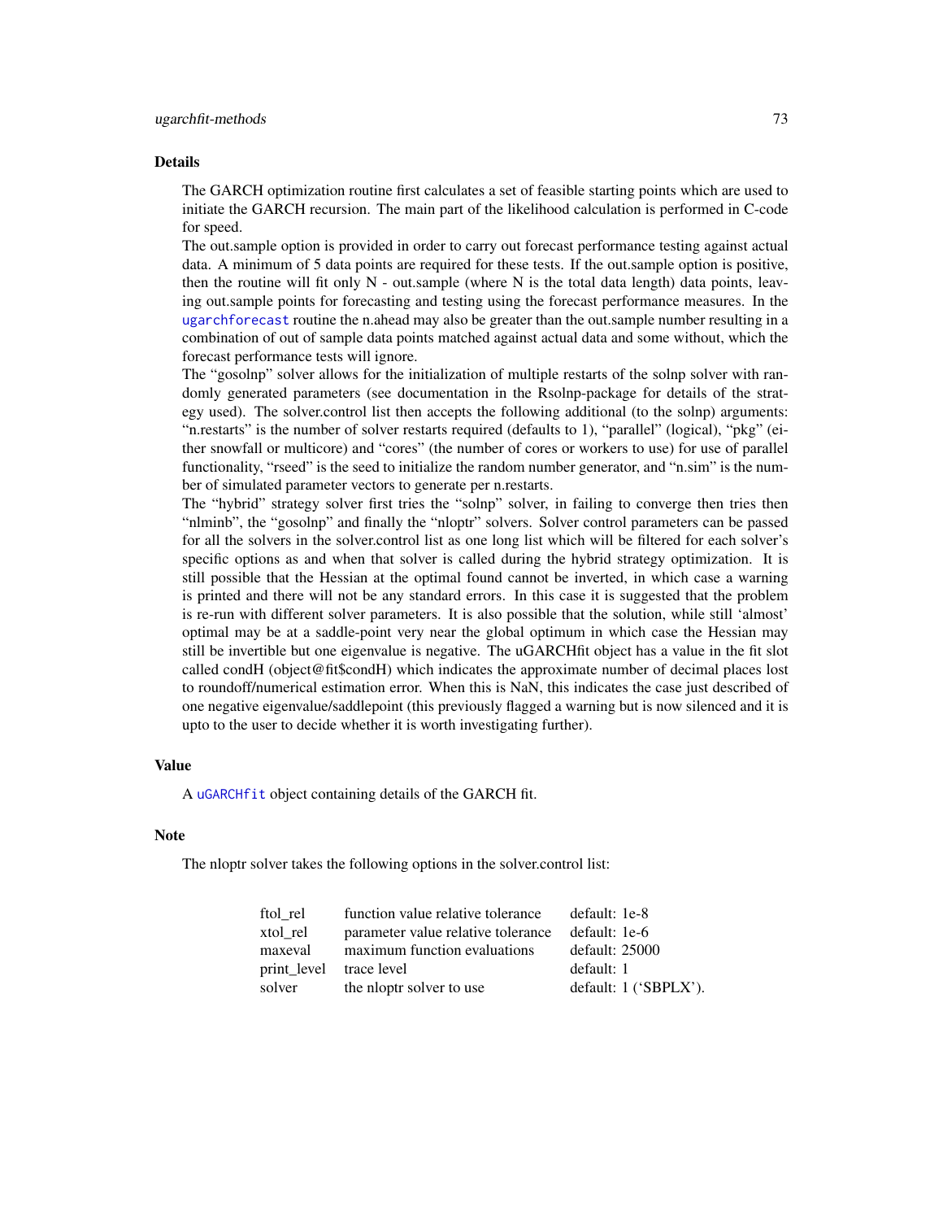### Details

The GARCH optimization routine first calculates a set of feasible starting points which are used to initiate the GARCH recursion. The main part of the likelihood calculation is performed in C-code for speed.

The out.sample option is provided in order to carry out forecast performance testing against actual data. A minimum of 5 data points are required for these tests. If the out.sample option is positive, then the routine will fit only N - out.sample (where N is the total data length) data points, leaving out.sample points for forecasting and testing using the forecast performance measures. In the `ugarchforecast` routine the n.ahead may also be greater than the out.sample number resulting in a combination of out of sample data points matched against actual data and some without, which the forecast performance tests will ignore.

The "gosolnp" solver allows for the initialization of multiple restarts of the solnp solver with randomly generated parameters (see documentation in the Rsolnp-package for details of the strategy used). The solver.control list then accepts the following additional (to the solnp) arguments: "n.restarts" is the number of solver restarts required (defaults to 1), "parallel" (logical), "pkg" (either snowfall or multicore) and "cores" (the number of cores or workers to use) for use of parallel functionality, "rseed" is the seed to initialize the random number generator, and "n.sim" is the number of simulated parameter vectors to generate per n.restarts.

The "hybrid" strategy solver first tries the "solnp" solver, in failing to converge then tries then "nlminb", the "gosolnp" and finally the "nloptr" solvers. Solver control parameters can be passed for all the solvers in the solver.control list as one long list which will be filtered for each solver's specific options as and when that solver is called during the hybrid strategy optimization. It is still possible that the Hessian at the optimal found cannot be inverted, in which case a warning is printed and there will not be any standard errors. In this case it is suggested that the problem is re-run with different solver parameters. It is also possible that the solution, while still 'almost' optimal may be at a saddle-point very near the global optimum in which case the Hessian may still be invertible but one eigenvalue is negative. The uGARCHfit object has a value in the fit slot called condH (object@fit$condH) which indicates the approximate number of decimal places lost to roundoff/numerical estimation error. When this is NaN, this indicates the case just described of one negative eigenvalue/saddlepoint (this previously flagged a warning but is now silenced and it is upto to the user to decide whether it is worth investigating further).

### Value

A `uGARCHfit` object containing details of the GARCH fit.

### Note

The nloptr solver takes the following options in the solver.control list:

| | | |
|---|---|---|
| ftol_rel | function value relative tolerance | default: 1e-8 |
| xtol_rel | parameter value relative tolerance | default: 1e-6 |
| maxeval | maximum function evaluations | default: 25000 |
| print_level | trace level | default: 1 |
| solver | the nloptr solver to use | default: 1 ('SBPLX'). |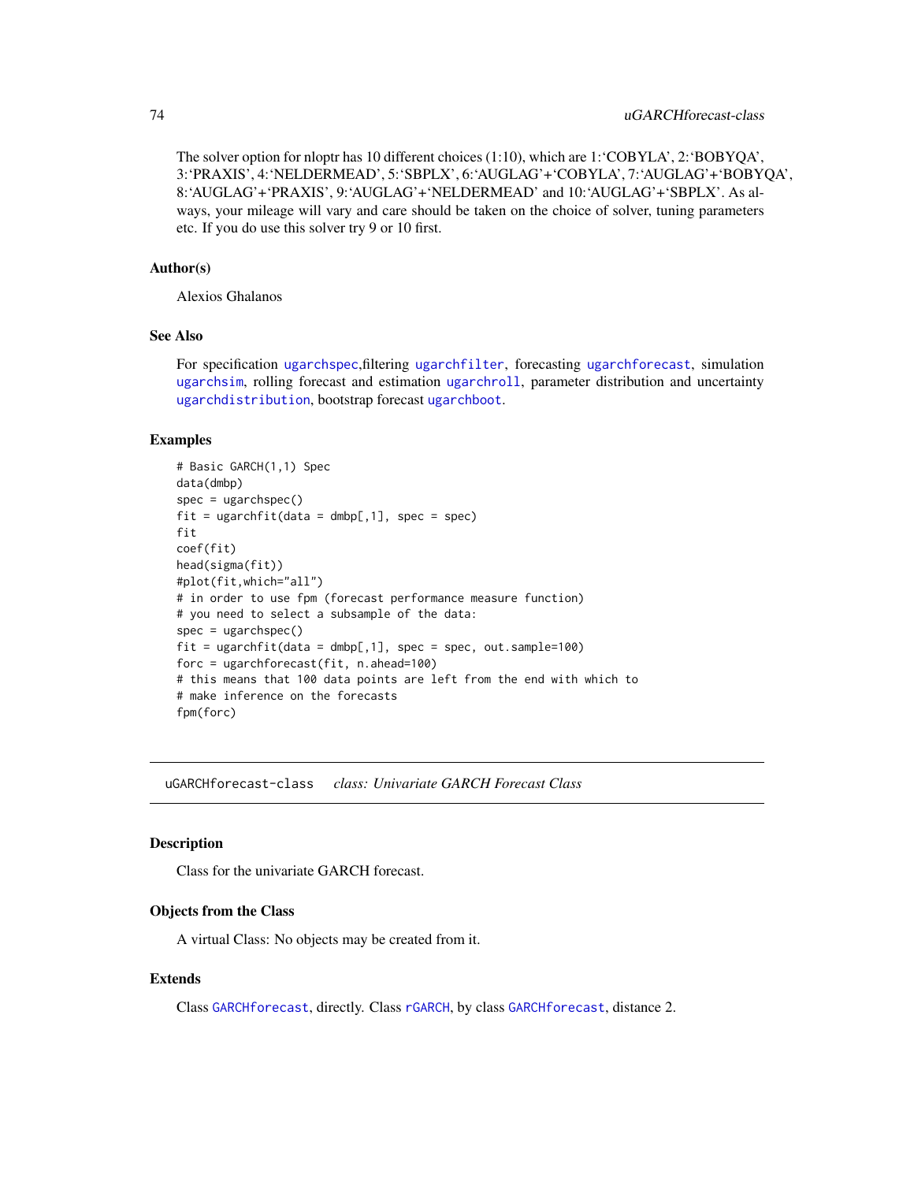The solver option for nloptr has 10 different choices (1:10), which are 1:'COBYLA', 2:'BOBYQA', 3:'PRAXIS', 4:'NELDERMEAD', 5:'SBPLX', 6:'AUGLAG'+'COBYLA', 7:'AUGLAG'+'BOBYQA', 8:'AUGLAG'+'PRAXIS', 9:'AUGLAG'+'NELDERMEAD' and 10:'AUGLAG'+'SBPLX'. As always, your mileage will vary and care should be taken on the choice of solver, tuning parameters etc. If you do use this solver try 9 or 10 first.

### Author(s)

Alexios Ghalanos

### See Also

For specification `ugarchspec`,filtering `ugarchfilter`, forecasting `ugarchforecast`, simulation `ugarchsim`, rolling forecast and estimation `ugarchroll`, parameter distribution and uncertainty `ugarchdistribution`, bootstrap forecast `ugarchboot`.

### Examples

```
# Basic GARCH(1,1) Spec
data(dmbp)
spec = ugarchspec()
fit = ugarchfit(data = dmbp[,1], spec = spec)
fit
coef(fit)
head(sigma(fit))
#plot(fit,which="all")
# in order to use fpm (forecast performance measure function)
# you need to select a subsample of the data:
spec = ugarchspec()
fit = ugarchfit(data = dmbp[,1], spec = spec, out.sample=100)
forc = ugarchforecast(fit, n.ahead=100)
# this means that 100 data points are left from the end with which to
# make inference on the forecasts
fpm(forc)
```

---

## uGARCHforecast-class    *class: Univariate GARCH Forecast Class*

### Description

Class for the univariate GARCH forecast.

### Objects from the Class

A virtual Class: No objects may be created from it.

### Extends

Class `GARCHforecast`, directly. Class `rGARCH`, by class `GARCHforecast`, distance 2.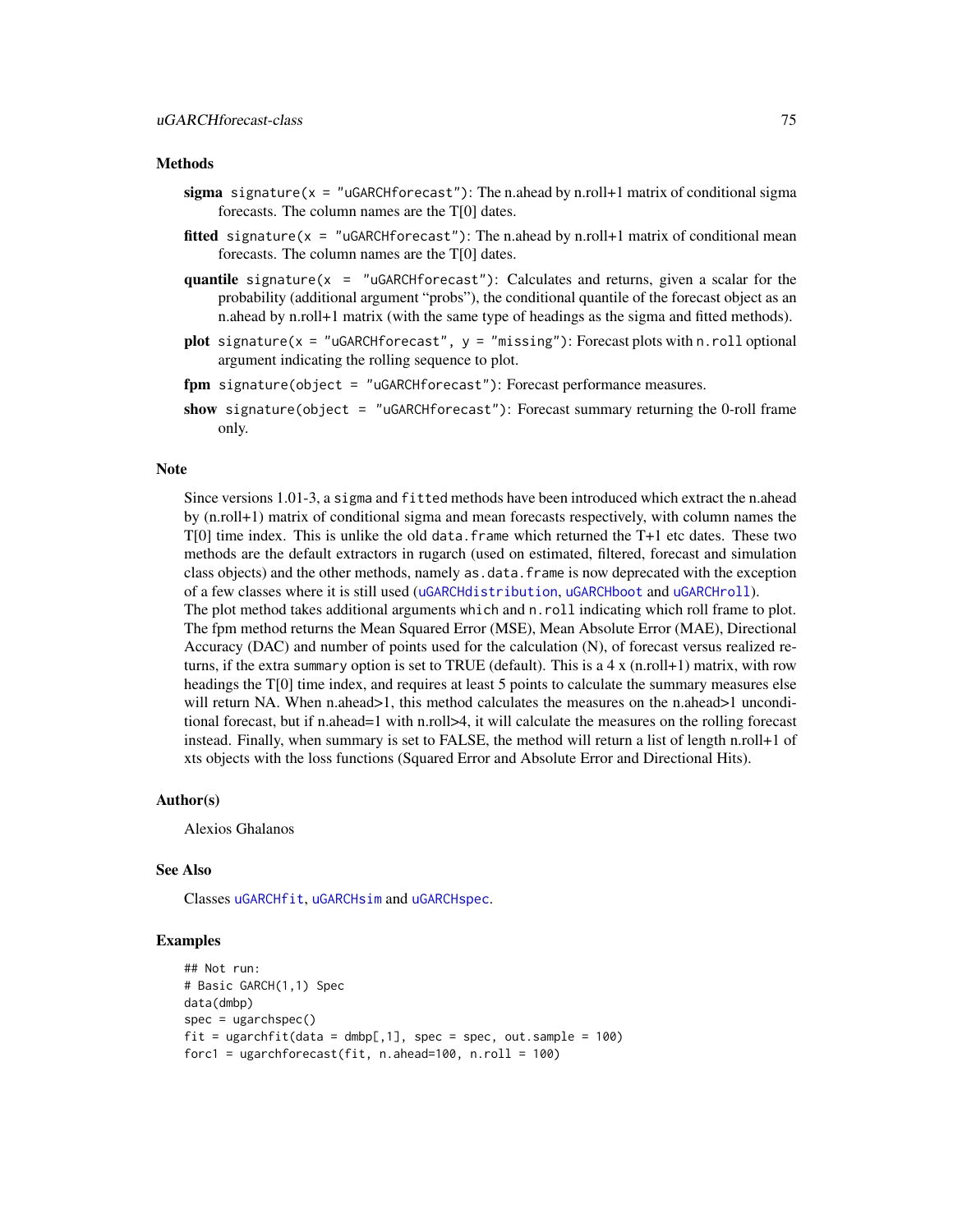## Methods

**sigma** `signature(x = "uGARCHforecast")`: The n.ahead by n.roll+1 matrix of conditional sigma forecasts. The column names are the T[0] dates.

**fitted** `signature(x = "uGARCHforecast")`: The n.ahead by n.roll+1 matrix of conditional mean forecasts. The column names are the T[0] dates.

**quantile** `signature(x = "uGARCHforecast")`: Calculates and returns, given a scalar for the probability (additional argument "probs"), the conditional quantile of the forecast object as an n.ahead by n.roll+1 matrix (with the same type of headings as the sigma and fitted methods).

**plot** `signature(x = "uGARCHforecast", y = "missing")`: Forecast plots with `n.roll` optional argument indicating the rolling sequence to plot.

**fpm** `signature(object = "uGARCHforecast")`: Forecast performance measures.

**show** `signature(object = "uGARCHforecast")`: Forecast summary returning the 0-roll frame only.

## Note

Since versions 1.01-3, a `sigma` and `fitted` methods have been introduced which extract the n.ahead by (n.roll+1) matrix of conditional sigma and mean forecasts respectively, with column names the T[0] time index. This is unlike the old `data.frame` which returned the T+1 etc dates. These two methods are the default extractors in rugarch (used on estimated, filtered, forecast and simulation class objects) and the other methods, namely `as.data.frame` is now deprecated with the exception of a few classes where it is still used (`uGARCHdistribution`, `uGARCHboot` and `uGARCHroll`).
The plot method takes additional arguments `which` and `n.roll` indicating which roll frame to plot. The fpm method returns the Mean Squared Error (MSE), Mean Absolute Error (MAE), Directional Accuracy (DAC) and number of points used for the calculation (N), of forecast versus realized returns, if the extra `summary` option is set to TRUE (default). This is a 4 x (n.roll+1) matrix, with row headings the T[0] time index, and requires at least 5 points to calculate the summary measures else will return NA. When n.ahead>1, this method calculates the measures on the n.ahead>1 unconditional forecast, but if n.ahead=1 with n.roll>4, it will calculate the measures on the rolling forecast instead. Finally, when summary is set to FALSE, the method will return a list of length n.roll+1 of xts objects with the loss functions (Squared Error and Absolute Error and Directional Hits).

## Author(s)

Alexios Ghalanos

## See Also

Classes `uGARCHfit`, `uGARCHsim` and `uGARCHspec`.

## Examples

```
## Not run:
# Basic GARCH(1,1) Spec
data(dmbp)
spec = ugarchspec()
fit = ugarchfit(data = dmbp[,1], spec = spec, out.sample = 100)
forc1 = ugarchforecast(fit, n.ahead=100, n.roll = 100)
```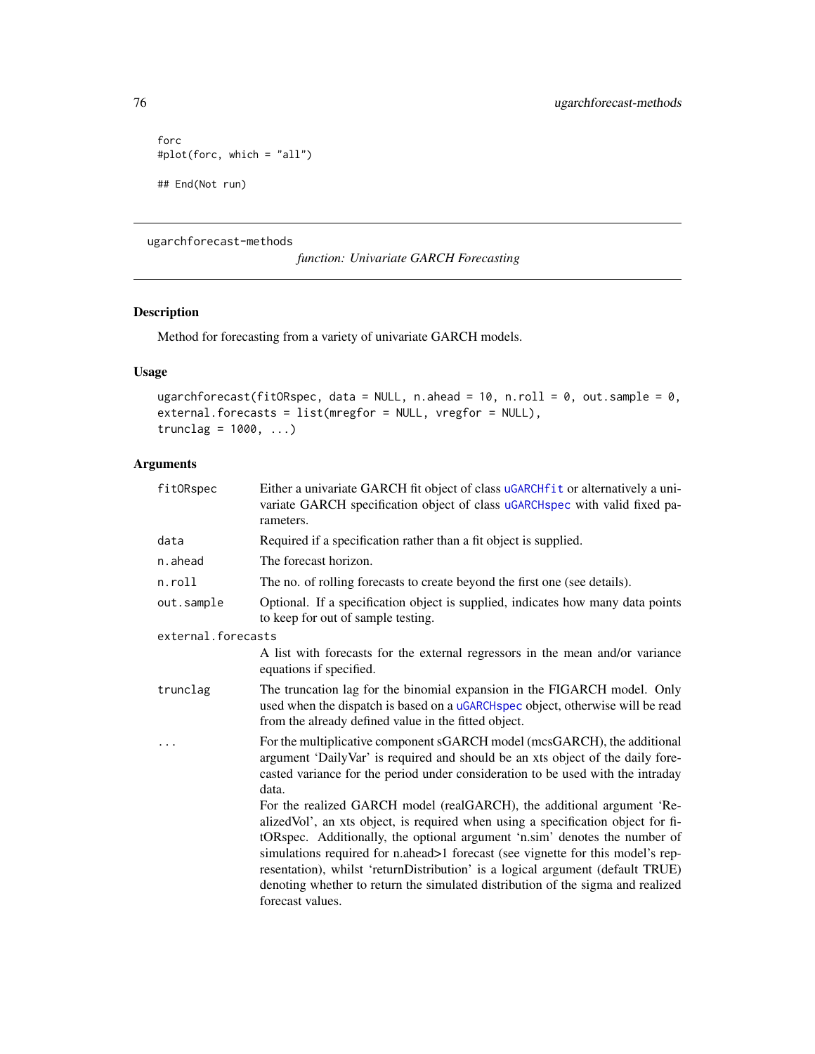```
forc
#plot(forc, which = "all")

## End(Not run)
```

---

ugarchforecast-methods

*function: Univariate GARCH Forecasting*

---

## Description

Method for forecasting from a variety of univariate GARCH models.

## Usage

```
ugarchforecast(fitORspec, data = NULL, n.ahead = 10, n.roll = 0, out.sample = 0,
external.forecasts = list(mregfor = NULL, vregfor = NULL),
trunclag = 1000, ...)
```

## Arguments

| | |
|---|---|
| fitORspec | Either a univariate GARCH fit object of class uGARCHfit or alternatively a univariate GARCH specification object of class uGARCHspec with valid fixed parameters. |
| data | Required if a specification rather than a fit object is supplied. |
| n.ahead | The forecast horizon. |
| n.roll | The no. of rolling forecasts to create beyond the first one (see details). |
| out.sample | Optional. If a specification object is supplied, indicates how many data points to keep for out of sample testing. |
| external.forecasts | A list with forecasts for the external regressors in the mean and/or variance equations if specified. |
| trunclag | The truncation lag for the binomial expansion in the FIGARCH model. Only used when the dispatch is based on a uGARCHspec object, otherwise will be read from the already defined value in the fitted object. |
| ... | For the multiplicative component sGARCH model (mcsGARCH), the additional argument 'DailyVar' is required and should be an xts object of the daily forecasted variance for the period under consideration to be used with the intraday data.<br>For the realized GARCH model (realGARCH), the additional argument 'RealizedVol', an xts object, is required when using a specification object for fitORspec. Additionally, the optional argument 'n.sim' denotes the number of simulations required for n.ahead>1 forecast (see vignette for this model's representation), whilst 'returnDistribution' is a logical argument (default TRUE) denoting whether to return the simulated distribution of the sigma and realized forecast values. |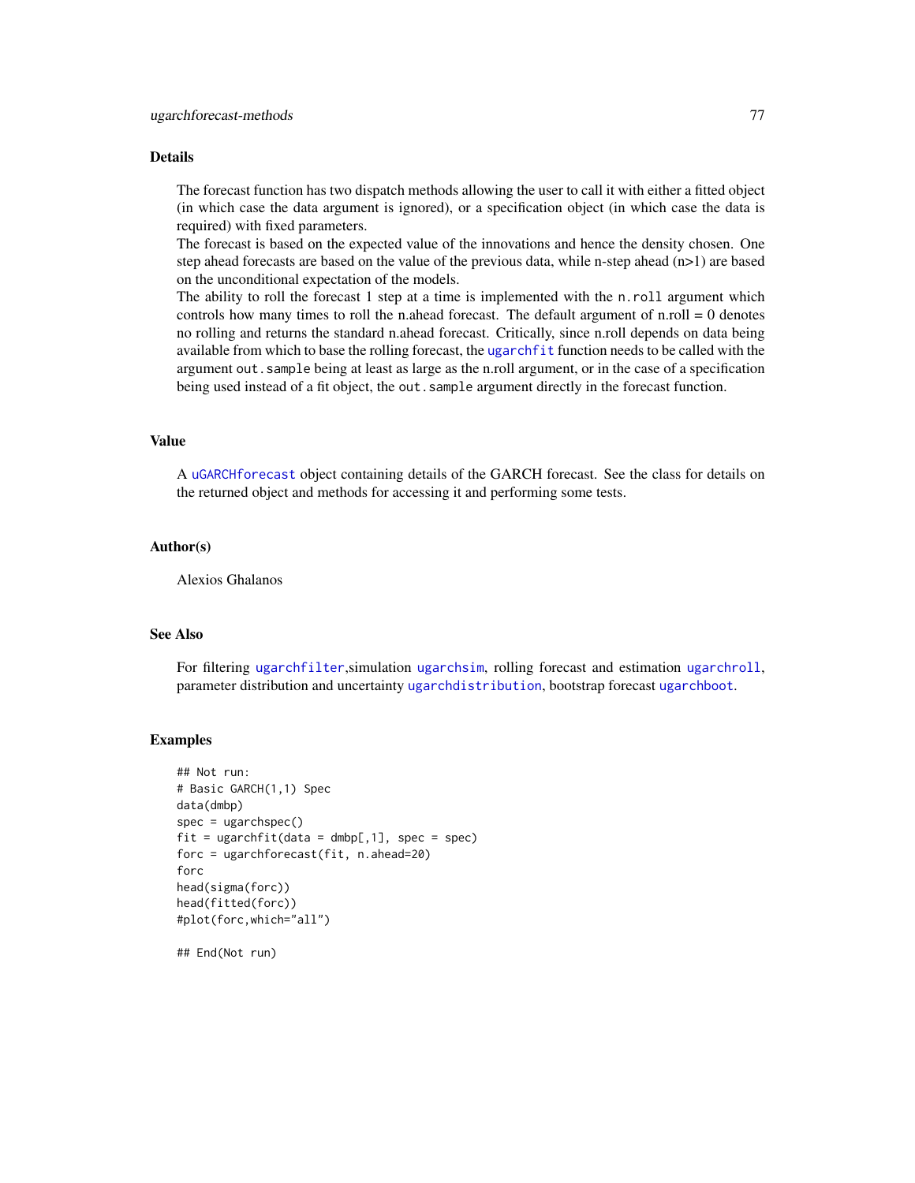## Details

The forecast function has two dispatch methods allowing the user to call it with either a fitted object (in which case the data argument is ignored), or a specification object (in which case the data is required) with fixed parameters.
The forecast is based on the expected value of the innovations and hence the density chosen. One step ahead forecasts are based on the value of the previous data, while n-step ahead (n>1) are based on the unconditional expectation of the models.
The ability to roll the forecast 1 step at a time is implemented with the `n.roll` argument which controls how many times to roll the n.ahead forecast. The default argument of n.roll = 0 denotes no rolling and returns the standard n.ahead forecast. Critically, since n.roll depends on data being available from which to base the rolling forecast, the `ugarchfit` function needs to be called with the argument `out.sample` being at least as large as the n.roll argument, or in the case of a specification being used instead of a fit object, the `out.sample` argument directly in the forecast function.

## Value

A `uGARCHforecast` object containing details of the GARCH forecast. See the class for details on the returned object and methods for accessing it and performing some tests.

## Author(s)

Alexios Ghalanos

## See Also

For filtering `ugarchfilter`,simulation `ugarchsim`, rolling forecast and estimation `ugarchroll`, parameter distribution and uncertainty `ugarchdistribution`, bootstrap forecast `ugarchboot`.

## Examples

```
## Not run:
# Basic GARCH(1,1) Spec
data(dmbp)
spec = ugarchspec()
fit = ugarchfit(data = dmbp[,1], spec = spec)
forc = ugarchforecast(fit, n.ahead=20)
forc
head(sigma(forc))
head(fitted(forc))
#plot(forc,which="all")

## End(Not run)
```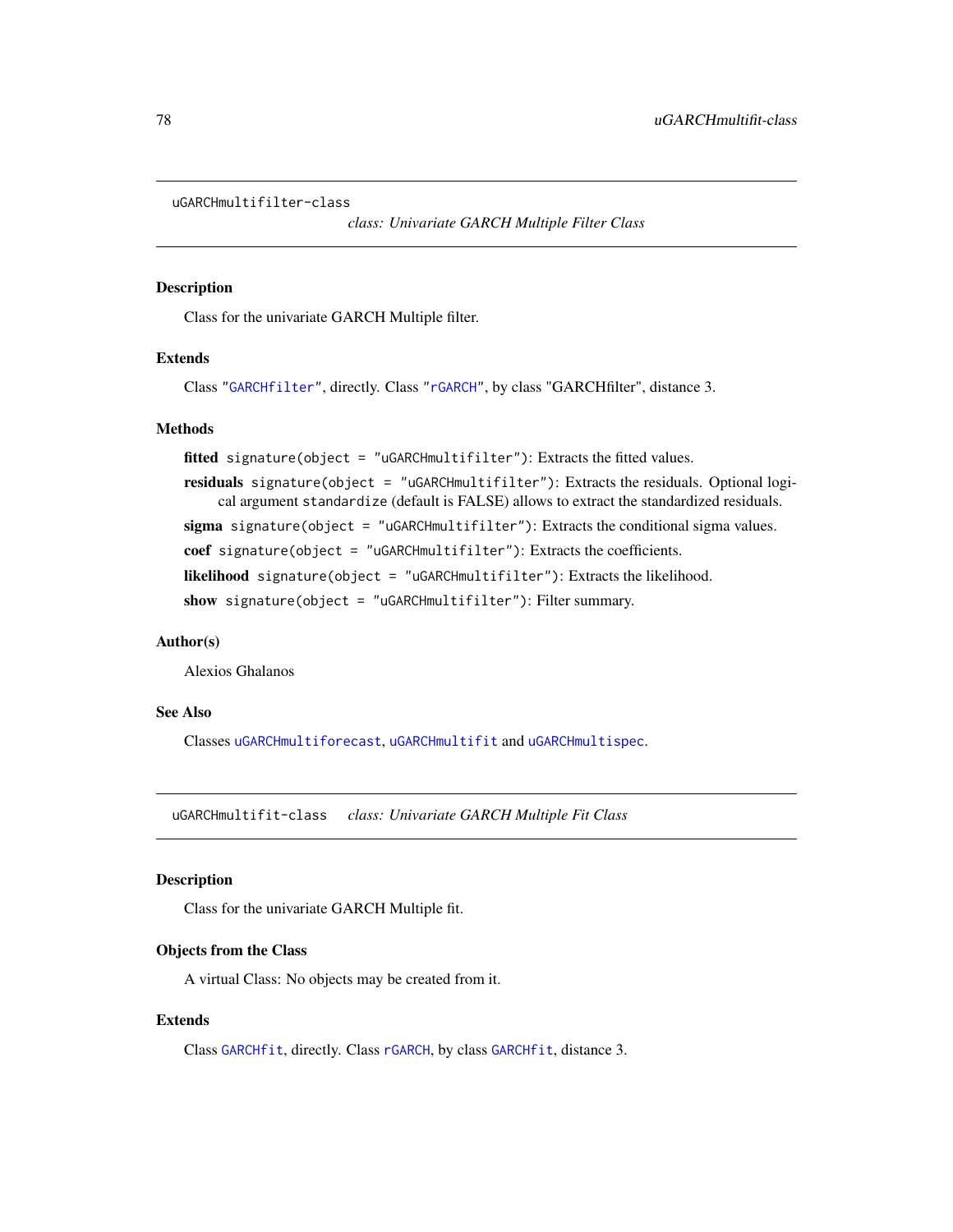## uGARCHmultifilter-class    *class: Univariate GARCH Multiple Filter Class*

### Description

Class for the univariate GARCH Multiple filter.

### Extends

Class "GARCHfilter", directly. Class "rGARCH", by class "GARCHfilter", distance 3.

### Methods

**fitted** `signature(object = "uGARCHmultifilter")`: Extracts the fitted values.

**residuals** `signature(object = "uGARCHmultifilter")`: Extracts the residuals. Optional logical argument `standardize` (default is FALSE) allows to extract the standardized residuals.

**sigma** `signature(object = "uGARCHmultifilter")`: Extracts the conditional sigma values.

**coef** `signature(object = "uGARCHmultifilter")`: Extracts the coefficients.

**likelihood** `signature(object = "uGARCHmultifilter")`: Extracts the likelihood.

**show** `signature(object = "uGARCHmultifilter")`: Filter summary.

### Author(s)

Alexios Ghalanos

### See Also

Classes `uGARCHmultiforecast`, `uGARCHmultifit` and `uGARCHmultispec`.

## uGARCHmultifit-class    *class: Univariate GARCH Multiple Fit Class*

### Description

Class for the univariate GARCH Multiple fit.

### Objects from the Class

A virtual Class: No objects may be created from it.

### Extends

Class `GARCHfit`, directly. Class `rGARCH`, by class `GARCHfit`, distance 3.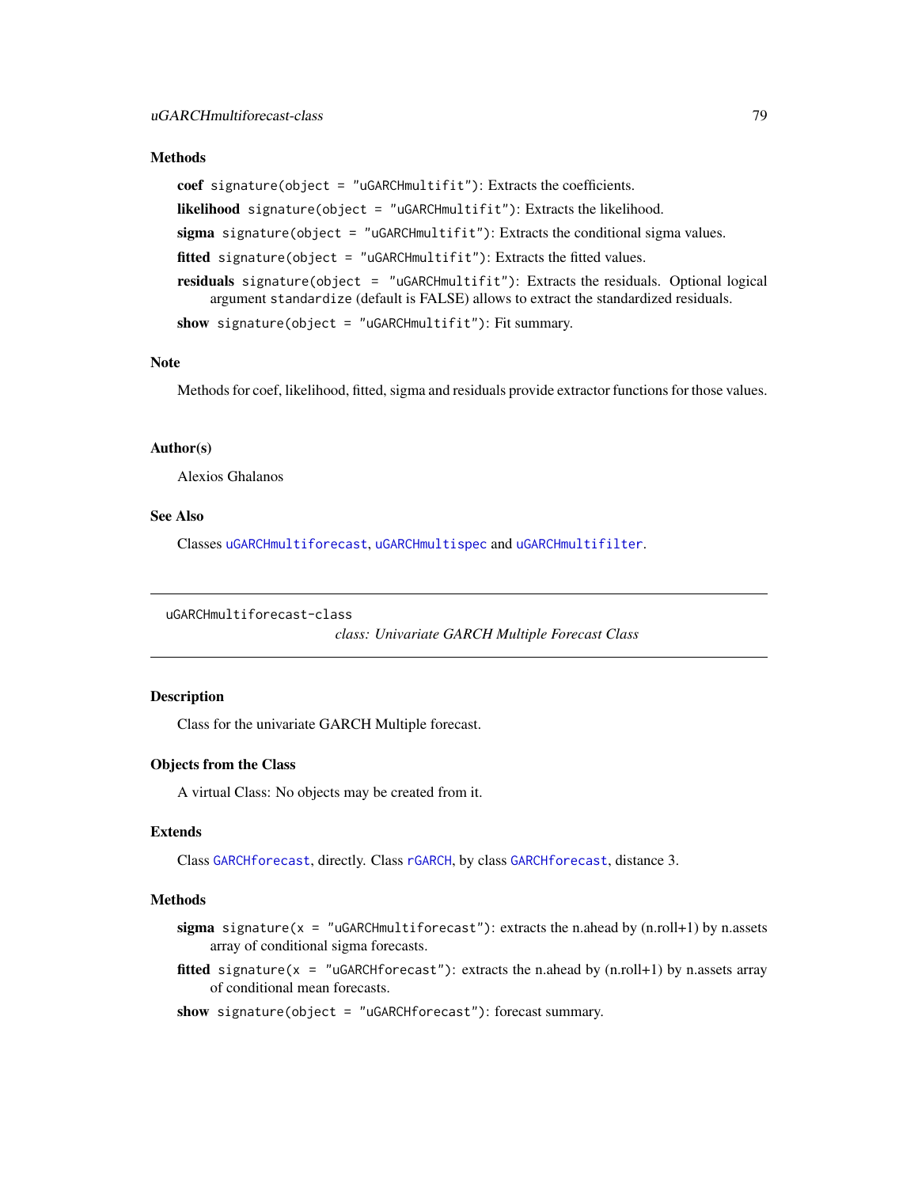## Methods

**coef** `signature(object = "uGARCHmultifit")`: Extracts the coefficients.

**likelihood** `signature(object = "uGARCHmultifit")`: Extracts the likelihood.

**sigma** `signature(object = "uGARCHmultifit")`: Extracts the conditional sigma values.

**fitted** `signature(object = "uGARCHmultifit")`: Extracts the fitted values.

**residuals** `signature(object = "uGARCHmultifit")`: Extracts the residuals. Optional logical argument `standardize` (default is FALSE) allows to extract the standardized residuals.

**show** `signature(object = "uGARCHmultifit")`: Fit summary.

## Note

Methods for coef, likelihood, fitted, sigma and residuals provide extractor functions for those values.

## Author(s)

Alexios Ghalanos

## See Also

Classes `uGARCHmultiforecast`, `uGARCHmultispec` and `uGARCHmultifilter`.

---

# uGARCHmultiforecast-class

*class: Univariate GARCH Multiple Forecast Class*

## Description

Class for the univariate GARCH Multiple forecast.

## Objects from the Class

A virtual Class: No objects may be created from it.

## Extends

Class `GARCHforecast`, directly. Class `rGARCH`, by class `GARCHforecast`, distance 3.

## Methods

**sigma** `signature(x = "uGARCHmultiforecast")`: extracts the n.ahead by (n.roll+1) by n.assets array of conditional sigma forecasts.

**fitted** `signature(x = "uGARCHforecast")`: extracts the n.ahead by (n.roll+1) by n.assets array of conditional mean forecasts.

**show** `signature(object = "uGARCHforecast")`: forecast summary.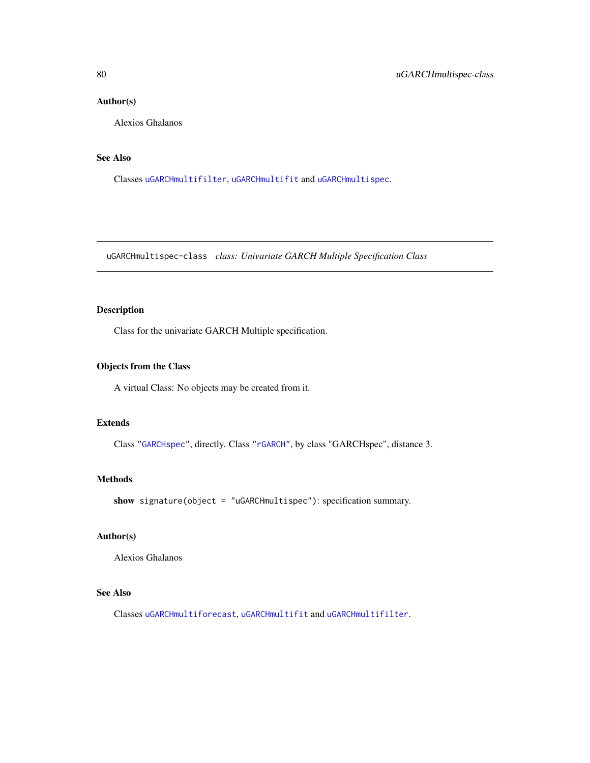### Author(s)

Alexios Ghalanos

### See Also

Classes uGARCHmultifilter, uGARCHmultifit and uGARCHmultispec.

---

## uGARCHmultispec-class *class: Univariate GARCH Multiple Specification Class*

---

### Description

Class for the univariate GARCH Multiple specification.

### Objects from the Class

A virtual Class: No objects may be created from it.

### Extends

Class "GARCHspec", directly. Class "rGARCH", by class "GARCHspec", distance 3.

### Methods

**show** `signature(object = "uGARCHmultispec")`: specification summary.

### Author(s)

Alexios Ghalanos

### See Also

Classes uGARCHmultiforecast, uGARCHmultifit and uGARCHmultifilter.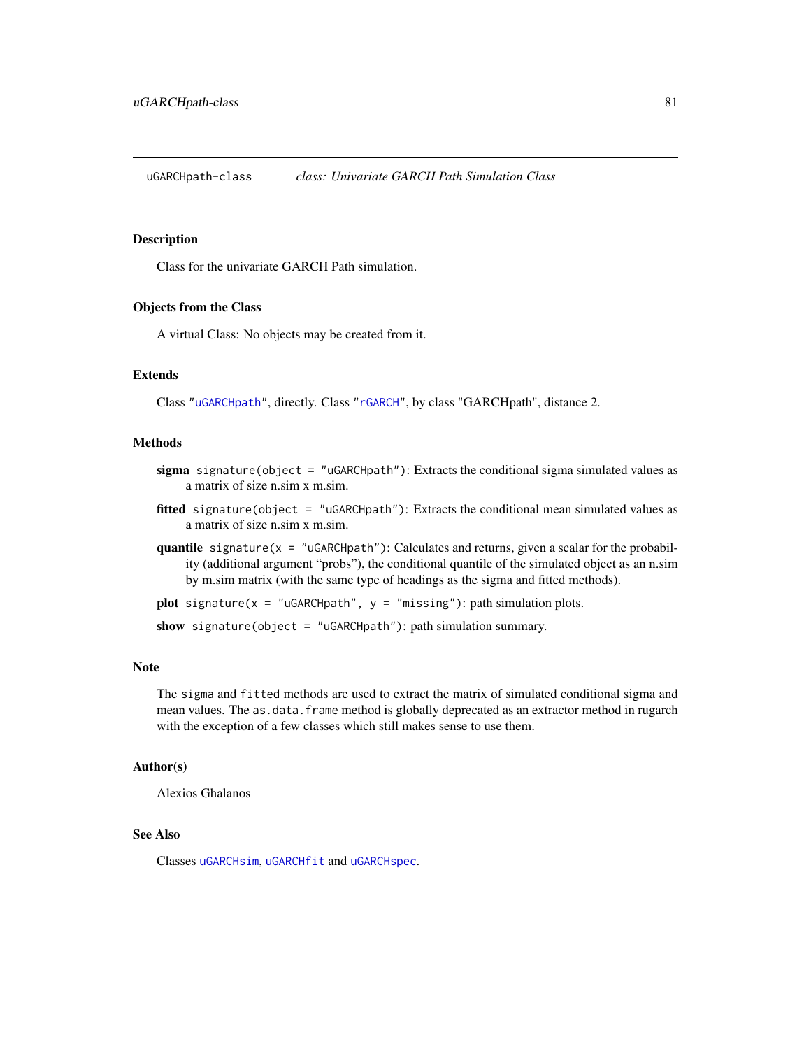uGARCHpath-class    *class: Univariate GARCH Path Simulation Class*

## Description

Class for the univariate GARCH Path simulation.

## Objects from the Class

A virtual Class: No objects may be created from it.

## Extends

Class "uGARCHpath", directly. Class "rGARCH", by class "GARCHpath", distance 2.

## Methods

**sigma** `signature(object = "uGARCHpath")`: Extracts the conditional sigma simulated values as a matrix of size n.sim x m.sim.

**fitted** `signature(object = "uGARCHpath")`: Extracts the conditional mean simulated values as a matrix of size n.sim x m.sim.

**quantile** `signature(x = "uGARCHpath")`: Calculates and returns, given a scalar for the probability (additional argument "probs"), the conditional quantile of the simulated object as an n.sim by m.sim matrix (with the same type of headings as the sigma and fitted methods).

**plot** `signature(x = "uGARCHpath", y = "missing")`: path simulation plots.

**show** `signature(object = "uGARCHpath")`: path simulation summary.

## Note

The `sigma` and `fitted` methods are used to extract the matrix of simulated conditional sigma and mean values. The `as.data.frame` method is globally deprecated as an extractor method in rugarch with the exception of a few classes which still makes sense to use them.

## Author(s)

Alexios Ghalanos

## See Also

Classes `uGARCHsim`, `uGARCHfit` and `uGARCHspec`.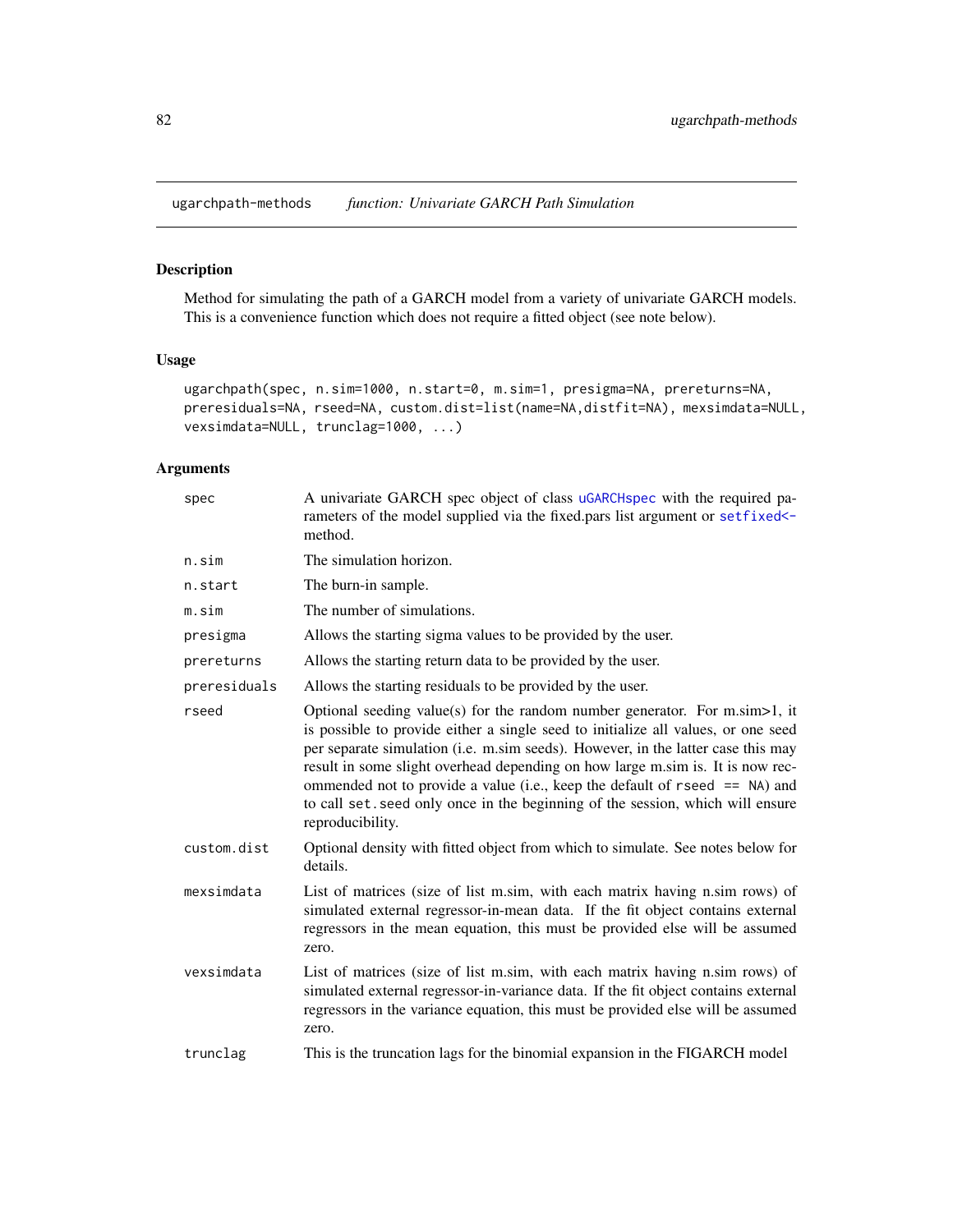ugarchpath-methods    *function: Univariate GARCH Path Simulation*

## Description

Method for simulating the path of a GARCH model from a variety of univariate GARCH models. This is a convenience function which does not require a fitted object (see note below).

## Usage

```
ugarchpath(spec, n.sim=1000, n.start=0, m.sim=1, presigma=NA, prereturns=NA,
preresiduals=NA, rseed=NA, custom.dist=list(name=NA,distfit=NA), mexsimdata=NULL,
vexsimdata=NULL, trunclag=1000, ...)
```

## Arguments

| | |
|---|---|
| spec | A univariate GARCH spec object of class uGARCHspec with the required parameters of the model supplied via the fixed.pars list argument or setfixed<- method. |
| n.sim | The simulation horizon. |
| n.start | The burn-in sample. |
| m.sim | The number of simulations. |
| presigma | Allows the starting sigma values to be provided by the user. |
| prereturns | Allows the starting return data to be provided by the user. |
| preresiduals | Allows the starting residuals to be provided by the user. |
| rseed | Optional seeding value(s) for the random number generator. For m.sim>1, it is possible to provide either a single seed to initialize all values, or one seed per separate simulation (i.e. m.sim seeds). However, in the latter case this may result in some slight overhead depending on how large m.sim is. It is now recommended not to provide a value (i.e., keep the default of `rseed == NA`) and to call `set.seed` only once in the beginning of the session, which will ensure reproducibility. |
| custom.dist | Optional density with fitted object from which to simulate. See notes below for details. |
| mexsimdata | List of matrices (size of list m.sim, with each matrix having n.sim rows) of simulated external regressor-in-mean data. If the fit object contains external regressors in the mean equation, this must be provided else will be assumed zero. |
| vexsimdata | List of matrices (size of list m.sim, with each matrix having n.sim rows) of simulated external regressor-in-variance data. If the fit object contains external regressors in the variance equation, this must be provided else will be assumed zero. |
| trunclag | This is the truncation lags for the binomial expansion in the FIGARCH model |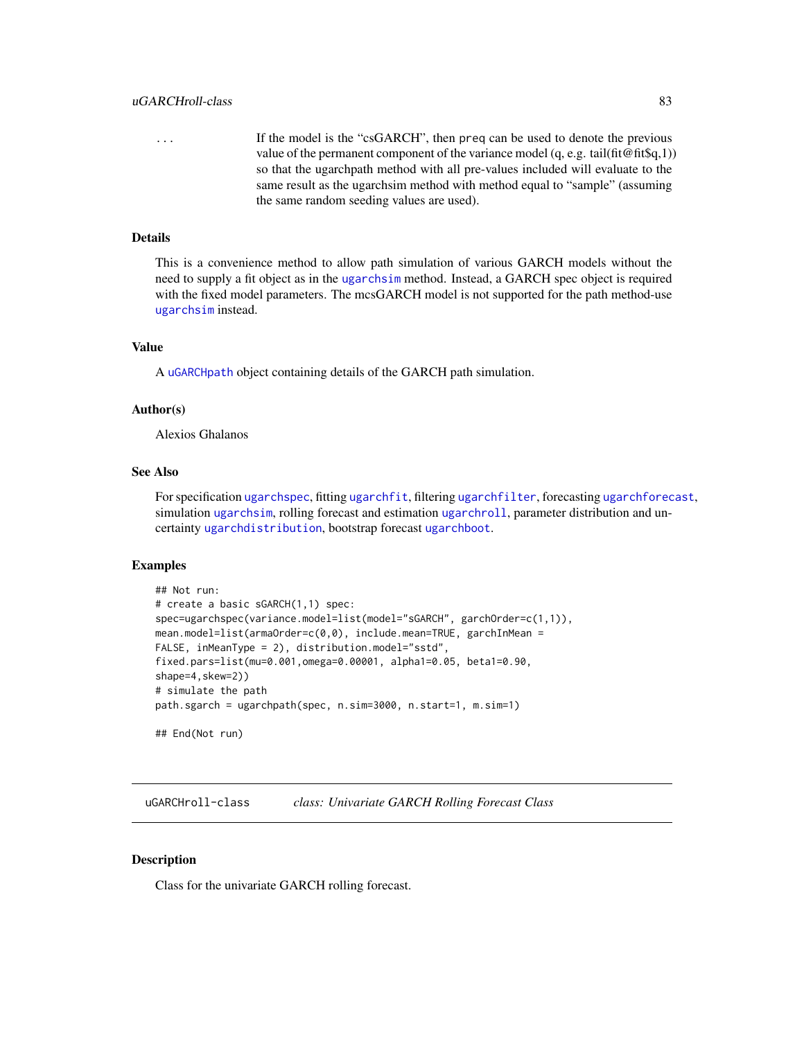`...` If the model is the "csGARCH", then `preq` can be used to denote the previous value of the permanent component of the variance model (q, e.g. tail(fit@fit$q,1)) so that the ugarchpath method with all pre-values included will evaluate to the same result as the ugarchsim method with method equal to "sample" (assuming the same random seeding values are used).

### Details

This is a convenience method to allow path simulation of various GARCH models without the need to supply a fit object as in the `ugarchsim` method. Instead, a GARCH spec object is required with the fixed model parameters. The mcsGARCH model is not supported for the path method-use `ugarchsim` instead.

### Value

A `uGARCHpath` object containing details of the GARCH path simulation.

### Author(s)

Alexios Ghalanos

### See Also

For specification `ugarchspec`, fitting `ugarchfit`, filtering `ugarchfilter`, forecasting `ugarchforecast`, simulation `ugarchsim`, rolling forecast and estimation `ugarchroll`, parameter distribution and uncertainty `ugarchdistribution`, bootstrap forecast `ugarchboot`.

### Examples

```
## Not run:
# create a basic sGARCH(1,1) spec:
spec=ugarchspec(variance.model=list(model="sGARCH", garchOrder=c(1,1)),
mean.model=list(armaOrder=c(0,0), include.mean=TRUE, garchInMean =
FALSE, inMeanType = 2), distribution.model="sstd",
fixed.pars=list(mu=0.001,omega=0.00001, alpha1=0.05, beta1=0.90,
shape=4,skew=2))
# simulate the path
path.sgarch = ugarchpath(spec, n.sim=3000, n.start=1, m.sim=1)

## End(Not run)
```

---

## uGARCHroll-class *class: Univariate GARCH Rolling Forecast Class*

---

### Description

Class for the univariate GARCH rolling forecast.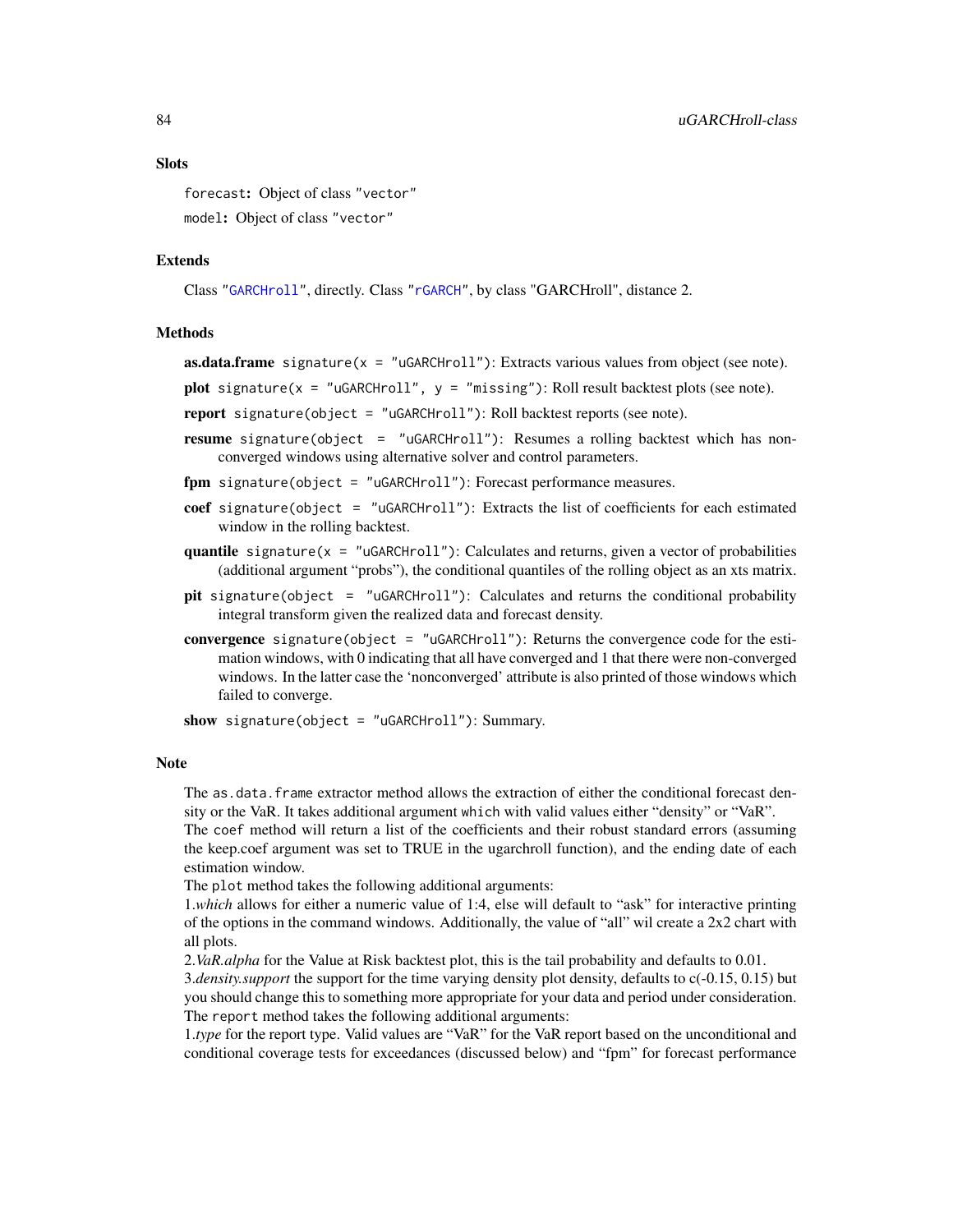### Slots

`forecast`: Object of class "vector"

`model`: Object of class "vector"

### Extends

Class "GARCHroll", directly. Class "rGARCH", by class "GARCHroll", distance 2.

### Methods

**as.data.frame** `signature(x = "uGARCHroll")`: Extracts various values from object (see note).

**plot** `signature(x = "uGARCHroll", y = "missing")`: Roll result backtest plots (see note).

**report** `signature(object = "uGARCHroll")`: Roll backtest reports (see note).

**resume** `signature(object = "uGARCHroll")`: Resumes a rolling backtest which has non-converged windows using alternative solver and control parameters.

**fpm** `signature(object = "uGARCHroll")`: Forecast performance measures.

**coef** `signature(object = "uGARCHroll")`: Extracts the list of coefficients for each estimated window in the rolling backtest.

**quantile** `signature(x = "uGARCHroll")`: Calculates and returns, given a vector of probabilities (additional argument "probs"), the conditional quantiles of the rolling object as an xts matrix.

**pit** `signature(object = "uGARCHroll")`: Calculates and returns the conditional probability integral transform given the realized data and forecast density.

**convergence** `signature(object = "uGARCHroll")`: Returns the convergence code for the estimation windows, with 0 indicating that all have converged and 1 that there were non-converged windows. In the latter case the 'nonconverged' attribute is also printed of those windows which failed to converge.

**show** `signature(object = "uGARCHroll")`: Summary.

### Note

The `as.data.frame` extractor method allows the extraction of either the conditional forecast density or the VaR. It takes additional argument `which` with valid values either "density" or "VaR".
The `coef` method will return a list of the coefficients and their robust standard errors (assuming the keep.coef argument was set to TRUE in the ugarchroll function), and the ending date of each estimation window.
The `plot` method takes the following additional arguments:
1.*which* allows for either a numeric value of 1:4, else will default to "ask" for interactive printing of the options in the command windows. Additionally, the value of "all" wil create a 2x2 chart with all plots.
2.*VaR.alpha* for the Value at Risk backtest plot, this is the tail probability and defaults to 0.01.
3.*density.support* the support for the time varying density plot density, defaults to c(-0.15, 0.15) but you should change this to something more appropriate for your data and period under consideration.
The `report` method takes the following additional arguments:
1.*type* for the report type. Valid values are "VaR" for the VaR report based on the unconditional and conditional coverage tests for exceedances (discussed below) and "fpm" for forecast performance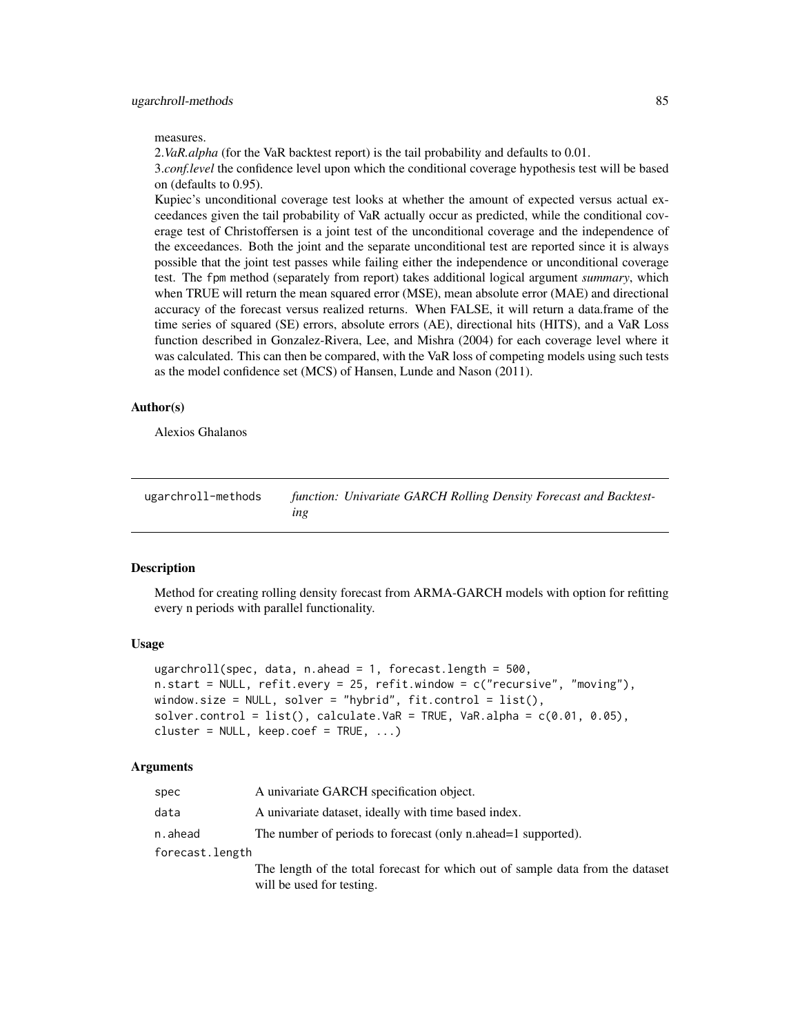measures.

2.*VaR.alpha* (for the VaR backtest report) is the tail probability and defaults to 0.01.

3.*conf.level* the confidence level upon which the conditional coverage hypothesis test will be based on (defaults to 0.95).

Kupiec's unconditional coverage test looks at whether the amount of expected versus actual exceedances given the tail probability of VaR actually occur as predicted, while the conditional coverage test of Christoffersen is a joint test of the unconditional coverage and the independence of the exceedances. Both the joint and the separate unconditional test are reported since it is always possible that the joint test passes while failing either the independence or unconditional coverage test. The fpm method (separately from report) takes additional logical argument *summary*, which when TRUE will return the mean squared error (MSE), mean absolute error (MAE) and directional accuracy of the forecast versus realized returns. When FALSE, it will return a data.frame of the time series of squared (SE) errors, absolute errors (AE), directional hits (HITS), and a VaR Loss function described in Gonzalez-Rivera, Lee, and Mishra (2004) for each coverage level where it was calculated. This can then be compared, with the VaR loss of competing models using such tests as the model confidence set (MCS) of Hansen, Lunde and Nason (2011).

### Author(s)

Alexios Ghalanos

---

## ugarchroll-methods — *function: Univariate GARCH Rolling Density Forecast and Backtesting*

### Description

Method for creating rolling density forecast from ARMA-GARCH models with option for refitting every n periods with parallel functionality.

### Usage

```
ugarchroll(spec, data, n.ahead = 1, forecast.length = 500,
n.start = NULL, refit.every = 25, refit.window = c("recursive", "moving"),
window.size = NULL, solver = "hybrid", fit.control = list(),
solver.control = list(), calculate.VaR = TRUE, VaR.alpha = c(0.01, 0.05),
cluster = NULL, keep.coef = TRUE, ...)
```

### Arguments

| | |
|---|---|
| spec | A univariate GARCH specification object. |
| data | A univariate dataset, ideally with time based index. |
| n.ahead | The number of periods to forecast (only n.ahead=1 supported). |
| forecast.length | The length of the total forecast for which out of sample data from the dataset will be used for testing. |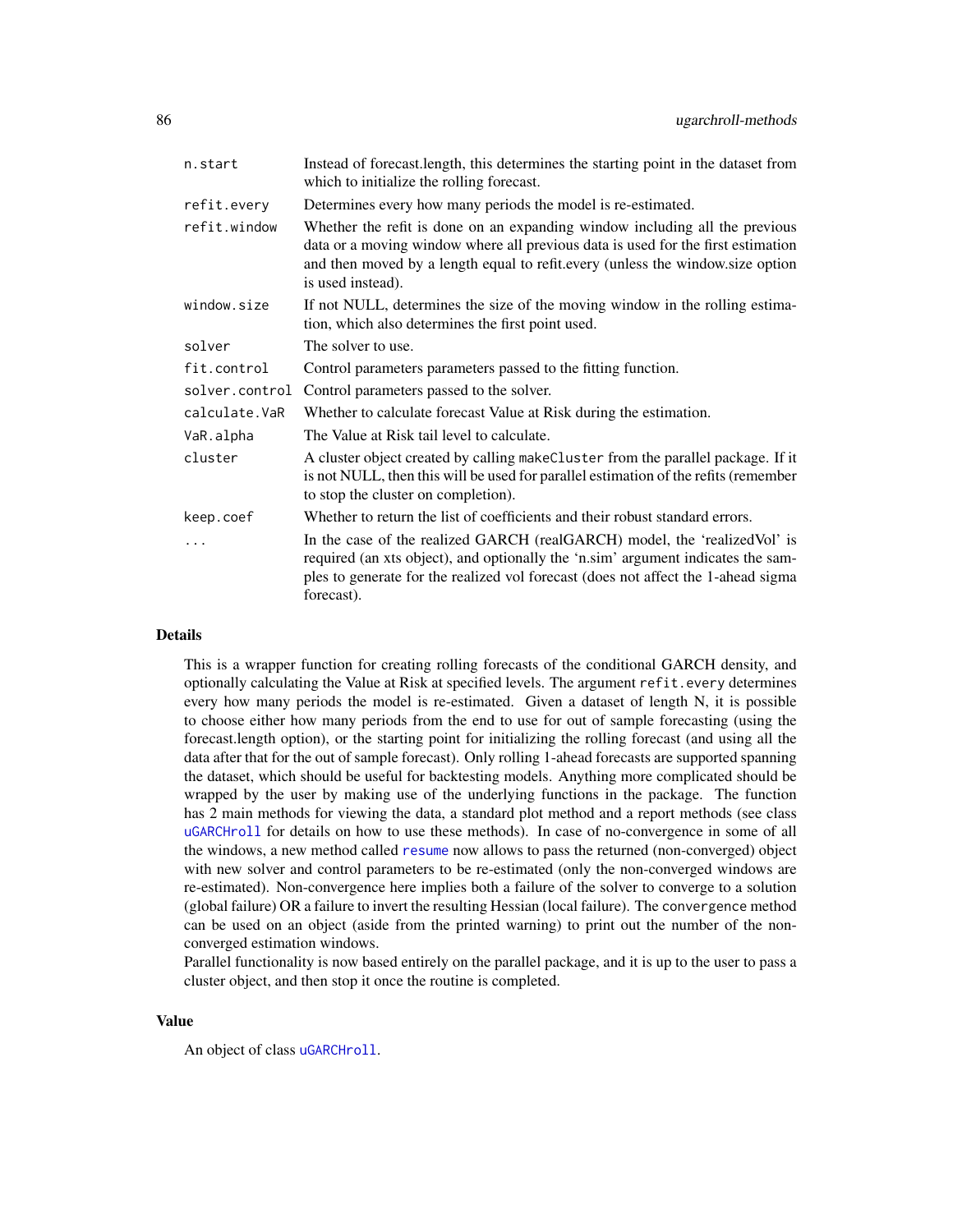| | |
|---|---|
| `n.start` | Instead of forecast.length, this determines the starting point in the dataset from which to initialize the rolling forecast. |
| `refit.every` | Determines every how many periods the model is re-estimated. |
| `refit.window` | Whether the refit is done on an expanding window including all the previous data or a moving window where all previous data is used for the first estimation and then moved by a length equal to refit.every (unless the window.size option is used instead). |
| `window.size` | If not NULL, determines the size of the moving window in the rolling estimation, which also determines the first point used. |
| `solver` | The solver to use. |
| `fit.control` | Control parameters parameters passed to the fitting function. |
| `solver.control` | Control parameters passed to the solver. |
| `calculate.VaR` | Whether to calculate forecast Value at Risk during the estimation. |
| `VaR.alpha` | The Value at Risk tail level to calculate. |
| `cluster` | A cluster object created by calling `makeCluster` from the parallel package. If it is not NULL, then this will be used for parallel estimation of the refits (remember to stop the cluster on completion). |
| `keep.coef` | Whether to return the list of coefficients and their robust standard errors. |
| `...` | In the case of the realized GARCH (realGARCH) model, the 'realizedVol' is required (an xts object), and optionally the 'n.sim' argument indicates the samples to generate for the realized vol forecast (does not affect the 1-ahead sigma forecast). |

## Details

This is a wrapper function for creating rolling forecasts of the conditional GARCH density, and optionally calculating the Value at Risk at specified levels. The argument `refit.every` determines every how many periods the model is re-estimated. Given a dataset of length N, it is possible to choose either how many periods from the end to use for out of sample forecasting (using the forecast.length option), or the starting point for initializing the rolling forecast (and using all the data after that for the out of sample forecast). Only rolling 1-ahead forecasts are supported spanning the dataset, which should be useful for backtesting models. Anything more complicated should be wrapped by the user by making use of the underlying functions in the package. The function has 2 main methods for viewing the data, a standard plot method and a report methods (see class `uGARCHroll` for details on how to use these methods). In case of no-convergence in some of all the windows, a new method called `resume` now allows to pass the returned (non-converged) object with new solver and control parameters to be re-estimated (only the non-converged windows are re-estimated). Non-convergence here implies both a failure of the solver to converge to a solution (global failure) OR a failure to invert the resulting Hessian (local failure). The `convergence` method can be used on an object (aside from the printed warning) to print out the number of the non-converged estimation windows.

Parallel functionality is now based entirely on the parallel package, and it is up to the user to pass a cluster object, and then stop it once the routine is completed.

## Value

An object of class `uGARCHroll`.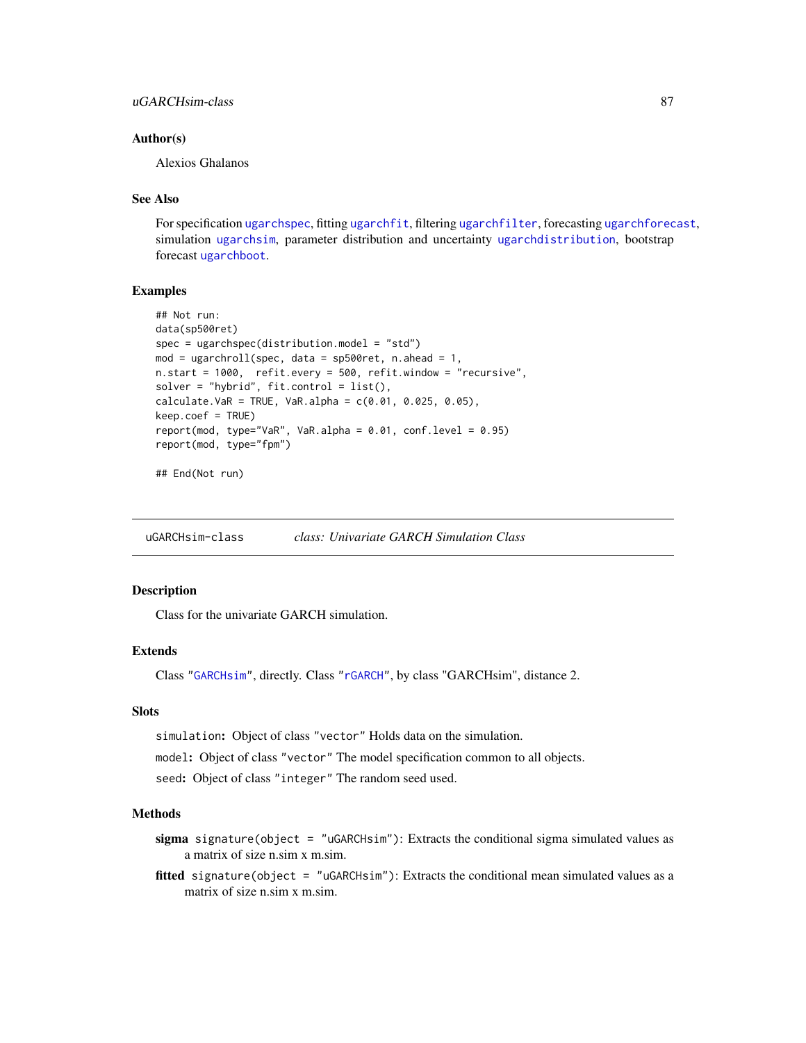### Author(s)

Alexios Ghalanos

### See Also

For specification ugarchspec, fitting ugarchfit, filtering ugarchfilter, forecasting ugarchforecast, simulation ugarchsim, parameter distribution and uncertainty ugarchdistribution, bootstrap forecast ugarchboot.

### Examples

```
## Not run:
data(sp500ret)
spec = ugarchspec(distribution.model = "std")
mod = ugarchroll(spec, data = sp500ret, n.ahead = 1,
n.start = 1000,  refit.every = 500, refit.window = "recursive",
solver = "hybrid", fit.control = list(),
calculate.VaR = TRUE, VaR.alpha = c(0.01, 0.025, 0.05),
keep.coef = TRUE)
report(mod, type="VaR", VaR.alpha = 0.01, conf.level = 0.95)
report(mod, type="fpm")

## End(Not run)
```

---

## uGARCHsim-class — *class: Univariate GARCH Simulation Class*

### Description

Class for the univariate GARCH simulation.

### Extends

Class "GARCHsim", directly. Class "rGARCH", by class "GARCHsim", distance 2.

### Slots

`simulation`: Object of class "vector" Holds data on the simulation.

`model`: Object of class "vector" The model specification common to all objects.

`seed`: Object of class "integer" The random seed used.

### Methods

**sigma** `signature(object = "uGARCHsim")`: Extracts the conditional sigma simulated values as a matrix of size n.sim x m.sim.

**fitted** `signature(object = "uGARCHsim")`: Extracts the conditional mean simulated values as a matrix of size n.sim x m.sim.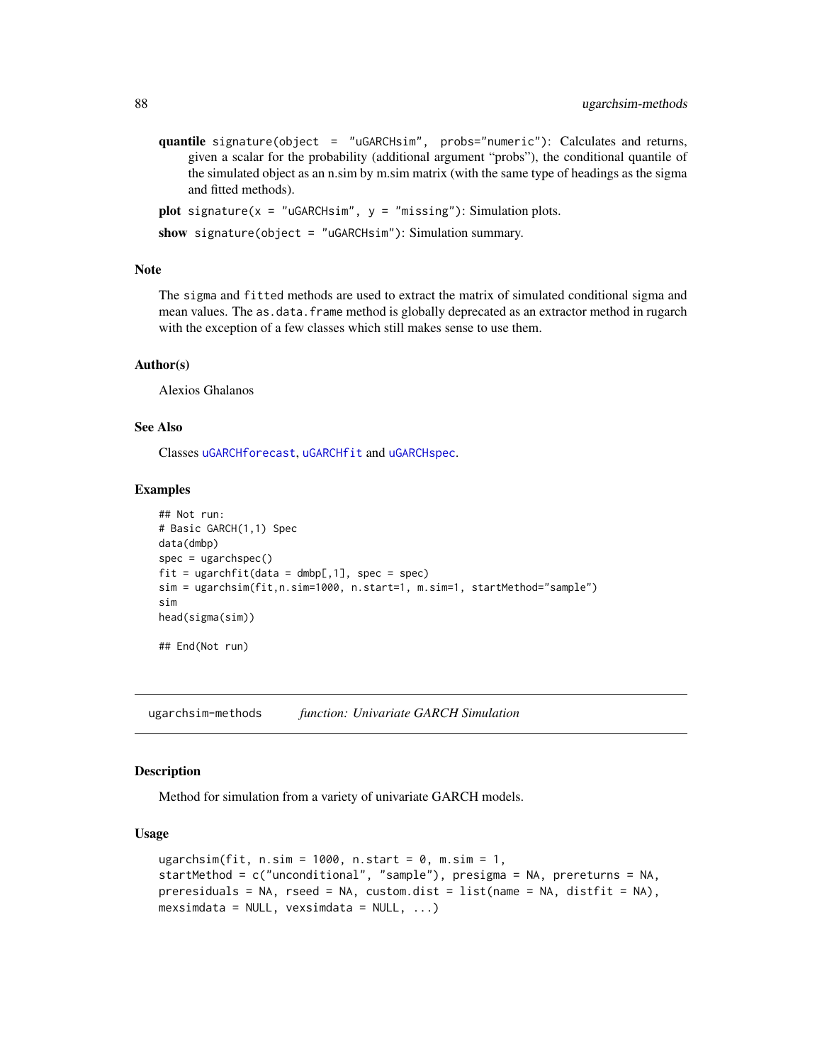**quantile** `signature(object = "uGARCHsim", probs="numeric")`: Calculates and returns, given a scalar for the probability (additional argument "probs"), the conditional quantile of the simulated object as an n.sim by m.sim matrix (with the same type of headings as the sigma and fitted methods).

**plot** `signature(x = "uGARCHsim", y = "missing")`: Simulation plots.

**show** `signature(object = "uGARCHsim")`: Simulation summary.

### Note

The `sigma` and `fitted` methods are used to extract the matrix of simulated conditional sigma and mean values. The `as.data.frame` method is globally deprecated as an extractor method in rugarch with the exception of a few classes which still makes sense to use them.

### Author(s)

Alexios Ghalanos

### See Also

Classes `uGARCHforecast`, `uGARCHfit` and `uGARCHspec`.

### Examples

```
## Not run:
# Basic GARCH(1,1) Spec
data(dmbp)
spec = ugarchspec()
fit = ugarchfit(data = dmbp[,1], spec = spec)
sim = ugarchsim(fit,n.sim=1000, n.start=1, m.sim=1, startMethod="sample")
sim
head(sigma(sim))

## End(Not run)
```

---

## ugarchsim-methods — *function: Univariate GARCH Simulation*

---

### Description

Method for simulation from a variety of univariate GARCH models.

### Usage

```
ugarchsim(fit, n.sim = 1000, n.start = 0, m.sim = 1,
startMethod = c("unconditional", "sample"), presigma = NA, prereturns = NA,
preresiduals = NA, rseed = NA, custom.dist = list(name = NA, distfit = NA),
mexsimdata = NULL, vexsimdata = NULL, ...)
```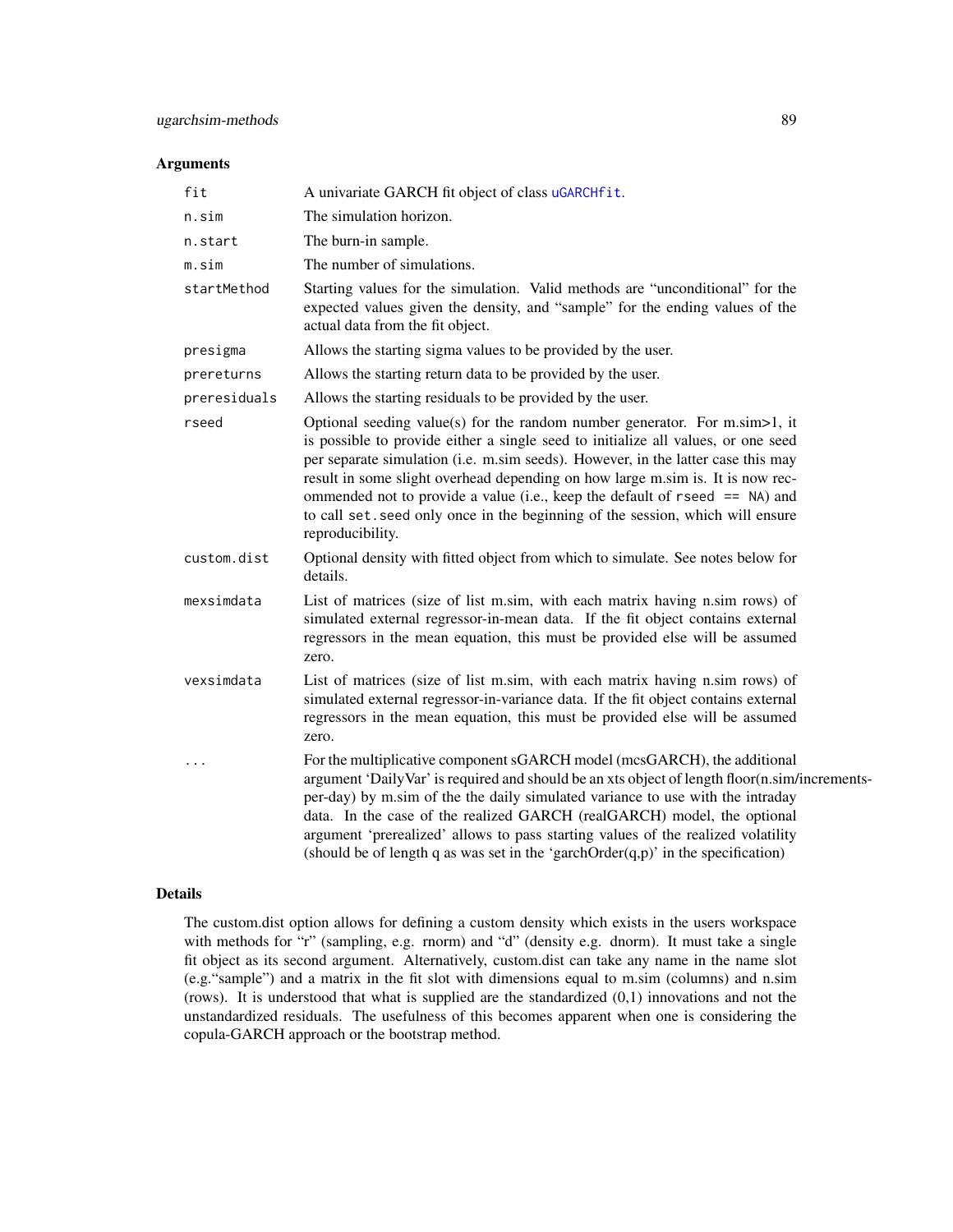## Arguments

| | |
|---|---|
| `fit` | A univariate GARCH fit object of class `uGARCHfit`. |
| `n.sim` | The simulation horizon. |
| `n.start` | The burn-in sample. |
| `m.sim` | The number of simulations. |
| `startMethod` | Starting values for the simulation. Valid methods are "unconditional" for the expected values given the density, and "sample" for the ending values of the actual data from the fit object. |
| `presigma` | Allows the starting sigma values to be provided by the user. |
| `prereturns` | Allows the starting return data to be provided by the user. |
| `preresiduals` | Allows the starting residuals to be provided by the user. |
| `rseed` | Optional seeding value(s) for the random number generator. For m.sim>1, it is possible to provide either a single seed to initialize all values, or one seed per separate simulation (i.e. m.sim seeds). However, in the latter case this may result in some slight overhead depending on how large m.sim is. It is now recommended not to provide a value (i.e., keep the default of `rseed == NA`) and to call `set.seed` only once in the beginning of the session, which will ensure reproducibility. |
| `custom.dist` | Optional density with fitted object from which to simulate. See notes below for details. |
| `mexsimdata` | List of matrices (size of list m.sim, with each matrix having n.sim rows) of simulated external regressor-in-mean data. If the fit object contains external regressors in the mean equation, this must be provided else will be assumed zero. |
| `vexsimdata` | List of matrices (size of list m.sim, with each matrix having n.sim rows) of simulated external regressor-in-variance data. If the fit object contains external regressors in the mean equation, this must be provided else will be assumed zero. |
| `...` | For the multiplicative component sGARCH model (mcsGARCH), the additional argument 'DailyVar' is required and should be an xts object of length floor(n.sim/increments-per-day) by m.sim of the the daily simulated variance to use with the intraday data. In the case of the realized GARCH (realGARCH) model, the optional argument 'prerealized' allows to pass starting values of the realized volatility (should be of length q as was set in the 'garchOrder(q,p)' in the specification) |

## Details

The custom.dist option allows for defining a custom density which exists in the users workspace with methods for "r" (sampling, e.g. rnorm) and "d" (density e.g. dnorm). It must take a single fit object as its second argument. Alternatively, custom.dist can take any name in the name slot (e.g."sample") and a matrix in the fit slot with dimensions equal to m.sim (columns) and n.sim (rows). It is understood that what is supplied are the standardized (0,1) innovations and not the unstandardized residuals. The usefulness of this becomes apparent when one is considering the copula-GARCH approach or the bootstrap method.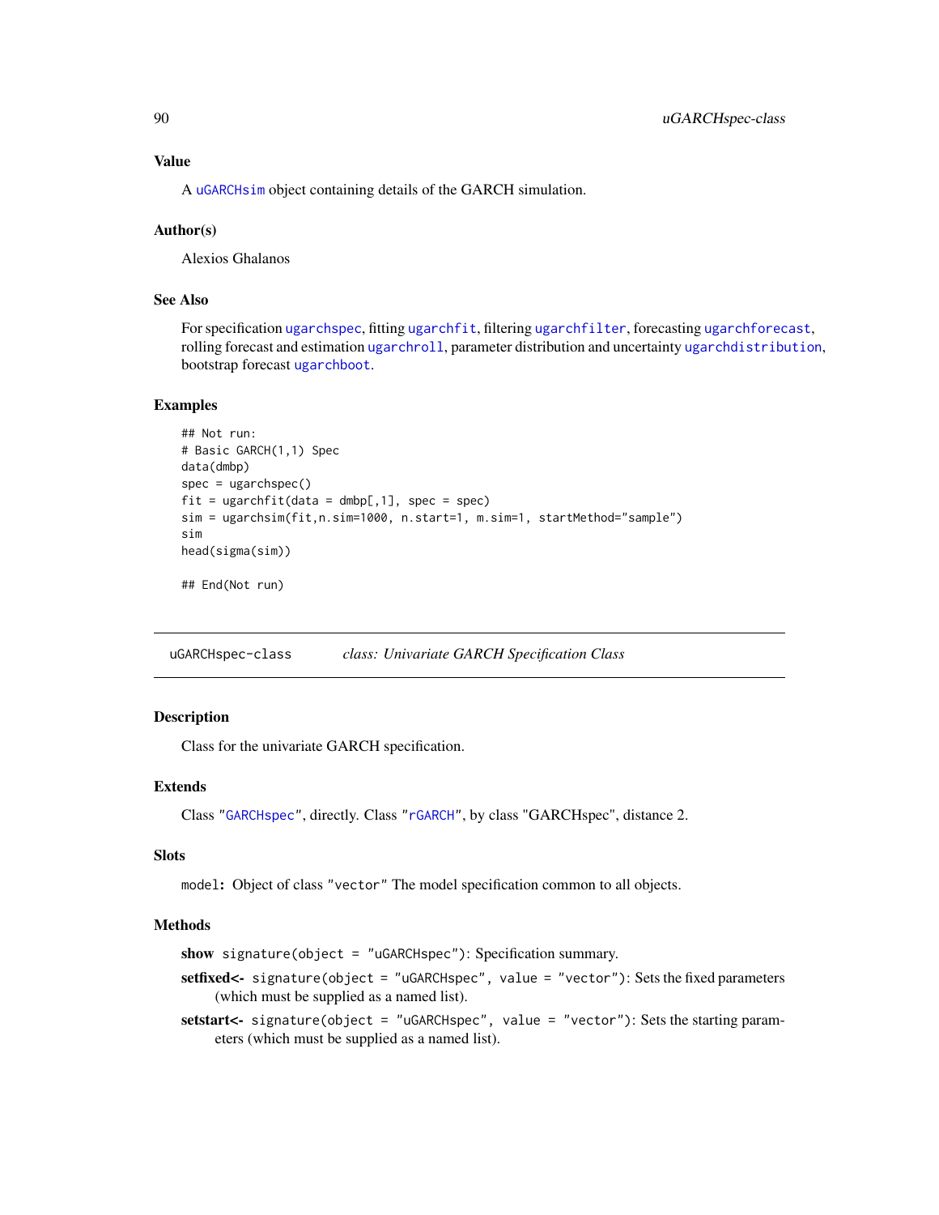## Value

A `uGARCHsim` object containing details of the GARCH simulation.

## Author(s)

Alexios Ghalanos

## See Also

For specification `ugarchspec`, fitting `ugarchfit`, filtering `ugarchfilter`, forecasting `ugarchforecast`, rolling forecast and estimation `ugarchroll`, parameter distribution and uncertainty `ugarchdistribution`, bootstrap forecast `ugarchboot`.

## Examples

```
## Not run:
# Basic GARCH(1,1) Spec
data(dmbp)
spec = ugarchspec()
fit = ugarchfit(data = dmbp[,1], spec = spec)
sim = ugarchsim(fit,n.sim=1000, n.start=1, m.sim=1, startMethod="sample")
sim
head(sigma(sim))

## End(Not run)
```

---

`uGARCHspec-class` *class: Univariate GARCH Specification Class*

---

## Description

Class for the univariate GARCH specification.

## Extends

Class "`GARCHspec`", directly. Class "`rGARCH`", by class "GARCHspec", distance 2.

## Slots

`model`**:** Object of class `"vector"` The model specification common to all objects.

## Methods

**show** `signature(object = "uGARCHspec")`: Specification summary.

**setfixed<-** `signature(object = "uGARCHspec", value = "vector")`: Sets the fixed parameters (which must be supplied as a named list).

**setstart<-** `signature(object = "uGARCHspec", value = "vector")`: Sets the starting parameters (which must be supplied as a named list).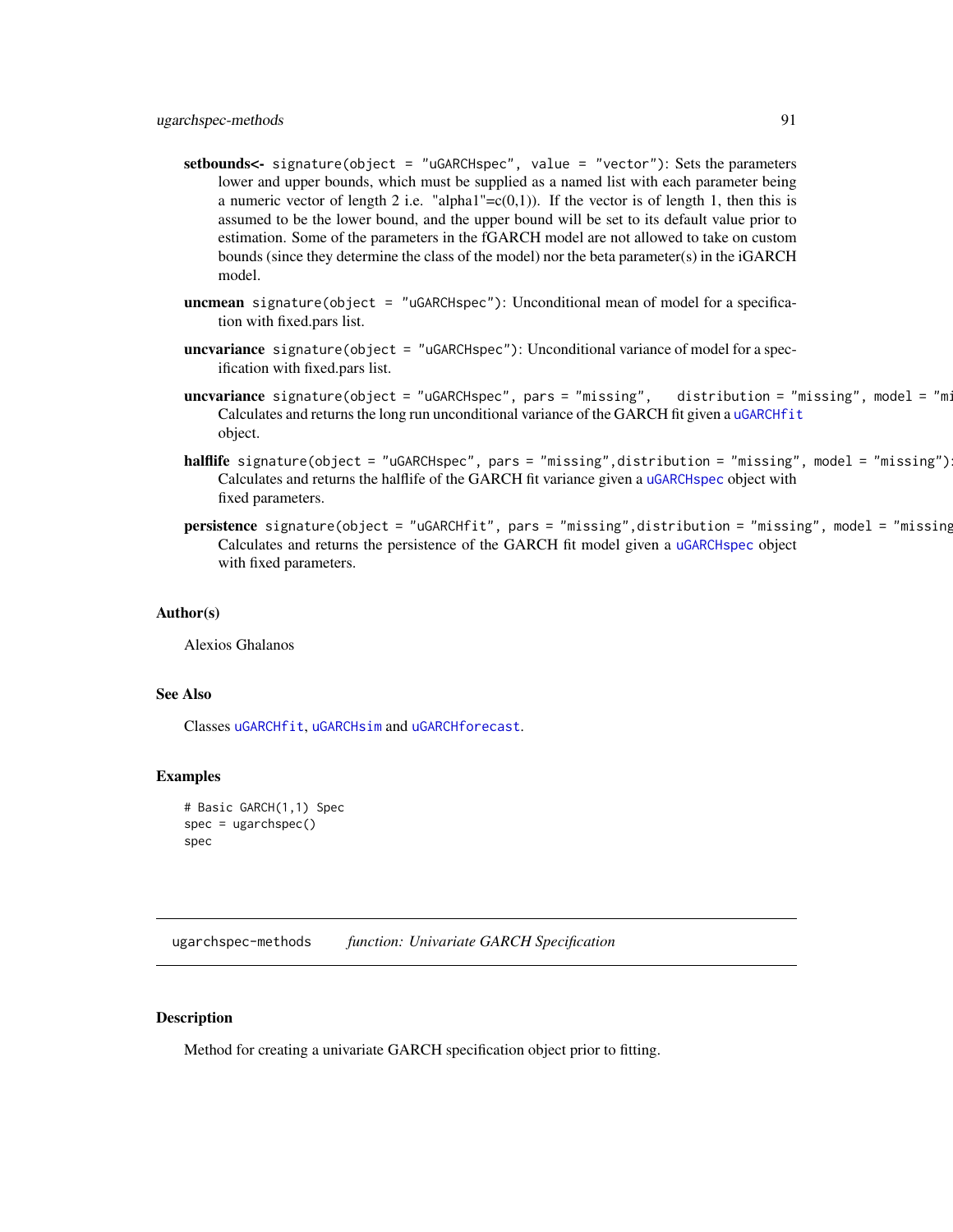**setbounds<-** `signature(object = "uGARCHspec", value = "vector")`: Sets the parameters lower and upper bounds, which must be supplied as a named list with each parameter being a numeric vector of length 2 i.e. "alpha1"=c(0,1)). If the vector is of length 1, then this is assumed to be the lower bound, and the upper bound will be set to its default value prior to estimation. Some of the parameters in the fGARCH model are not allowed to take on custom bounds (since they determine the class of the model) nor the beta parameter(s) in the iGARCH model.

**uncmean** `signature(object = "uGARCHspec")`: Unconditional mean of model for a specification with fixed.pars list.

**uncvariance** `signature(object = "uGARCHspec")`: Unconditional variance of model for a specification with fixed.pars list.

**uncvariance** `signature(object = "uGARCHspec", pars = "missing", distribution = "missing", model = "mi`
Calculates and returns the long run unconditional variance of the GARCH fit given a `uGARCHfit` object.

**halflife** `signature(object = "uGARCHspec", pars = "missing",distribution = "missing", model = "missing")`:
Calculates and returns the halflife of the GARCH fit variance given a `uGARCHspec` object with fixed parameters.

**persistence** `signature(object = "uGARCHfit", pars = "missing",distribution = "missing", model = "missing`
Calculates and returns the persistence of the GARCH fit model given a `uGARCHspec` object with fixed parameters.

## Author(s)

Alexios Ghalanos

## See Also

Classes `uGARCHfit`, `uGARCHsim` and `uGARCHforecast`.

## Examples

```
# Basic GARCH(1,1) Spec
spec = ugarchspec()
spec
```

---

ugarchspec-methods *function: Univariate GARCH Specification*

---

## Description

Method for creating a univariate GARCH specification object prior to fitting.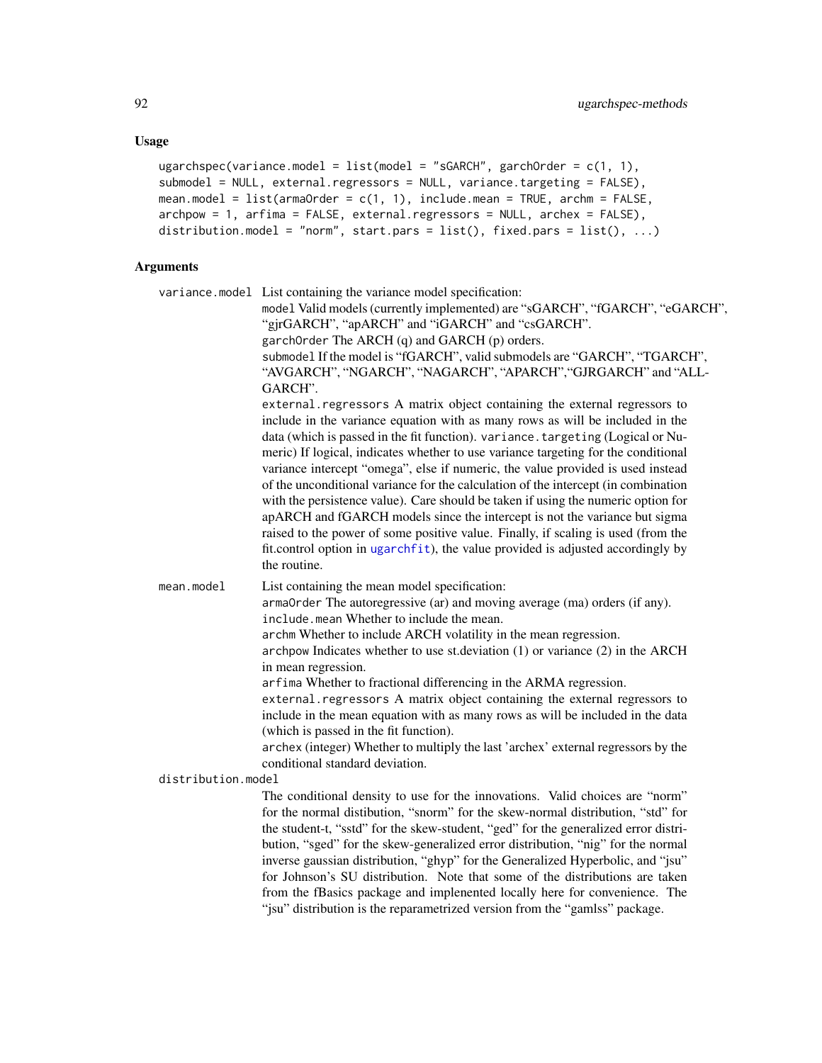### Usage

```
ugarchspec(variance.model = list(model = "sGARCH", garchOrder = c(1, 1),
submodel = NULL, external.regressors = NULL, variance.targeting = FALSE),
mean.model = list(armaOrder = c(1, 1), include.mean = TRUE, archm = FALSE,
archpow = 1, arfima = FALSE, external.regressors = NULL, archex = FALSE),
distribution.model = "norm", start.pars = list(), fixed.pars = list(), ...)
```

### Arguments

`variance.model` List containing the variance model specification:
`model` Valid models (currently implemented) are "sGARCH", "fGARCH", "eGARCH", "gjrGARCH", "apARCH" and "iGARCH" and "csGARCH".
`garchOrder` The ARCH (q) and GARCH (p) orders.
`submodel` If the model is "fGARCH", valid submodels are "GARCH", "TGARCH", "AVGARCH", "NGARCH", "NAGARCH", "APARCH","GJRGARCH" and "ALLGARCH".
`external.regressors` A matrix object containing the external regressors to include in the variance equation with as many rows as will be included in the data (which is passed in the fit function). `variance.targeting` (Logical or Numeric) If logical, indicates whether to use variance targeting for the conditional variance intercept "omega", else if numeric, the value provided is used instead of the unconditional variance for the calculation of the intercept (in combination with the persistence value). Care should be taken if using the numeric option for apARCH and fGARCH models since the intercept is not the variance but sigma raised to the power of some positive value. Finally, if scaling is used (from the fit.control option in ugarchfit), the value provided is adjusted accordingly by the routine.

`mean.model` List containing the mean model specification:
`armaOrder` The autoregressive (ar) and moving average (ma) orders (if any).
`include.mean` Whether to include the mean.
`archm` Whether to include ARCH volatility in the mean regression.
`archpow` Indicates whether to use st.deviation (1) or variance (2) in the ARCH in mean regression.
`arfima` Whether to fractional differencing in the ARMA regression.
`external.regressors` A matrix object containing the external regressors to include in the mean equation with as many rows as will be included in the data (which is passed in the fit function).
`archex` (integer) Whether to multiply the last 'archex' external regressors by the conditional standard deviation.

`distribution.model`
The conditional density to use for the innovations. Valid choices are "norm" for the normal distibution, "snorm" for the skew-normal distribution, "std" for the student-t, "sstd" for the skew-student, "ged" for the generalized error distribution, "sged" for the skew-generalized error distribution, "nig" for the normal inverse gaussian distribution, "ghyp" for the Generalized Hyperbolic, and "jsu" for Johnson's SU distribution. Note that some of the distributions are taken from the fBasics package and implenented locally here for convenience. The "jsu" distribution is the reparametrized version from the "gamlss" package.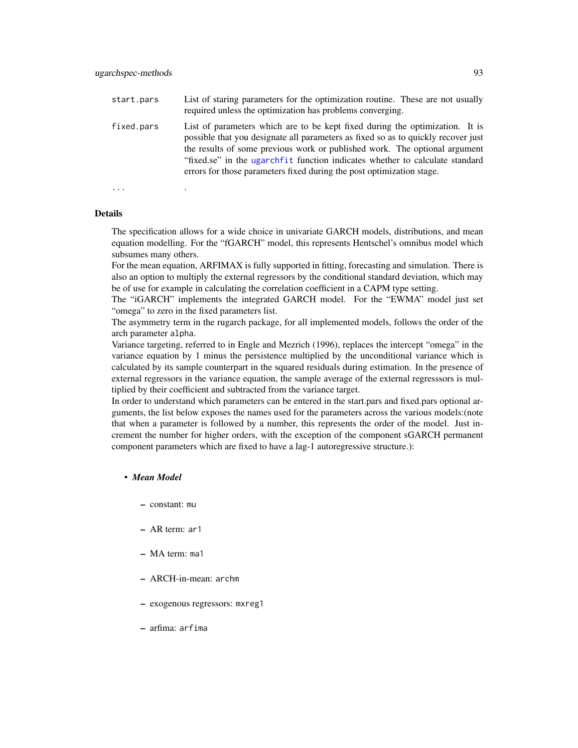`start.pars` List of staring parameters for the optimization routine. These are not usually required unless the optimization has problems converging.

`fixed.pars` List of parameters which are to be kept fixed during the optimization. It is possible that you designate all parameters as fixed so as to quickly recover just the results of some previous work or published work. The optional argument "fixed.se" in the `ugarchfit` function indicates whether to calculate standard errors for those parameters fixed during the post optimization stage.

`...` .

### Details

The specification allows for a wide choice in univariate GARCH models, distributions, and mean equation modelling. For the "fGARCH" model, this represents Hentschel's omnibus model which subsumes many others.
For the mean equation, ARFIMAX is fully supported in fitting, forecasting and simulation. There is also an option to multiply the external regressors by the conditional standard deviation, which may be of use for example in calculating the correlation coefficient in a CAPM type setting.
The "iGARCH" implements the integrated GARCH model. For the "EWMA" model just set "omega" to zero in the fixed parameters list.
The asymmetry term in the rugarch package, for all implemented models, follows the order of the arch parameter `alpha`.
Variance targeting, referred to in Engle and Mezrich (1996), replaces the intercept "omega" in the variance equation by 1 minus the persistence multiplied by the unconditional variance which is calculated by its sample counterpart in the squared residuals during estimation. In the presence of external regressors in the variance equation, the sample average of the external regresssors is multiplied by their coefficient and subtracted from the variance target.
In order to understand which parameters can be entered in the start.pars and fixed.pars optional arguments, the list below exposes the names used for the parameters across the various models:(note that when a parameter is followed by a number, this represents the order of the model. Just increment the number for higher orders, with the exception of the component sGARCH permanent component parameters which are fixed to have a lag-1 autoregressive structure.):

- ***Mean Model***
  - constant: `mu`
  - AR term: `ar1`
  - MA term: `ma1`
  - ARCH-in-mean: `archm`
  - exogenous regressors: `mxreg1`
  - arfima: `arfima`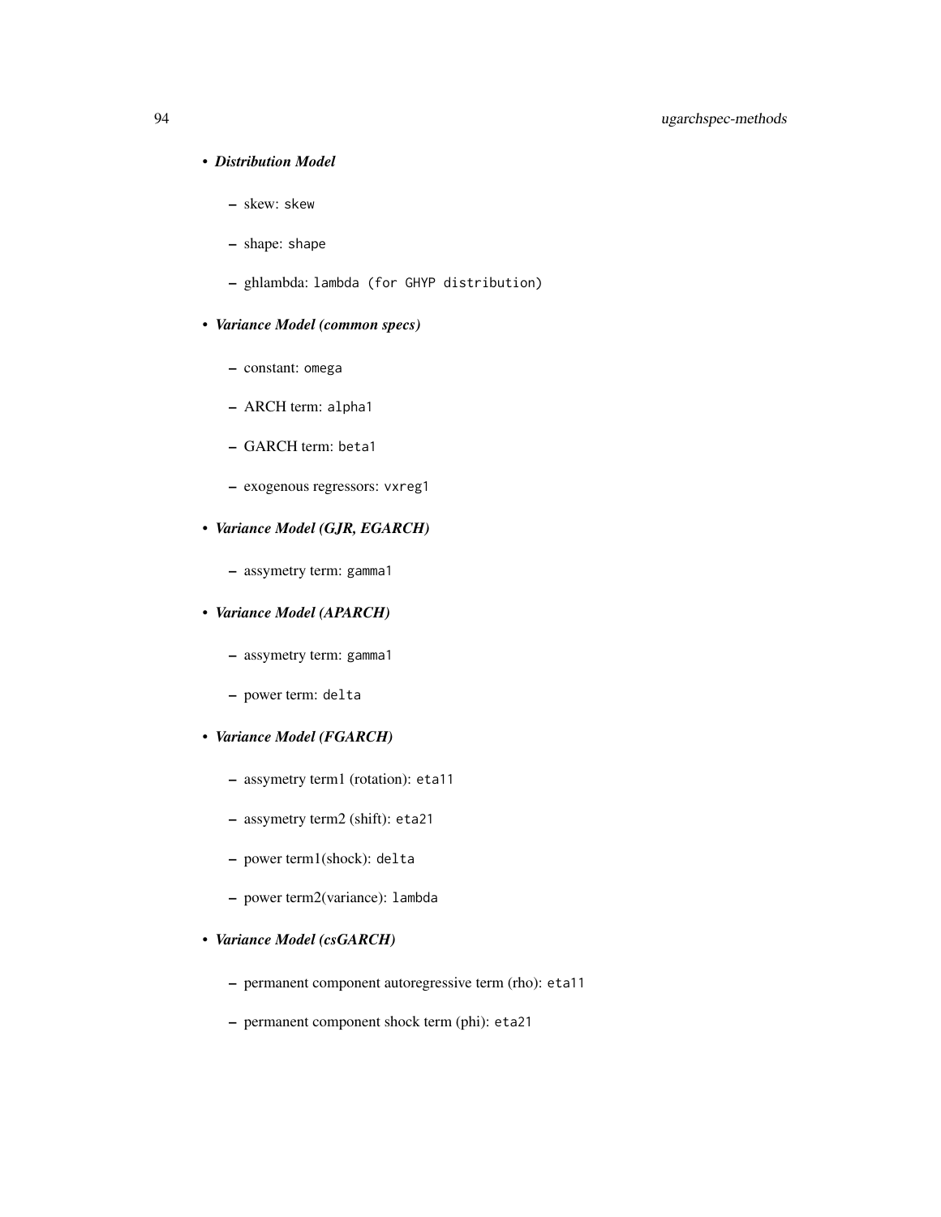- ***Distribution Model***
  - skew: `skew`
  - shape: `shape`
  - ghlambda: `lambda (for GHYP distribution)`
- ***Variance Model (common specs)***
  - constant: `omega`
  - ARCH term: `alpha1`
  - GARCH term: `beta1`
  - exogenous regressors: `vxreg1`
- ***Variance Model (GJR, EGARCH)***
  - assymetry term: `gamma1`
- ***Variance Model (APARCH)***
  - assymetry term: `gamma1`
  - power term: `delta`
- ***Variance Model (FGARCH)***
  - assymetry term1 (rotation): `eta11`
  - assymetry term2 (shift): `eta21`
  - power term1(shock): `delta`
  - power term2(variance): `lambda`
- ***Variance Model (csGARCH)***
  - permanent component autoregressive term (rho): `eta11`
  - permanent component shock term (phi): `eta21`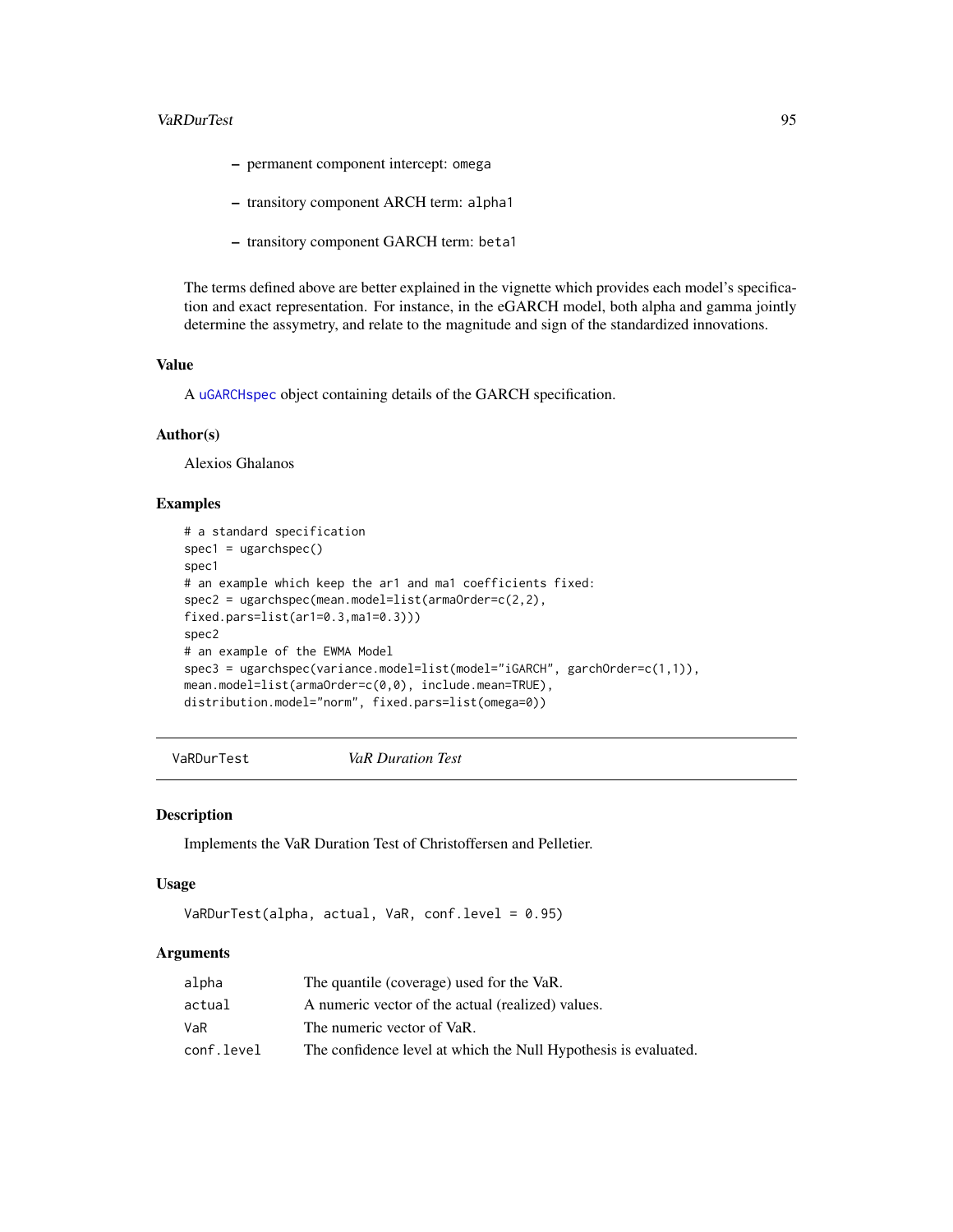- permanent component intercept: omega
- transitory component ARCH term: alpha1
- transitory component GARCH term: beta1

The terms defined above are better explained in the vignette which provides each model's specification and exact representation. For instance, in the eGARCH model, both alpha and gamma jointly determine the assymetry, and relate to the magnitude and sign of the standardized innovations.

### Value

A uGARCHspec object containing details of the GARCH specification.

### Author(s)

Alexios Ghalanos

### Examples

```
# a standard specification
spec1 = ugarchspec()
spec1
# an example which keep the ar1 and ma1 coefficients fixed:
spec2 = ugarchspec(mean.model=list(armaOrder=c(2,2),
fixed.pars=list(ar1=0.3,ma1=0.3)))
spec2
# an example of the EWMA Model
spec3 = ugarchspec(variance.model=list(model="iGARCH", garchOrder=c(1,1)),
mean.model=list(armaOrder=c(0,0), include.mean=TRUE),
distribution.model="norm", fixed.pars=list(omega=0))
```

---

## VaRDurTest *VaR Duration Test*

### Description

Implements the VaR Duration Test of Christoffersen and Pelletier.

### Usage

```
VaRDurTest(alpha, actual, VaR, conf.level = 0.95)
```

### Arguments

| | |
|---|---|
| alpha | The quantile (coverage) used for the VaR. |
| actual | A numeric vector of the actual (realized) values. |
| VaR | The numeric vector of VaR. |
| conf.level | The confidence level at which the Null Hypothesis is evaluated. |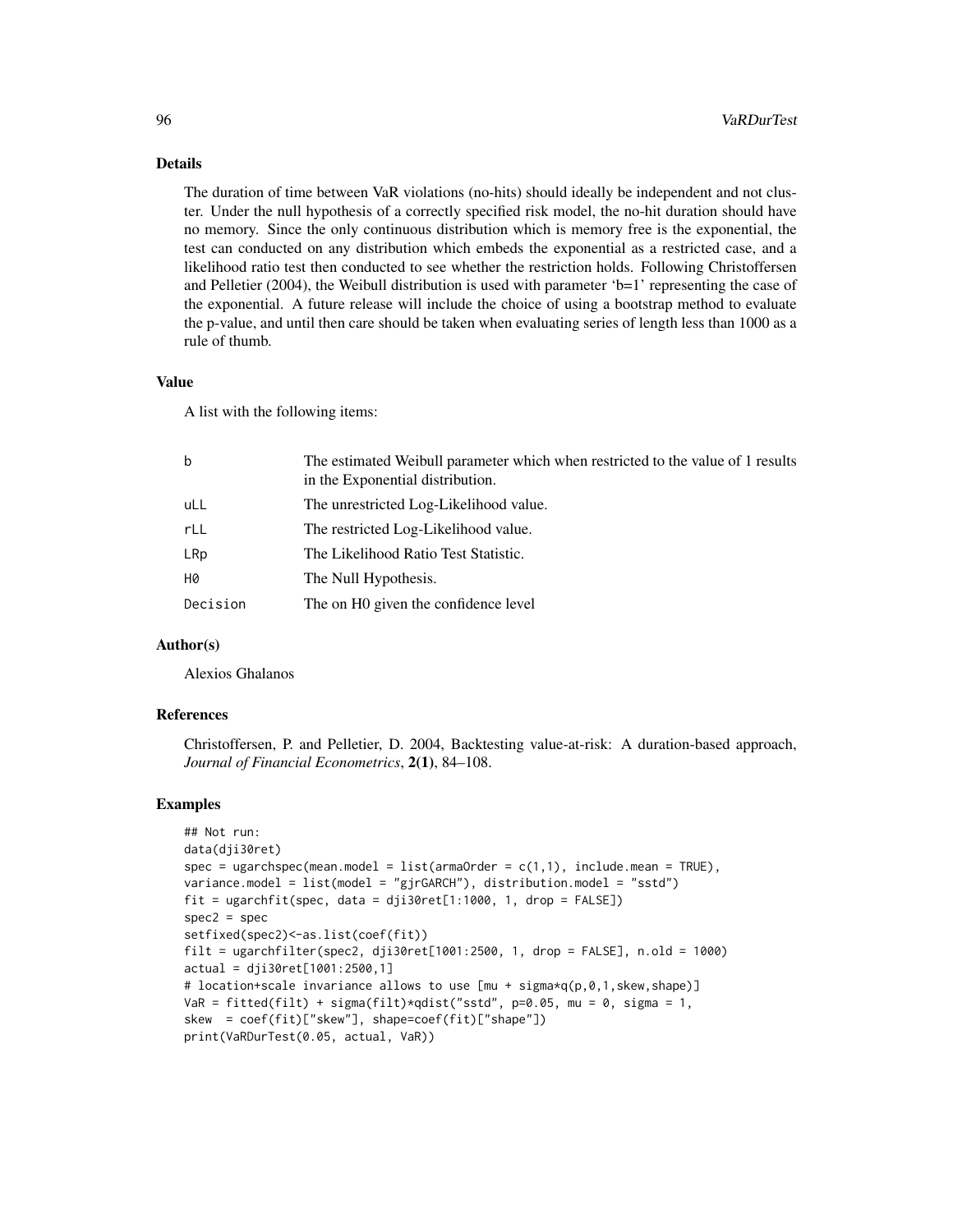## Details

The duration of time between VaR violations (no-hits) should ideally be independent and not cluster. Under the null hypothesis of a correctly specified risk model, the no-hit duration should have no memory. Since the only continuous distribution which is memory free is the exponential, the test can conducted on any distribution which embeds the exponential as a restricted case, and a likelihood ratio test then conducted to see whether the restriction holds. Following Christoffersen and Pelletier (2004), the Weibull distribution is used with parameter 'b=1' representing the case of the exponential. A future release will include the choice of using a bootstrap method to evaluate the p-value, and until then care should be taken when evaluating series of length less than 1000 as a rule of thumb.

## Value

A list with the following items:

| | |
|---|---|
| `b` | The estimated Weibull parameter which when restricted to the value of 1 results in the Exponential distribution. |
| `uLL` | The unrestricted Log-Likelihood value. |
| `rLL` | The restricted Log-Likelihood value. |
| `LRp` | The Likelihood Ratio Test Statistic. |
| `H0` | The Null Hypothesis. |
| `Decision` | The on H0 given the confidence level |

## Author(s)

Alexios Ghalanos

## References

Christoffersen, P. and Pelletier, D. 2004, Backtesting value-at-risk: A duration-based approach, *Journal of Financial Econometrics*, **2(1)**, 84–108.

## Examples

```
## Not run:
data(dji30ret)
spec = ugarchspec(mean.model = list(armaOrder = c(1,1), include.mean = TRUE),
variance.model = list(model = "gjrGARCH"), distribution.model = "sstd")
fit = ugarchfit(spec, data = dji30ret[1:1000, 1, drop = FALSE])
spec2 = spec
setfixed(spec2)<-as.list(coef(fit))
filt = ugarchfilter(spec2, dji30ret[1001:2500, 1, drop = FALSE], n.old = 1000)
actual = dji30ret[1001:2500,1]
# location+scale invariance allows to use [mu + sigma*q(p,0,1,skew,shape)]
VaR = fitted(filt) + sigma(filt)*qdist("sstd", p=0.05, mu = 0, sigma = 1,
skew  = coef(fit)["skew"], shape=coef(fit)["shape"])
print(VaRDurTest(0.05, actual, VaR))
```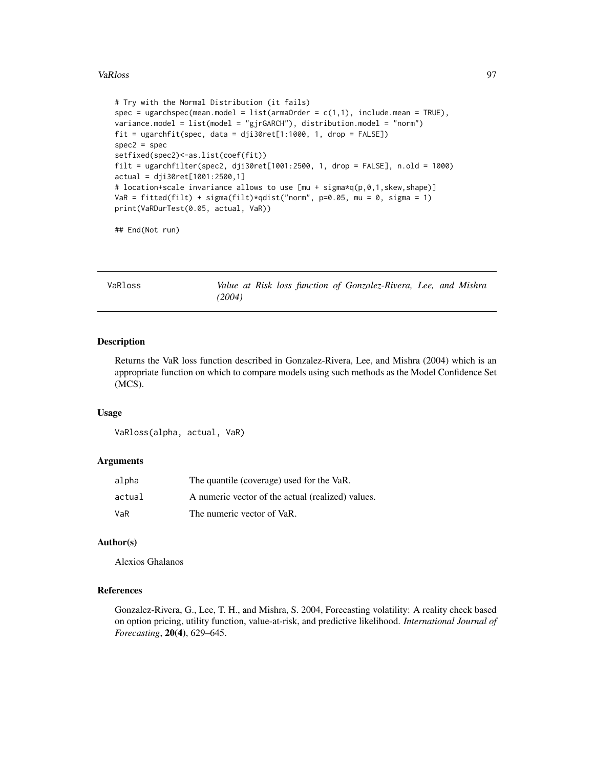```
# Try with the Normal Distribution (it fails)
spec = ugarchspec(mean.model = list(armaOrder = c(1,1), include.mean = TRUE),
variance.model = list(model = "gjrGARCH"), distribution.model = "norm")
fit = ugarchfit(spec, data = dji30ret[1:1000, 1, drop = FALSE])
spec2 = spec
setfixed(spec2)<-as.list(coef(fit))
filt = ugarchfilter(spec2, dji30ret[1001:2500, 1, drop = FALSE], n.old = 1000)
actual = dji30ret[1001:2500,1]
# location+scale invariance allows to use [mu + sigma*q(p,0,1,skew,shape)]
VaR = fitted(filt) + sigma(filt)*qdist("norm", p=0.05, mu = 0, sigma = 1)
print(VaRDurTest(0.05, actual, VaR))

## End(Not run)
```

---

## VaRloss — *Value at Risk loss function of Gonzalez-Rivera, Lee, and Mishra (2004)*

### Description

Returns the VaR loss function described in Gonzalez-Rivera, Lee, and Mishra (2004) which is an appropriate function on which to compare models using such methods as the Model Confidence Set (MCS).

### Usage

```
VaRloss(alpha, actual, VaR)
```

### Arguments

| | |
|---|---|
| alpha | The quantile (coverage) used for the VaR. |
| actual | A numeric vector of the actual (realized) values. |
| VaR | The numeric vector of VaR. |

### Author(s)

Alexios Ghalanos

### References

Gonzalez-Rivera, G., Lee, T. H., and Mishra, S. 2004, Forecasting volatility: A reality check based on option pricing, utility function, value-at-risk, and predictive likelihood. *International Journal of Forecasting*, **20(4)**, 629–645.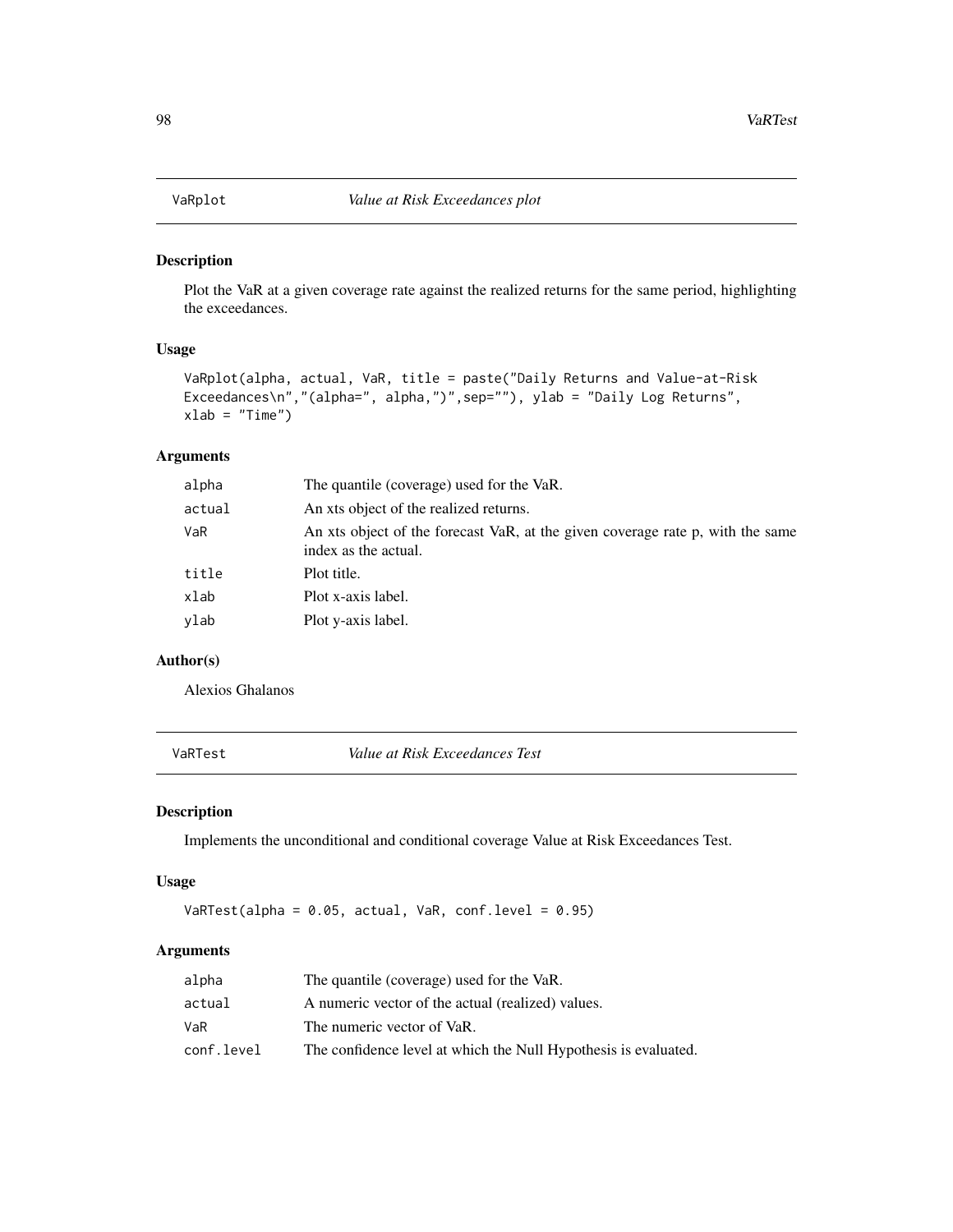## VaRplot *Value at Risk Exceedances plot*

### Description

Plot the VaR at a given coverage rate against the realized returns for the same period, highlighting the exceedances.

### Usage

```
VaRplot(alpha, actual, VaR, title = paste("Daily Returns and Value-at-Risk
Exceedances\n","(alpha=", alpha,")",sep=""), ylab = "Daily Log Returns",
xlab = "Time")
```

### Arguments

| | |
|---|---|
| alpha | The quantile (coverage) used for the VaR. |
| actual | An xts object of the realized returns. |
| VaR | An xts object of the forecast VaR, at the given coverage rate p, with the same index as the actual. |
| title | Plot title. |
| xlab | Plot x-axis label. |
| ylab | Plot y-axis label. |

### Author(s)

Alexios Ghalanos

## VaRTest *Value at Risk Exceedances Test*

### Description

Implements the unconditional and conditional coverage Value at Risk Exceedances Test.

### Usage

```
VaRTest(alpha = 0.05, actual, VaR, conf.level = 0.95)
```

### Arguments

| | |
|---|---|
| alpha | The quantile (coverage) used for the VaR. |
| actual | A numeric vector of the actual (realized) values. |
| VaR | The numeric vector of VaR. |
| conf.level | The confidence level at which the Null Hypothesis is evaluated. |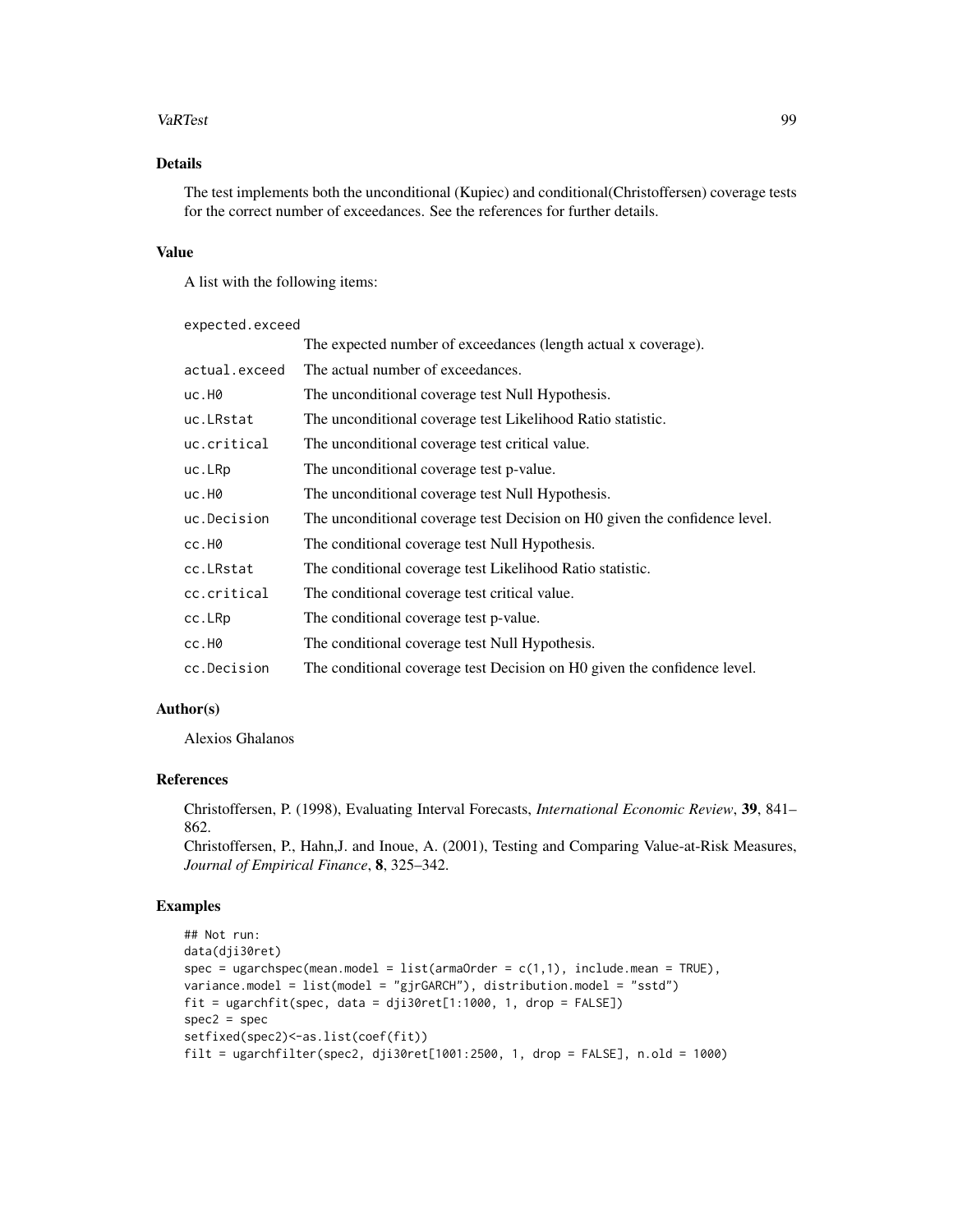## Details

The test implements both the unconditional (Kupiec) and conditional(Christoffersen) coverage tests for the correct number of exceedances. See the references for further details.

## Value

A list with the following items:

| | |
|---|---|
| `expected.exceed` | The expected number of exceedances (length actual x coverage). |
| `actual.exceed` | The actual number of exceedances. |
| `uc.H0` | The unconditional coverage test Null Hypothesis. |
| `uc.LRstat` | The unconditional coverage test Likelihood Ratio statistic. |
| `uc.critical` | The unconditional coverage test critical value. |
| `uc.LRp` | The unconditional coverage test p-value. |
| `uc.H0` | The unconditional coverage test Null Hypothesis. |
| `uc.Decision` | The unconditional coverage test Decision on H0 given the confidence level. |
| `cc.H0` | The conditional coverage test Null Hypothesis. |
| `cc.LRstat` | The conditional coverage test Likelihood Ratio statistic. |
| `cc.critical` | The conditional coverage test critical value. |
| `cc.LRp` | The conditional coverage test p-value. |
| `cc.H0` | The conditional coverage test Null Hypothesis. |
| `cc.Decision` | The conditional coverage test Decision on H0 given the confidence level. |

## Author(s)

Alexios Ghalanos

## References

Christoffersen, P. (1998), Evaluating Interval Forecasts, *International Economic Review*, **39**, 841–862.
Christoffersen, P., Hahn,J. and Inoue, A. (2001), Testing and Comparing Value-at-Risk Measures, *Journal of Empirical Finance*, **8**, 325–342.

## Examples

```
## Not run:
data(dji30ret)
spec = ugarchspec(mean.model = list(armaOrder = c(1,1), include.mean = TRUE),
variance.model = list(model = "gjrGARCH"), distribution.model = "sstd")
fit = ugarchfit(spec, data = dji30ret[1:1000, 1, drop = FALSE])
spec2 = spec
setfixed(spec2)<-as.list(coef(fit))
filt = ugarchfilter(spec2, dji30ret[1001:2500, 1, drop = FALSE], n.old = 1000)
```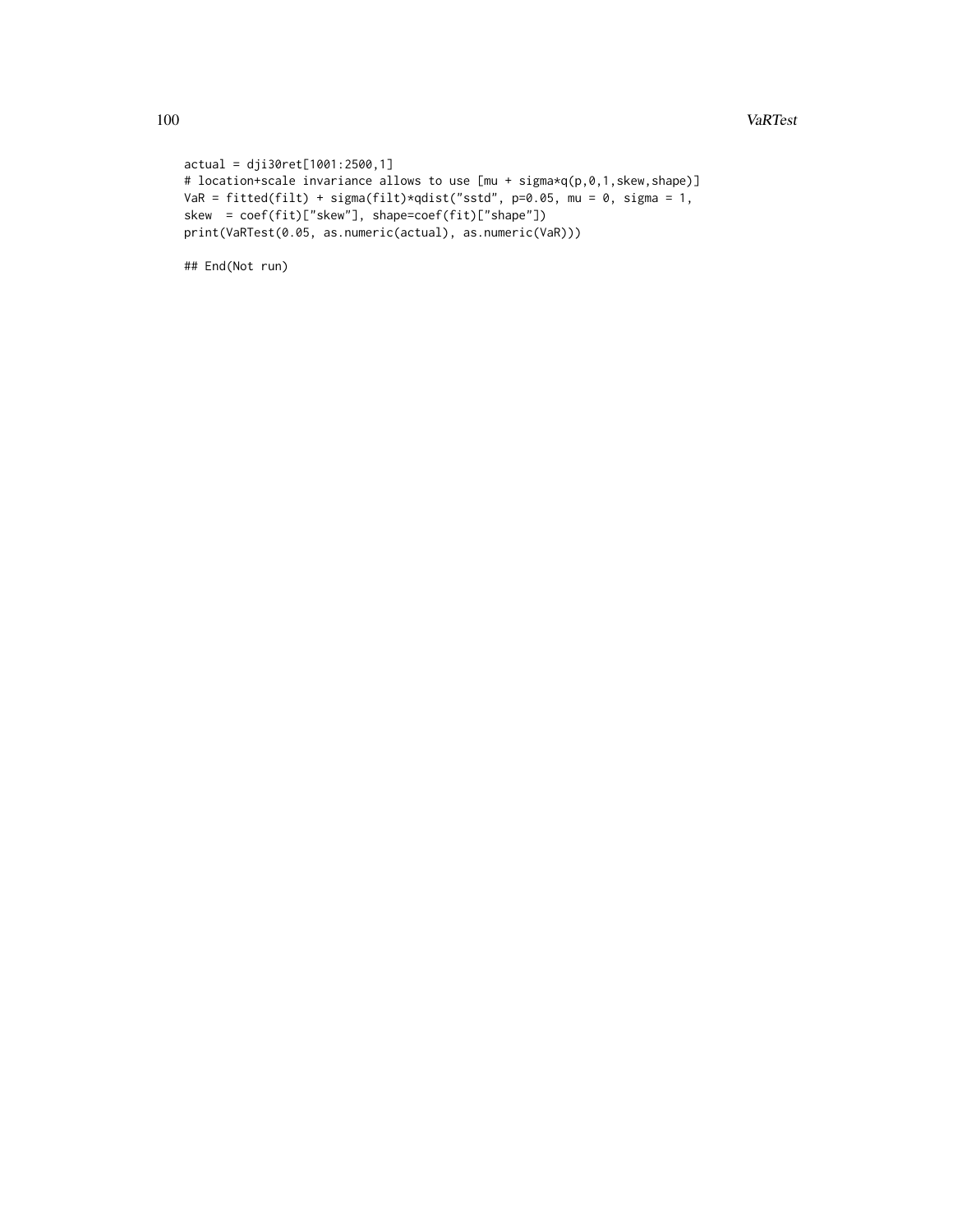```
actual = dji30ret[1001:2500,1]
# location+scale invariance allows to use [mu + sigma*q(p,0,1,skew,shape)]
VaR = fitted(filt) + sigma(filt)*qdist("sstd", p=0.05, mu = 0, sigma = 1,
skew  = coef(fit)["skew"], shape=coef(fit)["shape"])
print(VaRTest(0.05, as.numeric(actual), as.numeric(VaR)))

## End(Not run)
```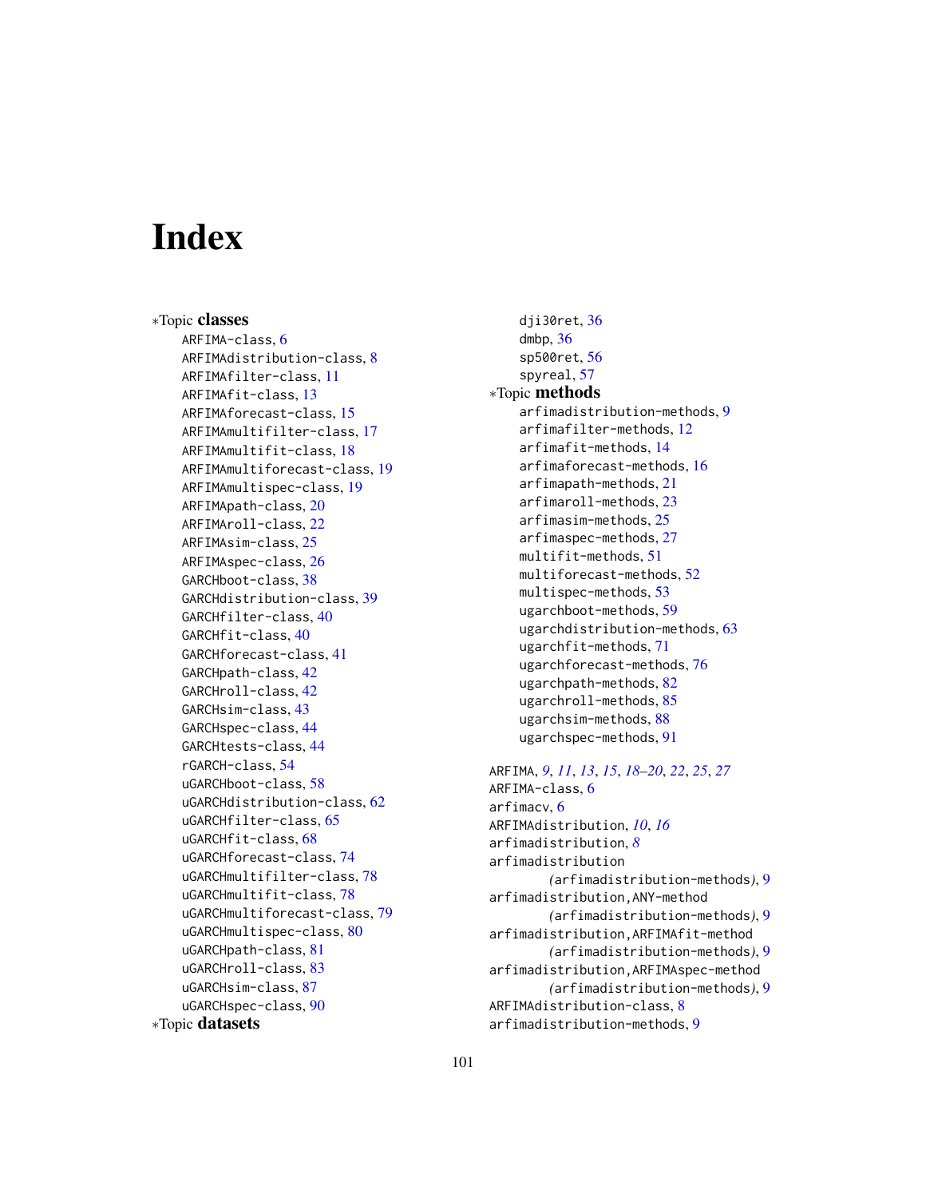# Index

∗Topic **classes**

- ARFIMA-class, 6
- ARFIMAdistribution-class, 8
- ARFIMAfilter-class, 11
- ARFIMAfit-class, 13
- ARFIMAforecast-class, 15
- ARFIMAmultifilter-class, 17
- ARFIMAmultifit-class, 18
- ARFIMAmultiforecast-class, 19
- ARFIMAmultispec-class, 19
- ARFIMApath-class, 20
- ARFIMAroll-class, 22
- ARFIMAsim-class, 25
- ARFIMAspec-class, 26
- GARCHboot-class, 38
- GARCHdistribution-class, 39
- GARCHfilter-class, 40
- GARCHfit-class, 40
- GARCHforecast-class, 41
- GARCHpath-class, 42
- GARCHroll-class, 42
- GARCHsim-class, 43
- GARCHspec-class, 44
- GARCHtests-class, 44
- rGARCH-class, 54
- uGARCHboot-class, 58
- uGARCHdistribution-class, 62
- uGARCHfilter-class, 65
- uGARCHfit-class, 68
- uGARCHforecast-class, 74
- uGARCHmultifilter-class, 78
- uGARCHmultifit-class, 78
- uGARCHmultiforecast-class, 79
- uGARCHmultispec-class, 80
- uGARCHpath-class, 81
- uGARCHroll-class, 83
- uGARCHsim-class, 87
- uGARCHspec-class, 90

∗Topic **datasets**

- dji30ret, 36
- dmbp, 36
- sp500ret, 56
- spyreal, 57

∗Topic **methods**

- arfimadistribution-methods, 9
- arfimafilter-methods, 12
- arfimafit-methods, 14
- arfimaforecast-methods, 16
- arfimapath-methods, 21
- arfimaroll-methods, 23
- arfimasim-methods, 25
- arfimaspec-methods, 27
- multifit-methods, 51
- multiforecast-methods, 52
- multispec-methods, 53
- ugarchboot-methods, 59
- ugarchdistribution-methods, 63
- ugarchfit-methods, 71
- ugarchforecast-methods, 76
- ugarchpath-methods, 82
- ugarchroll-methods, 85
- ugarchsim-methods, 88
- ugarchspec-methods, 91

ARFIMA, *9*, *11*, *13*, *15*, *18–20*, *22*, *25*, *27*
ARFIMA-class, 6
arfimacv, 6
ARFIMAdistribution, *10*, *16*
arfimadistribution, *8*
arfimadistribution
  *(*arfimadistribution-methods*)*, 9
arfimadistribution,ANY-method
  *(*arfimadistribution-methods*)*, 9
arfimadistribution,ARFIMAfit-method
  *(*arfimadistribution-methods*)*, 9
arfimadistribution,ARFIMAspec-method
  *(*arfimadistribution-methods*)*, 9
ARFIMAdistribution-class, 8
arfimadistribution-methods, 9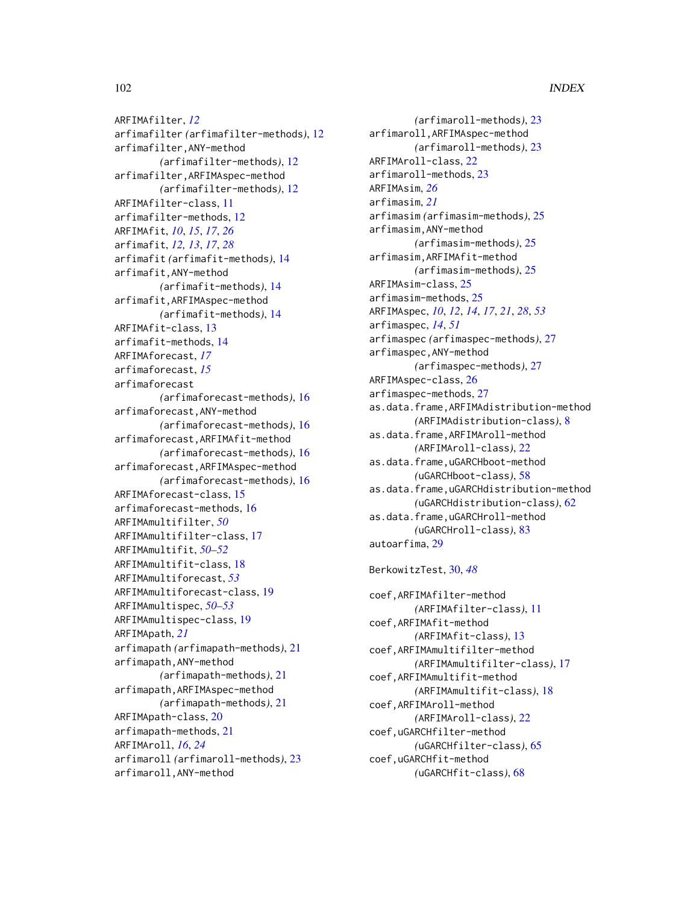ARFIMAfilter, *12*
arfimafilter *(*arfimafilter-methods*)*, 12
arfimafilter,ANY-method
  *(*arfimafilter-methods*)*, 12
arfimafilter,ARFIMAspec-method
  *(*arfimafilter-methods*)*, 12
ARFIMAfilter-class, 11
arfimafilter-methods, 12
ARFIMAfit, *10*, *15*, *17*, *26*
arfimafit, *12, 13*, *17*, *28*
arfimafit *(*arfimafit-methods*)*, 14
arfimafit,ANY-method
  *(*arfimafit-methods*)*, 14
arfimafit,ARFIMAspec-method
  *(*arfimafit-methods*)*, 14
ARFIMAfit-class, 13
arfimafit-methods, 14
ARFIMAforecast, *17*
arfimaforecast, *15*
arfimaforecast
  *(*arfimaforecast-methods*)*, 16
arfimaforecast,ANY-method
  *(*arfimaforecast-methods*)*, 16
arfimaforecast,ARFIMAfit-method
  *(*arfimaforecast-methods*)*, 16
arfimaforecast,ARFIMAspec-method
  *(*arfimaforecast-methods*)*, 16
ARFIMAforecast-class, 15
arfimaforecast-methods, 16
ARFIMAmultifilter, *50*
ARFIMAmultifilter-class, 17
ARFIMAmultifit, *50–52*
ARFIMAmultifit-class, 18
ARFIMAmultiforecast, *53*
ARFIMAmultiforecast-class, 19
ARFIMAmultispec, *50–53*
ARFIMAmultispec-class, 19
ARFIMApath, *21*
arfimapath *(*arfimapath-methods*)*, 21
arfimapath,ANY-method
  *(*arfimapath-methods*)*, 21
arfimapath,ARFIMAspec-method
  *(*arfimapath-methods*)*, 21
ARFIMApath-class, 20
arfimapath-methods, 21
ARFIMAroll, *16*, *24*
arfimaroll *(*arfimaroll-methods*)*, 23
arfimaroll,ANY-method
  *(*arfimaroll-methods*)*, 23
arfimaroll,ARFIMAspec-method
  *(*arfimaroll-methods*)*, 23
ARFIMAroll-class, 22
arfimaroll-methods, 23
ARFIMAsim, *26*
arfimasim, *21*
arfimasim *(*arfimasim-methods*)*, 25
arfimasim,ANY-method
  *(*arfimasim-methods*)*, 25
arfimasim,ARFIMAfit-method
  *(*arfimasim-methods*)*, 25
ARFIMAsim-class, 25
arfimasim-methods, 25
ARFIMAspec, *10*, *12*, *14*, *17*, *21*, *28*, *53*
arfimaspec, *14*, *51*
arfimaspec *(*arfimaspec-methods*)*, 27
arfimaspec,ANY-method
  *(*arfimaspec-methods*)*, 27
ARFIMAspec-class, 26
arfimaspec-methods, 27
as.data.frame,ARFIMAdistribution-method
  *(*ARFIMAdistribution-class*)*, 8
as.data.frame,ARFIMAroll-method
  *(*ARFIMAroll-class*)*, 22
as.data.frame,uGARCHboot-method
  *(*uGARCHboot-class*)*, 58
as.data.frame,uGARCHdistribution-method
  *(*uGARCHdistribution-class*)*, 62
as.data.frame,uGARCHroll-method
  *(*uGARCHroll-class*)*, 83
autoarfima, 29

BerkowitzTest, 30, *48*

coef,ARFIMAfilter-method
  *(*ARFIMAfilter-class*)*, 11
coef,ARFIMAfit-method
  *(*ARFIMAfit-class*)*, 13
coef,ARFIMAmultifilter-method
  *(*ARFIMAmultifilter-class*)*, 17
coef,ARFIMAmultifit-method
  *(*ARFIMAmultifit-class*)*, 18
coef,ARFIMAroll-method
  *(*ARFIMAroll-class*)*, 22
coef,uGARCHfilter-method
  *(*uGARCHfilter-class*)*, 65
coef,uGARCHfit-method
  *(*uGARCHfit-class*)*, 68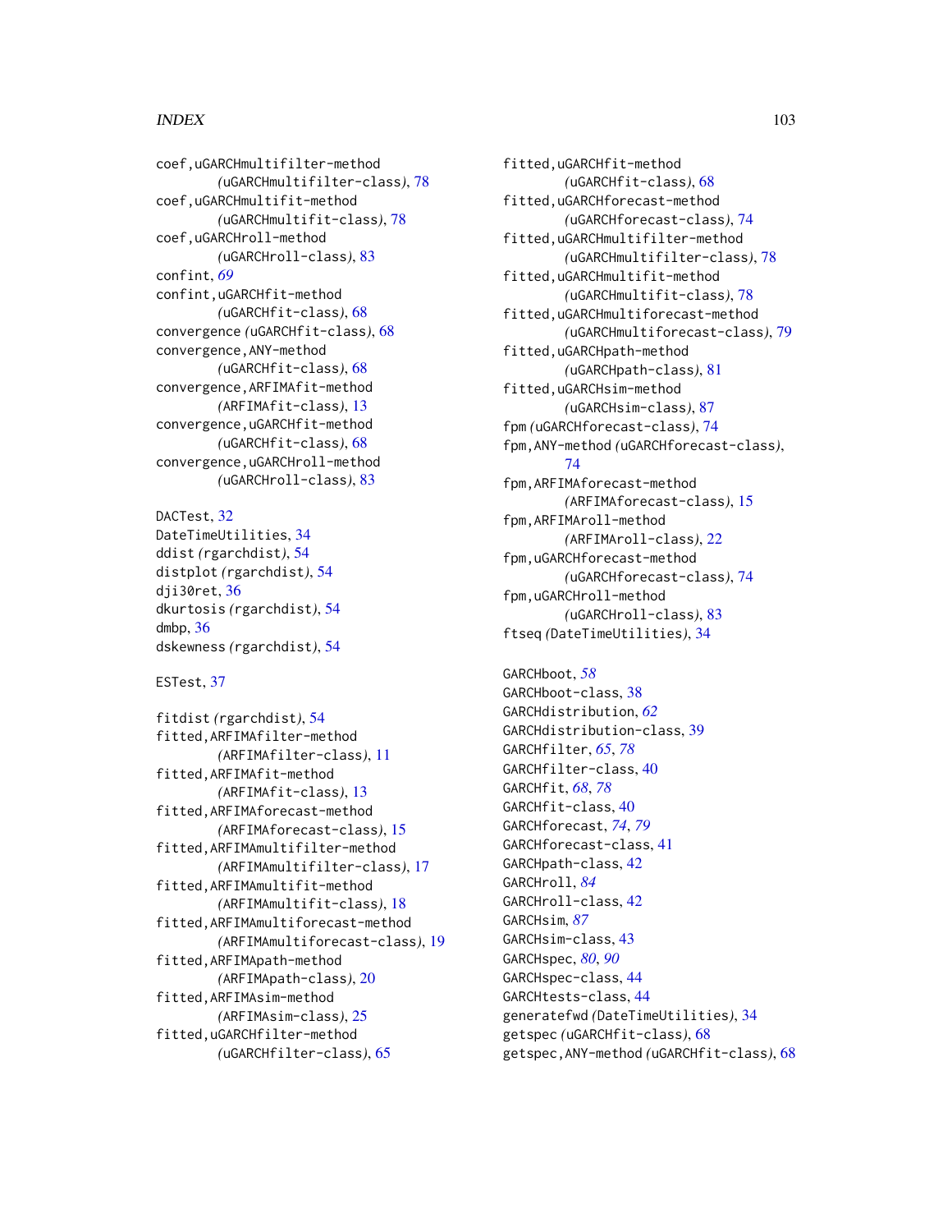coef,uGARCHmultifilter-method
*(*uGARCHmultifilter-class*)*, 78
coef,uGARCHmultifit-method
*(*uGARCHmultifit-class*)*, 78
coef,uGARCHroll-method
*(*uGARCHroll-class*)*, 83
confint, *69*
confint,uGARCHfit-method
*(*uGARCHfit-class*)*, 68
convergence *(*uGARCHfit-class*)*, 68
convergence,ANY-method
*(*uGARCHfit-class*)*, 68
convergence,ARFIMAfit-method
*(*ARFIMAfit-class*)*, 13
convergence,uGARCHfit-method
*(*uGARCHfit-class*)*, 68
convergence,uGARCHroll-method
*(*uGARCHroll-class*)*, 83

DACTest, 32
DateTimeUtilities, 34
ddist *(*rgarchdist*)*, 54
distplot *(*rgarchdist*)*, 54
dji30ret, 36
dkurtosis *(*rgarchdist*)*, 54
dmbp, 36
dskewness *(*rgarchdist*)*, 54

ESTest, 37

fitdist *(*rgarchdist*)*, 54
fitted,ARFIMAfilter-method
*(*ARFIMAfilter-class*)*, 11
fitted,ARFIMAfit-method
*(*ARFIMAfit-class*)*, 13
fitted,ARFIMAforecast-method
*(*ARFIMAforecast-class*)*, 15
fitted,ARFIMAmultifilter-method
*(*ARFIMAmultifilter-class*)*, 17
fitted,ARFIMAmultifit-method
*(*ARFIMAmultifit-class*)*, 18
fitted,ARFIMAmultiforecast-method
*(*ARFIMAmultiforecast-class*)*, 19
fitted,ARFIMApath-method
*(*ARFIMApath-class*)*, 20
fitted,ARFIMAsim-method
*(*ARFIMAsim-class*)*, 25
fitted,uGARCHfilter-method
*(*uGARCHfilter-class*)*, 65
fitted,uGARCHfit-method
*(*uGARCHfit-class*)*, 68
fitted,uGARCHforecast-method
*(*uGARCHforecast-class*)*, 74
fitted,uGARCHmultifilter-method
*(*uGARCHmultifilter-class*)*, 78
fitted,uGARCHmultifit-method
*(*uGARCHmultifit-class*)*, 78
fitted,uGARCHmultiforecast-method
*(*uGARCHmultiforecast-class*)*, 79
fitted,uGARCHpath-method
*(*uGARCHpath-class*)*, 81
fitted,uGARCHsim-method
*(*uGARCHsim-class*)*, 87
fpm *(*uGARCHforecast-class*)*, 74
fpm,ANY-method *(*uGARCHforecast-class*)*, 74
fpm,ARFIMAforecast-method
*(*ARFIMAforecast-class*)*, 15
fpm,ARFIMAroll-method
*(*ARFIMAroll-class*)*, 22
fpm,uGARCHforecast-method
*(*uGARCHforecast-class*)*, 74
fpm,uGARCHroll-method
*(*uGARCHroll-class*)*, 83
ftseq *(*DateTimeUtilities*)*, 34

GARCHboot, *58*
GARCHboot-class, 38
GARCHdistribution, *62*
GARCHdistribution-class, 39
GARCHfilter, *65*, *78*
GARCHfilter-class, 40
GARCHfit, *68*, *78*
GARCHfit-class, 40
GARCHforecast, *74*, *79*
GARCHforecast-class, 41
GARCHpath-class, 42
GARCHroll, *84*
GARCHroll-class, 42
GARCHsim, *87*
GARCHsim-class, 43
GARCHspec, *80*, *90*
GARCHspec-class, 44
GARCHtests-class, 44
generatefwd *(*DateTimeUtilities*)*, 34
getspec *(*uGARCHfit-class*)*, 68
getspec,ANY-method *(*uGARCHfit-class*)*, 68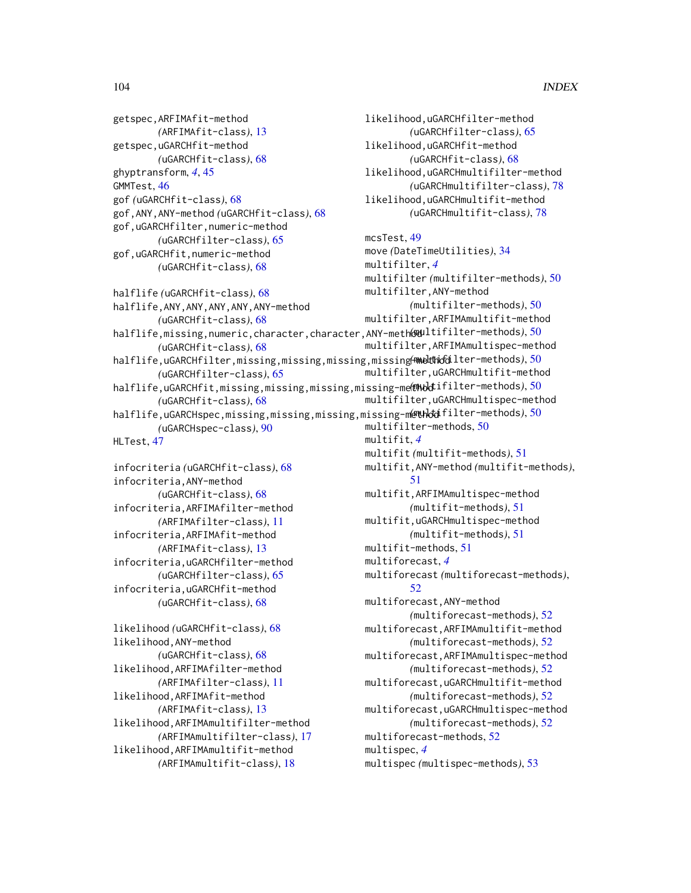getspec,ARFIMAfit-method
 (ARFIMAfit-class), 13
getspec,uGARCHfit-method
 (uGARCHfit-class), 68
ghyptransform, *4*, 45
GMMTest, 46
gof (uGARCHfit-class), 68
gof,ANY,ANY-method (uGARCHfit-class), 68
gof,uGARCHfilter,numeric-method
 (uGARCHfilter-class), 65
gof,uGARCHfit,numeric-method
 (uGARCHfit-class), 68

halflife (uGARCHfit-class), 68
halflife,ANY,ANY,ANY,ANY,ANY-method
 (uGARCHfit-class), 68
halflife,missing,numeric,character,character,ANY-method
 (uGARCHfit-class), 68
halflife,uGARCHfilter,missing,missing,missing,missing-method
 (uGARCHfilter-class), 65
halflife,uGARCHfit,missing,missing,missing,missing-method
 (uGARCHfit-class), 68
halflife,uGARCHspec,missing,missing,missing,missing-method
 (uGARCHspec-class), 90
HLTest, 47

infocriteria (uGARCHfit-class), 68
infocriteria,ANY-method
 (uGARCHfit-class), 68
infocriteria,ARFIMAfilter-method
 (ARFIMAfilter-class), 11
infocriteria,ARFIMAfit-method
 (ARFIMAfit-class), 13
infocriteria,uGARCHfilter-method
 (uGARCHfilter-class), 65
infocriteria,uGARCHfit-method
 (uGARCHfit-class), 68

likelihood (uGARCHfit-class), 68
likelihood,ANY-method
 (uGARCHfit-class), 68
likelihood,ARFIMAfilter-method
 (ARFIMAfilter-class), 11
likelihood,ARFIMAfit-method
 (ARFIMAfit-class), 13
likelihood,ARFIMAmultifilter-method
 (ARFIMAmultifilter-class), 17
likelihood,ARFIMAmultifit-method
 (ARFIMAmultifit-class), 18
likelihood,uGARCHfilter-method
 (uGARCHfilter-class), 65
likelihood,uGARCHfit-method
 (uGARCHfit-class), 68
likelihood,uGARCHmultifilter-method
 (uGARCHmultifilter-class), 78
likelihood,uGARCHmultifit-method
 (uGARCHmultifit-class), 78

mcsTest, 49
move (DateTimeUtilities), 34
multifilter, *4*
multifilter (multifilter-methods), 50
multifilter,ANY-method
 (multifilter-methods), 50
multifilter,ARFIMAmultifit-method
 (multifilter-methods), 50
multifilter,ARFIMAmultispec-method
 (multifilter-methods), 50
multifilter,uGARCHmultifit-method
 (multifilter-methods), 50
multifilter,uGARCHmultispec-method
 (multifilter-methods), 50
multifilter-methods, 50
multifit, *4*
multifit (multifit-methods), 51
multifit,ANY-method (multifit-methods), 51
multifit,ARFIMAmultispec-method
 (multifit-methods), 51
multifit,uGARCHmultispec-method
 (multifit-methods), 51
multifit-methods, 51
multiforecast, *4*
multiforecast (multiforecast-methods), 52
multiforecast,ANY-method
 (multiforecast-methods), 52
multiforecast,ARFIMAmultifit-method
 (multiforecast-methods), 52
multiforecast,ARFIMAmultispec-method
 (multiforecast-methods), 52
multiforecast,uGARCHmultifit-method
 (multiforecast-methods), 52
multiforecast,uGARCHmultispec-method
 (multiforecast-methods), 52
multiforecast-methods, 52
multispec, *4*
multispec (multispec-methods), 53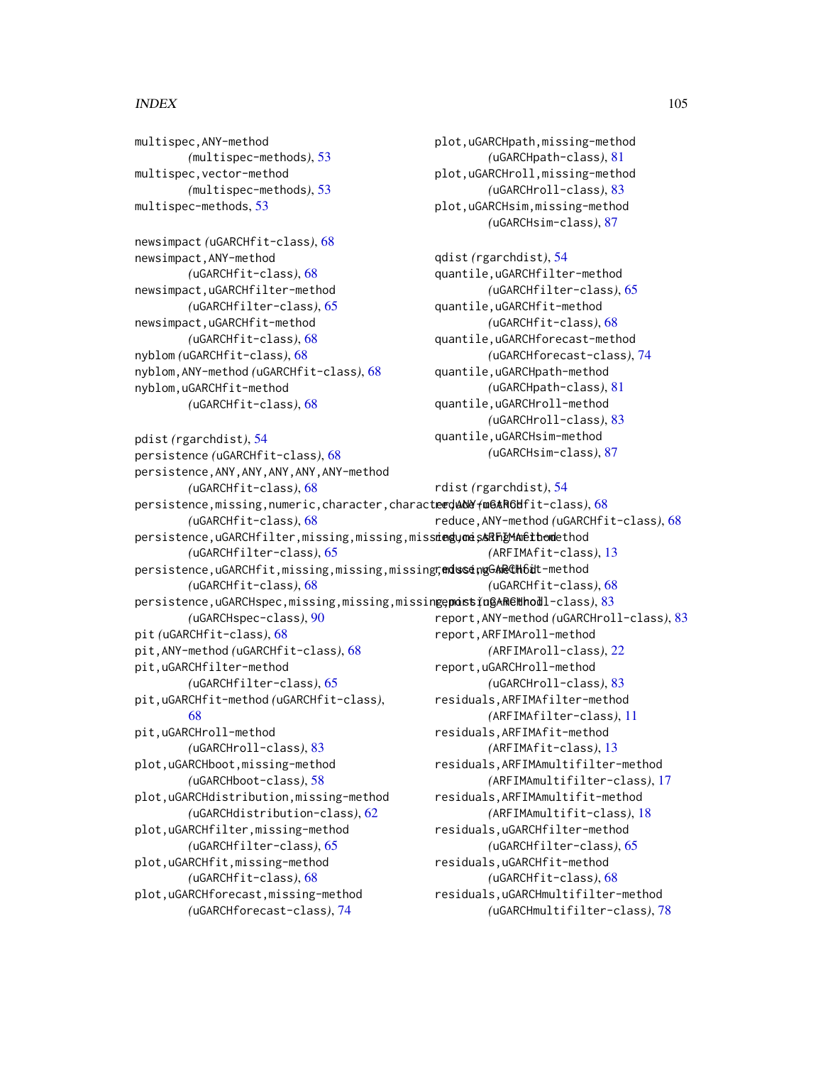multispec,ANY-method
*(*multispec-methods*)*, 53
multispec,vector-method
*(*multispec-methods*)*, 53
multispec-methods, 53

newsimpact *(*uGARCHfit-class*)*, 68
newsimpact,ANY-method
*(*uGARCHfit-class*)*, 68
newsimpact,uGARCHfilter-method
*(*uGARCHfilter-class*)*, 65
newsimpact,uGARCHfit-method
*(*uGARCHfit-class*)*, 68
nyblom *(*uGARCHfit-class*)*, 68
nyblom,ANY-method *(*uGARCHfit-class*)*, 68
nyblom,uGARCHfit-method
*(*uGARCHfit-class*)*, 68

pdist *(*rgarchdist*)*, 54
persistence *(*uGARCHfit-class*)*, 68
persistence,ANY,ANY,ANY,ANY,ANY-method
*(*uGARCHfit-class*)*, 68
persistence,missing,numeric,character,character,ANY-method
*(*uGARCHfit-class*)*, 68
persistence,uGARCHfilter,missing,missing,missing,missing-method
*(*uGARCHfilter-class*)*, 65
persistence,uGARCHfit,missing,missing,missing,missing-method
*(*uGARCHfit-class*)*, 68
persistence,uGARCHspec,missing,missing,missing,missing-method
*(*uGARCHspec-class*)*, 90
pit *(*uGARCHfit-class*)*, 68
pit,ANY-method *(*uGARCHfit-class*)*, 68
pit,uGARCHfilter-method
*(*uGARCHfilter-class*)*, 65
pit,uGARCHfit-method *(*uGARCHfit-class*)*,
68
pit,uGARCHroll-method
*(*uGARCHroll-class*)*, 83
plot,uGARCHboot,missing-method
*(*uGARCHboot-class*)*, 58
plot,uGARCHdistribution,missing-method
*(*uGARCHdistribution-class*)*, 62
plot,uGARCHfilter,missing-method
*(*uGARCHfilter-class*)*, 65
plot,uGARCHfit,missing-method
*(*uGARCHfit-class*)*, 68
plot,uGARCHforecast,missing-method
*(*uGARCHforecast-class*)*, 74
plot,uGARCHpath,missing-method
*(*uGARCHpath-class*)*, 81
plot,uGARCHroll,missing-method
*(*uGARCHroll-class*)*, 83
plot,uGARCHsim,missing-method
*(*uGARCHsim-class*)*, 87

qdist *(*rgarchdist*)*, 54
quantile,uGARCHfilter-method
*(*uGARCHfilter-class*)*, 65
quantile,uGARCHfit-method
*(*uGARCHfit-class*)*, 68
quantile,uGARCHforecast-method
*(*uGARCHforecast-class*)*, 74
quantile,uGARCHpath-method
*(*uGARCHpath-class*)*, 81
quantile,uGARCHroll-method
*(*uGARCHroll-class*)*, 83
quantile,uGARCHsim-method
*(*uGARCHsim-class*)*, 87

rdist *(*rgarchdist*)*, 54
reduce *(*uGARCHfit-class*)*, 68
reduce,ANY-method *(*uGARCHfit-class*)*, 68
reduce,ARFIMAfit-method
*(*ARFIMAfit-class*)*, 13
reduce,uGARCHfit-method
*(*uGARCHfit-class*)*, 68
report *(*uGARCHroll-class*)*, 83
report,ANY-method *(*uGARCHroll-class*)*, 83
report,ARFIMAroll-method
*(*ARFIMAroll-class*)*, 22
report,uGARCHroll-method
*(*uGARCHroll-class*)*, 83
residuals,ARFIMAfilter-method
*(*ARFIMAfilter-class*)*, 11
residuals,ARFIMAfit-method
*(*ARFIMAfit-class*)*, 13
residuals,ARFIMAmultifilter-method
*(*ARFIMAmultifilter-class*)*, 17
residuals,ARFIMAmultifit-method
*(*ARFIMAmultifit-class*)*, 18
residuals,uGARCHfilter-method
*(*uGARCHfilter-class*)*, 65
residuals,uGARCHfit-method
*(*uGARCHfit-class*)*, 68
residuals,uGARCHmultifilter-method
*(*uGARCHmultifilter-class*)*, 78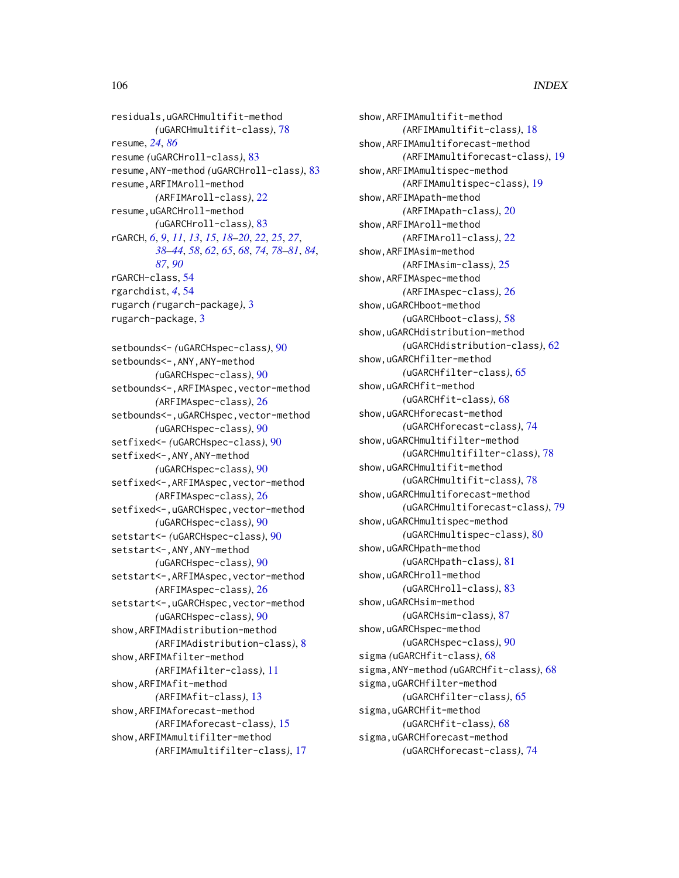residuals,uGARCHmultifit-method
  *(*uGARCHmultifit-class*)*, 78
resume, *24*, *86*
resume *(*uGARCHroll-class*)*, 83
resume,ANY-method *(*uGARCHroll-class*)*, 83
resume,ARFIMAroll-method
  *(*ARFIMAroll-class*)*, 22
resume,uGARCHroll-method
  *(*uGARCHroll-class*)*, 83
rGARCH, *6*, *9*, *11*, *13*, *15*, *18–20*, *22*, *25*, *27*, *38–44*, *58*, *62*, *65*, *68*, *74*, *78–81*, *84*, *87*, *90*
rGARCH-class, 54
rgarchdist, *4*, 54
rugarch *(*rugarch-package*)*, 3
rugarch-package, 3

setbounds<- *(*uGARCHspec-class*)*, 90
setbounds<-,ANY,ANY-method
  *(*uGARCHspec-class*)*, 90
setbounds<-,ARFIMAspec,vector-method
  *(*ARFIMAspec-class*)*, 26
setbounds<-,uGARCHspec,vector-method
  *(*uGARCHspec-class*)*, 90
setfixed<- *(*uGARCHspec-class*)*, 90
setfixed<-,ANY,ANY-method
  *(*uGARCHspec-class*)*, 90
setfixed<-,ARFIMAspec,vector-method
  *(*ARFIMAspec-class*)*, 26
setfixed<-,uGARCHspec,vector-method
  *(*uGARCHspec-class*)*, 90
setstart<- *(*uGARCHspec-class*)*, 90
setstart<-,ANY,ANY-method
  *(*uGARCHspec-class*)*, 90
setstart<-,ARFIMAspec,vector-method
  *(*ARFIMAspec-class*)*, 26
setstart<-,uGARCHspec,vector-method
  *(*uGARCHspec-class*)*, 90
show,ARFIMAdistribution-method
  *(*ARFIMAdistribution-class*)*, 8
show,ARFIMAfilter-method
  *(*ARFIMAfilter-class*)*, 11
show,ARFIMAfit-method
  *(*ARFIMAfit-class*)*, 13
show,ARFIMAforecast-method
  *(*ARFIMAforecast-class*)*, 15
show,ARFIMAmultifilter-method
  *(*ARFIMAmultifilter-class*)*, 17
show,ARFIMAmultifit-method
  *(*ARFIMAmultifit-class*)*, 18
show,ARFIMAmultiforecast-method
  *(*ARFIMAmultiforecast-class*)*, 19
show,ARFIMAmultispec-method
  *(*ARFIMAmultispec-class*)*, 19
show,ARFIMApath-method
  *(*ARFIMApath-class*)*, 20
show,ARFIMAroll-method
  *(*ARFIMAroll-class*)*, 22
show,ARFIMAsim-method
  *(*ARFIMAsim-class*)*, 25
show,ARFIMAspec-method
  *(*ARFIMAspec-class*)*, 26
show,uGARCHboot-method
  *(*uGARCHboot-class*)*, 58
show,uGARCHdistribution-method
  *(*uGARCHdistribution-class*)*, 62
show,uGARCHfilter-method
  *(*uGARCHfilter-class*)*, 65
show,uGARCHfit-method
  *(*uGARCHfit-class*)*, 68
show,uGARCHforecast-method
  *(*uGARCHforecast-class*)*, 74
show,uGARCHmultifilter-method
  *(*uGARCHmultifilter-class*)*, 78
show,uGARCHmultifit-method
  *(*uGARCHmultifit-class*)*, 78
show,uGARCHmultiforecast-method
  *(*uGARCHmultiforecast-class*)*, 79
show,uGARCHmultispec-method
  *(*uGARCHmultispec-class*)*, 80
show,uGARCHpath-method
  *(*uGARCHpath-class*)*, 81
show,uGARCHroll-method
  *(*uGARCHroll-class*)*, 83
show,uGARCHsim-method
  *(*uGARCHsim-class*)*, 87
show,uGARCHspec-method
  *(*uGARCHspec-class*)*, 90
sigma *(*uGARCHfit-class*)*, 68
sigma,ANY-method *(*uGARCHfit-class*)*, 68
sigma,uGARCHfilter-method
  *(*uGARCHfilter-class*)*, 65
sigma,uGARCHfit-method
  *(*uGARCHfit-class*)*, 68
sigma,uGARCHforecast-method
  *(*uGARCHforecast-class*)*, 74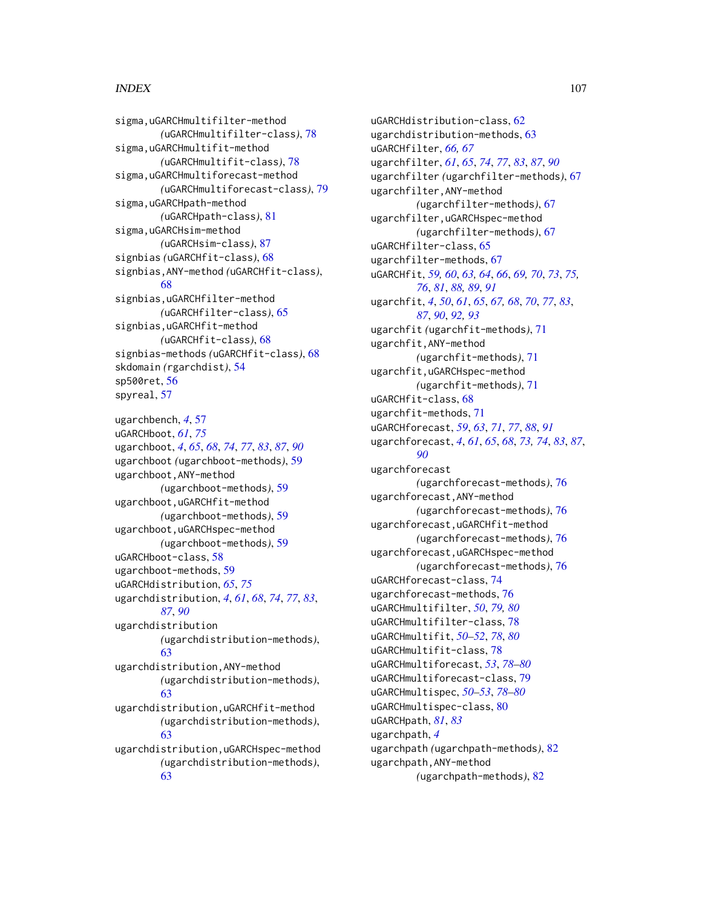sigma,uGARCHmultifilter-method
(uGARCHmultifilter-class), 78
sigma,uGARCHmultifit-method
(uGARCHmultifit-class), 78
sigma,uGARCHmultiforecast-method
(uGARCHmultiforecast-class), 79
sigma,uGARCHpath-method
(uGARCHpath-class), 81
sigma,uGARCHsim-method
(uGARCHsim-class), 87
signbias (uGARCHfit-class), 68
signbias,ANY-method (uGARCHfit-class), 68
signbias,uGARCHfilter-method
(uGARCHfilter-class), 65
signbias,uGARCHfit-method
(uGARCHfit-class), 68
signbias-methods (uGARCHfit-class), 68
skdomain (rgarchdist), 54
sp500ret, 56
spyreal, 57

ugarchbench, *4*, 57
uGARCHboot, *61*, *75*
ugarchboot, *4*, *65*, *68*, *74*, *77*, *83*, *87*, *90*
ugarchboot (ugarchboot-methods), 59
ugarchboot,ANY-method
(ugarchboot-methods), 59
ugarchboot,uGARCHfit-method
(ugarchboot-methods), 59
ugarchboot,uGARCHspec-method
(ugarchboot-methods), 59
uGARCHboot-class, 58
ugarchboot-methods, 59
uGARCHdistribution, *65*, *75*
ugarchdistribution, *4*, *61*, *68*, *74*, *77*, *83*, *87*, *90*
ugarchdistribution
(ugarchdistribution-methods), 63
ugarchdistribution,ANY-method
(ugarchdistribution-methods), 63
ugarchdistribution,uGARCHfit-method
(ugarchdistribution-methods), 63
ugarchdistribution,uGARCHspec-method
(ugarchdistribution-methods), 63
uGARCHdistribution-class, 62
ugarchdistribution-methods, 63
uGARCHfilter, *66, 67*
ugarchfilter, *61*, *65*, *74*, *77*, *83*, *87*, *90*
ugarchfilter (ugarchfilter-methods), 67
ugarchfilter,ANY-method
(ugarchfilter-methods), 67
ugarchfilter,uGARCHspec-method
(ugarchfilter-methods), 67
uGARCHfilter-class, 65
ugarchfilter-methods, 67
uGARCHfit, *59, 60*, *63*, *64*, *66*, *69, 70*, *73*, *75, 76*, *81*, *88, 89*, *91*
ugarchfit, *4*, *50*, *61*, *65*, *67, 68*, *70*, *77*, *83*, *87*, *90*, *92, 93*
ugarchfit (ugarchfit-methods), 71
ugarchfit,ANY-method
(ugarchfit-methods), 71
ugarchfit,uGARCHspec-method
(ugarchfit-methods), 71
uGARCHfit-class, 68
ugarchfit-methods, 71
uGARCHforecast, *59*, *63*, *71*, *77*, *88*, *91*
ugarchforecast, *4*, *61*, *65*, *68*, *73, 74*, *83*, *87*, *90*
ugarchforecast
(ugarchforecast-methods), 76
ugarchforecast,ANY-method
(ugarchforecast-methods), 76
ugarchforecast,uGARCHfit-method
(ugarchforecast-methods), 76
ugarchforecast,uGARCHspec-method
(ugarchforecast-methods), 76
uGARCHforecast-class, 74
ugarchforecast-methods, 76
uGARCHmultifilter, *50*, *79, 80*
uGARCHmultifilter-class, 78
uGARCHmultifit, *50–52*, *78*, *80*
uGARCHmultifit-class, 78
uGARCHmultiforecast, *53*, *78–80*
uGARCHmultiforecast-class, 79
uGARCHmultispec, *50–53*, *78–80*
uGARCHmultispec-class, 80
uGARCHpath, *81*, *83*
ugarchpath, *4*
ugarchpath (ugarchpath-methods), 82
ugarchpath,ANY-method
(ugarchpath-methods), 82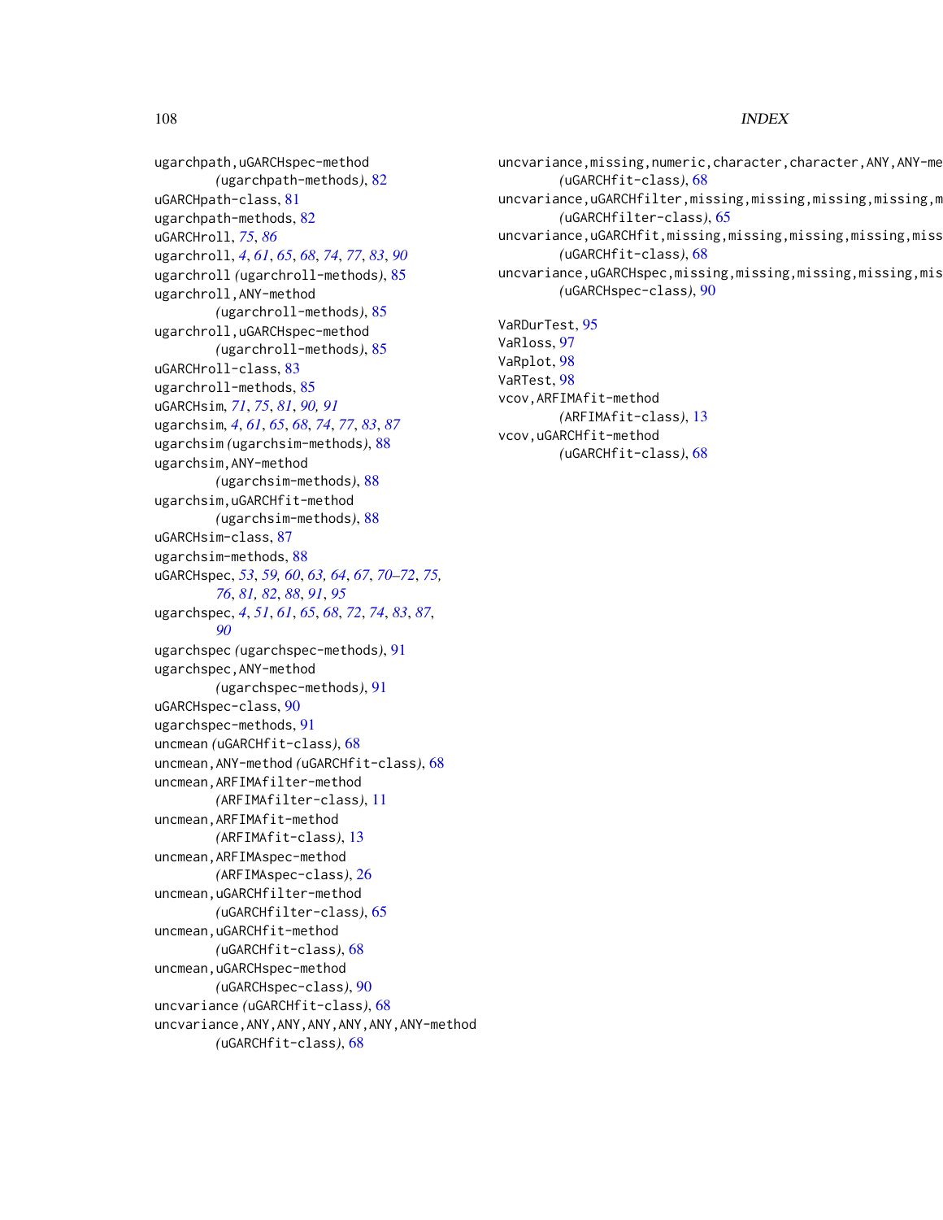ugarchpath,uGARCHspec-method
*(*ugarchpath-methods*)*, 82
uGARCHpath-class, 81
ugarchpath-methods, 82
uGARCHroll, *75*, *86*
ugarchroll, *4*, *61*, *65*, *68*, *74*, *77*, *83*, *90*
ugarchroll *(*ugarchroll-methods*)*, 85
ugarchroll,ANY-method
*(*ugarchroll-methods*)*, 85
ugarchroll,uGARCHspec-method
*(*ugarchroll-methods*)*, 85
uGARCHroll-class, 83
ugarchroll-methods, 85
uGARCHsim, *71*, *75*, *81*, *90, 91*
ugarchsim, *4*, *61*, *65*, *68*, *74*, *77*, *83*, *87*
ugarchsim *(*ugarchsim-methods*)*, 88
ugarchsim,ANY-method
*(*ugarchsim-methods*)*, 88
ugarchsim,uGARCHfit-method
*(*ugarchsim-methods*)*, 88
uGARCHsim-class, 87
ugarchsim-methods, 88
uGARCHspec, *53*, *59, 60*, *63, 64*, *67*, *70–72*, *75, 76*, *81, 82*, *88*, *91*, *95*
ugarchspec, *4*, *51*, *61*, *65*, *68*, *72*, *74*, *83*, *87*, *90*
ugarchspec *(*ugarchspec-methods*)*, 91
ugarchspec,ANY-method
*(*ugarchspec-methods*)*, 91
uGARCHspec-class, 90
ugarchspec-methods, 91
uncmean *(*uGARCHfit-class*)*, 68
uncmean,ANY-method *(*uGARCHfit-class*)*, 68
uncmean,ARFIMAfilter-method
*(*ARFIMAfilter-class*)*, 11
uncmean,ARFIMAfit-method
*(*ARFIMAfit-class*)*, 13
uncmean,ARFIMAspec-method
*(*ARFIMAspec-class*)*, 26
uncmean,uGARCHfilter-method
*(*uGARCHfilter-class*)*, 65
uncmean,uGARCHfit-method
*(*uGARCHfit-class*)*, 68
uncmean,uGARCHspec-method
*(*uGARCHspec-class*)*, 90
uncvariance *(*uGARCHfit-class*)*, 68
uncvariance,ANY,ANY,ANY,ANY,ANY,ANY-method
*(*uGARCHfit-class*)*, 68
uncvariance,missing,numeric,character,character,ANY,ANY-me
*(*uGARCHfit-class*)*, 68
uncvariance,uGARCHfilter,missing,missing,missing,missing,m
*(*uGARCHfilter-class*)*, 65
uncvariance,uGARCHfit,missing,missing,missing,missing,miss
*(*uGARCHfit-class*)*, 68
uncvariance,uGARCHspec,missing,missing,missing,missing,mis
*(*uGARCHspec-class*)*, 90

VaRDurTest, 95
VaRloss, 97
VaRplot, 98
VaRTest, 98
vcov,ARFIMAfit-method
*(*ARFIMAfit-class*)*, 13
vcov,uGARCHfit-method
*(*uGARCHfit-class*)*, 68